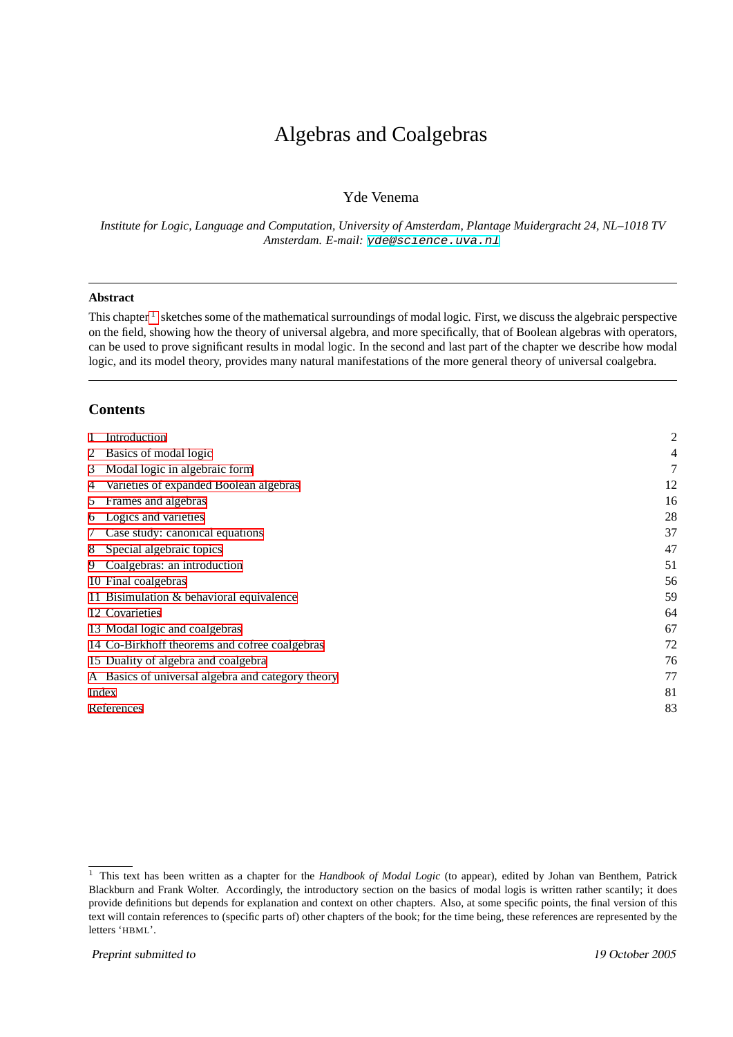# Algebras and Coalgebras

Yde Venema

*Institute for Logic, Language and Computation, University of Amsterdam, Plantage Muidergracht 24, NL–1018 TV Amsterdam. E-mail: yde@science.uva.nl*

---

**Abstract**

This chapter[1] sketches some of the mathematical surroundings of modal logic. First, we discuss the algebraic perspective on the field, showing how the theory of universal algebra, and more specifically, that of Boolean algebras with operators, can be used to prove significant results in modal logic. In the second and last part of the chapter we describe how modal logic, and its model theory, provides many natural manifestations of the more general theory of universal coalgebra.

---

## Contents

| | |
|---|---|
| 1 Introduction | 2 |
| 2 Basics of modal logic | 4 |
| 3 Modal logic in algebraic form | 7 |
| 4 Varieties of expanded Boolean algebras | 12 |
| 5 Frames and algebras | 16 |
| 6 Logics and varieties | 28 |
| 7 Case study: canonical equations | 37 |
| 8 Special algebraic topics | 47 |
| 9 Coalgebras: an introduction | 51 |
| 10 Final coalgebras | 56 |
| 11 Bisimulation & behavioral equivalence | 59 |
| 12 Covarieties | 64 |
| 13 Modal logic and coalgebras | 67 |
| 14 Co-Birkhoff theorems and cofree coalgebras | 72 |
| 15 Duality of algebra and coalgebra | 76 |
| A Basics of universal algebra and category theory | 77 |
| Index | 81 |
| References | 83 |

[1] This text has been written as a chapter for the *Handbook of Modal Logic* (to appear), edited by Johan van Benthem, Patrick Blackburn and Frank Wolter. Accordingly, the introductory section on the basics of modal logis is written rather scantily; it does provide definitions but depends for explanation and context on other chapters. Also, at some specific points, the final version of this text will contain references to (specific parts of) other chapters of the book; for the time being, these references are represented by the letters 'HBML'.

*Preprint submitted to* *19 October 2005*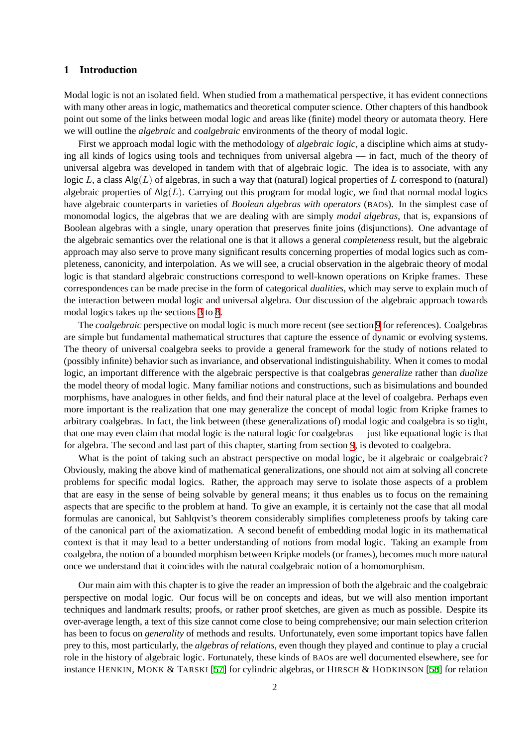## 1 Introduction

Modal logic is not an isolated field. When studied from a mathematical perspective, it has evident connections with many other areas in logic, mathematics and theoretical computer science. Other chapters of this handbook point out some of the links between modal logic and areas like (finite) model theory or automata theory. Here we will outline the *algebraic* and *coalgebraic* environments of the theory of modal logic.

First we approach modal logic with the methodology of *algebraic logic*, a discipline which aims at studying all kinds of logics using tools and techniques from universal algebra — in fact, much of the theory of universal algebra was developed in tandem with that of algebraic logic. The idea is to associate, with any logic $L$, a class $\mathsf{Alg}(L)$ of algebras, in such a way that (natural) logical properties of $L$ correspond to (natural) algebraic properties of $\mathsf{Alg}(L)$. Carrying out this program for modal logic, we find that normal modal logics have algebraic counterparts in varieties of *Boolean algebras with operators* (BAOs). In the simplest case of monomodal logics, the algebras that we are dealing with are simply *modal algebras*, that is, expansions of Boolean algebras with a single, unary operation that preserves finite joins (disjunctions). One advantage of the algebraic semantics over the relational one is that it allows a general *completeness* result, but the algebraic approach may also serve to prove many significant results concerning properties of modal logics such as completeness, canonicity, and interpolation. As we will see, a crucial observation in the algebraic theory of modal logic is that standard algebraic constructions correspond to well-known operations on Kripke frames. These correspondences can be made precise in the form of categorical *dualities*, which may serve to explain much of the interaction between modal logic and universal algebra. Our discussion of the algebraic approach towards modal logics takes up the sections 3 to 8.

The *coalgebraic* perspective on modal logic is much more recent (see section 9 for references). Coalgebras are simple but fundamental mathematical structures that capture the essence of dynamic or evolving systems. The theory of universal coalgebra seeks to provide a general framework for the study of notions related to (possibly infinite) behavior such as invariance, and observational indistinguishability. When it comes to modal logic, an important difference with the algebraic perspective is that coalgebras *generalize* rather than *dualize* the model theory of modal logic. Many familiar notions and constructions, such as bisimulations and bounded morphisms, have analogues in other fields, and find their natural place at the level of coalgebra. Perhaps even more important is the realization that one may generalize the concept of modal logic from Kripke frames to arbitrary coalgebras. In fact, the link between (these generalizations of) modal logic and coalgebra is so tight, that one may even claim that modal logic is the natural logic for coalgebras — just like equational logic is that for algebra. The second and last part of this chapter, starting from section 9, is devoted to coalgebra.

What is the point of taking such an abstract perspective on modal logic, be it algebraic or coalgebraic? Obviously, making the above kind of mathematical generalizations, one should not aim at solving all concrete problems for specific modal logics. Rather, the approach may serve to isolate those aspects of a problem that are easy in the sense of being solvable by general means; it thus enables us to focus on the remaining aspects that are specific to the problem at hand. To give an example, it is certainly not the case that all modal formulas are canonical, but Sahlqvist's theorem considerably simplifies completeness proofs by taking care of the canonical part of the axiomatization. A second benefit of embedding modal logic in its mathematical context is that it may lead to a better understanding of notions from modal logic. Taking an example from coalgebra, the notion of a bounded morphism between Kripke models (or frames), becomes much more natural once we understand that it coincides with the natural coalgebraic notion of a homomorphism.

Our main aim with this chapter is to give the reader an impression of both the algebraic and the coalgebraic perspective on modal logic. Our focus will be on concepts and ideas, but we will also mention important techniques and landmark results; proofs, or rather proof sketches, are given as much as possible. Despite its over-average length, a text of this size cannot come close to being comprehensive; our main selection criterion has been to focus on *generality* of methods and results. Unfortunately, even some important topics have fallen prey to this, most particularly, the *algebras of relations*, even though they played and continue to play a crucial role in the history of algebraic logic. Fortunately, these kinds of BAOs are well documented elsewhere, see for instance HENKIN, MONK & TARSKI [57] for cylindric algebras, or HIRSCH & HODKINSON [58] for relation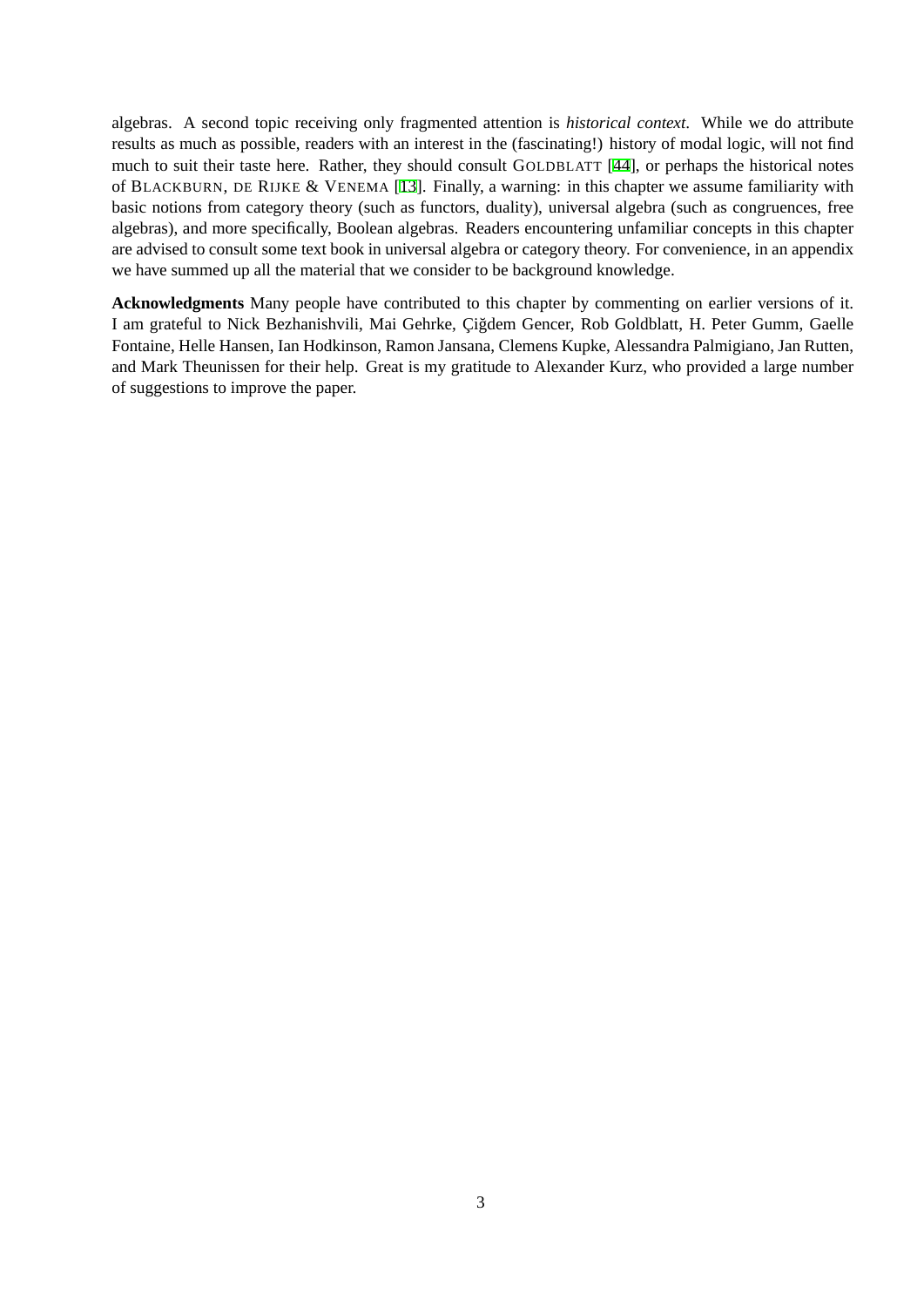algebras. A second topic receiving only fragmented attention is *historical context*. While we do attribute results as much as possible, readers with an interest in the (fascinating!) history of modal logic, will not find much to suit their taste here. Rather, they should consult GOLDBLATT [44], or perhaps the historical notes of BLACKBURN, DE RIJKE & VENEMA [13]. Finally, a warning: in this chapter we assume familiarity with basic notions from category theory (such as functors, duality), universal algebra (such as congruences, free algebras), and more specifically, Boolean algebras. Readers encountering unfamiliar concepts in this chapter are advised to consult some text book in universal algebra or category theory. For convenience, in an appendix we have summed up all the material that we consider to be background knowledge.

**Acknowledgments** Many people have contributed to this chapter by commenting on earlier versions of it. I am grateful to Nick Bezhanishvili, Mai Gehrke, Çiğdem Gencer, Rob Goldblatt, H. Peter Gumm, Gaelle Fontaine, Helle Hansen, Ian Hodkinson, Ramon Jansana, Clemens Kupke, Alessandra Palmigiano, Jan Rutten, and Mark Theunissen for their help. Great is my gratitude to Alexander Kurz, who provided a large number of suggestions to improve the paper.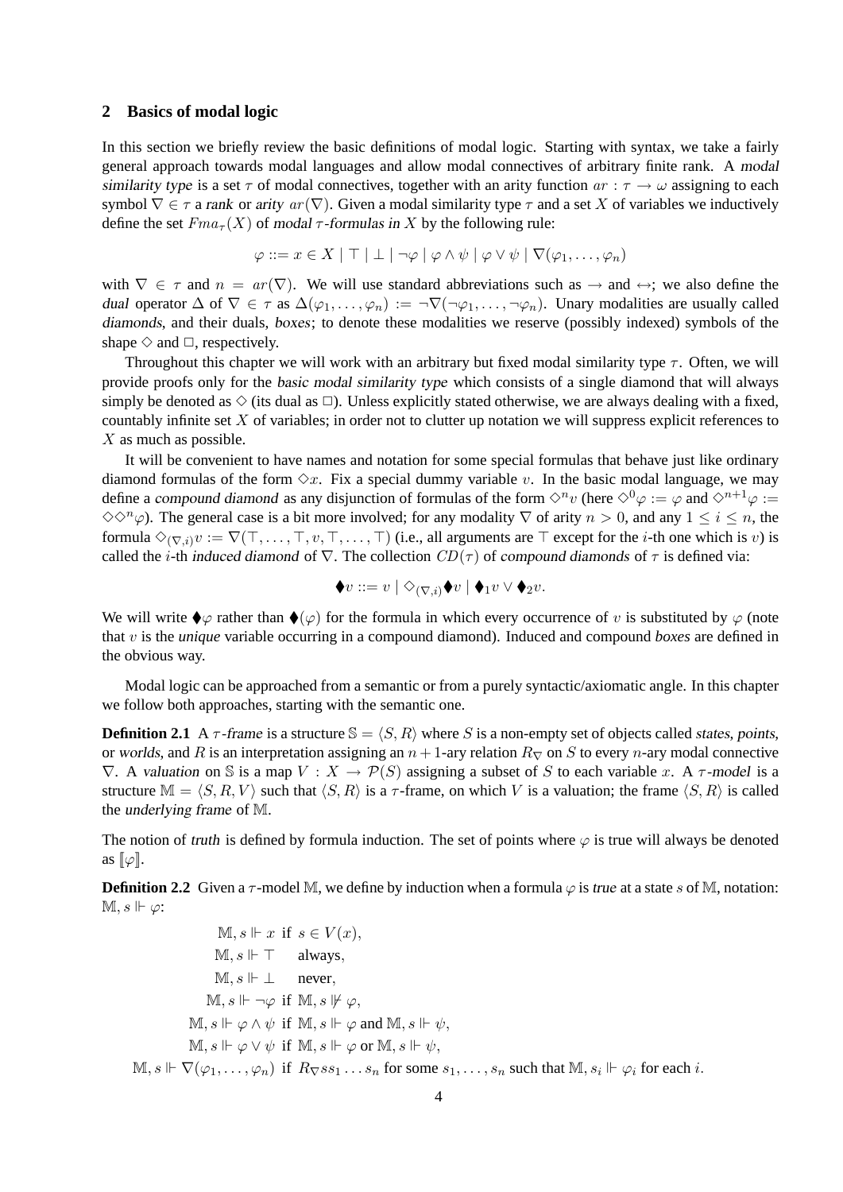## 2 Basics of modal logic

In this section we briefly review the basic definitions of modal logic. Starting with syntax, we take a fairly general approach towards modal languages and allow modal connectives of arbitrary finite rank. A *modal similarity type* is a set $\tau$ of modal connectives, together with an arity function $ar : \tau \to \omega$ assigning to each symbol $\nabla \in \tau$ a *rank* or *arity* $ar(\nabla)$. Given a modal similarity type $\tau$ and a set $X$ of variables we inductively define the set $Fma_\tau(X)$ of *modal $\tau$-formulas in $X$* by the following rule:

$$\varphi ::= x \in X \mid \top \mid \bot \mid \neg\varphi \mid \varphi \wedge \psi \mid \varphi \vee \psi \mid \nabla(\varphi_1, \ldots, \varphi_n)$$

with $\nabla \in \tau$ and $n = ar(\nabla)$. We will use standard abbreviations such as $\to$ and $\leftrightarrow$; we also define the *dual* operator $\Delta$ of $\nabla \in \tau$ as $\Delta(\varphi_1, \ldots, \varphi_n) := \neg\nabla(\neg\varphi_1, \ldots, \neg\varphi_n)$. Unary modalities are usually called *diamonds*, and their duals, *boxes*; to denote these modalities we reserve (possibly indexed) symbols of the shape $\Diamond$ and $\Box$, respectively.

Throughout this chapter we will work with an arbitrary but fixed modal similarity type $\tau$. Often, we will provide proofs only for the *basic modal similarity type* which consists of a single diamond that will always simply be denoted as $\Diamond$ (its dual as $\Box$). Unless explicitly stated otherwise, we are always dealing with a fixed, countably infinite set $X$ of variables; in order not to clutter up notation we will suppress explicit references to $X$ as much as possible.

It will be convenient to have names and notation for some special formulas that behave just like ordinary diamond formulas of the form $\Diamond x$. Fix a special dummy variable $v$. In the basic modal language, we may define a *compound diamond* as any disjunction of formulas of the form $\Diamond^n v$ (here $\Diamond^0\varphi := \varphi$ and $\Diamond^{n+1}\varphi := \Diamond\Diamond^n\varphi$). The general case is a bit more involved; for any modality $\nabla$ of arity $n > 0$, and any $1 \leq i \leq n$, the formula $\Diamond_{(\nabla,i)}v := \nabla(\top, \ldots, \top, v, \top, \ldots, \top)$ (i.e., all arguments are $\top$ except for the $i$-th one which is $v$) is called the $i$-th *induced diamond* of $\nabla$. The collection $CD(\tau)$ of *compound diamonds* of $\tau$ is defined via:

$$\blacklozenge v ::= v \mid \Diamond_{(\nabla,i)}\blacklozenge v \mid \blacklozenge_1 v \vee \blacklozenge_2 v.$$

We will write $\blacklozenge\varphi$ rather than $\blacklozenge(\varphi)$ for the formula in which every occurrence of $v$ is substituted by $\varphi$ (note that $v$ is the *unique* variable occurring in a compound diamond). Induced and compound *boxes* are defined in the obvious way.

Modal logic can be approached from a semantic or from a purely syntactic/axiomatic angle. In this chapter we follow both approaches, starting with the semantic one.

**Definition 2.1** A *$\tau$-frame* is a structure $\mathbb{S} = \langle S, R\rangle$ where $S$ is a non-empty set of objects called *states*, *points*, or *worlds*, and $R$ is an interpretation assigning an $n+1$-ary relation $R_\nabla$ on $S$ to every $n$-ary modal connective $\nabla$. A *valuation* on $\mathbb{S}$ is a map $V : X \to \mathcal{P}(S)$ assigning a subset of $S$ to each variable $x$. A *$\tau$-model* is a structure $\mathbb{M} = \langle S, R, V\rangle$ such that $\langle S, R\rangle$ is a $\tau$-frame, on which $V$ is a valuation; the frame $\langle S, R\rangle$ is called the *underlying frame* of $\mathbb{M}$.

The notion of *truth* is defined by formula induction. The set of points where $\varphi$ is true will always be denoted as $[\![\varphi]\!]$.

**Definition 2.2** Given a $\tau$-model $\mathbb{M}$, we define by induction when a formula $\varphi$ is *true* at a state $s$ of $\mathbb{M}$, notation: $\mathbb{M}, s \Vdash \varphi$:

$$\begin{array}{rl}
\mathbb{M}, s \Vdash x & \text{if } s \in V(x), \\
\mathbb{M}, s \Vdash \top & \text{always}, \\
\mathbb{M}, s \Vdash \bot & \text{never}, \\
\mathbb{M}, s \Vdash \neg\varphi & \text{if } \mathbb{M}, s \nVdash \varphi, \\
\mathbb{M}, s \Vdash \varphi \wedge \psi & \text{if } \mathbb{M}, s \Vdash \varphi \text{ and } \mathbb{M}, s \Vdash \psi, \\
\mathbb{M}, s \Vdash \varphi \vee \psi & \text{if } \mathbb{M}, s \Vdash \varphi \text{ or } \mathbb{M}, s \Vdash \psi, \\
\mathbb{M}, s \Vdash \nabla(\varphi_1, \ldots, \varphi_n) & \text{if } R_\nabla s s_1 \ldots s_n \text{ for some } s_1, \ldots, s_n \text{ such that } \mathbb{M}, s_i \Vdash \varphi_i \text{ for each } i.
\end{array}$$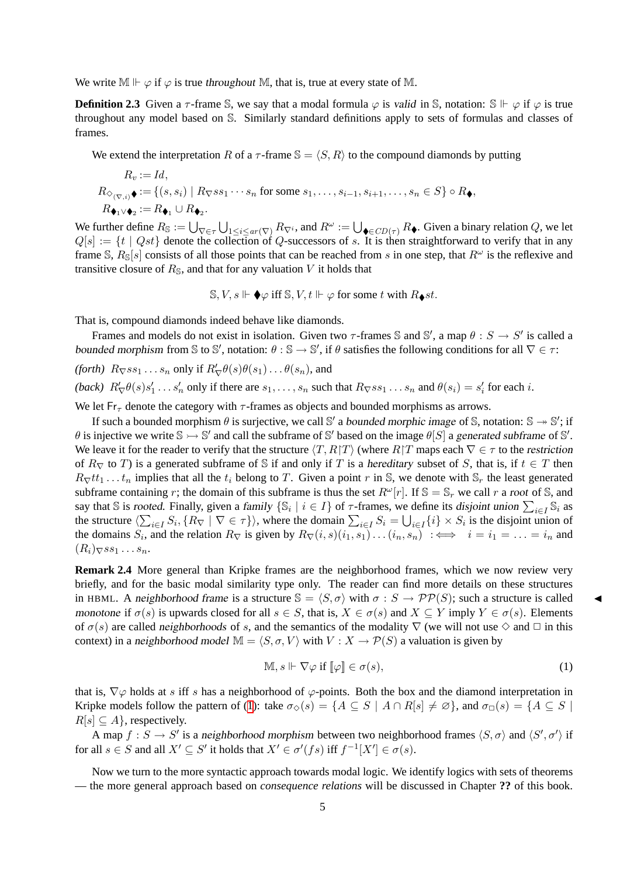We write $\mathbb{M} \Vdash \varphi$ if $\varphi$ is true *throughout* $\mathbb{M}$, that is, true at every state of $\mathbb{M}$.

**Definition 2.3** Given a $\tau$-frame $\mathbb{S}$, we say that a modal formula $\varphi$ is *valid* in $\mathbb{S}$, notation: $\mathbb{S} \Vdash \varphi$ if $\varphi$ is true throughout any model based on $\mathbb{S}$. Similarly standard definitions apply to sets of formulas and classes of frames.

We extend the interpretation $R$ of a $\tau$-frame $\mathbb{S} = \langle S, R\rangle$ to the compound diamonds by putting

$$
\begin{aligned}
R_v &:= Id,\\
R_{\diamond_{(\nabla,i)}\blacklozenge} &:= \{(s, s_i) \mid R_\nabla s s_1 \cdots s_n \text{ for some } s_1, \ldots, s_{i-1}, s_{i+1}, \ldots, s_n \in S\} \circ R_\blacklozenge,\\
R_{\blacklozenge_1 \vee \blacklozenge_2} &:= R_{\blacklozenge_1} \cup R_{\blacklozenge_2}.
\end{aligned}
$$

We further define $R_\mathbb{S} := \bigcup_{\nabla\in\tau}\bigcup_{1\leq i\leq ar(\nabla)} R_{\nabla^i}$, and $R^\omega := \bigcup_{\blacklozenge\in CD(\tau)} R_\blacklozenge$. Given a binary relation $Q$, we let $Q[s] := \{t \mid Qst\}$ denote the collection of $Q$-successors of $s$. It is then straightforward to verify that in any frame $\mathbb{S}$, $R_\mathbb{S}[s]$ consists of all those points that can be reached from $s$ in one step, that $R^\omega$ is the reflexive and transitive closure of $R_\mathbb{S}$, and that for any valuation $V$ it holds that

$$
\mathbb{S}, V, s \Vdash \blacklozenge\varphi \text{ iff } \mathbb{S}, V, t \Vdash \varphi \text{ for some } t \text{ with } R_\blacklozenge st.
$$

That is, compound diamonds indeed behave like diamonds.

Frames and models do not exist in isolation. Given two $\tau$-frames $\mathbb{S}$ and $\mathbb{S}'$, a map $\theta : S \to S'$ is called a *bounded morphism* from $\mathbb{S}$ to $\mathbb{S}'$, notation: $\theta : \mathbb{S} \to \mathbb{S}'$, if $\theta$ satisfies the following conditions for all $\nabla \in \tau$:

*(forth)* $R_\nabla s s_1 \ldots s_n$ only if $R'_\nabla \theta(s)\theta(s_1)\ldots\theta(s_n)$, and

*(back)* $R'_\nabla \theta(s) s'_1 \ldots s'_n$ only if there are $s_1, \ldots, s_n$ such that $R_\nabla s s_1 \ldots s_n$ and $\theta(s_i) = s'_i$ for each $i$.

We let $\mathsf{Fr}_\tau$ denote the category with $\tau$-frames as objects and bounded morphisms as arrows.

If such a bounded morphism $\theta$ is surjective, we call $\mathbb{S}'$ a *bounded morphic image* of $\mathbb{S}$, notation: $\mathbb{S} \twoheadrightarrow \mathbb{S}'$; if $\theta$ is injective we write $\mathbb{S} \rightarrowtail \mathbb{S}'$ and call the subframe of $\mathbb{S}'$ based on the image $\theta[S]$ a *generated subframe* of $\mathbb{S}'$. We leave it for the reader to verify that the structure $\langle T, R{\restriction}T\rangle$ (where $R{\restriction}T$ maps each $\nabla \in \tau$ to the *restriction* of $R_\nabla$ to $T$) is a generated subframe of $\mathbb{S}$ if and only if $T$ is a *hereditary* subset of $S$, that is, if $t \in T$ then $R_\nabla t t_1 \ldots t_n$ implies that all the $t_i$ belong to $T$. Given a point $r$ in $\mathbb{S}$, we denote with $\mathbb{S}_r$ the least generated subframe containing $r$; the domain of this subframe is thus the set $R^\omega[r]$. If $\mathbb{S} = \mathbb{S}_r$ we call $r$ a *root* of $\mathbb{S}$, and say that $\mathbb{S}$ is *rooted*. Finally, given a *family* $\{\mathbb{S}_i \mid i \in I\}$ of $\tau$-frames, we define its *disjoint union* $\sum_{i\in I} \mathbb{S}_i$ as the structure $\langle \sum_{i\in I} S_i, \{R_\nabla \mid \nabla \in \tau\}\rangle$, where the domain $\sum_{i\in I} S_i = \bigcup_{i\in I}\{i\} \times S_i$ is the disjoint union of the domains $S_i$, and the relation $R_\nabla$ is given by $R_\nabla(i, s)(i_1, s_1)\ldots(i_n, s_n) \;:\Longleftrightarrow\; i = i_1 = \ldots = i_n$ and $(R_i)_\nabla s s_1 \ldots s_n$.

**Remark 2.4** More general than Kripke frames are the neighborhood frames, which we now review very briefly, and for the basic modal similarity type only. The reader can find more details on these structures in HBML. A *neighborhood frame* is a structure $\mathbb{S} = \langle S, \sigma\rangle$ with $\sigma : S \to \mathcal{PP}(S)$; such a structure is called *monotone* if $\sigma(s)$ is upwards closed for all $s \in S$, that is, $X \in \sigma(s)$ and $X \subseteq Y$ imply $Y \in \sigma(s)$. Elements of $\sigma(s)$ are called *neighborhoods* of $s$, and the semantics of the modality $\nabla$ (we will not use $\diamond$ and $\Box$ in this context) in a *neighborhood model* $\mathbb{M} = \langle S, \sigma, V\rangle$ with $V : X \to \mathcal{P}(S)$ a valuation is given by

$$
\mathbb{M}, s \Vdash \nabla\varphi \text{ if } [\![\varphi]\!] \in \sigma(s), \tag{1}
$$

that is, $\nabla\varphi$ holds at $s$ iff $s$ has a neighborhood of $\varphi$-points. Both the box and the diamond interpretation in Kripke models follow the pattern of (1): take $\sigma_\diamond(s) = \{A \subseteq S \mid A \cap R[s] \neq \varnothing\}$, and $\sigma_\Box(s) = \{A \subseteq S \mid R[s] \subseteq A\}$, respectively.

A map $f : S \to S'$ is a *neighborhood morphism* between two neighborhood frames $\langle S, \sigma\rangle$ and $\langle S', \sigma'\rangle$ if for all $s \in S$ and all $X' \subseteq S'$ it holds that $X' \in \sigma'(fs)$ iff $f^{-1}[X'] \in \sigma(s)$.

Now we turn to the more syntactic approach towards modal logic. We identify logics with sets of theorems — the more general approach based on *consequence relations* will be discussed in Chapter **??** of this book.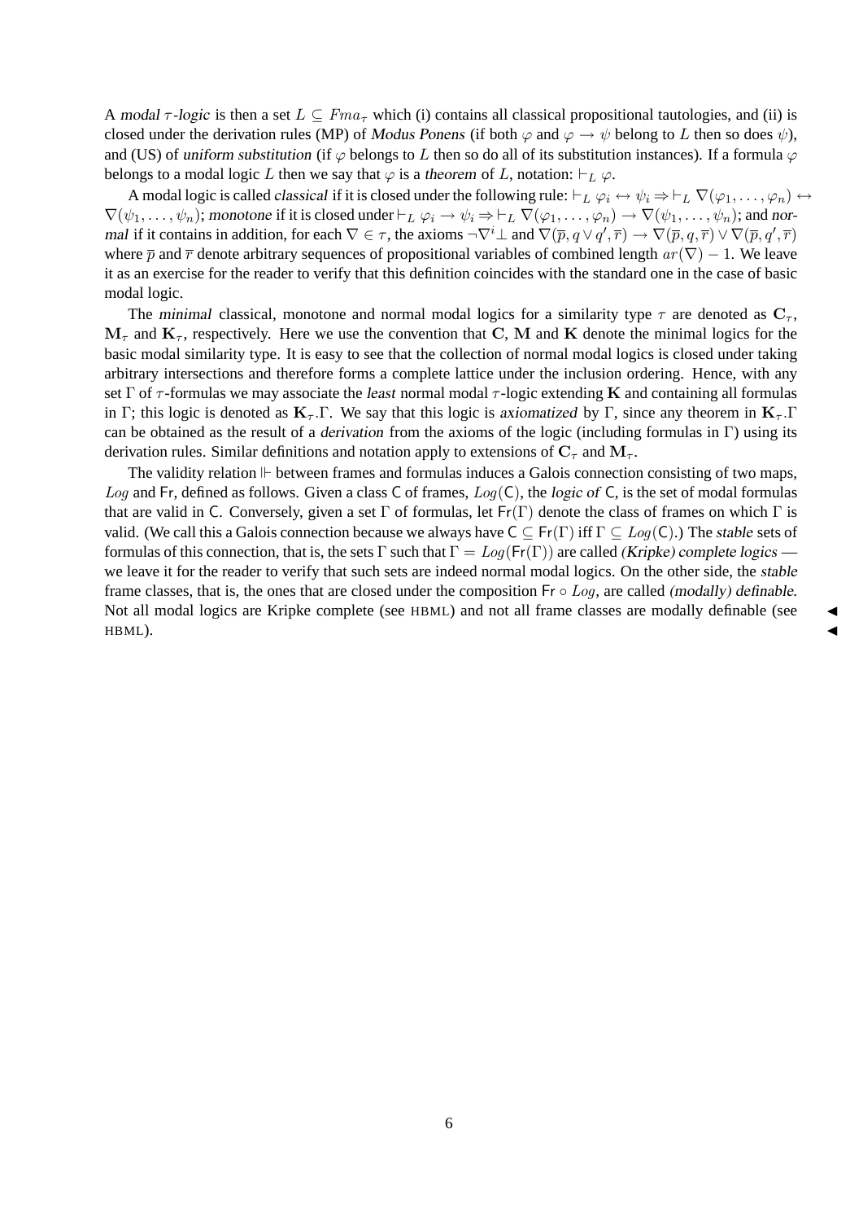A *modal $\tau$-logic* is then a set $L \subseteq Fma_\tau$ which (i) contains all classical propositional tautologies, and (ii) is closed under the derivation rules (MP) of *Modus Ponens* (if both $\varphi$ and $\varphi \to \psi$ belong to $L$ then so does $\psi$), and (US) of *uniform substitution* (if $\varphi$ belongs to $L$ then so do all of its substitution instances). If a formula $\varphi$ belongs to a modal logic $L$ then we say that $\varphi$ is a *theorem* of $L$, notation: $\vdash_L \varphi$.

A modal logic is called *classical* if it is closed under the following rule: $\vdash_L \varphi_i \leftrightarrow \psi_i \Rightarrow \vdash_L \nabla(\varphi_1, \ldots, \varphi_n) \leftrightarrow \nabla(\psi_1, \ldots, \psi_n)$; *monotone* if it is closed under $\vdash_L \varphi_i \to \psi_i \Rightarrow \vdash_L \nabla(\varphi_1, \ldots, \varphi_n) \to \nabla(\psi_1, \ldots, \psi_n)$; and *normal* if it contains in addition, for each $\nabla \in \tau$, the axioms $\neg\nabla^i\bot$ and $\nabla(\overline{p}, q \vee q', \overline{r}) \to \nabla(\overline{p}, q, \overline{r}) \vee \nabla(\overline{p}, q', \overline{r})$ where $\overline{p}$ and $\overline{r}$ denote arbitrary sequences of propositional variables of combined length $ar(\nabla) - 1$. We leave it as an exercise for the reader to verify that this definition coincides with the standard one in the case of basic modal logic.

The *minimal* classical, monotone and normal modal logics for a similarity type $\tau$ are denoted as $\mathbf{C}_\tau$, $\mathbf{M}_\tau$ and $\mathbf{K}_\tau$, respectively. Here we use the convention that $\mathbf{C}$, $\mathbf{M}$ and $\mathbf{K}$ denote the minimal logics for the basic modal similarity type. It is easy to see that the collection of normal modal logics is closed under taking arbitrary intersections and therefore forms a complete lattice under the inclusion ordering. Hence, with any set $\Gamma$ of $\tau$-formulas we may associate the *least* normal modal $\tau$-logic extending $\mathbf{K}$ and containing all formulas in $\Gamma$; this logic is denoted as $\mathbf{K}_\tau.\Gamma$. We say that this logic is *axiomatized* by $\Gamma$, since any theorem in $\mathbf{K}_\tau.\Gamma$ can be obtained as the result of a *derivation* from the axioms of the logic (including formulas in $\Gamma$) using its derivation rules. Similar definitions and notation apply to extensions of $\mathbf{C}_\tau$ and $\mathbf{M}_\tau$.

The validity relation $\Vdash$ between frames and formulas induces a Galois connection consisting of two maps, $Log$ and $\mathsf{Fr}$, defined as follows. Given a class $\mathsf{C}$ of frames, $Log(\mathsf{C})$, the *logic of* $\mathsf{C}$, is the set of modal formulas that are valid in $\mathsf{C}$. Conversely, given a set $\Gamma$ of formulas, let $\mathsf{Fr}(\Gamma)$ denote the class of frames on which $\Gamma$ is valid. (We call this a Galois connection because we always have $\mathsf{C} \subseteq \mathsf{Fr}(\Gamma)$ iff $\Gamma \subseteq Log(\mathsf{C})$.) The *stable* sets of formulas of this connection, that is, the sets $\Gamma$ such that $\Gamma = Log(\mathsf{Fr}(\Gamma))$ are called *(Kripke) complete logics* — we leave it for the reader to verify that such sets are indeed normal modal logics. On the other side, the *stable* frame classes, that is, the ones that are closed under the composition $\mathsf{Fr} \circ Log$, are called *(modally) definable*. Not all modal logics are Kripke complete (see HBML) and not all frame classes are modally definable (see HBML).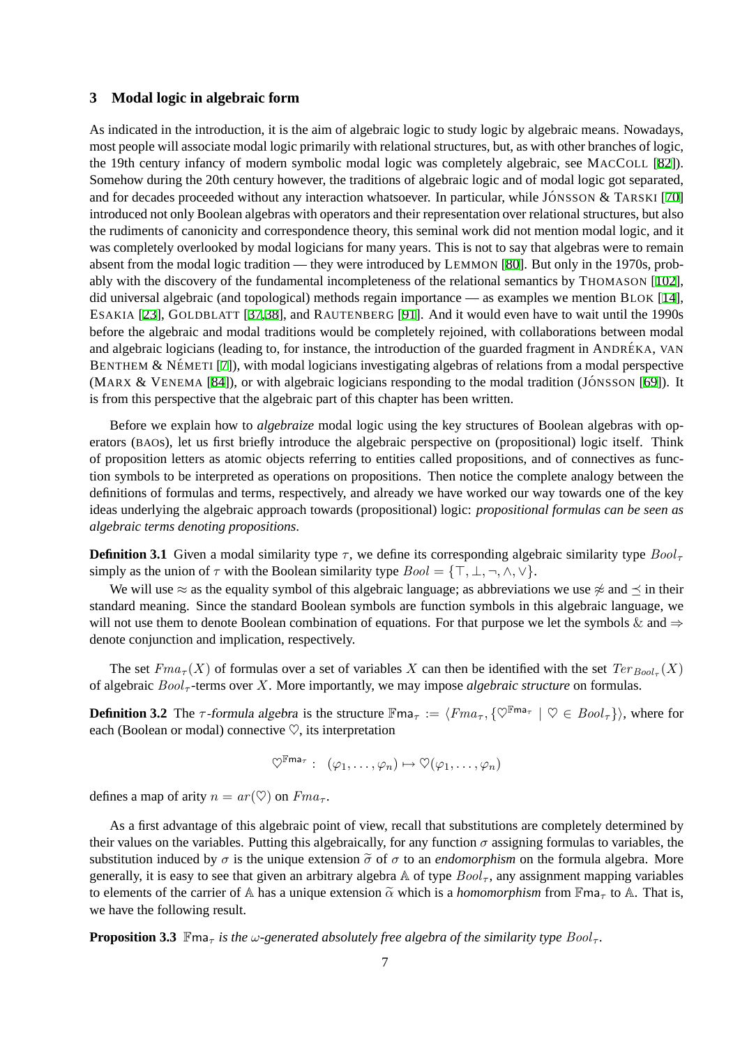## 3 Modal logic in algebraic form

As indicated in the introduction, it is the aim of algebraic logic to study logic by algebraic means. Nowadays, most people will associate modal logic primarily with relational structures, but, as with other branches of logic, the 19th century infancy of modern symbolic modal logic was completely algebraic, see MACCOLL [82]). Somehow during the 20th century however, the traditions of algebraic logic and of modal logic got separated, and for decades proceeded without any interaction whatsoever. In particular, while JÓNSSON & TARSKI [70] introduced not only Boolean algebras with operators and their representation over relational structures, but also the rudiments of canonicity and correspondence theory, this seminal work did not mention modal logic, and it was completely overlooked by modal logicians for many years. This is not to say that algebras were to remain absent from the modal logic tradition — they were introduced by LEMMON [80]. But only in the 1970s, probably with the discovery of the fundamental incompleteness of the relational semantics by THOMASON [102], did universal algebraic (and topological) methods regain importance — as examples we mention BLOK [14], ESAKIA [23], GOLDBLATT [37,38], and RAUTENBERG [91]. And it would even have to wait until the 1990s before the algebraic and modal traditions would be completely rejoined, with collaborations between modal and algebraic logicians (leading to, for instance, the introduction of the guarded fragment in ANDRÉKA, VAN BENTHEM & NÉMETI [7]), with modal logicians investigating algebras of relations from a modal perspective (MARX & VENEMA [84]), or with algebraic logicians responding to the modal tradition (JÓNSSON [69]). It is from this perspective that the algebraic part of this chapter has been written.

Before we explain how to *algebraize* modal logic using the key structures of Boolean algebras with operators (BAOs), let us first briefly introduce the algebraic perspective on (propositional) logic itself. Think of proposition letters as atomic objects referring to entities called propositions, and of connectives as function symbols to be interpreted as operations on propositions. Then notice the complete analogy between the definitions of formulas and terms, respectively, and already we have worked our way towards one of the key ideas underlying the algebraic approach towards (propositional) logic: *propositional formulas can be seen as algebraic terms denoting propositions*.

**Definition 3.1** Given a modal similarity type $\tau$, we define its corresponding algebraic similarity type $Bool_\tau$ simply as the union of $\tau$ with the Boolean similarity type $Bool = \{\top, \bot, \neg, \wedge, \vee\}$.

We will use $\approx$ as the equality symbol of this algebraic language; as abbreviations we use $\not\approx$ and $\preceq$ in their standard meaning. Since the standard Boolean symbols are function symbols in this algebraic language, we will not use them to denote Boolean combination of equations. For that purpose we let the symbols $\&$ and $\Rightarrow$ denote conjunction and implication, respectively.

The set $Fma_\tau(X)$ of formulas over a set of variables $X$ can then be identified with the set $Ter_{Bool_\tau}(X)$ of algebraic $Bool_\tau$-terms over $X$. More importantly, we may impose *algebraic structure* on formulas.

**Definition 3.2** The *$\tau$-formula algebra* is the structure $\mathbb{F}\mathsf{ma}_\tau := \langle Fma_\tau, \{\heartsuit^{\mathbb{F}\mathsf{ma}_\tau} \mid \heartsuit \in Bool_\tau\}\rangle$, where for each (Boolean or modal) connective $\heartsuit$, its interpretation

$$\heartsuit^{\mathbb{F}\mathsf{ma}_\tau} : \ (\varphi_1, \dots, \varphi_n) \mapsto \heartsuit(\varphi_1, \dots, \varphi_n)$$

defines a map of arity $n = ar(\heartsuit)$ on $Fma_\tau$.

As a first advantage of this algebraic point of view, recall that substitutions are completely determined by their values on the variables. Putting this algebraically, for any function $\sigma$ assigning formulas to variables, the substitution induced by $\sigma$ is the unique extension $\widetilde{\sigma}$ of $\sigma$ to an *endomorphism* on the formula algebra. More generally, it is easy to see that given an arbitrary algebra $\mathbb{A}$ of type $Bool_\tau$, any assignment mapping variables to elements of the carrier of $\mathbb{A}$ has a unique extension $\widetilde{\alpha}$ which is a *homomorphism* from $\mathbb{F}\mathsf{ma}_\tau$ to $\mathbb{A}$. That is, we have the following result.

**Proposition 3.3** *$\mathbb{F}\mathsf{ma}_\tau$ is the $\omega$-generated absolutely free algebra of the similarity type $Bool_\tau$.*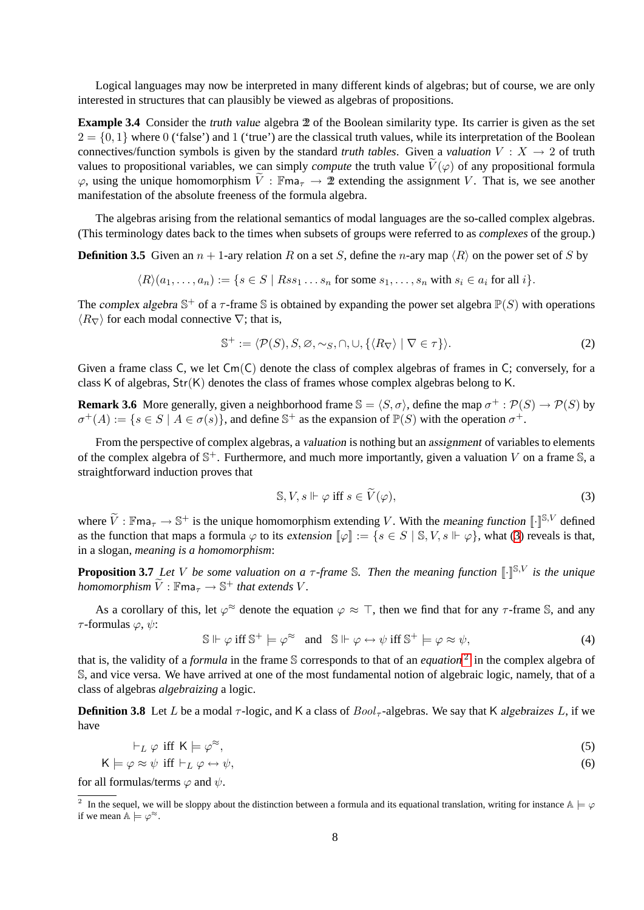Logical languages may now be interpreted in many different kinds of algebras; but of course, we are only interested in structures that can plausibly be viewed as algebras of propositions.

**Example 3.4** Consider the *truth value* algebra $\mathbb{2}$ of the Boolean similarity type. Its carrier is given as the set $2 = \{0, 1\}$ where $0$ ('false') and $1$ ('true') are the classical truth values, while its interpretation of the Boolean connectives/function symbols is given by the standard *truth tables*. Given a *valuation* $V : X \to 2$ of truth values to propositional variables, we can simply *compute* the truth value $\widetilde{V}(\varphi)$ of any propositional formula $\varphi$, using the unique homomorphism $\widetilde{V} : \mathbb{F}\mathsf{ma}_\tau \to \mathbb{2}$ extending the assignment $V$. That is, we see another manifestation of the absolute freeness of the formula algebra.

The algebras arising from the relational semantics of modal languages are the so-called complex algebras. (This terminology dates back to the times when subsets of groups were referred to as *complexes* of the group.)

**Definition 3.5** Given an $n+1$-ary relation $R$ on a set $S$, define the $n$-ary map $\langle R\rangle$ on the power set of $S$ by

$$\langle R\rangle(a_1, \dots, a_n) := \{s \in S \mid Rss_1 \dots s_n \text{ for some } s_1, \dots, s_n \text{ with } s_i \in a_i \text{ for all } i\}.$$

The *complex algebra* $\mathbb{S}^+$ of a $\tau$-frame $\mathbb{S}$ is obtained by expanding the power set algebra $\mathbb{P}(S)$ with operations $\langle R_\nabla\rangle$ for each modal connective $\nabla$; that is,

$$\mathbb{S}^+ := \langle \mathcal{P}(S), S, \varnothing, \sim_S, \cap, \cup, \{\langle R_\nabla\rangle \mid \nabla \in \tau\}\rangle. \tag{2}$$

Given a frame class $\mathsf{C}$, we let $\mathsf{Cm}(\mathsf{C})$ denote the class of complex algebras of frames in $\mathsf{C}$; conversely, for a class $\mathsf{K}$ of algebras, $\mathsf{Str}(\mathsf{K})$ denotes the class of frames whose complex algebras belong to $\mathsf{K}$.

**Remark 3.6** More generally, given a neighborhood frame $\mathbb{S} = \langle S, \sigma\rangle$, define the map $\sigma^+ : \mathcal{P}(S) \to \mathcal{P}(S)$ by $\sigma^+(A) := \{s \in S \mid A \in \sigma(s)\}$, and define $\mathbb{S}^+$ as the expansion of $\mathbb{P}(S)$ with the operation $\sigma^+$.

From the perspective of complex algebras, a *valuation* is nothing but an *assignment* of variables to elements of the complex algebra of $\mathbb{S}^+$. Furthermore, and much more importantly, given a valuation $V$ on a frame $\mathbb{S}$, a straightforward induction proves that

$$\mathbb{S}, V, s \Vdash \varphi \text{ iff } s \in \widetilde{V}(\varphi), \tag{3}$$

where $\widetilde{V} : \mathbb{F}\mathsf{ma}_\tau \to \mathbb{S}^+$ is the unique homomorphism extending $V$. With the *meaning function* $[\![\cdot]\!]^{\mathbb{S},V}$ defined as the function that maps a formula $\varphi$ to its *extension* $[\![\varphi]\!] := \{s \in S \mid \mathbb{S}, V, s \Vdash \varphi\}$, what (3) reveals is that, in a slogan, *meaning is a homomorphism*:

**Proposition 3.7** *Let $V$ be some valuation on a $\tau$-frame $\mathbb{S}$. Then the meaning function $[\![\cdot]\!]^{\mathbb{S},V}$ is the unique homomorphism $\widetilde{V} : \mathbb{F}\mathsf{ma}_\tau \to \mathbb{S}^+$ that extends $V$.*

As a corollary of this, let $\varphi^\approx$ denote the equation $\varphi \approx \top$, then we find that for any $\tau$-frame $\mathbb{S}$, and any $\tau$-formulas $\varphi, \psi$:

$$\mathbb{S} \Vdash \varphi \text{ iff } \mathbb{S}^+ \models \varphi^\approx \quad \text{and} \quad \mathbb{S} \Vdash \varphi \leftrightarrow \psi \text{ iff } \mathbb{S}^+ \models \varphi \approx \psi, \tag{4}$$

that is, the validity of a *formula* in the frame $\mathbb{S}$ corresponds to that of an *equation*[2] in the complex algebra of $\mathbb{S}$, and vice versa. We have arrived at one of the most fundamental notion of algebraic logic, namely, that of a class of algebras *algebraizing* a logic.

**Definition 3.8** Let $L$ be a modal $\tau$-logic, and $\mathsf{K}$ a class of $Bool_\tau$-algebras. We say that $\mathsf{K}$ *algebraizes* $L$, if we have

$$\vdash_L \varphi \text{ iff } \mathsf{K} \models \varphi^\approx, \tag{5}$$

$$\mathsf{K} \models \varphi \approx \psi \text{ iff } \vdash_L \varphi \leftrightarrow \psi, \tag{6}$$

for all formulas/terms $\varphi$ and $\psi$.

[2] In the sequel, we will be sloppy about the distinction between a formula and its equational translation, writing for instance $\mathbb{A} \models \varphi$ if we mean $\mathbb{A} \models \varphi^\approx$.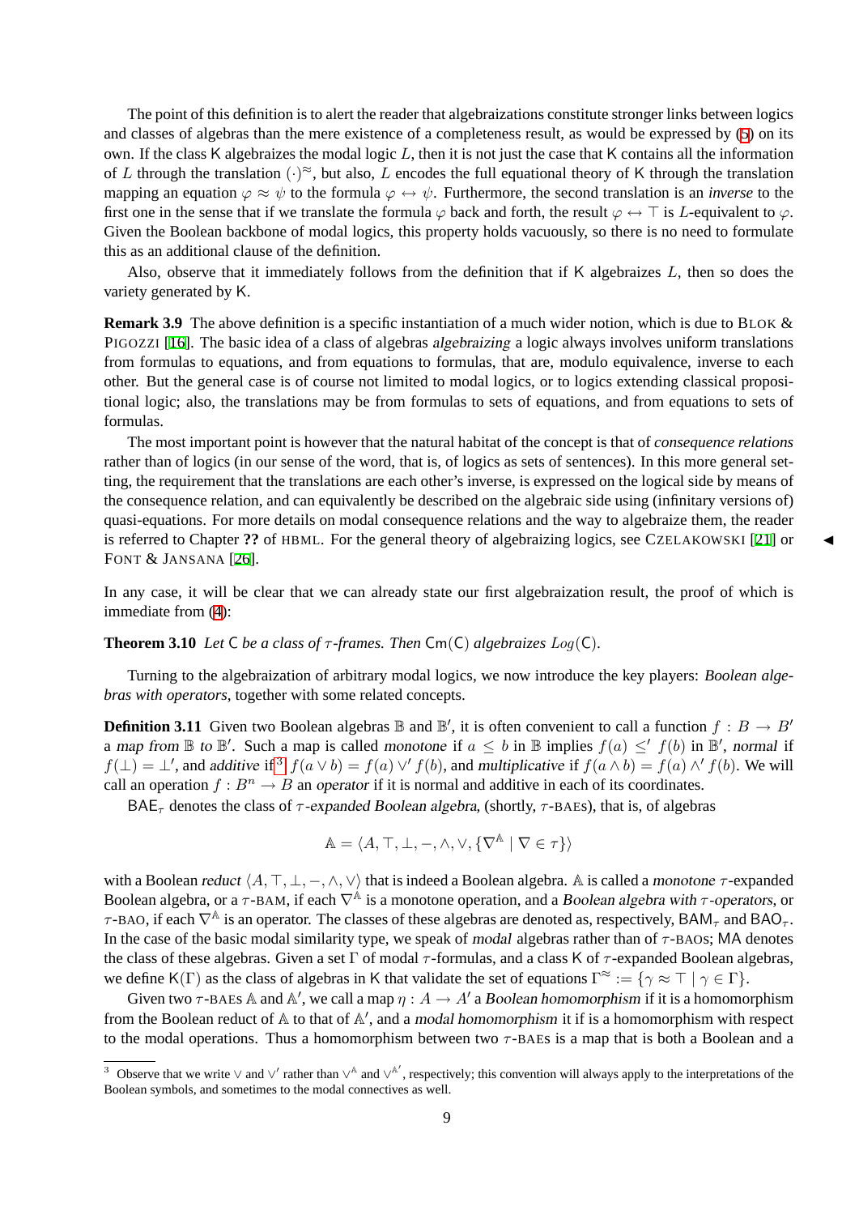The point of this definition is to alert the reader that algebraizations constitute stronger links between logics and classes of algebras than the mere existence of a completeness result, as would be expressed by (5) on its own. If the class $\mathsf{K}$ algebraizes the modal logic $L$, then it is not just the case that $\mathsf{K}$ contains all the information of $L$ through the translation $(\cdot)^{\approx}$, but also, $L$ encodes the full equational theory of $\mathsf{K}$ through the translation mapping an equation $\varphi \approx \psi$ to the formula $\varphi \leftrightarrow \psi$. Furthermore, the second translation is an *inverse* to the first one in the sense that if we translate the formula $\varphi$ back and forth, the result $\varphi \leftrightarrow \top$ is $L$-equivalent to $\varphi$. Given the Boolean backbone of modal logics, this property holds vacuously, so there is no need to formulate this as an additional clause of the definition.

Also, observe that it immediately follows from the definition that if $\mathsf{K}$ algebraizes $L$, then so does the variety generated by $\mathsf{K}$.

**Remark 3.9** The above definition is a specific instantiation of a much wider notion, which is due to BLOK & PIGOZZI [16]. The basic idea of a class of algebras *algebraizing* a logic always involves uniform translations from formulas to equations, and from equations to formulas, that are, modulo equivalence, inverse to each other. But the general case is of course not limited to modal logics, or to logics extending classical propositional logic; also, the translations may be from formulas to sets of equations, and from equations to sets of formulas.

The most important point is however that the natural habitat of the concept is that of *consequence relations* rather than of logics (in our sense of the word, that is, of logics as sets of sentences). In this more general setting, the requirement that the translations are each other's inverse, is expressed on the logical side by means of the consequence relation, and can equivalently be described on the algebraic side using (infinitary versions of) quasi-equations. For more details on modal consequence relations and the way to algebraize them, the reader is referred to Chapter **??** of HBML. For the general theory of algebraizing logics, see CZELAKOWSKI [21] or FONT & JANSANA [26]. ◀

In any case, it will be clear that we can already state our first algebraization result, the proof of which is immediate from (4):

**Theorem 3.10** *Let $\mathsf{C}$ be a class of $\tau$-frames. Then $\mathsf{Cm}(\mathsf{C})$ algebraizes $Log(\mathsf{C})$.*

Turning to the algebraization of arbitrary modal logics, we now introduce the key players: *Boolean algebras with operators*, together with some related concepts.

**Definition 3.11** Given two Boolean algebras $\mathbb{B}$ and $\mathbb{B}'$, it is often convenient to call a function $f : B \to B'$ a *map from $\mathbb{B}$ to $\mathbb{B}'$*. Such a map is called *monotone* if $a \leq b$ in $\mathbb{B}$ implies $f(a) \leq' f(b)$ in $\mathbb{B}'$, *normal* if $f(\bot) = \bot'$, and *additive* if[3] $f(a \vee b) = f(a) \vee' f(b)$, and *multiplicative* if $f(a \wedge b) = f(a) \wedge' f(b)$. We will call an operation $f : B^n \to B$ an *operator* if it is normal and additive in each of its coordinates.

$\mathsf{BAE}_\tau$ denotes the class of *$\tau$-expanded Boolean algebra*, (shortly, $\tau$-BAEs), that is, of algebras

$$\mathbb{A} = \langle A, \top, \bot, -, \wedge, \vee, \{\nabla^{\mathbb{A}} \mid \nabla \in \tau\}\rangle$$

with a Boolean *reduct* $\langle A, \top, \bot, -, \wedge, \vee\rangle$ that is indeed a Boolean algebra. $\mathbb{A}$ is called a *monotone* $\tau$-expanded Boolean algebra, or a $\tau$-BAM, if each $\nabla^{\mathbb{A}}$ is a monotone operation, and a *Boolean algebra with $\tau$-operators*, or $\tau$-BAO, if each $\nabla^{\mathbb{A}}$ is an operator. The classes of these algebras are denoted as, respectively, $\mathsf{BAM}_\tau$ and $\mathsf{BAO}_\tau$. In the case of the basic modal similarity type, we speak of *modal* algebras rather than of $\tau$-BAOs; $\mathsf{MA}$ denotes the class of these algebras. Given a set $\Gamma$ of modal $\tau$-formulas, and a class $\mathsf{K}$ of $\tau$-expanded Boolean algebras, we define $\mathsf{K}(\Gamma)$ as the class of algebras in $\mathsf{K}$ that validate the set of equations $\Gamma^{\approx} := \{\gamma \approx \top \mid \gamma \in \Gamma\}$.

Given two $\tau$-BAEs $\mathbb{A}$ and $\mathbb{A}'$, we call a map $\eta : A \to A'$ a *Boolean homomorphism* if it is a homomorphism from the Boolean reduct of $\mathbb{A}$ to that of $\mathbb{A}'$, and a *modal homomorphism* if it is a homomorphism with respect to the modal operations. Thus a homomorphism between two $\tau$-BAEs is a map that is both a Boolean and a

[3] Observe that we write $\vee$ and $\vee'$ rather than $\vee^{\mathbb{A}}$ and $\vee^{\mathbb{A}'}$, respectively; this convention will always apply to the interpretations of the Boolean symbols, and sometimes to the modal connectives as well.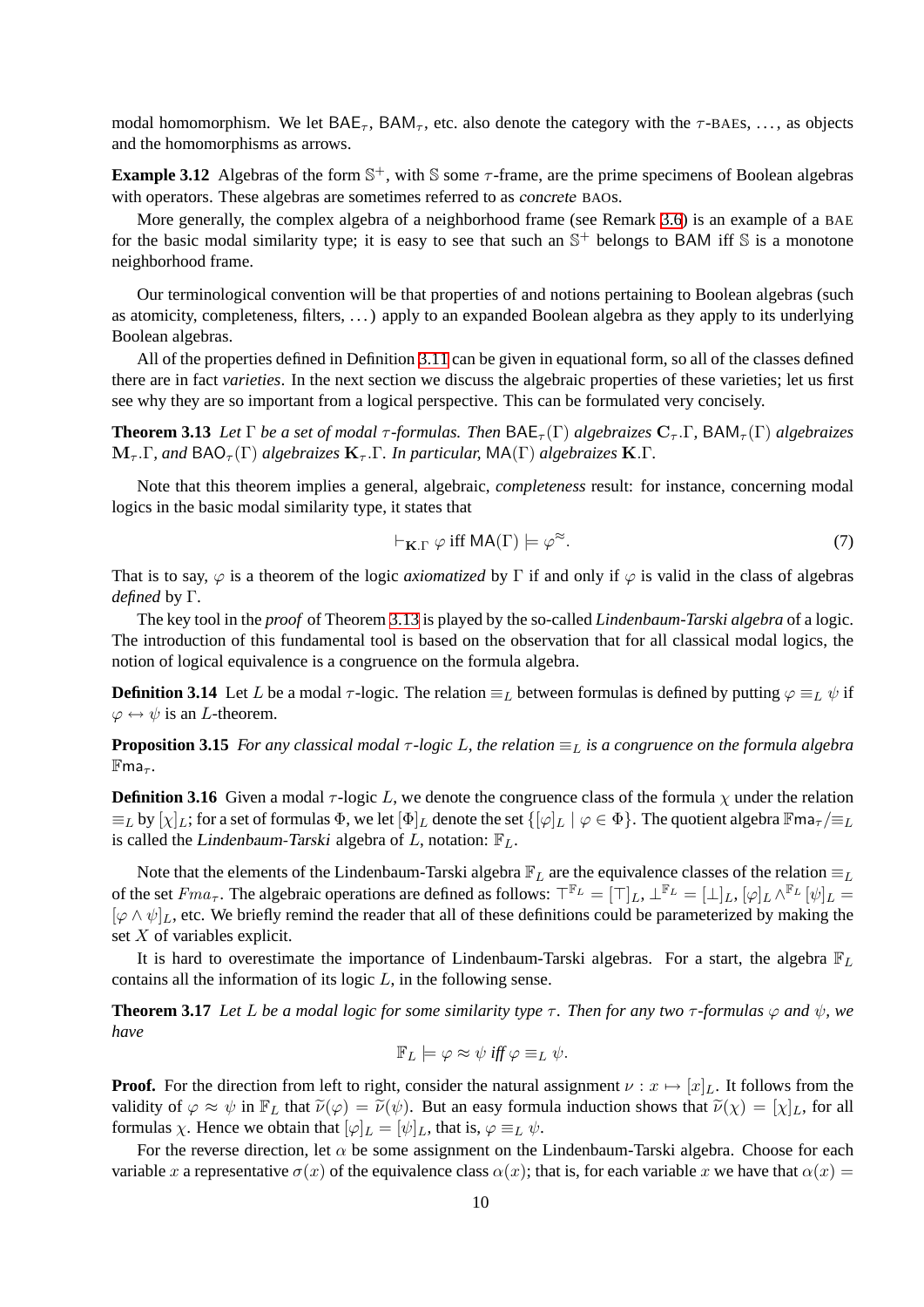modal homomorphism. We let $\mathsf{BAE}_\tau$, $\mathsf{BAM}_\tau$, etc. also denote the category with the $\tau$-BAEs, ..., as objects and the homomorphisms as arrows.

**Example 3.12** Algebras of the form $\mathbb{S}^+$, with $\mathbb{S}$ some $\tau$-frame, are the prime specimens of Boolean algebras with operators. These algebras are sometimes referred to as *concrete* BAOs.

More generally, the complex algebra of a neighborhood frame (see Remark 3.6) is an example of a BAE for the basic modal similarity type; it is easy to see that such an $\mathbb{S}^+$ belongs to $\mathsf{BAM}$ iff $\mathbb{S}$ is a monotone neighborhood frame.

Our terminological convention will be that properties of and notions pertaining to Boolean algebras (such as atomicity, completeness, filters, ...) apply to an expanded Boolean algebra as they apply to its underlying Boolean algebras.

All of the properties defined in Definition 3.11 can be given in equational form, so all of the classes defined there are in fact *varieties*. In the next section we discuss the algebraic properties of these varieties; let us first see why they are so important from a logical perspective. This can be formulated very concisely.

**Theorem 3.13** *Let $\Gamma$ be a set of modal $\tau$-formulas. Then $\mathsf{BAE}_\tau(\Gamma)$ algebraizes $\mathbf{C}_\tau.\Gamma$, $\mathsf{BAM}_\tau(\Gamma)$ algebraizes $\mathbf{M}_\tau.\Gamma$, and $\mathsf{BAO}_\tau(\Gamma)$ algebraizes $\mathbf{K}_\tau.\Gamma$. In particular, $\mathsf{MA}(\Gamma)$ algebraizes $\mathbf{K}.\Gamma$.*

Note that this theorem implies a general, algebraic, *completeness* result: for instance, concerning modal logics in the basic modal similarity type, it states that

$$\vdash_{\mathbf{K}.\Gamma} \varphi \text{ iff } \mathsf{MA}(\Gamma) \models \varphi^{\approx}. \tag{7}$$

That is to say, $\varphi$ is a theorem of the logic *axiomatized* by $\Gamma$ if and only if $\varphi$ is valid in the class of algebras *defined* by $\Gamma$.

The key tool in the *proof* of Theorem 3.13 is played by the so-called *Lindenbaum-Tarski algebra* of a logic. The introduction of this fundamental tool is based on the observation that for all classical modal logics, the notion of logical equivalence is a congruence on the formula algebra.

**Definition 3.14** Let $L$ be a modal $\tau$-logic. The relation $\equiv_L$ between formulas is defined by putting $\varphi \equiv_L \psi$ if $\varphi \leftrightarrow \psi$ is an $L$-theorem.

**Proposition 3.15** *For any classical modal $\tau$-logic $L$, the relation $\equiv_L$ is a congruence on the formula algebra $\mathbb{F}\mathsf{ma}_\tau$.*

**Definition 3.16** Given a modal $\tau$-logic $L$, we denote the congruence class of the formula $\chi$ under the relation $\equiv_L$ by $[\chi]_L$; for a set of formulas $\Phi$, we let $[\Phi]_L$ denote the set $\{[\varphi]_L \mid \varphi \in \Phi\}$. The quotient algebra $\mathbb{F}\mathsf{ma}_\tau/{\equiv_L}$ is called the *Lindenbaum-Tarski* algebra of $L$, notation: $\mathbb{F}_L$.

Note that the elements of the Lindenbaum-Tarski algebra $\mathbb{F}_L$ are the equivalence classes of the relation $\equiv_L$ of the set $Fma_\tau$. The algebraic operations are defined as follows: $\top^{\mathbb{F}_L} = [\top]_L$, $\bot^{\mathbb{F}_L} = [\bot]_L$, $[\varphi]_L \wedge^{\mathbb{F}_L} [\psi]_L = [\varphi \wedge \psi]_L$, etc. We briefly remind the reader that all of these definitions could be parameterized by making the set $X$ of variables explicit.

It is hard to overestimate the importance of Lindenbaum-Tarski algebras. For a start, the algebra $\mathbb{F}_L$ contains all the information of its logic $L$, in the following sense.

**Theorem 3.17** *Let $L$ be a modal logic for some similarity type $\tau$. Then for any two $\tau$-formulas $\varphi$ and $\psi$, we have*

$$\mathbb{F}_L \models \varphi \approx \psi \textit{ iff } \varphi \equiv_L \psi.$$

**Proof.** For the direction from left to right, consider the natural assignment $\nu : x \mapsto [x]_L$. It follows from the validity of $\varphi \approx \psi$ in $\mathbb{F}_L$ that $\widetilde{\nu}(\varphi) = \widetilde{\nu}(\psi)$. But an easy formula induction shows that $\widetilde{\nu}(\chi) = [\chi]_L$, for all formulas $\chi$. Hence we obtain that $[\varphi]_L = [\psi]_L$, that is, $\varphi \equiv_L \psi$.

For the reverse direction, let $\alpha$ be some assignment on the Lindenbaum-Tarski algebra. Choose for each variable $x$ a representative $\sigma(x)$ of the equivalence class $\alpha(x)$; that is, for each variable $x$ we have that $\alpha(x) =$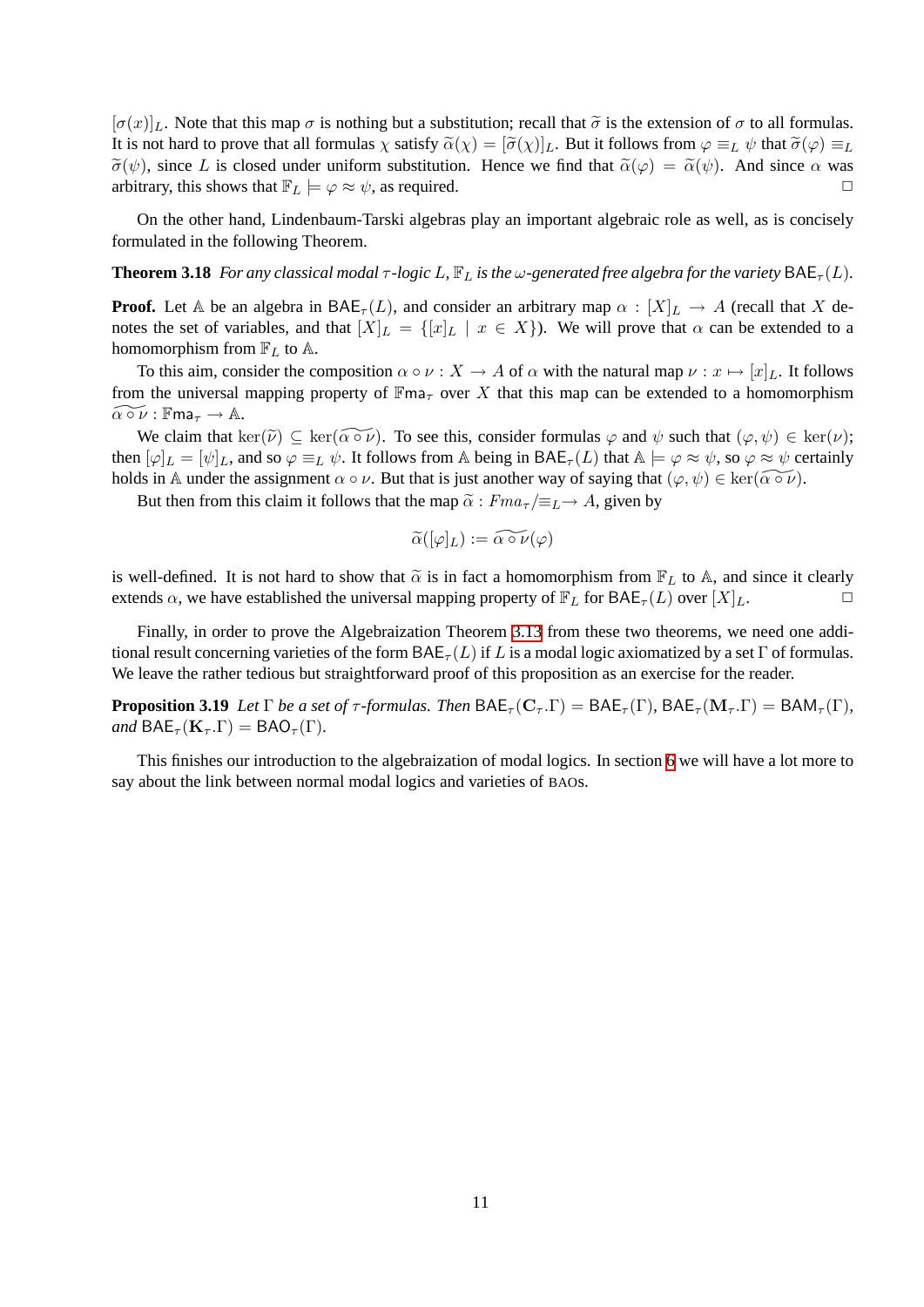$[\sigma(x)]_L$. Note that this map $\sigma$ is nothing but a substitution; recall that $\widetilde{\sigma}$ is the extension of $\sigma$ to all formulas. It is not hard to prove that all formulas $\chi$ satisfy $\widetilde{\alpha}(\chi) = [\widetilde{\sigma}(\chi)]_L$. But it follows from $\varphi \equiv_L \psi$ that $\widetilde{\sigma}(\varphi) \equiv_L \widetilde{\sigma}(\psi)$, since $L$ is closed under uniform substitution. Hence we find that $\widetilde{\alpha}(\varphi) = \widetilde{\alpha}(\psi)$. And since $\alpha$ was arbitrary, this shows that $\mathbb{F}_L \models \varphi \approx \psi$, as required. □

On the other hand, Lindenbaum-Tarski algebras play an important algebraic role as well, as is concisely formulated in the following Theorem.

**Theorem 3.18** *For any classical modal $\tau$-logic $L$, $\mathbb{F}_L$ is the $\omega$-generated free algebra for the variety $\mathsf{BAE}_\tau(L)$.*

**Proof.** Let $\mathbb{A}$ be an algebra in $\mathsf{BAE}_\tau(L)$, and consider an arbitrary map $\alpha : [X]_L \to A$ (recall that $X$ denotes the set of variables, and that $[X]_L = \{[x]_L \mid x \in X\}$). We will prove that $\alpha$ can be extended to a homomorphism from $\mathbb{F}_L$ to $\mathbb{A}$.

To this aim, consider the composition $\alpha \circ \nu : X \to A$ of $\alpha$ with the natural map $\nu : x \mapsto [x]_L$. It follows from the universal mapping property of $\mathbb{F}\mathsf{ma}_\tau$ over $X$ that this map can be extended to a homomorphism $\widetilde{\alpha \circ \nu} : \mathbb{F}\mathsf{ma}_\tau \to \mathbb{A}$.

We claim that $\ker(\widetilde{\nu}) \subseteq \ker(\widetilde{\alpha \circ \nu})$. To see this, consider formulas $\varphi$ and $\psi$ such that $(\varphi, \psi) \in \ker(\nu)$; then $[\varphi]_L = [\psi]_L$, and so $\varphi \equiv_L \psi$. It follows from $\mathbb{A}$ being in $\mathsf{BAE}_\tau(L)$ that $\mathbb{A} \models \varphi \approx \psi$, so $\varphi \approx \psi$ certainly holds in $\mathbb{A}$ under the assignment $\alpha \circ \nu$. But that is just another way of saying that $(\varphi, \psi) \in \ker(\widetilde{\alpha \circ \nu})$.

But then from this claim it follows that the map $\widetilde{\alpha} : Fma_\tau/\equiv_L \to A$, given by

$$\widetilde{\alpha}([\varphi]_L) := \widetilde{\alpha \circ \nu}(\varphi)$$

is well-defined. It is not hard to show that $\widetilde{\alpha}$ is in fact a homomorphism from $\mathbb{F}_L$ to $\mathbb{A}$, and since it clearly extends $\alpha$, we have established the universal mapping property of $\mathbb{F}_L$ for $\mathsf{BAE}_\tau(L)$ over $[X]_L$. □

Finally, in order to prove the Algebraization Theorem 3.13 from these two theorems, we need one additional result concerning varieties of the form $\mathsf{BAE}_\tau(L)$ if $L$ is a modal logic axiomatized by a set $\Gamma$ of formulas. We leave the rather tedious but straightforward proof of this proposition as an exercise for the reader.

**Proposition 3.19** *Let $\Gamma$ be a set of $\tau$-formulas. Then $\mathsf{BAE}_\tau(\mathbf{C}_\tau.\Gamma) = \mathsf{BAE}_\tau(\Gamma)$, $\mathsf{BAE}_\tau(\mathbf{M}_\tau.\Gamma) = \mathsf{BAM}_\tau(\Gamma)$, and $\mathsf{BAE}_\tau(\mathbf{K}_\tau.\Gamma) = \mathsf{BAO}_\tau(\Gamma)$.*

This finishes our introduction to the algebraization of modal logics. In section 6 we will have a lot more to say about the link between normal modal logics and varieties of BAOs.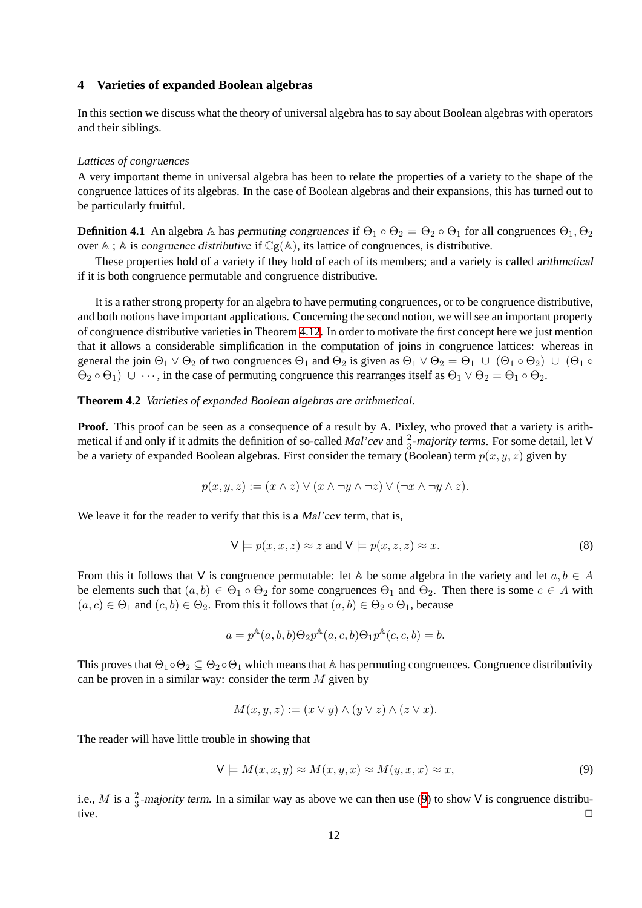## 4 Varieties of expanded Boolean algebras

In this section we discuss what the theory of universal algebra has to say about Boolean algebras with operators and their siblings.

*Lattices of congruences*

A very important theme in universal algebra has been to relate the properties of a variety to the shape of the congruence lattices of its algebras. In the case of Boolean algebras and their expansions, this has turned out to be particularly fruitful.

**Definition 4.1** An algebra $\mathbb{A}$ has *permuting congruences* if $\Theta_1 \circ \Theta_2 = \Theta_2 \circ \Theta_1$ for all congruences $\Theta_1, \Theta_2$ over $\mathbb{A}$ ; $\mathbb{A}$ is *congruence distributive* if $\mathbb{C}\mathrm{g}(\mathbb{A})$, its lattice of congruences, is distributive.

These properties hold of a variety if they hold of each of its members; and a variety is called *arithmetical* if it is both congruence permutable and congruence distributive.

It is a rather strong property for an algebra to have permuting congruences, or to be congruence distributive, and both notions have important applications. Concerning the second notion, we will see an important property of congruence distributive varieties in Theorem 4.12. In order to motivate the first concept here we just mention that it allows a considerable simplification in the computation of joins in congruence lattices: whereas in general the join $\Theta_1 \vee \Theta_2$ of two congruences $\Theta_1$ and $\Theta_2$ is given as $\Theta_1 \vee \Theta_2 = \Theta_1 \ \cup \ (\Theta_1 \circ \Theta_2) \ \cup \ (\Theta_1 \circ \Theta_2 \circ \Theta_1) \ \cup \ \cdots$, in the case of permuting congruence this rearranges itself as $\Theta_1 \vee \Theta_2 = \Theta_1 \circ \Theta_2$.

**Theorem 4.2** *Varieties of expanded Boolean algebras are arithmetical.*

**Proof.** This proof can be seen as a consequence of a result by A. Pixley, who proved that a variety is arithmetical if and only if it admits the definition of so-called *Mal'cev* and $\frac{2}{3}$*-majority terms*. For some detail, let $\mathsf{V}$ be a variety of expanded Boolean algebras. First consider the ternary (Boolean) term $p(x, y, z)$ given by

$$p(x, y, z) := (x \wedge z) \vee (x \wedge \neg y \wedge \neg z) \vee (\neg x \wedge \neg y \wedge z).$$

We leave it for the reader to verify that this is a *Mal'cev* term, that is,

$$\mathsf{V} \models p(x, x, z) \approx z \text{ and } \mathsf{V} \models p(x, z, z) \approx x. \tag{8}$$

From this it follows that $\mathsf{V}$ is congruence permutable: let $\mathbb{A}$ be some algebra in the variety and let $a, b \in A$ be elements such that $(a, b) \in \Theta_1 \circ \Theta_2$ for some congruences $\Theta_1$ and $\Theta_2$. Then there is some $c \in A$ with $(a, c) \in \Theta_1$ and $(c, b) \in \Theta_2$. From this it follows that $(a, b) \in \Theta_2 \circ \Theta_1$, because

$$a = p^{\mathbb{A}}(a, b, b)\Theta_2 p^{\mathbb{A}}(a, c, b)\Theta_1 p^{\mathbb{A}}(c, c, b) = b.$$

This proves that $\Theta_1 \circ \Theta_2 \subseteq \Theta_2 \circ \Theta_1$ which means that $\mathbb{A}$ has permuting congruences. Congruence distributivity can be proven in a similar way: consider the term $M$ given by

$$M(x, y, z) := (x \vee y) \wedge (y \vee z) \wedge (z \vee x).$$

The reader will have little trouble in showing that

$$\mathsf{V} \models M(x, x, y) \approx M(x, y, x) \approx M(y, x, x) \approx x, \tag{9}$$

i.e., $M$ is a $\frac{2}{3}$*-majority term*. In a similar way as above we can then use (9) to show $\mathsf{V}$ is congruence distributive. $\Box$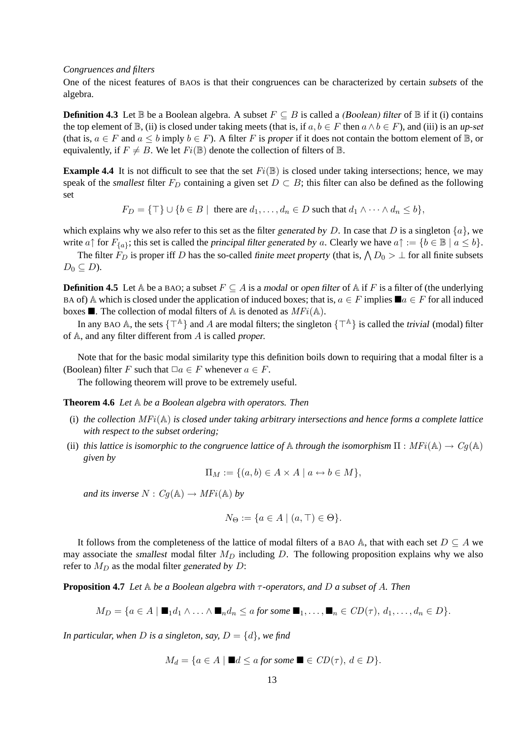*Congruences and filters*

One of the nicest features of BAOs is that their congruences can be characterized by certain *subsets* of the algebra.

**Definition 4.3** Let $\mathbb{B}$ be a Boolean algebra. A subset $F \subseteq B$ is called a *(Boolean) filter* of $\mathbb{B}$ if it (i) contains the top element of $\mathbb{B}$, (ii) is closed under taking meets (that is, if $a, b \in F$ then $a \wedge b \in F$), and (iii) is an *up-set* (that is, $a \in F$ and $a \leq b$ imply $b \in F$). A filter $F$ is *proper* if it does not contain the bottom element of $\mathbb{B}$, or equivalently, if $F \neq B$. We let $Fi(\mathbb{B})$ denote the collection of filters of $\mathbb{B}$.

**Example 4.4** It is not difficult to see that the set $Fi(\mathbb{B})$ is closed under taking intersections; hence, we may speak of the *smallest* filter $F_D$ containing a given set $D \subset B$; this filter can also be defined as the following set

$$F_D = \{\top\} \cup \{b \in B \mid \text{ there are } d_1, \ldots, d_n \in D \text{ such that } d_1 \wedge \cdots \wedge d_n \leq b\},$$

which explains why we also refer to this set as the filter *generated by* $D$. In case that $D$ is a singleton $\{a\}$, we write $a\!\uparrow$ for $F_{\{a\}}$; this set is called the *principal filter generated by* $a$. Clearly we have $a\!\uparrow := \{b \in \mathbb{B} \mid a \leq b\}$.

The filter $F_D$ is proper iff $D$ has the so-called *finite meet property* (that is, $\bigwedge D_0 > \bot$ for all finite subsets $D_0 \subseteq D$).

**Definition 4.5** Let $\mathbb{A}$ be a BAO; a subset $F \subseteq A$ is a *modal* or *open filter* of $\mathbb{A}$ if $F$ is a filter of (the underlying BA of) $\mathbb{A}$ which is closed under the application of induced boxes; that is, $a \in F$ implies $\blacksquare a \in F$ for all induced boxes $\blacksquare$. The collection of modal filters of $\mathbb{A}$ is denoted as $MFi(\mathbb{A})$.

In any BAO $\mathbb{A}$, the sets $\{\top^{\mathbb{A}}\}$ and $A$ are modal filters; the singleton $\{\top^{\mathbb{A}}\}$ is called the *trivial* (modal) filter of $\mathbb{A}$, and any filter different from $A$ is called *proper*.

Note that for the basic modal similarity type this definition boils down to requiring that a modal filter is a (Boolean) filter $F$ such that $\Box a \in F$ whenever $a \in F$.

The following theorem will prove to be extremely useful.

**Theorem 4.6** *Let $\mathbb{A}$ be a Boolean algebra with operators. Then*

(i) *the collection $MFi(\mathbb{A})$ is closed under taking arbitrary intersections and hence forms a complete lattice with respect to the subset ordering;*

(ii) *this lattice is isomorphic to the congruence lattice of $\mathbb{A}$ through the isomorphism $\Pi : MFi(\mathbb{A}) \to Cg(\mathbb{A})$ given by*

$$\Pi_M := \{(a, b) \in A \times A \mid a \leftrightarrow b \in M\},$$

*and its inverse $N : Cg(\mathbb{A}) \to MFi(\mathbb{A})$ by*

$$N_\Theta := \{a \in A \mid (a, \top) \in \Theta\}.$$

It follows from the completeness of the lattice of modal filters of a BAO $\mathbb{A}$, that with each set $D \subseteq A$ we may associate the *smallest* modal filter $M_D$ including $D$. The following proposition explains why we also refer to $M_D$ as the modal filter *generated by* $D$:

**Proposition 4.7** *Let $\mathbb{A}$ be a Boolean algebra with $\tau$-operators, and $D$ a subset of $A$. Then*

$$M_D = \{a \in A \mid \blacksquare_1 d_1 \wedge \ldots \wedge \blacksquare_n d_n \leq a \text{ for some } \blacksquare_1, \ldots, \blacksquare_n \in CD(\tau),\ d_1, \ldots, d_n \in D\}.$$

*In particular, when $D$ is a singleton, say, $D = \{d\}$, we find*

$$M_d = \{a \in A \mid \blacksquare d \leq a \text{ for some } \blacksquare \in CD(\tau),\ d \in D\}.$$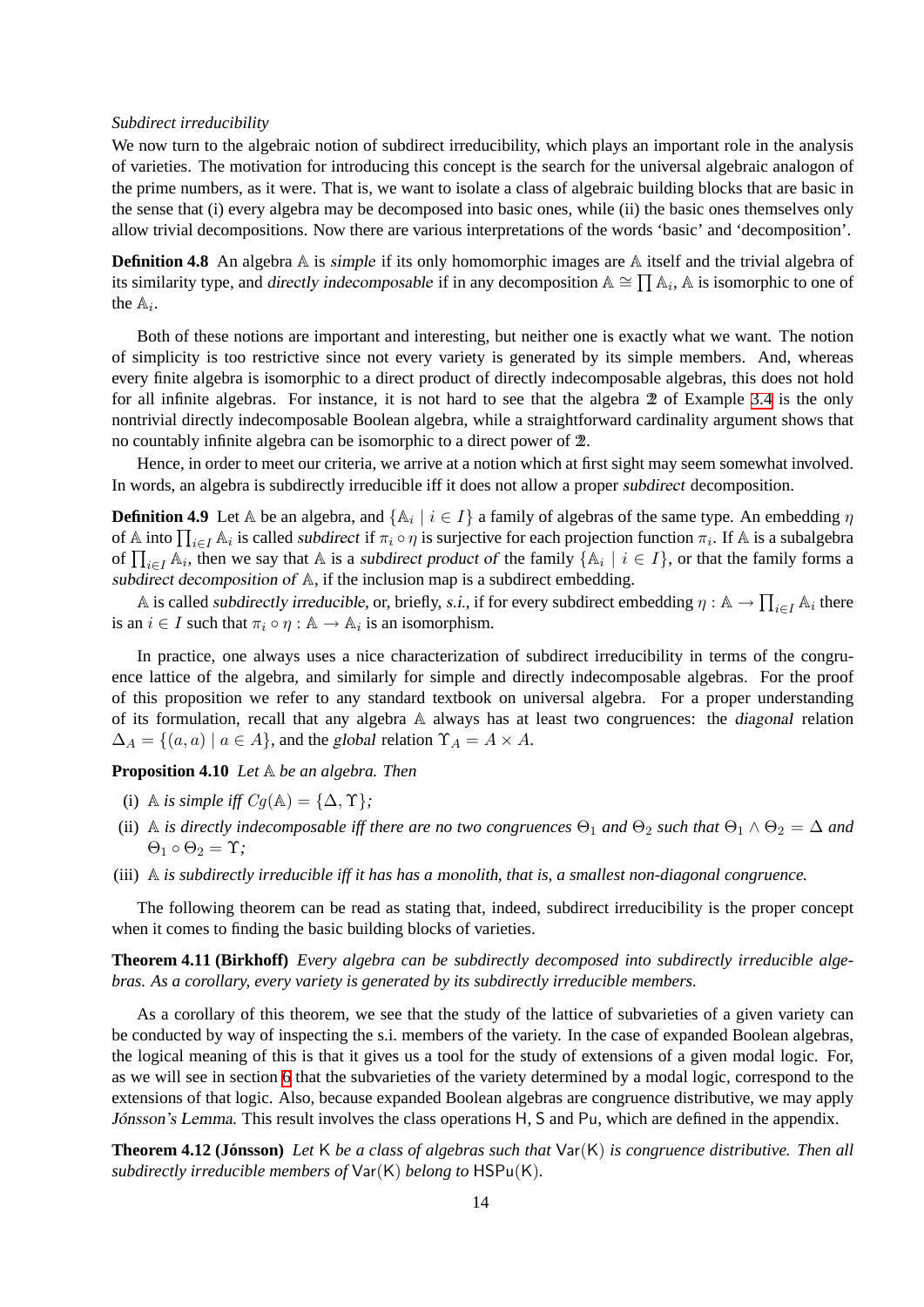*Subdirect irreducibility*

We now turn to the algebraic notion of subdirect irreducibility, which plays an important role in the analysis of varieties. The motivation for introducing this concept is the search for the universal algebraic analogon of the prime numbers, as it were. That is, we want to isolate a class of algebraic building blocks that are basic in the sense that (i) every algebra may be decomposed into basic ones, while (ii) the basic ones themselves only allow trivial decompositions. Now there are various interpretations of the words 'basic' and 'decomposition'.

**Definition 4.8** An algebra $\mathbb{A}$ is *simple* if its only homomorphic images are $\mathbb{A}$ itself and the trivial algebra of its similarity type, and *directly indecomposable* if in any decomposition $\mathbb{A} \cong \prod \mathbb{A}_i$, $\mathbb{A}$ is isomorphic to one of the $\mathbb{A}_i$.

Both of these notions are important and interesting, but neither one is exactly what we want. The notion of simplicity is too restrictive since not every variety is generated by its simple members. And, whereas every finite algebra is isomorphic to a direct product of directly indecomposable algebras, this does not hold for all infinite algebras. For instance, it is not hard to see that the algebra $\mathbb{2}$ of Example 3.4 is the only nontrivial directly indecomposable Boolean algebra, while a straightforward cardinality argument shows that no countably infinite algebra can be isomorphic to a direct power of $\mathbb{2}$.

Hence, in order to meet our criteria, we arrive at a notion which at first sight may seem somewhat involved. In words, an algebra is subdirectly irreducible iff it does not allow a proper *subdirect* decomposition.

**Definition 4.9** Let $\mathbb{A}$ be an algebra, and $\{\mathbb{A}_i \mid i \in I\}$ a family of algebras of the same type. An embedding $\eta$ of $\mathbb{A}$ into $\prod_{i\in I} \mathbb{A}_i$ is called *subdirect* if $\pi_i \circ \eta$ is surjective for each projection function $\pi_i$. If $\mathbb{A}$ is a subalgebra of $\prod_{i\in I} \mathbb{A}_i$, then we say that $\mathbb{A}$ is a *subdirect product of* the family $\{\mathbb{A}_i \mid i \in I\}$, or that the family forms a *subdirect decomposition of* $\mathbb{A}$, if the inclusion map is a subdirect embedding.

$\mathbb{A}$ is called *subdirectly irreducible*, or, briefly, *s.i.*, if for every subdirect embedding $\eta : \mathbb{A} \to \prod_{i\in I} \mathbb{A}_i$ there is an $i \in I$ such that $\pi_i \circ \eta : \mathbb{A} \to \mathbb{A}_i$ is an isomorphism.

In practice, one always uses a nice characterization of subdirect irreducibility in terms of the congruence lattice of the algebra, and similarly for simple and directly indecomposable algebras. For the proof of this proposition we refer to any standard textbook on universal algebra. For a proper understanding of its formulation, recall that any algebra $\mathbb{A}$ always has at least two congruences: the *diagonal* relation $\Delta_A = \{(a, a) \mid a \in A\}$, and the *global* relation $\Upsilon_A = A \times A$.

**Proposition 4.10** *Let $\mathbb{A}$ be an algebra. Then*

(i) *$\mathbb{A}$ is simple iff $Cg(\mathbb{A}) = \{\Delta, \Upsilon\}$;*

(ii) *$\mathbb{A}$ is directly indecomposable iff there are no two congruences $\Theta_1$ and $\Theta_2$ such that $\Theta_1 \wedge \Theta_2 = \Delta$ and $\Theta_1 \circ \Theta_2 = \Upsilon$;*

(iii) *$\mathbb{A}$ is subdirectly irreducible iff it has has a monolith, that is, a smallest non-diagonal congruence.*

The following theorem can be read as stating that, indeed, subdirect irreducibility is the proper concept when it comes to finding the basic building blocks of varieties.

**Theorem 4.11 (Birkhoff)** *Every algebra can be subdirectly decomposed into subdirectly irreducible algebras. As a corollary, every variety is generated by its subdirectly irreducible members.*

As a corollary of this theorem, we see that the study of the lattice of subvarieties of a given variety can be conducted by way of inspecting the s.i. members of the variety. In the case of expanded Boolean algebras, the logical meaning of this is that it gives us a tool for the study of extensions of a given modal logic. For, as we will see in section 6 that the subvarieties of the variety determined by a modal logic, correspond to the extensions of that logic. Also, because expanded Boolean algebras are congruence distributive, we may apply *Jónsson's Lemma*. This result involves the class operations $\mathsf{H}$, $\mathsf{S}$ and $\mathsf{Pu}$, which are defined in the appendix.

**Theorem 4.12 (Jónsson)** *Let $\mathsf{K}$ be a class of algebras such that $\mathsf{Var}(\mathsf{K})$ is congruence distributive. Then all subdirectly irreducible members of $\mathsf{Var}(\mathsf{K})$ belong to $\mathsf{HSPu}(\mathsf{K})$.*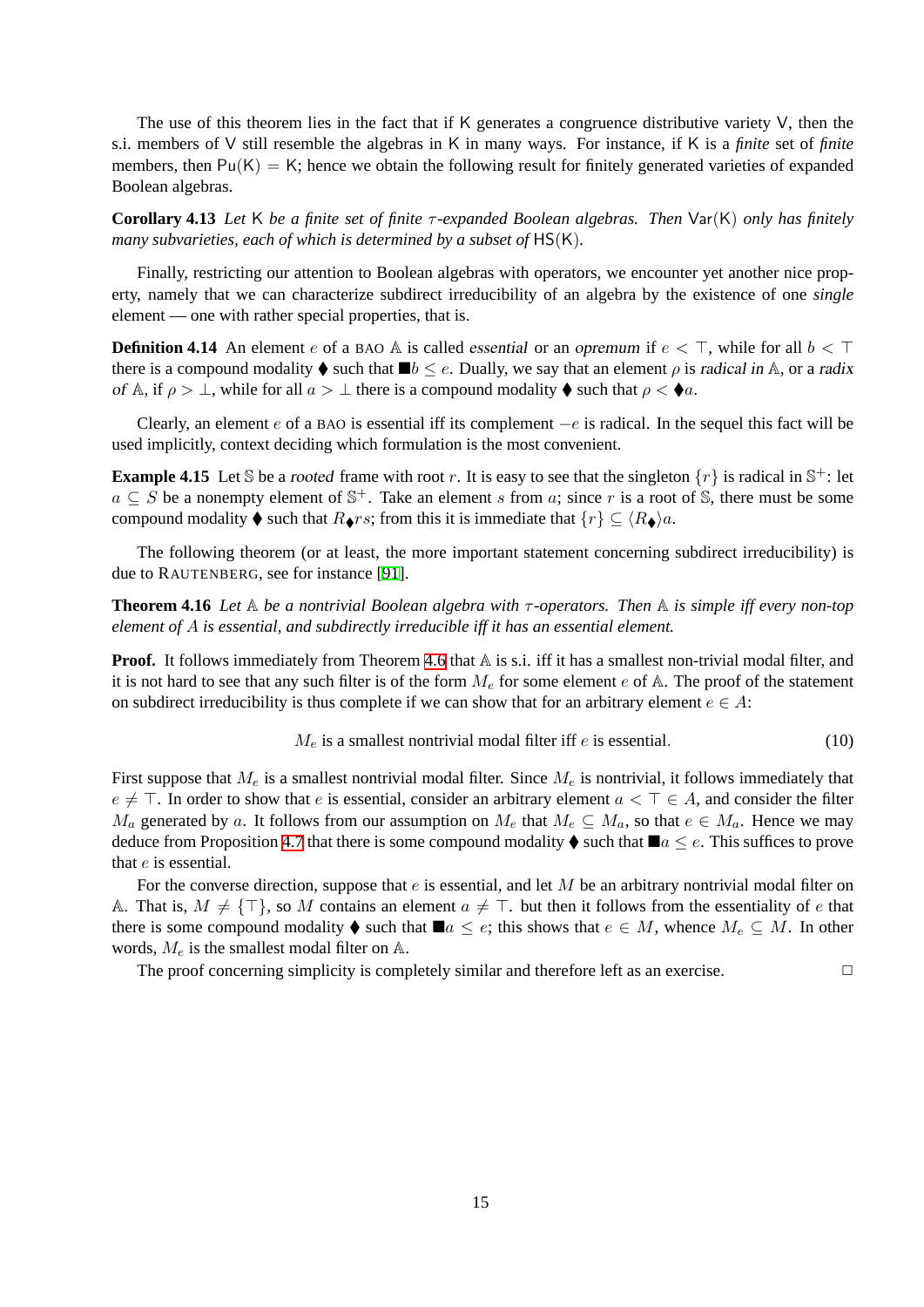The use of this theorem lies in the fact that if $\mathsf{K}$ generates a congruence distributive variety $\mathsf{V}$, then the s.i. members of $\mathsf{V}$ still resemble the algebras in $\mathsf{K}$ in many ways. For instance, if $\mathsf{K}$ is a *finite* set of *finite* members, then $\mathsf{Pu}(\mathsf{K}) = \mathsf{K}$; hence we obtain the following result for finitely generated varieties of expanded Boolean algebras.

**Corollary 4.13** *Let $\mathsf{K}$ be a finite set of finite $\tau$-expanded Boolean algebras. Then $\mathsf{Var}(\mathsf{K})$ only has finitely many subvarieties, each of which is determined by a subset of $\mathsf{HS}(\mathsf{K})$.*

Finally, restricting our attention to Boolean algebras with operators, we encounter yet another nice property, namely that we can characterize subdirect irreducibility of an algebra by the existence of one *single* element — one with rather special properties, that is.

**Definition 4.14** An element $e$ of a BAO $\mathbb{A}$ is called *essential* or an *opremum* if $e < \top$, while for all $b < \top$ there is a compound modality $\blacklozenge$ such that $\blacksquare b \leq e$. Dually, we say that an element $\rho$ is *radical in* $\mathbb{A}$, or a *radix of* $\mathbb{A}$, if $\rho > \bot$, while for all $a > \bot$ there is a compound modality $\blacklozenge$ such that $\rho < \blacklozenge a$.

Clearly, an element $e$ of a BAO is essential iff its complement $-e$ is radical. In the sequel this fact will be used implicitly, context deciding which formulation is the most convenient.

**Example 4.15** Let $\mathbb{S}$ be a *rooted* frame with root $r$. It is easy to see that the singleton $\{r\}$ is radical in $\mathbb{S}^+$: let $a \subseteq S$ be a nonempty element of $\mathbb{S}^+$. Take an element $s$ from $a$; since $r$ is a root of $\mathbb{S}$, there must be some compound modality $\blacklozenge$ such that $R_\blacklozenge rs$; from this it is immediate that $\{r\} \subseteq \langle R_\blacklozenge \rangle a$.

The following theorem (or at least, the more important statement concerning subdirect irreducibility) is due to RAUTENBERG, see for instance [91].

**Theorem 4.16** *Let $\mathbb{A}$ be a nontrivial Boolean algebra with $\tau$-operators. Then $\mathbb{A}$ is simple iff every non-top element of $A$ is essential, and subdirectly irreducible iff it has an essential element.*

**Proof.** It follows immediately from Theorem 4.6 that $\mathbb{A}$ is s.i. iff it has a smallest non-trivial modal filter, and it is not hard to see that any such filter is of the form $M_e$ for some element $e$ of $\mathbb{A}$. The proof of the statement on subdirect irreducibility is thus complete if we can show that for an arbitrary element $e \in A$:

$$M_e \text{ is a smallest nontrivial modal filter iff } e \text{ is essential.} \tag{10}$$

First suppose that $M_e$ is a smallest nontrivial modal filter. Since $M_e$ is nontrivial, it follows immediately that $e \neq \top$. In order to show that $e$ is essential, consider an arbitrary element $a < \top \in A$, and consider the filter $M_a$ generated by $a$. It follows from our assumption on $M_e$ that $M_e \subseteq M_a$, so that $e \in M_a$. Hence we may deduce from Proposition 4.7 that there is some compound modality $\blacklozenge$ such that $\blacksquare a \leq e$. This suffices to prove that $e$ is essential.

For the converse direction, suppose that $e$ is essential, and let $M$ be an arbitrary nontrivial modal filter on $\mathbb{A}$. That is, $M \neq \{\top\}$, so $M$ contains an element $a \neq \top$. but then it follows from the essentiality of $e$ that there is some compound modality $\blacklozenge$ such that $\blacksquare a \leq e$; this shows that $e \in M$, whence $M_e \subseteq M$. In other words, $M_e$ is the smallest modal filter on $\mathbb{A}$.

The proof concerning simplicity is completely similar and therefore left as an exercise. $\square$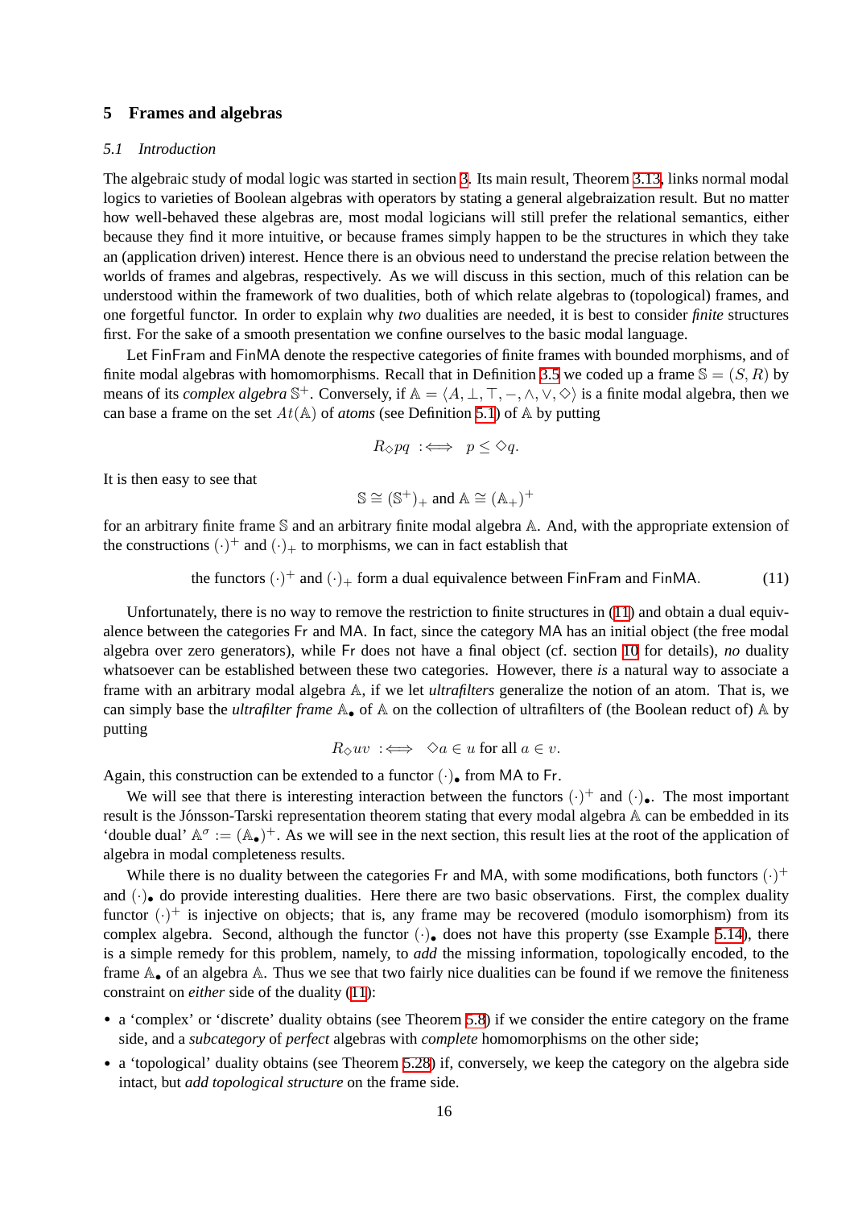## 5 Frames and algebras

### 5.1 Introduction

The algebraic study of modal logic was started in section 3. Its main result, Theorem 3.13, links normal modal logics to varieties of Boolean algebras with operators by stating a general algebraization result. But no matter how well-behaved these algebras are, most modal logicians will still prefer the relational semantics, either because they find it more intuitive, or because frames simply happen to be the structures in which they take an (application driven) interest. Hence there is an obvious need to understand the precise relation between the worlds of frames and algebras, respectively. As we will discuss in this section, much of this relation can be understood within the framework of two dualities, both of which relate algebras to (topological) frames, and one forgetful functor. In order to explain why *two* dualities are needed, it is best to consider *finite* structures first. For the sake of a smooth presentation we confine ourselves to the basic modal language.

Let FinFram and FinMA denote the respective categories of finite frames with bounded morphisms, and of finite modal algebras with homomorphisms. Recall that in Definition 3.5 we coded up a frame $\mathbb{S} = (S, R)$ by means of its *complex algebra* $\mathbb{S}^+$. Conversely, if $\mathbb{A} = \langle A, \bot, \top, -, \wedge, \vee, \diamond \rangle$ is a finite modal algebra, then we can base a frame on the set $At(\mathbb{A})$ of *atoms* (see Definition 5.1) of $\mathbb{A}$ by putting

$$R_\diamond pq \;:\Longleftrightarrow\; p \leq \diamond q.$$

It is then easy to see that

$$\mathbb{S} \cong (\mathbb{S}^+)_+ \text{ and } \mathbb{A} \cong (\mathbb{A}_+)^+$$

for an arbitrary finite frame $\mathbb{S}$ and an arbitrary finite modal algebra $\mathbb{A}$. And, with the appropriate extension of the constructions $(\cdot)^+$ and $(\cdot)_+$ to morphisms, we can in fact establish that

$$\text{the functors } (\cdot)^+ \text{ and } (\cdot)_+ \text{ form a dual equivalence between FinFram and FinMA.} \tag{11}$$

Unfortunately, there is no way to remove the restriction to finite structures in (11) and obtain a dual equivalence between the categories Fr and MA. In fact, since the category MA has an initial object (the free modal algebra over zero generators), while Fr does not have a final object (cf. section 10 for details), *no* duality whatsoever can be established between these two categories. However, there *is* a natural way to associate a frame with an arbitrary modal algebra $\mathbb{A}$, if we let *ultrafilters* generalize the notion of an atom. That is, we can simply base the *ultrafilter frame* $\mathbb{A}_\bullet$ of $\mathbb{A}$ on the collection of ultrafilters of (the Boolean reduct of) $\mathbb{A}$ by putting

$$R_\diamond uv \;:\Longleftrightarrow\; \diamond a \in u \text{ for all } a \in v.$$

Again, this construction can be extended to a functor $(\cdot)_\bullet$ from MA to Fr.

We will see that there is interesting interaction between the functors $(\cdot)^+$ and $(\cdot)_\bullet$. The most important result is the Jónsson-Tarski representation theorem stating that every modal algebra $\mathbb{A}$ can be embedded in its 'double dual' $\mathbb{A}^\sigma := (\mathbb{A}_\bullet)^+$. As we will see in the next section, this result lies at the root of the application of algebra in modal completeness results.

While there is no duality between the categories Fr and MA, with some modifications, both functors $(\cdot)^+$ and $(\cdot)_\bullet$ do provide interesting dualities. Here there are two basic observations. First, the complex duality functor $(\cdot)^+$ is injective on objects; that is, any frame may be recovered (modulo isomorphism) from its complex algebra. Second, although the functor $(\cdot)_\bullet$ does not have this property (sse Example 5.14), there is a simple remedy for this problem, namely, to *add* the missing information, topologically encoded, to the frame $\mathbb{A}_\bullet$ of an algebra $\mathbb{A}$. Thus we see that two fairly nice dualities can be found if we remove the finiteness constraint on *either* side of the duality (11):

- a 'complex' or 'discrete' duality obtains (see Theorem 5.8) if we consider the entire category on the frame side, and a *subcategory* of *perfect* algebras with *complete* homomorphisms on the other side;
- a 'topological' duality obtains (see Theorem 5.28) if, conversely, we keep the category on the algebra side intact, but *add topological structure* on the frame side.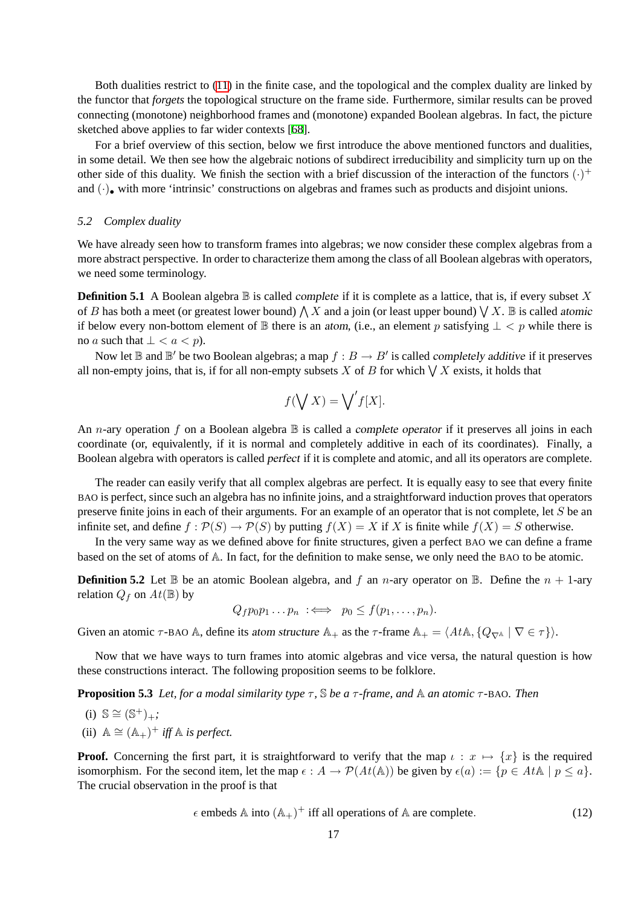Both dualities restrict to (11) in the finite case, and the topological and the complex duality are linked by the functor that *forgets* the topological structure on the frame side. Furthermore, similar results can be proved connecting (monotone) neighborhood frames and (monotone) expanded Boolean algebras. In fact, the picture sketched above applies to far wider contexts [68].

For a brief overview of this section, below we first introduce the above mentioned functors and dualities, in some detail. We then see how the algebraic notions of subdirect irreducibility and simplicity turn up on the other side of this duality. We finish the section with a brief discussion of the interaction of the functors $(\cdot)^+$ and $(\cdot)_\bullet$ with more 'intrinsic' constructions on algebras and frames such as products and disjoint unions.

### 5.2 Complex duality

We have already seen how to transform frames into algebras; we now consider these complex algebras from a more abstract perspective. In order to characterize them among the class of all Boolean algebras with operators, we need some terminology.

**Definition 5.1** A Boolean algebra $\mathbb{B}$ is called *complete* if it is complete as a lattice, that is, if every subset $X$ of $B$ has both a meet (or greatest lower bound) $\bigwedge X$ and a join (or least upper bound) $\bigvee X$. $\mathbb{B}$ is called *atomic* if below every non-bottom element of $\mathbb{B}$ there is an *atom*, (i.e., an element $p$ satisfying $\bot < p$ while there is no $a$ such that $\bot < a < p$).

Now let $\mathbb{B}$ and $\mathbb{B}'$ be two Boolean algebras; a map $f : B \to B'$ is called *completely additive* if it preserves all non-empty joins, that is, if for all non-empty subsets $X$ of $B$ for which $\bigvee X$ exists, it holds that

$$f(\bigvee X) = \bigvee{}' f[X].$$

An $n$-ary operation $f$ on a Boolean algebra $\mathbb{B}$ is called a *complete operator* if it preserves all joins in each coordinate (or, equivalently, if it is normal and completely additive in each of its coordinates). Finally, a Boolean algebra with operators is called *perfect* if it is complete and atomic, and all its operators are complete.

The reader can easily verify that all complex algebras are perfect. It is equally easy to see that every finite BAO is perfect, since such an algebra has no infinite joins, and a straightforward induction proves that operators preserve finite joins in each of their arguments. For an example of an operator that is not complete, let $S$ be an infinite set, and define $f : \mathcal{P}(S) \to \mathcal{P}(S)$ by putting $f(X) = X$ if $X$ is finite while $f(X) = S$ otherwise.

In the very same way as we defined above for finite structures, given a perfect BAO we can define a frame based on the set of atoms of $\mathbb{A}$. In fact, for the definition to make sense, we only need the BAO to be atomic.

**Definition 5.2** Let $\mathbb{B}$ be an atomic Boolean algebra, and $f$ an $n$-ary operator on $\mathbb{B}$. Define the $n+1$-ary relation $Q_f$ on $At(\mathbb{B})$ by

$$Q_f p_0 p_1 \ldots p_n \;:\Longleftrightarrow\; p_0 \leq f(p_1, \ldots, p_n).$$

Given an atomic $\tau$-BAO $\mathbb{A}$, define its *atom structure* $\mathbb{A}_+$ as the $\tau$-frame $\mathbb{A}_+ = \langle At\mathbb{A}, \{Q_{\nabla^{\mathbb{A}}} \mid \nabla \in \tau\}\rangle$.

Now that we have ways to turn frames into atomic algebras and vice versa, the natural question is how these constructions interact. The following proposition seems to be folklore.

**Proposition 5.3** *Let, for a modal similarity type $\tau$, $\mathbb{S}$ be a $\tau$-frame, and $\mathbb{A}$ an atomic $\tau$-BAO. Then*

(i) $\mathbb{S} \cong (\mathbb{S}^+)_+$*;*

(ii) $\mathbb{A} \cong (\mathbb{A}_+)^+$ *iff* $\mathbb{A}$ *is perfect.*

**Proof.** Concerning the first part, it is straightforward to verify that the map $\iota : x \mapsto \{x\}$ is the required isomorphism. For the second item, let the map $\epsilon : A \to \mathcal{P}(At(\mathbb{A}))$ be given by $\epsilon(a) := \{p \in At\mathbb{A} \mid p \leq a\}$. The crucial observation in the proof is that

$$\epsilon \text{ embeds } \mathbb{A} \text{ into } (\mathbb{A}_+)^+ \text{ iff all operations of } \mathbb{A} \text{ are complete.} \tag{12}$$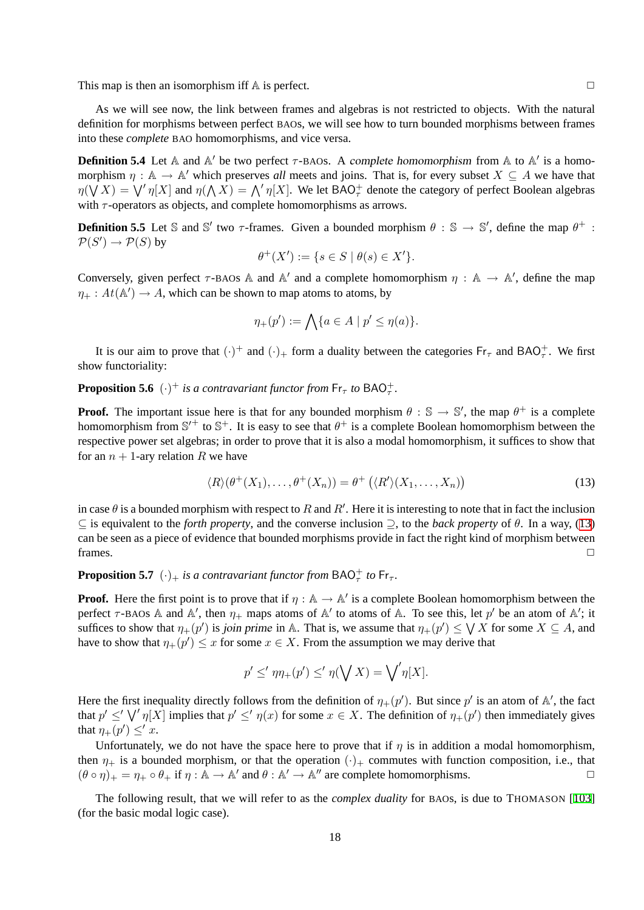This map is then an isomorphism iff $\mathbb{A}$ is perfect. □

As we will see now, the link between frames and algebras is not restricted to objects. With the natural definition for morphisms between perfect BAOs, we will see how to turn bounded morphisms between frames into these *complete* BAO homomorphisms, and vice versa.

**Definition 5.4** Let $\mathbb{A}$ and $\mathbb{A}'$ be two perfect $\tau$-BAOs. A *complete homomorphism* from $\mathbb{A}$ to $\mathbb{A}'$ is a homomorphism $\eta : \mathbb{A} \to \mathbb{A}'$ which preserves *all* meets and joins. That is, for every subset $X \subseteq A$ we have that $\eta(\bigvee X) = \bigvee' \eta[X]$ and $\eta(\bigwedge X) = \bigwedge' \eta[X]$. We let $\mathsf{BAO}^+_\tau$ denote the category of perfect Boolean algebras with $\tau$-operators as objects, and complete homomorphisms as arrows.

**Definition 5.5** Let $\mathbb{S}$ and $\mathbb{S}'$ two $\tau$-frames. Given a bounded morphism $\theta : \mathbb{S} \to \mathbb{S}'$, define the map $\theta^+ : \mathcal{P}(S') \to \mathcal{P}(S)$ by

$$\theta^+(X') := \{s \in S \mid \theta(s) \in X'\}.$$

Conversely, given perfect $\tau$-BAOs $\mathbb{A}$ and $\mathbb{A}'$ and a complete homomorphism $\eta : \mathbb{A} \to \mathbb{A}'$, define the map $\eta_+ : At(\mathbb{A}') \to A$, which can be shown to map atoms to atoms, by

$$\eta_+(p') := \bigwedge \{a \in A \mid p' \leq \eta(a)\}.$$

It is our aim to prove that $(\cdot)^+$ and $(\cdot)_+$ form a duality between the categories $\mathsf{Fr}_\tau$ and $\mathsf{BAO}^+_\tau$. We first show functoriality:

**Proposition 5.6** *$(\cdot)^+$ is a contravariant functor from $\mathsf{Fr}_\tau$ to $\mathsf{BAO}^+_\tau$.*

**Proof.** The important issue here is that for any bounded morphism $\theta : \mathbb{S} \to \mathbb{S}'$, the map $\theta^+$ is a complete homomorphism from $\mathbb{S}'^+$ to $\mathbb{S}^+$. It is easy to see that $\theta^+$ is a complete Boolean homomorphism between the respective power set algebras; in order to prove that it is also a modal homomorphism, it suffices to show that for an $n+1$-ary relation $R$ we have

$$\langle R \rangle(\theta^+(X_1), \ldots, \theta^+(X_n)) = \theta^+\left(\langle R' \rangle(X_1, \ldots, X_n)\right) \tag{13}$$

in case $\theta$ is a bounded morphism with respect to $R$ and $R'$. Here it is interesting to note that in fact the inclusion $\subseteq$ is equivalent to the *forth property*, and the converse inclusion $\supseteq$, to the *back property* of $\theta$. In a way, (13) can be seen as a piece of evidence that bounded morphisms provide in fact the right kind of morphism between frames. □

**Proposition 5.7** *$(\cdot)_+$ is a contravariant functor from $\mathsf{BAO}^+_\tau$ to $\mathsf{Fr}_\tau$.*

**Proof.** Here the first point is to prove that if $\eta : \mathbb{A} \to \mathbb{A}'$ is a complete Boolean homomorphism between the perfect $\tau$-BAOs $\mathbb{A}$ and $\mathbb{A}'$, then $\eta_+$ maps atoms of $\mathbb{A}'$ to atoms of $\mathbb{A}$. To see this, let $p'$ be an atom of $\mathbb{A}'$; it suffices to show that $\eta_+(p')$ is *join prime* in $\mathbb{A}$. That is, we assume that $\eta_+(p') \leq \bigvee X$ for some $X \subseteq A$, and have to show that $\eta_+(p') \leq x$ for some $x \in X$. From the assumption we may derive that

$$p' \leq' \eta\eta_+(p') \leq' \eta(\bigvee X) = \bigvee\nolimits' \eta[X].$$

Here the first inequality directly follows from the definition of $\eta_+(p')$. But since $p'$ is an atom of $\mathbb{A}'$, the fact that $p' \leq' \bigvee' \eta[X]$ implies that $p' \leq' \eta(x)$ for some $x \in X$. The definition of $\eta_+(p')$ then immediately gives that $\eta_+(p') \leq' x$.

Unfortunately, we do not have the space here to prove that if $\eta$ is in addition a modal homomorphism, then $\eta_+$ is a bounded morphism, or that the operation $(\cdot)_+$ commutes with function composition, i.e., that $(\theta \circ \eta)_+ = \eta_+ \circ \theta_+$ if $\eta : \mathbb{A} \to \mathbb{A}'$ and $\theta : \mathbb{A}' \to \mathbb{A}''$ are complete homomorphisms. □

The following result, that we will refer to as the *complex duality* for BAOs, is due to THOMASON [103] (for the basic modal logic case).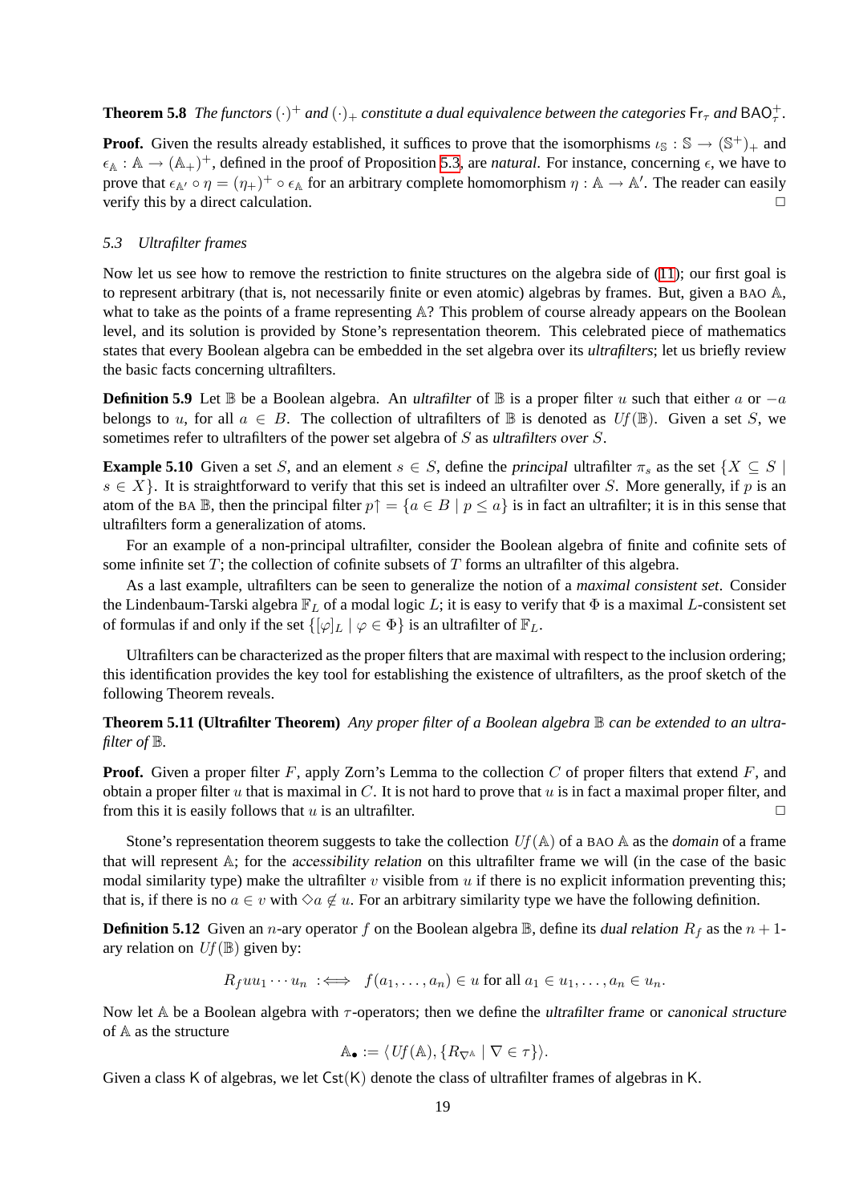**Theorem 5.8** *The functors $(\cdot)^+$ and $(\cdot)_+$ constitute a dual equivalence between the categories $\mathsf{Fr}_\tau$ and $\mathsf{BAO}^+_\tau$.*

**Proof.** Given the results already established, it suffices to prove that the isomorphisms $\iota_{\mathbb{S}} : \mathbb{S} \to (\mathbb{S}^+)_+$ and $\epsilon_{\mathbb{A}} : \mathbb{A} \to (\mathbb{A}_+)^+$, defined in the proof of Proposition 5.3, are *natural*. For instance, concerning $\epsilon$, we have to prove that $\epsilon_{\mathbb{A}'} \circ \eta = (\eta_+)^+ \circ \epsilon_{\mathbb{A}}$ for an arbitrary complete homomorphism $\eta : \mathbb{A} \to \mathbb{A}'$. The reader can easily verify this by a direct calculation. $\square$

### *5.3 Ultrafilter frames*

Now let us see how to remove the restriction to finite structures on the algebra side of (11); our first goal is to represent arbitrary (that is, not necessarily finite or even atomic) algebras by frames. But, given a BAO $\mathbb{A}$, what to take as the points of a frame representing $\mathbb{A}$? This problem of course already appears on the Boolean level, and its solution is provided by Stone's representation theorem. This celebrated piece of mathematics states that every Boolean algebra can be embedded in the set algebra over its *ultrafilters*; let us briefly review the basic facts concerning ultrafilters.

**Definition 5.9** Let $\mathbb{B}$ be a Boolean algebra. An *ultrafilter* of $\mathbb{B}$ is a proper filter $u$ such that either $a$ or $-a$ belongs to $u$, for all $a \in B$. The collection of ultrafilters of $\mathbb{B}$ is denoted as $Uf(\mathbb{B})$. Given a set $S$, we sometimes refer to ultrafilters of the power set algebra of $S$ as *ultrafilters over* $S$.

**Example 5.10** Given a set $S$, and an element $s \in S$, define the *principal* ultrafilter $\pi_s$ as the set $\{X \subseteq S \mid s \in X\}$. It is straightforward to verify that this set is indeed an ultrafilter over $S$. More generally, if $p$ is an atom of the BA $\mathbb{B}$, then the principal filter $p\!\uparrow = \{a \in B \mid p \leq a\}$ is in fact an ultrafilter; it is in this sense that ultrafilters form a generalization of atoms.

For an example of a non-principal ultrafilter, consider the Boolean algebra of finite and cofinite sets of some infinite set $T$; the collection of cofinite subsets of $T$ forms an ultrafilter of this algebra.

As a last example, ultrafilters can be seen to generalize the notion of a *maximal consistent set*. Consider the Lindenbaum-Tarski algebra $\mathbb{F}_L$ of a modal logic $L$; it is easy to verify that $\Phi$ is a maximal $L$-consistent set of formulas if and only if the set $\{[\varphi]_L \mid \varphi \in \Phi\}$ is an ultrafilter of $\mathbb{F}_L$.

Ultrafilters can be characterized as the proper filters that are maximal with respect to the inclusion ordering; this identification provides the key tool for establishing the existence of ultrafilters, as the proof sketch of the following Theorem reveals.

**Theorem 5.11 (Ultrafilter Theorem)** *Any proper filter of a Boolean algebra $\mathbb{B}$ can be extended to an ultrafilter of $\mathbb{B}$.*

**Proof.** Given a proper filter $F$, apply Zorn's Lemma to the collection $C$ of proper filters that extend $F$, and obtain a proper filter $u$ that is maximal in $C$. It is not hard to prove that $u$ is in fact a maximal proper filter, and from this it is easily follows that $u$ is an ultrafilter. $\square$

Stone's representation theorem suggests to take the collection $Uf(\mathbb{A})$ of a BAO $\mathbb{A}$ as the *domain* of a frame that will represent $\mathbb{A}$; for the *accessibility relation* on this ultrafilter frame we will (in the case of the basic modal similarity type) make the ultrafilter $v$ visible from $u$ if there is no explicit information preventing this; that is, if there is no $a \in v$ with $\Diamond a \notin u$. For an arbitrary similarity type we have the following definition.

**Definition 5.12** Given an $n$-ary operator $f$ on the Boolean algebra $\mathbb{B}$, define its *dual relation* $R_f$ as the $n+1$-ary relation on $Uf(\mathbb{B})$ given by:

$$R_f u u_1 \cdots u_n \;:\Longleftrightarrow\; f(a_1, \ldots, a_n) \in u \text{ for all } a_1 \in u_1, \ldots, a_n \in u_n.$$

Now let $\mathbb{A}$ be a Boolean algebra with $\tau$-operators; then we define the *ultrafilter frame* or *canonical structure* of $\mathbb{A}$ as the structure

$$\mathbb{A}_\bullet := \langle Uf(\mathbb{A}), \{R_{\nabla^{\mathbb{A}}} \mid \nabla \in \tau\}\rangle.$$

Given a class $\mathsf{K}$ of algebras, we let $\mathsf{Cst}(\mathsf{K})$ denote the class of ultrafilter frames of algebras in $\mathsf{K}$.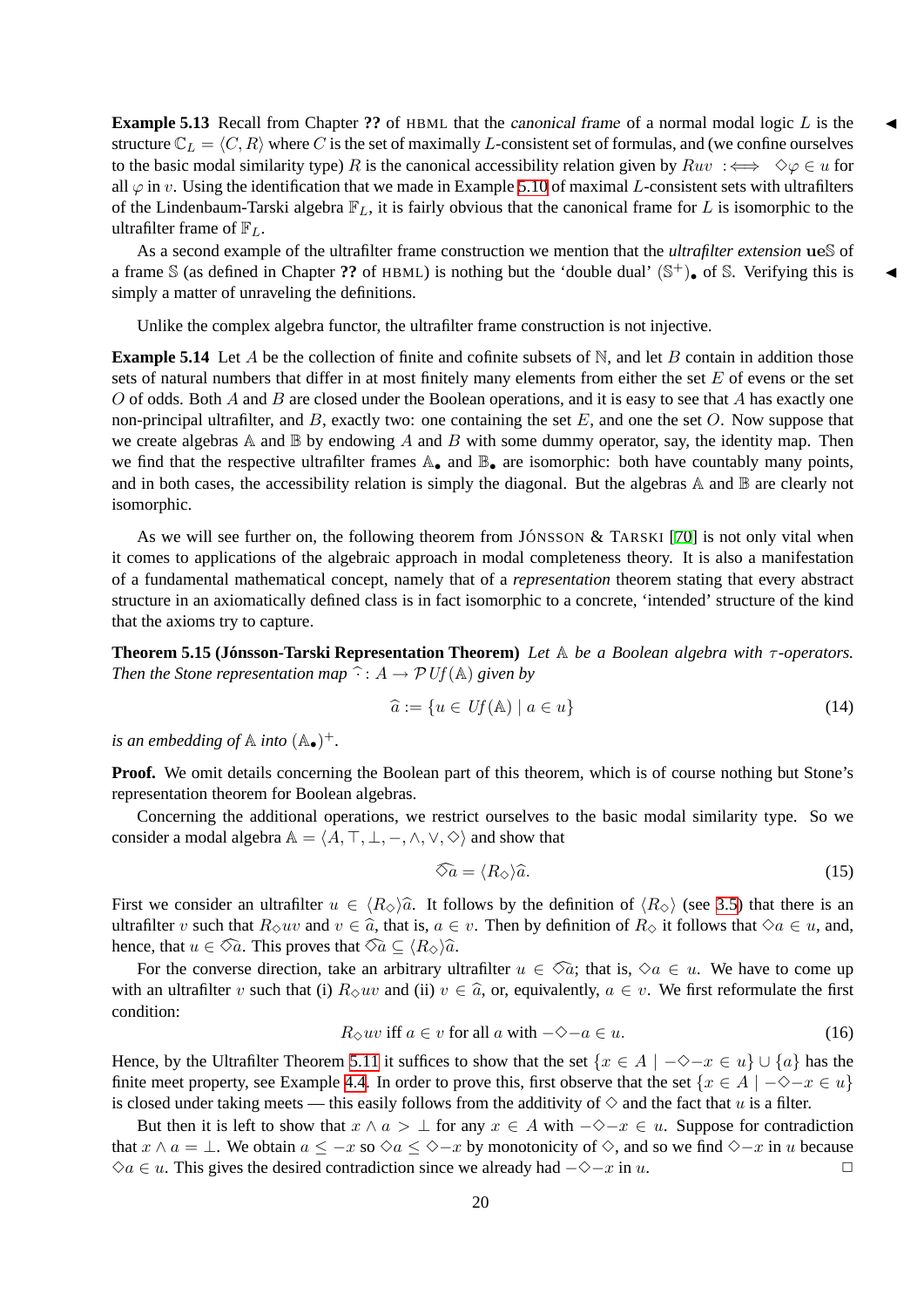**Example 5.13** Recall from Chapter **??** of HBML that the *canonical frame* of a normal modal logic $L$ is the structure $\mathbb{C}_L = \langle C, R \rangle$ where $C$ is the set of maximally $L$-consistent set of formulas, and (we confine ourselves to the basic modal similarity type) $R$ is the canonical accessibility relation given by $Ruv :\iff \Diamond\varphi \in u$ for all $\varphi$ in $v$. Using the identification that we made in Example 5.10 of maximal $L$-consistent sets with ultrafilters of the Lindenbaum-Tarski algebra $\mathbb{F}_L$, it is fairly obvious that the canonical frame for $L$ is isomorphic to the ultrafilter frame of $\mathbb{F}_L$. ◀

As a second example of the ultrafilter frame construction we mention that the *ultrafilter extension* $\mathbf{ue}\mathbb{S}$ of a frame $\mathbb{S}$ (as defined in Chapter **??** of HBML) is nothing but the 'double dual' $(\mathbb{S}^+)_\bullet$ of $\mathbb{S}$. Verifying this is simply a matter of unraveling the definitions. ◀

Unlike the complex algebra functor, the ultrafilter frame construction is not injective.

**Example 5.14** Let $A$ be the collection of finite and cofinite subsets of $\mathbb{N}$, and let $B$ contain in addition those sets of natural numbers that differ in at most finitely many elements from either the set $E$ of evens or the set $O$ of odds. Both $A$ and $B$ are closed under the Boolean operations, and it is easy to see that $A$ has exactly one non-principal ultrafilter, and $B$, exactly two: one containing the set $E$, and one the set $O$. Now suppose that we create algebras $\mathbb{A}$ and $\mathbb{B}$ by endowing $A$ and $B$ with some dummy operator, say, the identity map. Then we find that the respective ultrafilter frames $\mathbb{A}_\bullet$ and $\mathbb{B}_\bullet$ are isomorphic: both have countably many points, and in both cases, the accessibility relation is simply the diagonal. But the algebras $\mathbb{A}$ and $\mathbb{B}$ are clearly not isomorphic.

As we will see further on, the following theorem from JÓNSSON & TARSKI [70] is not only vital when it comes to applications of the algebraic approach in modal completeness theory. It is also a manifestation of a fundamental mathematical concept, namely that of a *representation* theorem stating that every abstract structure in an axiomatically defined class is in fact isomorphic to a concrete, 'intended' structure of the kind that the axioms try to capture.

**Theorem 5.15 (Jónsson-Tarski Representation Theorem)** *Let $\mathbb{A}$ be a Boolean algebra with $\tau$-operators. Then the Stone representation map $\widehat{\cdot} : A \to \mathcal{P}\,Uf(\mathbb{A})$ given by*

$$\widehat{a} := \{u \in Uf(\mathbb{A}) \mid a \in u\} \tag{14}$$

*is an embedding of $\mathbb{A}$ into $(\mathbb{A}_\bullet)^+$.*

**Proof.** We omit details concerning the Boolean part of this theorem, which is of course nothing but Stone's representation theorem for Boolean algebras.

Concerning the additional operations, we restrict ourselves to the basic modal similarity type. So we consider a modal algebra $\mathbb{A} = \langle A, \top, \bot, -, \wedge, \vee, \Diamond \rangle$ and show that

$$\widehat{\Diamond a} = \langle R_\Diamond \rangle \widehat{a}. \tag{15}$$

First we consider an ultrafilter $u \in \langle R_\Diamond \rangle \widehat{a}$. It follows by the definition of $\langle R_\Diamond \rangle$ (see 3.5) that there is an ultrafilter $v$ such that $R_\Diamond uv$ and $v \in \widehat{a}$, that is, $a \in v$. Then by definition of $R_\Diamond$ it follows that $\Diamond a \in u$, and, hence, that $u \in \widehat{\Diamond a}$. This proves that $\widehat{\Diamond a} \subseteq \langle R_\Diamond \rangle \widehat{a}$.

For the converse direction, take an arbitrary ultrafilter $u \in \widehat{\Diamond a}$; that is, $\Diamond a \in u$. We have to come up with an ultrafilter $v$ such that (i) $R_\Diamond uv$ and (ii) $v \in \widehat{a}$, or, equivalently, $a \in v$. We first reformulate the first condition:

$$R_\Diamond uv \text{ iff } a \in v \text{ for all } a \text{ with } -\Diamond - a \in u. \tag{16}$$

Hence, by the Ultrafilter Theorem 5.11 it suffices to show that the set $\{x \in A \mid -\Diamond - x \in u\} \cup \{a\}$ has the finite meet property, see Example 4.4. In order to prove this, first observe that the set $\{x \in A \mid -\Diamond - x \in u\}$ is closed under taking meets — this easily follows from the additivity of $\Diamond$ and the fact that $u$ is a filter.

But then it is left to show that $x \wedge a > \bot$ for any $x \in A$ with $-\Diamond - x \in u$. Suppose for contradiction that $x \wedge a = \bot$. We obtain $a \leq -x$ so $\Diamond a \leq \Diamond - x$ by monotonicity of $\Diamond$, and so we find $\Diamond - x$ in $u$ because $\Diamond a \in u$. This gives the desired contradiction since we already had $-\Diamond - x$ in $u$. □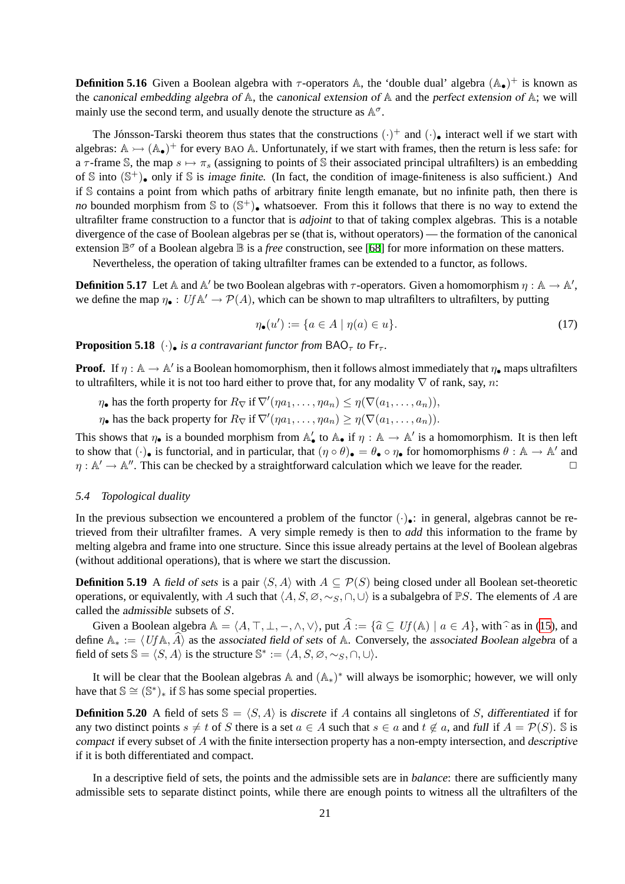**Definition 5.16** Given a Boolean algebra with $\tau$-operators $\mathbb{A}$, the 'double dual' algebra $(\mathbb{A}_\bullet)^+$ is known as the *canonical embedding algebra of* $\mathbb{A}$, the *canonical extension of* $\mathbb{A}$ and the *perfect extension of* $\mathbb{A}$; we will mainly use the second term, and usually denote the structure as $\mathbb{A}^\sigma$.

The Jónsson-Tarski theorem thus states that the constructions $(\cdot)^+$ and $(\cdot)_\bullet$ interact well if we start with algebras: $\mathbb{A} \rightarrowtail (\mathbb{A}_\bullet)^+$ for every BAO $\mathbb{A}$. Unfortunately, if we start with frames, then the return is less safe: for a $\tau$-frame $\mathbb{S}$, the map $s \mapsto \pi_s$ (assigning to points of $\mathbb{S}$ their associated principal ultrafilters) is an embedding of $\mathbb{S}$ into $(\mathbb{S}^+)_\bullet$ only if $\mathbb{S}$ is *image finite*. (In fact, the condition of image-finiteness is also sufficient.) And if $\mathbb{S}$ contains a point from which paths of arbitrary finite length emanate, but no infinite path, then there is *no* bounded morphism from $\mathbb{S}$ to $(\mathbb{S}^+)_\bullet$ whatsoever. From this it follows that there is no way to extend the ultrafilter frame construction to a functor that is *adjoint* to that of taking complex algebras. This is a notable divergence of the case of Boolean algebras per se (that is, without operators) — the formation of the canonical extension $\mathbb{B}^\sigma$ of a Boolean algebra $\mathbb{B}$ is a *free* construction, see [68] for more information on these matters.

Nevertheless, the operation of taking ultrafilter frames can be extended to a functor, as follows.

**Definition 5.17** Let $\mathbb{A}$ and $\mathbb{A}'$ be two Boolean algebras with $\tau$-operators. Given a homomorphism $\eta : \mathbb{A} \to \mathbb{A}'$, we define the map $\eta_\bullet : Uf\mathbb{A}' \to \mathcal{P}(A)$, which can be shown to map ultrafilters to ultrafilters, by putting

$$\eta_\bullet(u') := \{a \in A \mid \eta(a) \in u\}. \tag{17}$$

**Proposition 5.18** *$(\cdot)_\bullet$ is a contravariant functor from $\mathsf{BAO}_\tau$ to $\mathsf{Fr}_\tau$.*

**Proof.** If $\eta : \mathbb{A} \to \mathbb{A}'$ is a Boolean homomorphism, then it follows almost immediately that $\eta_\bullet$ maps ultrafilters to ultrafilters, while it is not too hard either to prove that, for any modality $\nabla$ of rank, say, $n$:

$\eta_\bullet$ has the forth property for $R_\nabla$ if $\nabla'(\eta a_1, \ldots, \eta a_n) \leq \eta(\nabla(a_1, \ldots, a_n))$,

$\eta_\bullet$ has the back property for $R_\nabla$ if $\nabla'(\eta a_1, \ldots, \eta a_n) \geq \eta(\nabla(a_1, \ldots, a_n))$.

This shows that $\eta_\bullet$ is a bounded morphism from $\mathbb{A}'_\bullet$ to $\mathbb{A}_\bullet$ if $\eta : \mathbb{A} \to \mathbb{A}'$ is a homomorphism. It is then left to show that $(\cdot)_\bullet$ is functorial, and in particular, that $(\eta \circ \theta)_\bullet = \theta_\bullet \circ \eta_\bullet$ for homomorphisms $\theta : \mathbb{A} \to \mathbb{A}'$ and $\eta : \mathbb{A}' \to \mathbb{A}''$. This can be checked by a straightforward calculation which we leave for the reader. $\square$

### 5.4 Topological duality

In the previous subsection we encountered a problem of the functor $(\cdot)_\bullet$: in general, algebras cannot be retrieved from their ultrafilter frames. A very simple remedy is then to *add* this information to the frame by melting algebra and frame into one structure. Since this issue already pertains at the level of Boolean algebras (without additional operations), that is where we start the discussion.

**Definition 5.19** A *field of sets* is a pair $\langle S, A\rangle$ with $A \subseteq \mathcal{P}(S)$ being closed under all Boolean set-theoretic operations, or equivalently, with $A$ such that $\langle A, S, \varnothing, \sim_S, \cap, \cup\rangle$ is a subalgebra of $\mathbb{P}S$. The elements of $A$ are called the *admissible* subsets of $S$.

Given a Boolean algebra $\mathbb{A} = \langle A, \top, \bot, -, \wedge, \vee\rangle$, put $\widehat{A} := \{\widehat{a} \subseteq Uf(\mathbb{A}) \mid a \in A\}$, with $\widehat{\cdot}$ as in (15), and define $\mathbb{A}_* := \langle Uf\mathbb{A}, \widehat{A}\rangle$ as the *associated field of sets* of $\mathbb{A}$. Conversely, the *associated Boolean algebra* of a field of sets $\mathbb{S} = \langle S, A\rangle$ is the structure $\mathbb{S}^* := \langle A, S, \varnothing, \sim_S, \cap, \cup\rangle$.

It will be clear that the Boolean algebras $\mathbb{A}$ and $(\mathbb{A}_*)^*$ will always be isomorphic; however, we will only have that $\mathbb{S} \cong (\mathbb{S}^*)_*$ if $\mathbb{S}$ has some special properties.

**Definition 5.20** A field of sets $\mathbb{S} = \langle S, A\rangle$ is *discrete* if $A$ contains all singletons of $S$, *differentiated* if for any two distinct points $s \neq t$ of $S$ there is a set $a \in A$ such that $s \in a$ and $t \notin a$, and *full* if $A = \mathcal{P}(S)$. $\mathbb{S}$ is *compact* if every subset of $A$ with the finite intersection property has a non-empty intersection, and *descriptive* if it is both differentiated and compact.

In a descriptive field of sets, the points and the admissible sets are in *balance*: there are sufficiently many admissible sets to separate distinct points, while there are enough points to witness all the ultrafilters of the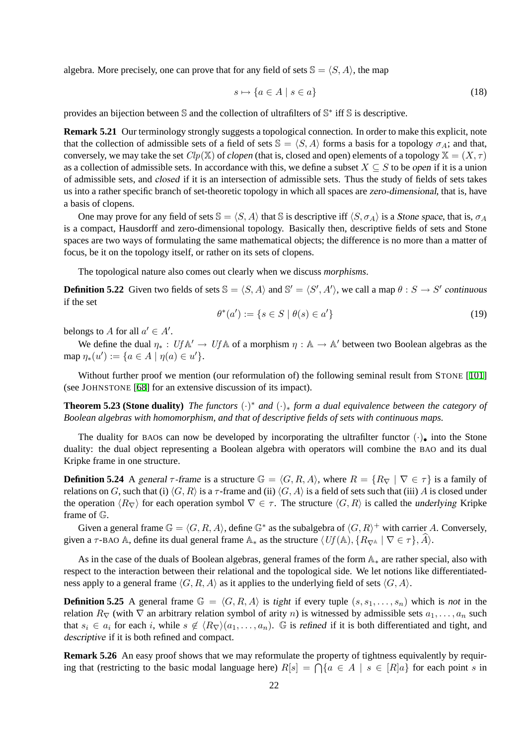algebra. More precisely, one can prove that for any field of sets $\mathbb{S} = \langle S, A \rangle$, the map

$$s \mapsto \{a \in A \mid s \in a\} \tag{18}$$

provides an bijection between $\mathbb{S}$ and the collection of ultrafilters of $\mathbb{S}^*$ iff $\mathbb{S}$ is descriptive.

**Remark 5.21** Our terminology strongly suggests a topological connection. In order to make this explicit, note that the collection of admissible sets of a field of sets $\mathbb{S} = \langle S, A \rangle$ forms a basis for a topology $\sigma_A$; and that, conversely, we may take the set $Clp(\mathbb{X})$ of *clopen* (that is, closed and open) elements of a topology $\mathbb{X} = (X, \tau)$ as a collection of admissible sets. In accordance with this, we define a subset $X \subseteq S$ to be *open* if it is a union of admissible sets, and *closed* if it is an intersection of admissible sets. Thus the study of fields of sets takes us into a rather specific branch of set-theoretic topology in which all spaces are *zero-dimensional*, that is, have a basis of clopens.

One may prove for any field of sets $\mathbb{S} = \langle S, A \rangle$ that $\mathbb{S}$ is descriptive iff $\langle S, \sigma_A \rangle$ is a *Stone space*, that is, $\sigma_A$ is a compact, Hausdorff and zero-dimensional topology. Basically then, descriptive fields of sets and Stone spaces are two ways of formulating the same mathematical objects; the difference is no more than a matter of focus, be it on the topology itself, or rather on its sets of clopens.

The topological nature also comes out clearly when we discuss *morphisms*.

**Definition 5.22** Given two fields of sets $\mathbb{S} = \langle S, A \rangle$ and $\mathbb{S}' = \langle S', A' \rangle$, we call a map $\theta : S \to S'$ *continuous* if the set

$$\theta^*(a') := \{s \in S \mid \theta(s) \in a'\} \tag{19}$$

belongs to $A$ for all $a' \in A'$.

We define the dual $\eta_* : Uf\mathbb{A}' \to Uf\mathbb{A}$ of a morphism $\eta : \mathbb{A} \to \mathbb{A}'$ between two Boolean algebras as the map $\eta_*(u') := \{a \in A \mid \eta(a) \in u'\}$.

Without further proof we mention (our reformulation of) the following seminal result from STONE [101] (see JOHNSTONE [68] for an extensive discussion of its impact).

**Theorem 5.23 (Stone duality)** *The functors $(\cdot)^*$ and $(\cdot)_*$ form a dual equivalence between the category of Boolean algebras with homomorphism, and that of descriptive fields of sets with continuous maps.*

The duality for BAOs can now be developed by incorporating the ultrafilter functor $(\cdot)_\bullet$ into the Stone duality: the dual object representing a Boolean algebra with operators will combine the BAO and its dual Kripke frame in one structure.

**Definition 5.24** A *general $\tau$-frame* is a structure $\mathbb{G} = \langle G, R, A \rangle$, where $R = \{R_\nabla \mid \nabla \in \tau\}$ is a family of relations on $G$, such that (i) $\langle G, R \rangle$ is a $\tau$-frame and (ii) $\langle G, A \rangle$ is a field of sets such that (iii) $A$ is closed under the operation $\langle R_\nabla \rangle$ for each operation symbol $\nabla \in \tau$. The structure $\langle G, R \rangle$ is called the *underlying* Kripke frame of $\mathbb{G}$.

Given a general frame $\mathbb{G} = \langle G, R, A \rangle$, define $\mathbb{G}^*$ as the subalgebra of $\langle G, R \rangle^+$ with carrier $A$. Conversely, given a $\tau$-BAO $\mathbb{A}$, define its dual general frame $\mathbb{A}_*$ as the structure $\langle Uf(\mathbb{A}), \{R_{\nabla^\mathbb{A}} \mid \nabla \in \tau\}, \widehat{A} \rangle$.

As in the case of the duals of Boolean algebras, general frames of the form $\mathbb{A}_*$ are rather special, also with respect to the interaction between their relational and the topological side. We let notions like differentiatedness apply to a general frame $\langle G, R, A \rangle$ as it applies to the underlying field of sets $\langle G, A \rangle$.

**Definition 5.25** A general frame $\mathbb{G} = \langle G, R, A \rangle$ is *tight* if every tuple $(s, s_1, \ldots, s_n)$ which is *not* in the relation $R_\nabla$ (with $\nabla$ an arbitrary relation symbol of arity $n$) is witnessed by admissible sets $a_1, \ldots, a_n$ such that $s_i \in a_i$ for each $i$, while $s \notin \langle R_\nabla \rangle (a_1, \ldots, a_n)$. $\mathbb{G}$ is *refined* if it is both differentiated and tight, and *descriptive* if it is both refined and compact.

**Remark 5.26** An easy proof shows that we may reformulate the property of tightness equivalently by requiring that (restricting to the basic modal language here) $R[s] = \bigcap\{a \in A \mid s \in [R]a\}$ for each point $s$ in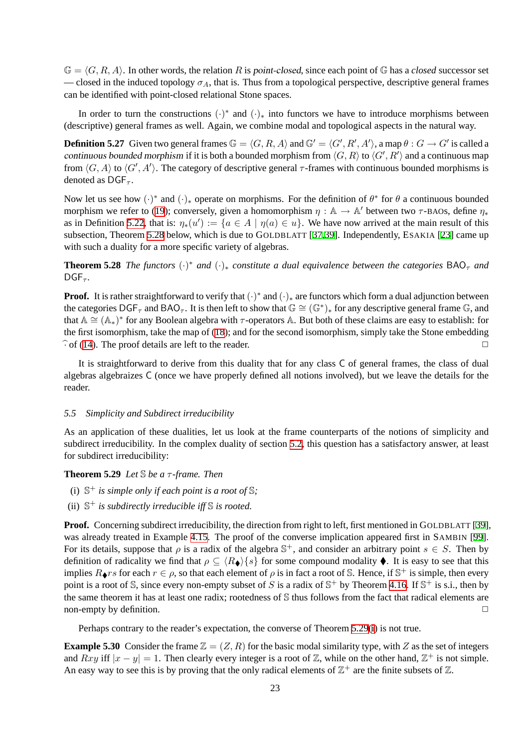$\mathbb{G} = \langle G, R, A \rangle$. In other words, the relation $R$ is *point-closed*, since each point of $\mathbb{G}$ has a *closed* successor set — closed in the induced topology $\sigma_A$, that is. Thus from a topological perspective, descriptive general frames can be identified with point-closed relational Stone spaces.

In order to turn the constructions $(\cdot)^*$ and $(\cdot)_*$ into functors we have to introduce morphisms between (descriptive) general frames as well. Again, we combine modal and topological aspects in the natural way.

**Definition 5.27** Given two general frames $\mathbb{G} = \langle G, R, A \rangle$ and $\mathbb{G}' = \langle G', R', A' \rangle$, a map $\theta : G \to G'$ is called a *continuous bounded morphism* if it is both a bounded morphism from $\langle G, R \rangle$ to $\langle G', R' \rangle$ and a continuous map from $\langle G, A \rangle$ to $\langle G', A' \rangle$. The category of descriptive general $\tau$-frames with continuous bounded morphisms is denoted as $\mathsf{DGF}_\tau$.

Now let us see how $(\cdot)^*$ and $(\cdot)_*$ operate on morphisms. For the definition of $\theta^*$ for $\theta$ a continuous bounded morphism we refer to (19); conversely, given a homomorphism $\eta : \mathbb{A} \to \mathbb{A}'$ between two $\tau$-BAOs, define $\eta_*$ as in Definition 5.22, that is: $\eta_*(u') := \{a \in A \mid \eta(a) \in u\}$. We have now arrived at the main result of this subsection, Theorem 5.28 below, which is due to GOLDBLATT [37,39]. Independently, ESAKIA [23] came up with such a duality for a more specific variety of algebras.

**Theorem 5.28** *The functors $(\cdot)^*$ and $(\cdot)_*$ constitute a dual equivalence between the categories $\mathsf{BAO}_\tau$ and $\mathsf{DGF}_\tau$.*

**Proof.** It is rather straightforward to verify that $(\cdot)^*$ and $(\cdot)_*$ are functors which form a dual adjunction between the categories $\mathsf{DGF}_\tau$ and $\mathsf{BAO}_\tau$. It is then left to show that $\mathbb{G} \cong (\mathbb{G}^*)_*$ for any descriptive general frame $\mathbb{G}$, and that $\mathbb{A} \cong (\mathbb{A}_*)^*$ for any Boolean algebra with $\tau$-operators $\mathbb{A}$. But both of these claims are easy to establish: for the first isomorphism, take the map of (18); and for the second isomorphism, simply take the Stone embedding $\widehat{\cdot}$ of (14). The proof details are left to the reader. □

It is straightforward to derive from this duality that for any class $\mathsf{C}$ of general frames, the class of dual algebras algebraizes $\mathsf{C}$ (once we have properly defined all notions involved), but we leave the details for the reader.

### 5.5 Simplicity and Subdirect irreducibility

As an application of these dualities, let us look at the frame counterparts of the notions of simplicity and subdirect irreducibility. In the complex duality of section 5.2, this question has a satisfactory answer, at least for subdirect irreducibility:

**Theorem 5.29** *Let $\mathbb{S}$ be a $\tau$-frame. Then*

- (i) *$\mathbb{S}^+$ is simple only if each point is a root of $\mathbb{S}$;*
- (ii) *$\mathbb{S}^+$ is subdirectly irreducible iff $\mathbb{S}$ is rooted.*

**Proof.** Concerning subdirect irreducibility, the direction from right to left, first mentioned in GOLDBLATT [39], was already treated in Example 4.15. The proof of the converse implication appeared first in SAMBIN [99]. For its details, suppose that $\rho$ is a radix of the algebra $\mathbb{S}^+$, and consider an arbitrary point $s \in S$. Then by definition of radicality we find that $\rho \subseteq \langle R_\blacklozenge \rangle \{s\}$ for some compound modality $\blacklozenge$. It is easy to see that this implies $R_\blacklozenge rs$ for each $r \in \rho$, so that each element of $\rho$ is in fact a root of $\mathbb{S}$. Hence, if $\mathbb{S}^+$ is simple, then every point is a root of $\mathbb{S}$, since every non-empty subset of $S$ is a radix of $\mathbb{S}^+$ by Theorem 4.16. If $\mathbb{S}^+$ is s.i., then by the same theorem it has at least one radix; rootedness of $\mathbb{S}$ thus follows from the fact that radical elements are non-empty by definition. □

Perhaps contrary to the reader's expectation, the converse of Theorem 5.29(i) is not true.

**Example 5.30** Consider the frame $\mathbb{Z} = (Z, R)$ for the basic modal similarity type, with $Z$ as the set of integers and $Rxy$ iff $|x - y| = 1$. Then clearly every integer is a root of $\mathbb{Z}$, while on the other hand, $\mathbb{Z}^+$ is not simple. An easy way to see this is by proving that the only radical elements of $\mathbb{Z}^+$ are the finite subsets of $\mathbb{Z}$.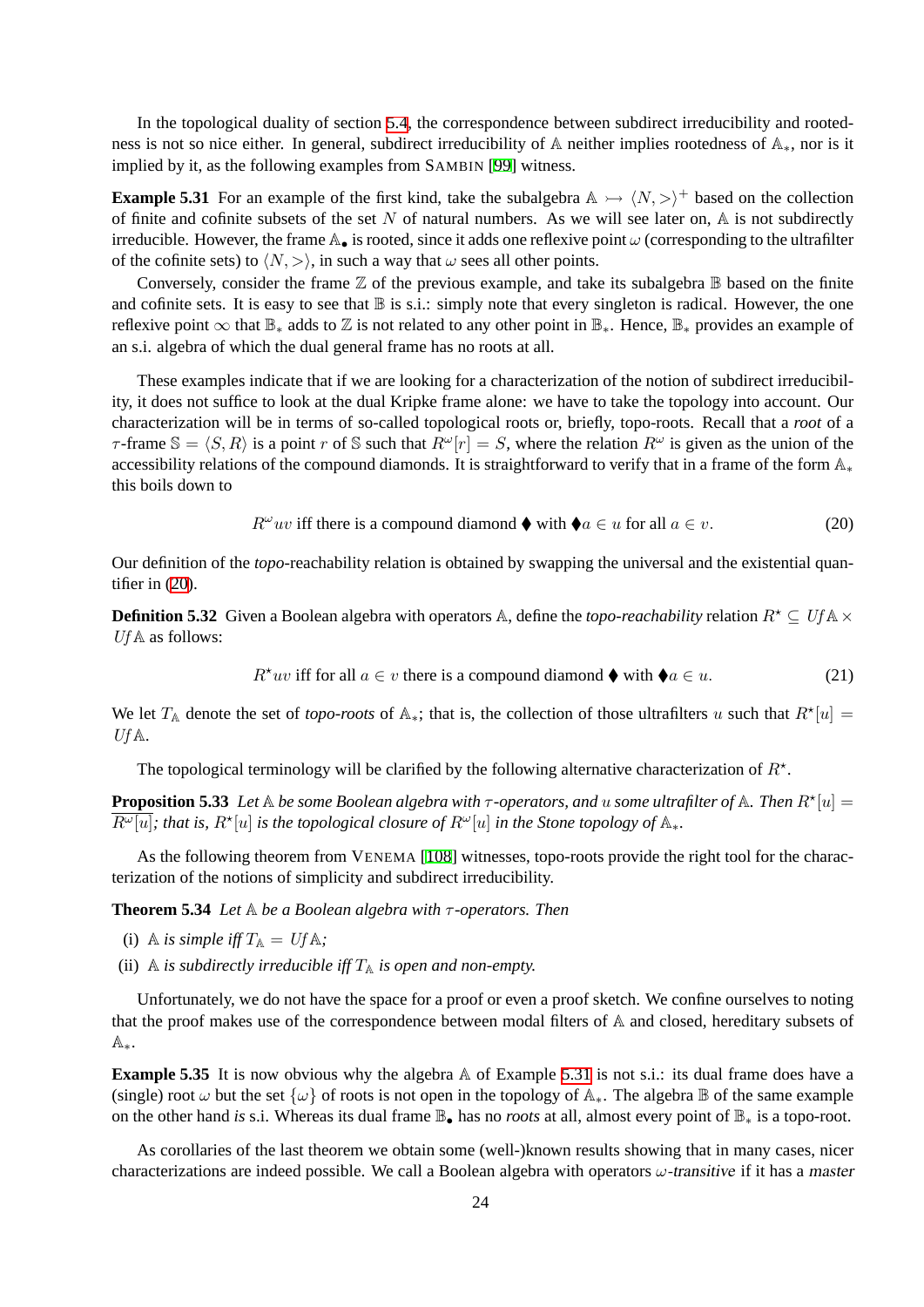In the topological duality of section 5.4, the correspondence between subdirect irreducibility and rootedness is not so nice either. In general, subdirect irreducibility of $\mathbb{A}$ neither implies rootedness of $\mathbb{A}_*$, nor is it implied by it, as the following examples from SAMBIN [99] witness.

**Example 5.31** For an example of the first kind, take the subalgebra $\mathbb{A} \rightarrowtail \langle N, > \rangle^+$ based on the collection of finite and cofinite subsets of the set $N$ of natural numbers. As we will see later on, $\mathbb{A}$ is not subdirectly irreducible. However, the frame $\mathbb{A}_\bullet$ is rooted, since it adds one reflexive point $\omega$ (corresponding to the ultrafilter of the cofinite sets) to $\langle N, > \rangle$, in such a way that $\omega$ sees all other points.

Conversely, consider the frame $\mathbb{Z}$ of the previous example, and take its subalgebra $\mathbb{B}$ based on the finite and cofinite sets. It is easy to see that $\mathbb{B}$ is s.i.: simply note that every singleton is radical. However, the one reflexive point $\infty$ that $\mathbb{B}_*$ adds to $\mathbb{Z}$ is not related to any other point in $\mathbb{B}_*$. Hence, $\mathbb{B}_*$ provides an example of an s.i. algebra of which the dual general frame has no roots at all.

These examples indicate that if we are looking for a characterization of the notion of subdirect irreducibility, it does not suffice to look at the dual Kripke frame alone: we have to take the topology into account. Our characterization will be in terms of so-called topological roots or, briefly, topo-roots. Recall that a *root* of a $\tau$-frame $\mathbb{S} = \langle S, R \rangle$ is a point $r$ of $\mathbb{S}$ such that $R^\omega[r] = S$, where the relation $R^\omega$ is given as the union of the accessibility relations of the compound diamonds. It is straightforward to verify that in a frame of the form $\mathbb{A}_*$ this boils down to

$$R^\omega uv \text{ iff there is a compound diamond } \blacklozenge \text{ with } \blacklozenge a \in u \text{ for all } a \in v. \tag{20}$$

Our definition of the *topo*-reachability relation is obtained by swapping the universal and the existential quantifier in (20).

**Definition 5.32** Given a Boolean algebra with operators $\mathbb{A}$, define the *topo-reachability* relation $R^\star \subseteq Uf\,\mathbb{A} \times Uf\,\mathbb{A}$ as follows:

$$R^\star uv \text{ iff for all } a \in v \text{ there is a compound diamond } \blacklozenge \text{ with } \blacklozenge a \in u. \tag{21}$$

We let $T_\mathbb{A}$ denote the set of *topo-roots* of $\mathbb{A}_*$; that is, the collection of those ultrafilters $u$ such that $R^\star[u] = Uf\,\mathbb{A}$.

The topological terminology will be clarified by the following alternative characterization of $R^\star$.

**Proposition 5.33** *Let $\mathbb{A}$ be some Boolean algebra with $\tau$-operators, and $u$ some ultrafilter of $\mathbb{A}$. Then $R^\star[u] = \overline{R^\omega[u]}$; that is, $R^\star[u]$ is the topological closure of $R^\omega[u]$ in the Stone topology of $\mathbb{A}_*$.*

As the following theorem from VENEMA [108] witnesses, topo-roots provide the right tool for the characterization of the notions of simplicity and subdirect irreducibility.

**Theorem 5.34** *Let $\mathbb{A}$ be a Boolean algebra with $\tau$-operators. Then*

(i) *$\mathbb{A}$ is simple iff $T_\mathbb{A} = Uf\,\mathbb{A}$;*

(ii) *$\mathbb{A}$ is subdirectly irreducible iff $T_\mathbb{A}$ is open and non-empty.*

Unfortunately, we do not have the space for a proof or even a proof sketch. We confine ourselves to noting that the proof makes use of the correspondence between modal filters of $\mathbb{A}$ and closed, hereditary subsets of $\mathbb{A}_*$.

**Example 5.35** It is now obvious why the algebra $\mathbb{A}$ of Example 5.31 is not s.i.: its dual frame does have a (single) root $\omega$ but the set $\{\omega\}$ of roots is not open in the topology of $\mathbb{A}_*$. The algebra $\mathbb{B}$ of the same example on the other hand *is* s.i. Whereas its dual frame $\mathbb{B}_\bullet$ has no *roots* at all, almost every point of $\mathbb{B}_*$ is a topo-root.

As corollaries of the last theorem we obtain some (well-)known results showing that in many cases, nicer characterizations are indeed possible. We call a Boolean algebra with operators $\omega$-*transitive* if it has a *master*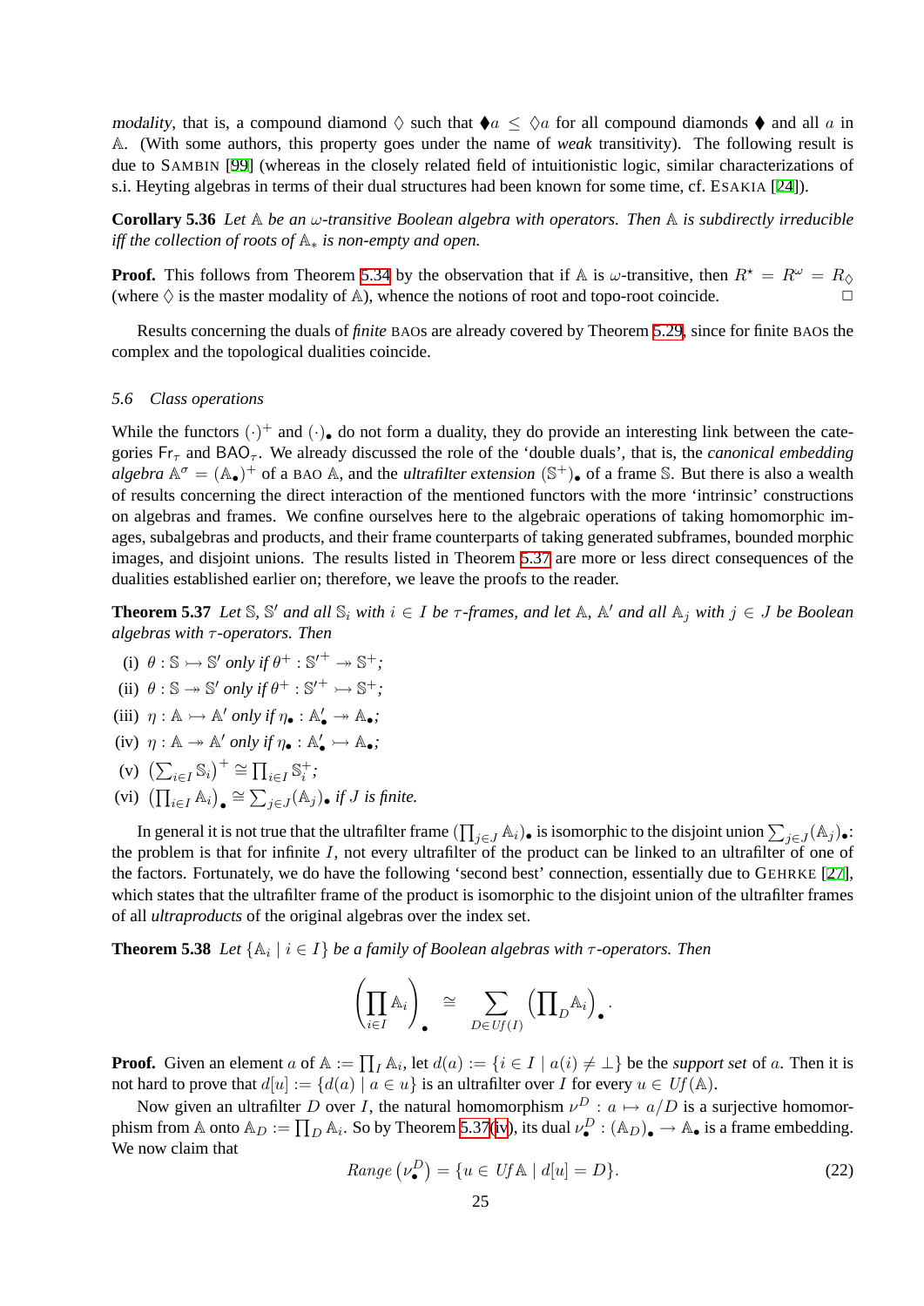*modality*, that is, a compound diamond $\Diamond$ such that $\blacklozenge a \leq \Diamond a$ for all compound diamonds $\blacklozenge$ and all $a$ in $\mathbb{A}$. (With some authors, this property goes under the name of *weak* transitivity). The following result is due to SAMBIN [99] (whereas in the closely related field of intuitionistic logic, similar characterizations of s.i. Heyting algebras in terms of their dual structures had been known for some time, cf. ESAKIA [24]).

**Corollary 5.36** *Let $\mathbb{A}$ be an $\omega$-transitive Boolean algebra with operators. Then $\mathbb{A}$ is subdirectly irreducible iff the collection of roots of $\mathbb{A}_*$ is non-empty and open.*

**Proof.** This follows from Theorem 5.34 by the observation that if $\mathbb{A}$ is $\omega$-transitive, then $R^\star = R^\omega = R_\Diamond$ (where $\Diamond$ is the master modality of $\mathbb{A}$), whence the notions of root and topo-root coincide. $\square$

Results concerning the duals of *finite* BAOs are already covered by Theorem 5.29, since for finite BAOs the complex and the topological dualities coincide.

### 5.6 Class operations

While the functors $(\cdot)^+$ and $(\cdot)_\bullet$ do not form a duality, they do provide an interesting link between the categories $\mathsf{Fr}_\tau$ and $\mathsf{BAO}_\tau$. We already discussed the role of the 'double duals', that is, the *canonical embedding algebra* $\mathbb{A}^\sigma = (\mathbb{A}_\bullet)^+$ of a BAO $\mathbb{A}$, and the *ultrafilter extension* $(\mathbb{S}^+)_\bullet$ of a frame $\mathbb{S}$. But there is also a wealth of results concerning the direct interaction of the mentioned functors with the more 'intrinsic' constructions on algebras and frames. We confine ourselves here to the algebraic operations of taking homomorphic images, subalgebras and products, and their frame counterparts of taking generated subframes, bounded morphic images, and disjoint unions. The results listed in Theorem 5.37 are more or less direct consequences of the dualities established earlier on; therefore, we leave the proofs to the reader.

**Theorem 5.37** *Let $\mathbb{S}$, $\mathbb{S}'$ and all $\mathbb{S}_i$ with $i \in I$ be $\tau$-frames, and let $\mathbb{A}$, $\mathbb{A}'$ and all $\mathbb{A}_j$ with $j \in J$ be Boolean algebras with $\tau$-operators. Then*

(i) $\theta : \mathbb{S} \rightarrowtail \mathbb{S}'$ *only if* $\theta^+ : \mathbb{S}'^+ \twoheadrightarrow \mathbb{S}^+$*;*

(ii) $\theta : \mathbb{S} \twoheadrightarrow \mathbb{S}'$ *only if* $\theta^+ : \mathbb{S}'^+ \rightarrowtail \mathbb{S}^+$*;*

(iii) $\eta : \mathbb{A} \rightarrowtail \mathbb{A}'$ *only if* $\eta_\bullet : \mathbb{A}'_\bullet \twoheadrightarrow \mathbb{A}_\bullet$*;*

(iv) $\eta : \mathbb{A} \twoheadrightarrow \mathbb{A}'$ *only if* $\eta_\bullet : \mathbb{A}'_\bullet \rightarrowtail \mathbb{A}_\bullet$*;*

(v) $\left(\sum_{i \in I} \mathbb{S}_i\right)^+ \cong \prod_{i \in I} \mathbb{S}_i^+$*;*

(vi) $\left(\prod_{i \in I} \mathbb{A}_i\right)_\bullet \cong \sum_{j \in J} (\mathbb{A}_j)_\bullet$ *if $J$ is finite.*

In general it is not true that the ultrafilter frame $(\prod_{j \in J} \mathbb{A}_i)_\bullet$ is isomorphic to the disjoint union $\sum_{j \in J} (\mathbb{A}_j)_\bullet$: the problem is that for infinite $I$, not every ultrafilter of the product can be linked to an ultrafilter of one of the factors. Fortunately, we do have the following 'second best' connection, essentially due to GEHRKE [27], which states that the ultrafilter frame of the product is isomorphic to the disjoint union of the ultrafilter frames of all *ultraproducts* of the original algebras over the index set.

**Theorem 5.38** *Let $\{\mathbb{A}_i \mid i \in I\}$ be a family of Boolean algebras with $\tau$-operators. Then*

$$\left(\prod_{i \in I} \mathbb{A}_i\right)_\bullet \cong \sum_{D \in Uf(I)} \left(\prod\nolimits_D \mathbb{A}_i\right)_\bullet.$$

**Proof.** Given an element $a$ of $\mathbb{A} := \prod_I \mathbb{A}_i$, let $d(a) := \{i \in I \mid a(i) \neq \bot\}$ be the *support set* of $a$. Then it is not hard to prove that $d[u] := \{d(a) \mid a \in u\}$ is an ultrafilter over $I$ for every $u \in Uf(\mathbb{A})$.

Now given an ultrafilter $D$ over $I$, the natural homomorphism $\nu^D : a \mapsto a/D$ is a surjective homomorphism from $\mathbb{A}$ onto $\mathbb{A}_D := \prod_D \mathbb{A}_i$. So by Theorem 5.37(iv), its dual $\nu^D_\bullet : (\mathbb{A}_D)_\bullet \to \mathbb{A}_\bullet$ is a frame embedding. We now claim that

$$Range\left(\nu^D_\bullet\right) = \{u \in Uf\mathbb{A} \mid d[u] = D\}. \tag{22}$$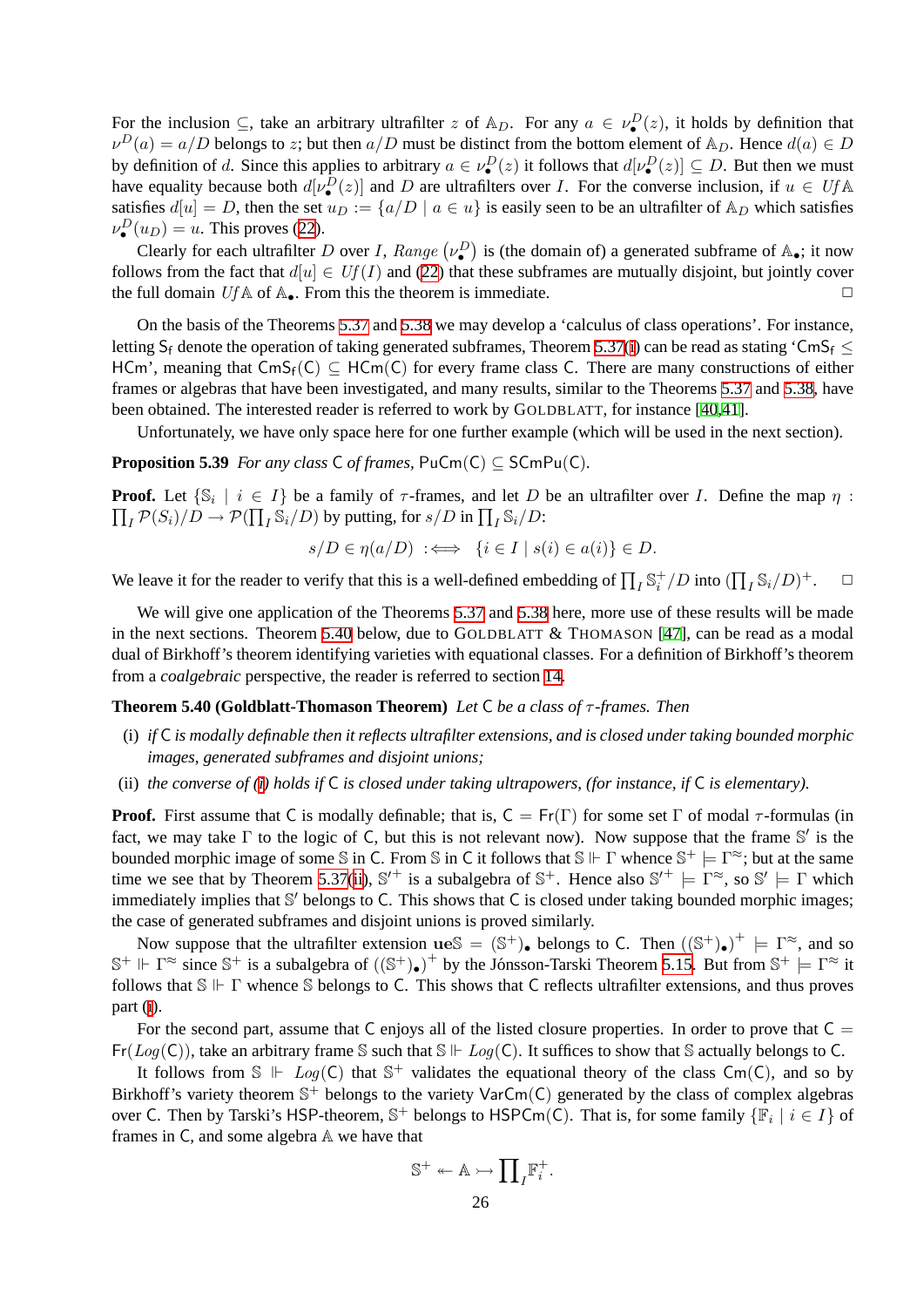For the inclusion $\subseteq$, take an arbitrary ultrafilter $z$ of $\mathbb{A}_D$. For any $a \in \nu^D_\bullet(z)$, it holds by definition that $\nu^D(a) = a/D$ belongs to $z$; but then $a/D$ must be distinct from the bottom element of $\mathbb{A}_D$. Hence $d(a) \in D$ by definition of $d$. Since this applies to arbitrary $a \in \nu^D_\bullet(z)$ it follows that $d[\nu^D_\bullet(z)] \subseteq D$. But then we must have equality because both $d[\nu^D_\bullet(z)]$ and $D$ are ultrafilters over $I$. For the converse inclusion, if $u \in Uf\mathbb{A}$ satisfies $d[u] = D$, then the set $u_D := \{a/D \mid a \in u\}$ is easily seen to be an ultrafilter of $\mathbb{A}_D$ which satisfies $\nu^D_\bullet(u_D) = u$. This proves (22).

Clearly for each ultrafilter $D$ over $I$, $Range\left(\nu^D_\bullet\right)$ is (the domain of) a generated subframe of $\mathbb{A}_\bullet$; it now follows from the fact that $d[u] \in Uf(I)$ and (22) that these subframes are mutually disjoint, but jointly cover the full domain $Uf\mathbb{A}$ of $\mathbb{A}_\bullet$. From this the theorem is immediate. □

On the basis of the Theorems 5.37 and 5.38 we may develop a 'calculus of class operations'. For instance, letting $\mathsf{S_f}$ denote the operation of taking generated subframes, Theorem 5.37(i) can be read as stating '$\mathsf{CmS_f} \leq \mathsf{HCm}$', meaning that $\mathsf{CmS_f}(\mathsf{C}) \subseteq \mathsf{HCm}(\mathsf{C})$ for every frame class $\mathsf{C}$. There are many constructions of either frames or algebras that have been investigated, and many results, similar to the Theorems 5.37 and 5.38, have been obtained. The interested reader is referred to work by GOLDBLATT, for instance [40,41].

Unfortunately, we have only space here for one further example (which will be used in the next section).

**Proposition 5.39** *For any class* $\mathsf{C}$ *of frames,* $\mathsf{PuCm}(\mathsf{C}) \subseteq \mathsf{SCmPu}(\mathsf{C})$.

**Proof.** Let $\{\mathbb{S}_i \mid i \in I\}$ be a family of $\tau$-frames, and let $D$ be an ultrafilter over $I$. Define the map $\eta : \prod_I \mathcal{P}(S_i)/D \to \mathcal{P}(\prod_I \mathbb{S}_i/D)$ by putting, for $s/D$ in $\prod_I \mathbb{S}_i/D$:

$$s/D \in \eta(a/D) \ :\Longleftrightarrow\ \{i \in I \mid s(i) \in a(i)\} \in D.$$

We leave it for the reader to verify that this is a well-defined embedding of $\prod_I \mathbb{S}_i^+/D$ into $(\prod_I \mathbb{S}_i/D)^+$. □

We will give one application of the Theorems 5.37 and 5.38 here, more use of these results will be made in the next sections. Theorem 5.40 below, due to GOLDBLATT & THOMASON [47], can be read as a modal dual of Birkhoff's theorem identifying varieties with equational classes. For a definition of Birkhoff's theorem from a *coalgebraic* perspective, the reader is referred to section 14.

**Theorem 5.40 (Goldblatt-Thomason Theorem)** *Let* $\mathsf{C}$ *be a class of* $\tau$*-frames. Then*

(i) *if* $\mathsf{C}$ *is modally definable then it reflects ultrafilter extensions, and is closed under taking bounded morphic images, generated subframes and disjoint unions;*

(ii) *the converse of (i) holds if* $\mathsf{C}$ *is closed under taking ultrapowers, (for instance, if* $\mathsf{C}$ *is elementary).*

**Proof.** First assume that $\mathsf{C}$ is modally definable; that is, $\mathsf{C} = \mathsf{Fr}(\Gamma)$ for some set $\Gamma$ of modal $\tau$-formulas (in fact, we may take $\Gamma$ to the logic of $\mathsf{C}$, but this is not relevant now). Now suppose that the frame $\mathbb{S}'$ is the bounded morphic image of some $\mathbb{S}$ in $\mathsf{C}$. From $\mathbb{S}$ in $\mathsf{C}$ it follows that $\mathbb{S} \Vdash \Gamma$ whence $\mathbb{S}^+ \models \Gamma^\approx$; but at the same time we see that by Theorem 5.37(ii), $\mathbb{S}'^+$ is a subalgebra of $\mathbb{S}^+$. Hence also $\mathbb{S}'^+ \models \Gamma^\approx$, so $\mathbb{S}' \models \Gamma$ which immediately implies that $\mathbb{S}'$ belongs to $\mathsf{C}$. This shows that $\mathsf{C}$ is closed under taking bounded morphic images; the case of generated subframes and disjoint unions is proved similarly.

Now suppose that the ultrafilter extension $\mathbf{ue}\mathbb{S} = (\mathbb{S}^+)_\bullet$ belongs to $\mathsf{C}$. Then $((\mathbb{S}^+)_\bullet)^+ \models \Gamma^\approx$, and so $\mathbb{S}^+ \Vdash \Gamma^\approx$ since $\mathbb{S}^+$ is a subalgebra of $((\mathbb{S}^+)_\bullet)^+$ by the Jónsson-Tarski Theorem 5.15. But from $\mathbb{S}^+ \models \Gamma^\approx$ it follows that $\mathbb{S} \Vdash \Gamma$ whence $\mathbb{S}$ belongs to $\mathsf{C}$. This shows that $\mathsf{C}$ reflects ultrafilter extensions, and thus proves part (i).

For the second part, assume that $\mathsf{C}$ enjoys all of the listed closure properties. In order to prove that $\mathsf{C} = \mathsf{Fr}(Log(\mathsf{C}))$, take an arbitrary frame $\mathbb{S}$ such that $\mathbb{S} \Vdash Log(\mathsf{C})$. It suffices to show that $\mathbb{S}$ actually belongs to $\mathsf{C}$.

It follows from $\mathbb{S} \Vdash Log(\mathsf{C})$ that $\mathbb{S}^+$ validates the equational theory of the class $\mathsf{Cm}(\mathsf{C})$, and so by Birkhoff's variety theorem $\mathbb{S}^+$ belongs to the variety $\mathsf{VarCm}(\mathsf{C})$ generated by the class of complex algebras over $\mathsf{C}$. Then by Tarski's HSP-theorem, $\mathbb{S}^+$ belongs to $\mathsf{HSPCm}(\mathsf{C})$. That is, for some family $\{\mathbb{F}_i \mid i \in I\}$ of frames in $\mathsf{C}$, and some algebra $\mathbb{A}$ we have that

$$\mathbb{S}^+ \twoheadleftarrow \mathbb{A} \rightarrowtail \prod\nolimits_I \mathbb{F}_i^+.$$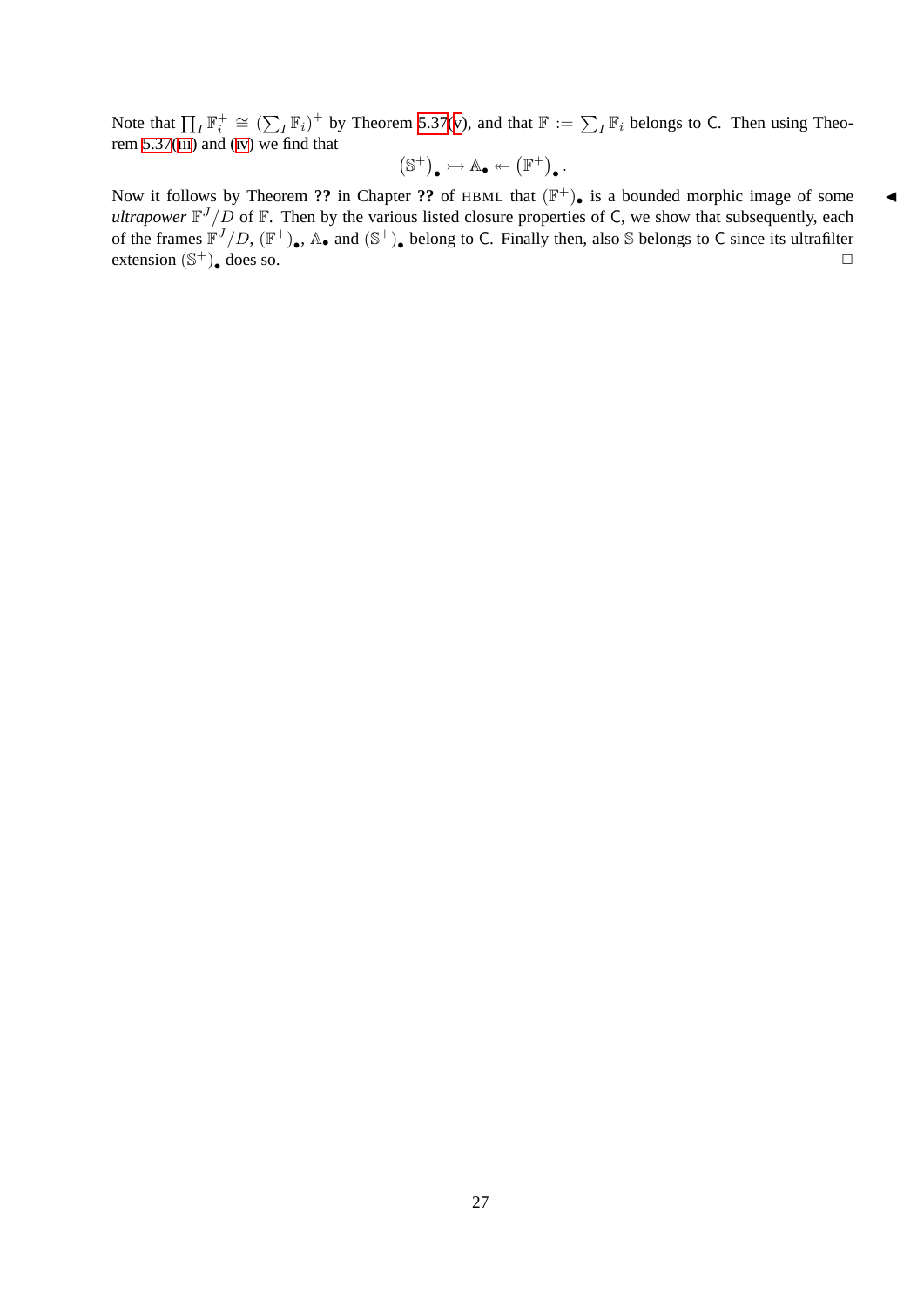Note that $\prod_I \mathbb{F}_i^+ \cong (\sum_I \mathbb{F}_i)^+$ by Theorem 5.37(v), and that $\mathbb{F} := \sum_I \mathbb{F}_i$ belongs to $\mathsf{C}$. Then using Theorem 5.37(iii) and (iv) we find that

$$\left(\mathbb{S}^+\right)_\bullet \rightarrowtail \mathbb{A}_\bullet \twoheadleftarrow \left(\mathbb{F}^+\right)_\bullet .$$

Now it follows by Theorem **??** in Chapter **??** of HBML that $(\mathbb{F}^+)_\bullet$ is a bounded morphic image of some *ultrapower* $\mathbb{F}^J/D$ of $\mathbb{F}$. Then by the various listed closure properties of $\mathsf{C}$, we show that subsequently, each of the frames $\mathbb{F}^J/D$, $(\mathbb{F}^+)_\bullet$, $\mathbb{A}_\bullet$ and $(\mathbb{S}^+)_\bullet$ belong to $\mathsf{C}$. Finally then, also $\mathbb{S}$ belongs to $\mathsf{C}$ since its ultrafilter extension $(\mathbb{S}^+)_\bullet$ does so. ◀ □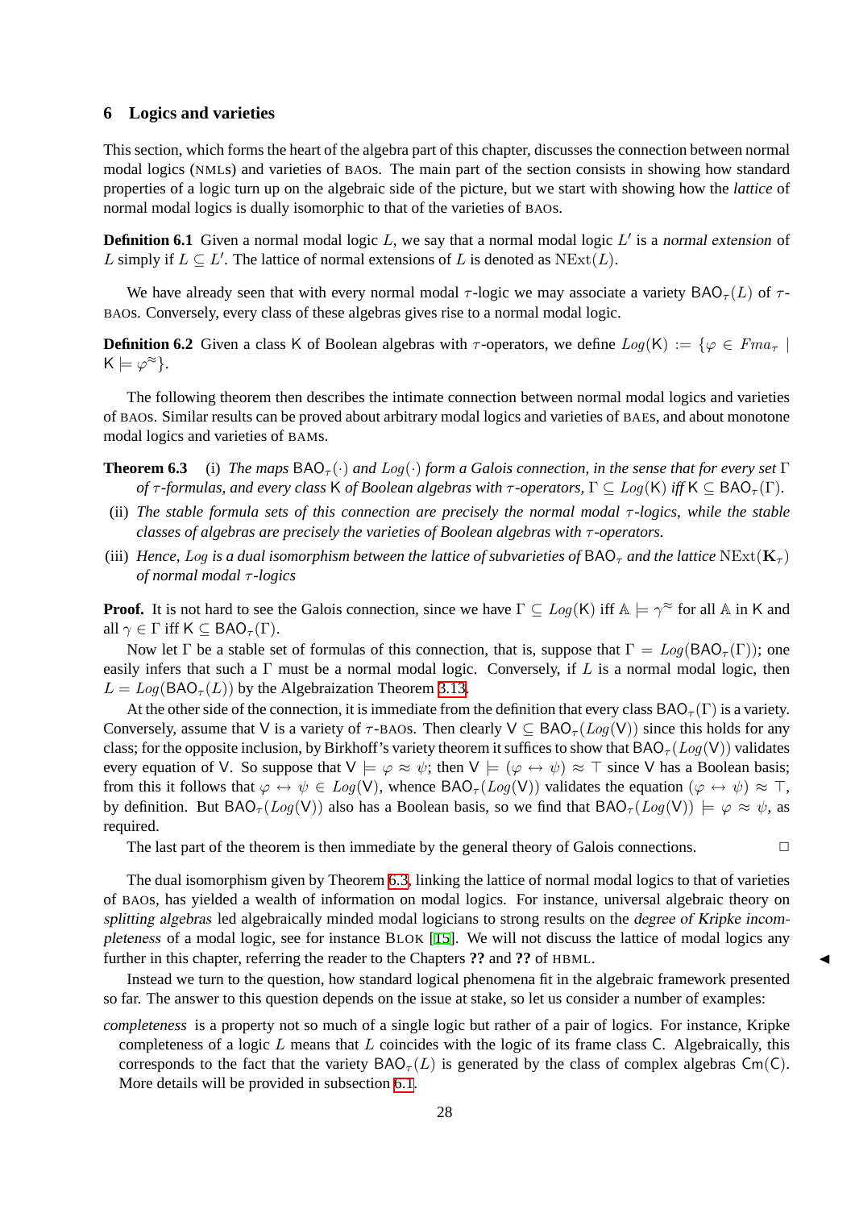## 6 Logics and varieties

This section, which forms the heart of the algebra part of this chapter, discusses the connection between normal modal logics (NMLs) and varieties of BAOs. The main part of the section consists in showing how standard properties of a logic turn up on the algebraic side of the picture, but we start with showing how the *lattice* of normal modal logics is dually isomorphic to that of the varieties of BAOs.

**Definition 6.1** Given a normal modal logic $L$, we say that a normal modal logic $L'$ is a *normal extension* of $L$ simply if $L \subseteq L'$. The lattice of normal extensions of $L$ is denoted as $\mathrm{NExt}(L)$.

We have already seen that with every normal modal $\tau$-logic we may associate a variety $\mathsf{BAO}_\tau(L)$ of $\tau$-BAOs. Conversely, every class of these algebras gives rise to a normal modal logic.

**Definition 6.2** Given a class $\mathsf{K}$ of Boolean algebras with $\tau$-operators, we define $Log(\mathsf{K}) := \{\varphi \in Fma_\tau \mid \mathsf{K} \models \varphi^\approx\}$.

The following theorem then describes the intimate connection between normal modal logics and varieties of BAOs. Similar results can be proved about arbitrary modal logics and varieties of BAEs, and about monotone modal logics and varieties of BAMs.

**Theorem 6.3** (i) *The maps $\mathsf{BAO}_\tau(\cdot)$ and $Log(\cdot)$ form a Galois connection, in the sense that for every set $\Gamma$ of $\tau$-formulas, and every class $\mathsf{K}$ of Boolean algebras with $\tau$-operators, $\Gamma \subseteq Log(\mathsf{K})$ iff $\mathsf{K} \subseteq \mathsf{BAO}_\tau(\Gamma)$.*

(ii) *The stable formula sets of this connection are precisely the normal modal $\tau$-logics, while the stable classes of algebras are precisely the varieties of Boolean algebras with $\tau$-operators.*

(iii) *Hence, $Log$ is a dual isomorphism between the lattice of subvarieties of $\mathsf{BAO}_\tau$ and the lattice $\mathrm{NExt}(\mathbf{K}_\tau)$ of normal modal $\tau$-logics*

**Proof.** It is not hard to see the Galois connection, since we have $\Gamma \subseteq Log(\mathsf{K})$ iff $\mathbb{A} \models \gamma^\approx$ for all $\mathbb{A}$ in $\mathsf{K}$ and all $\gamma \in \Gamma$ iff $\mathsf{K} \subseteq \mathsf{BAO}_\tau(\Gamma)$.

Now let $\Gamma$ be a stable set of formulas of this connection, that is, suppose that $\Gamma = Log(\mathsf{BAO}_\tau(\Gamma))$; one easily infers that such a $\Gamma$ must be a normal modal logic. Conversely, if $L$ is a normal modal logic, then $L = Log(\mathsf{BAO}_\tau(L))$ by the Algebraization Theorem 3.13.

At the other side of the connection, it is immediate from the definition that every class $\mathsf{BAO}_\tau(\Gamma)$ is a variety. Conversely, assume that $\mathsf{V}$ is a variety of $\tau$-BAOs. Then clearly $\mathsf{V} \subseteq \mathsf{BAO}_\tau(Log(\mathsf{V}))$ since this holds for any class; for the opposite inclusion, by Birkhoff's variety theorem it suffices to show that $\mathsf{BAO}_\tau(Log(\mathsf{V}))$ validates every equation of $\mathsf{V}$. So suppose that $\mathsf{V} \models \varphi \approx \psi$; then $\mathsf{V} \models (\varphi \leftrightarrow \psi) \approx \top$ since $\mathsf{V}$ has a Boolean basis; from this it follows that $\varphi \leftrightarrow \psi \in Log(\mathsf{V})$, whence $\mathsf{BAO}_\tau(Log(\mathsf{V}))$ validates the equation $(\varphi \leftrightarrow \psi) \approx \top$, by definition. But $\mathsf{BAO}_\tau(Log(\mathsf{V}))$ also has a Boolean basis, so we find that $\mathsf{BAO}_\tau(Log(\mathsf{V})) \models \varphi \approx \psi$, as required.

The last part of the theorem is then immediate by the general theory of Galois connections. □

The dual isomorphism given by Theorem 6.3, linking the lattice of normal modal logics to that of varieties of BAOs, has yielded a wealth of information on modal logics. For instance, universal algebraic theory on *splitting algebras* led algebraically minded modal logicians to strong results on the *degree of Kripke incompleteness* of a modal logic, see for instance BLOK [15]. We will not discuss the lattice of modal logics any further in this chapter, referring the reader to the Chapters **??** and **??** of HBML. ◀

Instead we turn to the question, how standard logical phenomena fit in the algebraic framework presented so far. The answer to this question depends on the issue at stake, so let us consider a number of examples:

*completeness* is a property not so much of a single logic but rather of a pair of logics. For instance, Kripke completeness of a logic $L$ means that $L$ coincides with the logic of its frame class $\mathsf{C}$. Algebraically, this corresponds to the fact that the variety $\mathsf{BAO}_\tau(L)$ is generated by the class of complex algebras $\mathsf{Cm}(\mathsf{C})$. More details will be provided in subsection 6.1.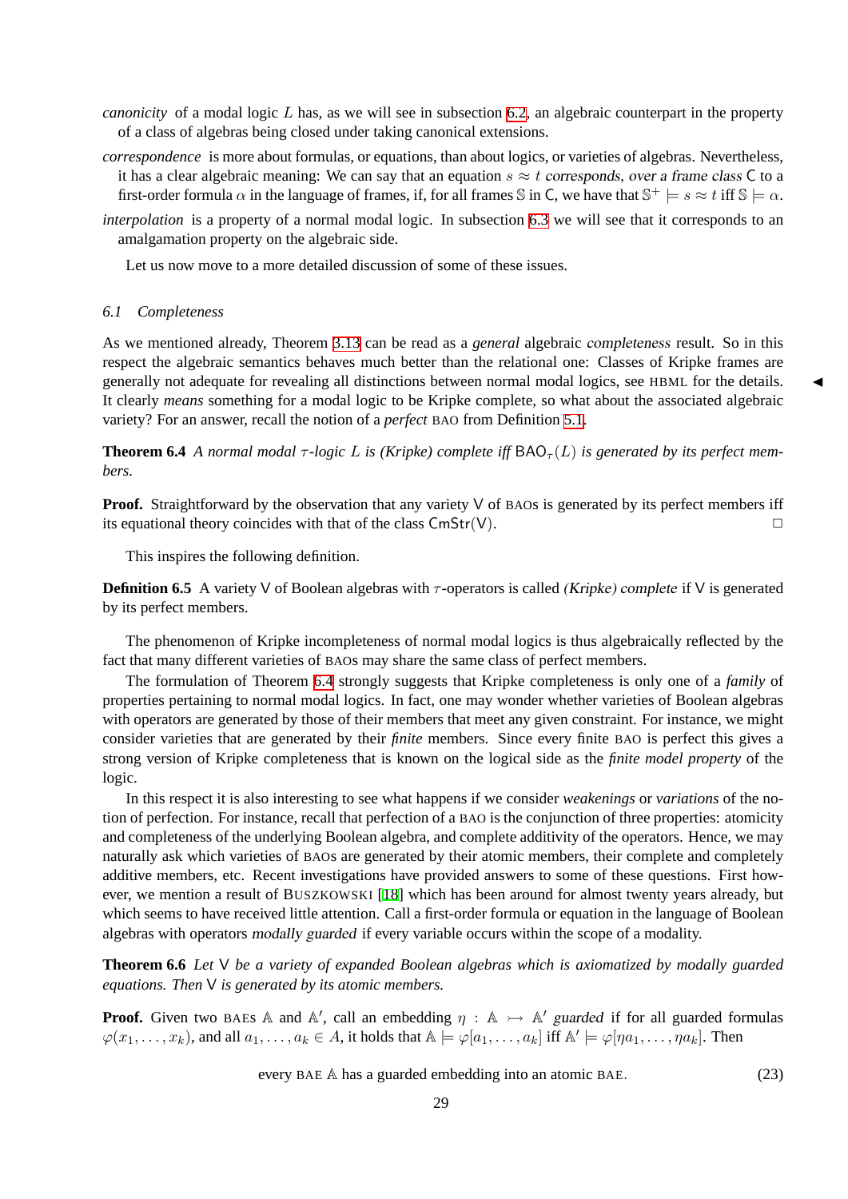*canonicity* of a modal logic $L$ has, as we will see in subsection 6.2, an algebraic counterpart in the property of a class of algebras being closed under taking canonical extensions.

*correspondence* is more about formulas, or equations, than about logics, or varieties of algebras. Nevertheless, it has a clear algebraic meaning: We can say that an equation $s \approx t$ *corresponds, over a frame class* $\mathsf{C}$ to a first-order formula $\alpha$ in the language of frames, if, for all frames $\mathbb{S}$ in $\mathsf{C}$, we have that $\mathbb{S}^+ \models s \approx t$ iff $\mathbb{S} \models \alpha$.

*interpolation* is a property of a normal modal logic. In subsection 6.3 we will see that it corresponds to an amalgamation property on the algebraic side.

Let us now move to a more detailed discussion of some of these issues.

### 6.1 Completeness

As we mentioned already, Theorem 3.13 can be read as a *general* algebraic *completeness* result. So in this respect the algebraic semantics behaves much better than the relational one: Classes of Kripke frames are generally not adequate for revealing all distinctions between normal modal logics, see HBML for the details. ◀ It clearly *means* something for a modal logic to be Kripke complete, so what about the associated algebraic variety? For an answer, recall the notion of a *perfect* BAO from Definition 5.1.

**Theorem 6.4** *A normal modal $\tau$-logic $L$ is (Kripke) complete iff $\mathsf{BAO}_\tau(L)$ is generated by its perfect members.*

**Proof.** Straightforward by the observation that any variety $\mathsf{V}$ of BAOs is generated by its perfect members iff its equational theory coincides with that of the class $\mathsf{CmStr}(\mathsf{V})$. □

This inspires the following definition.

**Definition 6.5** A variety $\mathsf{V}$ of Boolean algebras with $\tau$-operators is called *(Kripke) complete* if $\mathsf{V}$ is generated by its perfect members.

The phenomenon of Kripke incompleteness of normal modal logics is thus algebraically reflected by the fact that many different varieties of BAOs may share the same class of perfect members.

The formulation of Theorem 6.4 strongly suggests that Kripke completeness is only one of a *family* of properties pertaining to normal modal logics. In fact, one may wonder whether varieties of Boolean algebras with operators are generated by those of their members that meet any given constraint. For instance, we might consider varieties that are generated by their *finite* members. Since every finite BAO is perfect this gives a strong version of Kripke completeness that is known on the logical side as the *finite model property* of the logic.

In this respect it is also interesting to see what happens if we consider *weakenings* or *variations* of the notion of perfection. For instance, recall that perfection of a BAO is the conjunction of three properties: atomicity and completeness of the underlying Boolean algebra, and complete additivity of the operators. Hence, we may naturally ask which varieties of BAOs are generated by their atomic members, their complete and completely additive members, etc. Recent investigations have provided answers to some of these questions. First however, we mention a result of BUSZKOWSKI [18] which has been around for almost twenty years already, but which seems to have received little attention. Call a first-order formula or equation in the language of Boolean algebras with operators *modally guarded* if every variable occurs within the scope of a modality.

**Theorem 6.6** *Let $\mathsf{V}$ be a variety of expanded Boolean algebras which is axiomatized by modally guarded equations. Then $\mathsf{V}$ is generated by its atomic members.*

**Proof.** Given two BAEs $\mathbb{A}$ and $\mathbb{A}'$, call an embedding $\eta : \mathbb{A} \rightarrowtail \mathbb{A}'$ *guarded* if for all guarded formulas $\varphi(x_1, \ldots, x_k)$, and all $a_1, \ldots, a_k \in A$, it holds that $\mathbb{A} \models \varphi[a_1, \ldots, a_k]$ iff $\mathbb{A}' \models \varphi[\eta a_1, \ldots, \eta a_k]$. Then

$$\text{every BAE } \mathbb{A} \text{ has a guarded embedding into an atomic BAE.} \tag{23}$$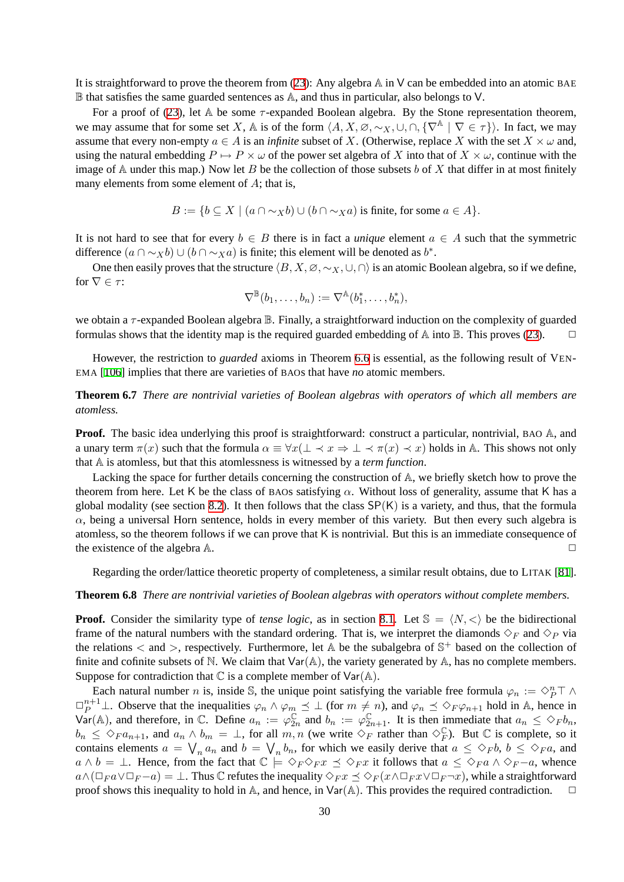It is straightforward to prove the theorem from (23): Any algebra $\mathbb{A}$ in $\mathsf{V}$ can be embedded into an atomic BAE $\mathbb{B}$ that satisfies the same guarded sentences as $\mathbb{A}$, and thus in particular, also belongs to $\mathsf{V}$.

For a proof of (23), let $\mathbb{A}$ be some $\tau$-expanded Boolean algebra. By the Stone representation theorem, we may assume that for some set $X$, $\mathbb{A}$ is of the form $\langle A, X, \varnothing, \sim_X, \cup, \cap, \{\nabla^{\mathbb{A}} \mid \nabla \in \tau\}\rangle$. In fact, we may assume that every non-empty $a \in A$ is an *infinite* subset of $X$. (Otherwise, replace $X$ with the set $X \times \omega$ and, using the natural embedding $P \mapsto P \times \omega$ of the power set algebra of $X$ into that of $X \times \omega$, continue with the image of $\mathbb{A}$ under this map.) Now let $B$ be the collection of those subsets $b$ of $X$ that differ in at most finitely many elements from some element of $A$; that is,

$$B := \{b \subseteq X \mid (a \cap \sim_X b) \cup (b \cap \sim_X a) \text{ is finite, for some } a \in A\}.$$

It is not hard to see that for every $b \in B$ there is in fact a *unique* element $a \in A$ such that the symmetric difference $(a \cap \sim_X b) \cup (b \cap \sim_X a)$ is finite; this element will be denoted as $b^*$.

One then easily proves that the structure $\langle B, X, \varnothing, \sim_X, \cup, \cap\rangle$ is an atomic Boolean algebra, so if we define, for $\nabla \in \tau$:

$$\nabla^{\mathbb{B}}(b_1, \ldots, b_n) := \nabla^{\mathbb{A}}(b_1^*, \ldots, b_n^*),$$

we obtain a $\tau$-expanded Boolean algebra $\mathbb{B}$. Finally, a straightforward induction on the complexity of guarded formulas shows that the identity map is the required guarded embedding of $\mathbb{A}$ into $\mathbb{B}$. This proves (23). □

However, the restriction to *guarded* axioms in Theorem 6.6 is essential, as the following result of VENEMA [106] implies that there are varieties of BAOs that have *no* atomic members.

**Theorem 6.7** *There are nontrivial varieties of Boolean algebras with operators of which all members are atomless.*

**Proof.** The basic idea underlying this proof is straightforward: construct a particular, nontrivial, BAO $\mathbb{A}$, and a unary term $\pi(x)$ such that the formula $\alpha \equiv \forall x(\bot \prec x \Rightarrow \bot \prec \pi(x) \prec x)$ holds in $\mathbb{A}$. This shows not only that $\mathbb{A}$ is atomless, but that this atomlessness is witnessed by a *term function*.

Lacking the space for further details concerning the construction of $\mathbb{A}$, we briefly sketch how to prove the theorem from here. Let $\mathsf{K}$ be the class of BAOs satisfying $\alpha$. Without loss of generality, assume that $\mathsf{K}$ has a global modality (see section 8.2). It then follows that the class $\mathsf{SP}(\mathsf{K})$ is a variety, and thus, that the formula $\alpha$, being a universal Horn sentence, holds in every member of this variety. But then every such algebra is atomless, so the theorem follows if we can prove that $\mathsf{K}$ is nontrivial. But this is an immediate consequence of the existence of the algebra $\mathbb{A}$. □

Regarding the order/lattice theoretic property of completeness, a similar result obtains, due to LITAK [81].

**Theorem 6.8** *There are nontrivial varieties of Boolean algebras with operators without complete members.*

**Proof.** Consider the similarity type of *tense logic*, as in section 8.1. Let $\mathbb{S} = \langle N, <\rangle$ be the bidirectional frame of the natural numbers with the standard ordering. That is, we interpret the diamonds $\Diamond_F$ and $\Diamond_P$ via the relations $<$ and $>$, respectively. Furthermore, let $\mathbb{A}$ be the subalgebra of $\mathbb{S}^+$ based on the collection of finite and cofinite subsets of $\mathbb{N}$. We claim that $\mathsf{Var}(\mathbb{A})$, the variety generated by $\mathbb{A}$, has no complete members. Suppose for contradiction that $\mathbb{C}$ is a complete member of $\mathsf{Var}(\mathbb{A})$.

Each natural number $n$ is, inside $\mathbb{S}$, the unique point satisfying the variable free formula $\varphi_n := \Diamond_P^n \top \wedge \Box_P^{n+1}\bot$. Observe that the inequalities $\varphi_n \wedge \varphi_m \preceq \bot$ (for $m \neq n$), and $\varphi_n \preceq \Diamond_F \varphi_{n+1}$ hold in $\mathbb{A}$, hence in $\mathsf{Var}(\mathbb{A})$, and therefore, in $\mathbb{C}$. Define $a_n := \varphi_{2n}^{\mathbb{C}}$ and $b_n := \varphi_{2n+1}^{\mathbb{C}}$. It is then immediate that $a_n \leq \Diamond_F b_n$, $b_n \leq \Diamond_F a_{n+1}$, and $a_n \wedge b_m = \bot$, for all $m, n$ (we write $\Diamond_F$ rather than $\Diamond_F^{\mathbb{C}}$). But $\mathbb{C}$ is complete, so it contains elements $a = \bigvee_n a_n$ and $b = \bigvee_n b_n$, for which we easily derive that $a \leq \Diamond_F b$, $b \leq \Diamond_F a$, and $a \wedge b = \bot$. Hence, from the fact that $\mathbb{C} \models \Diamond_F \Diamond_F x \preceq \Diamond_F x$ it follows that $a \leq \Diamond_F a \wedge \Diamond_F -a$, whence $a \wedge (\Box_F a \vee \Box_F -a) = \bot$. Thus $\mathbb{C}$ refutes the inequality $\Diamond_F x \preceq \Diamond_F(x \wedge \Box_F x \vee \Box_F \neg x)$, while a straightforward proof shows this inequality to hold in $\mathbb{A}$, and hence, in $\mathsf{Var}(\mathbb{A})$. This provides the required contradiction. □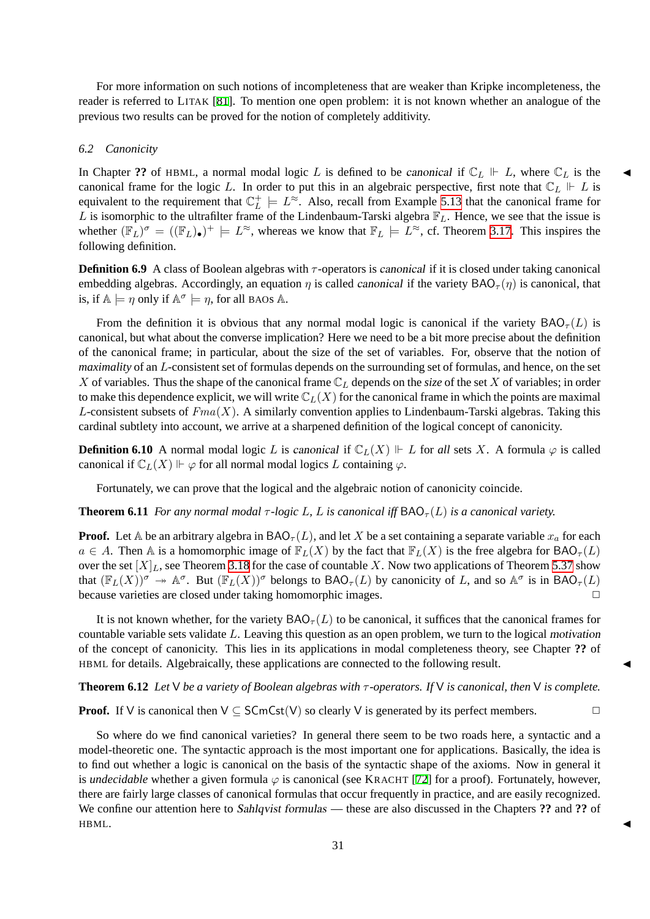For more information on such notions of incompleteness that are weaker than Kripke incompleteness, the reader is referred to LITAK [81]. To mention one open problem: it is not known whether an analogue of the previous two results can be proved for the notion of completely additivity.

### 6.2 Canonicity

In Chapter ?? of HBML, a normal modal logic $L$ is defined to be *canonical* if $\mathbb{C}_L \Vdash L$, where $\mathbb{C}_L$ is the canonical frame for the logic $L$. In order to put this in an algebraic perspective, first note that $\mathbb{C}_L \Vdash L$ is equivalent to the requirement that $\mathbb{C}_L^+ \models L^{\approx}$. Also, recall from Example 5.13 that the canonical frame for $L$ is isomorphic to the ultrafilter frame of the Lindenbaum-Tarski algebra $\mathbb{F}_L$. Hence, we see that the issue is whether $(\mathbb{F}_L)^{\sigma} = ((\mathbb{F}_L)_{\bullet})^{+} \models L^{\approx}$, whereas we know that $\mathbb{F}_L \models L^{\approx}$, cf. Theorem 3.17. This inspires the following definition.

**Definition 6.9** A class of Boolean algebras with $\tau$-operators is *canonical* if it is closed under taking canonical embedding algebras. Accordingly, an equation $\eta$ is called *canonical* if the variety $\mathsf{BAO}_{\tau}(\eta)$ is canonical, that is, if $\mathbb{A} \models \eta$ only if $\mathbb{A}^{\sigma} \models \eta$, for all BAOs $\mathbb{A}$.

From the definition it is obvious that any normal modal logic is canonical if the variety $\mathsf{BAO}_{\tau}(L)$ is canonical, but what about the converse implication? Here we need to be a bit more precise about the definition of the canonical frame; in particular, about the size of the set of variables. For, observe that the notion of *maximality* of an $L$-consistent set of formulas depends on the surrounding set of formulas, and hence, on the set $X$ of variables. Thus the shape of the canonical frame $\mathbb{C}_L$ depends on the *size* of the set $X$ of variables; in order to make this dependence explicit, we will write $\mathbb{C}_L(X)$ for the canonical frame in which the points are maximal $L$-consistent subsets of $Fma(X)$. A similarly convention applies to Lindenbaum-Tarski algebras. Taking this cardinal subtlety into account, we arrive at a sharpened definition of the logical concept of canonicity.

**Definition 6.10** A normal modal logic $L$ is *canonical* if $\mathbb{C}_L(X) \Vdash L$ for *all* sets $X$. A formula $\varphi$ is called canonical if $\mathbb{C}_L(X) \Vdash \varphi$ for all normal modal logics $L$ containing $\varphi$.

Fortunately, we can prove that the logical and the algebraic notion of canonicity coincide.

**Theorem 6.11** *For any normal modal $\tau$-logic $L$, $L$ is canonical iff $\mathsf{BAO}_{\tau}(L)$ is a canonical variety.*

**Proof.** Let $\mathbb{A}$ be an arbitrary algebra in $\mathsf{BAO}_{\tau}(L)$, and let $X$ be a set containing a separate variable $x_a$ for each $a \in A$. Then $\mathbb{A}$ is a homomorphic image of $\mathbb{F}_L(X)$ by the fact that $\mathbb{F}_L(X)$ is the free algebra for $\mathsf{BAO}_{\tau}(L)$ over the set $[X]_L$, see Theorem 3.18 for the case of countable $X$. Now two applications of Theorem 5.37 show that $(\mathbb{F}_L(X))^{\sigma} \twoheadrightarrow \mathbb{A}^{\sigma}$. But $(\mathbb{F}_L(X))^{\sigma}$ belongs to $\mathsf{BAO}_{\tau}(L)$ by canonicity of $L$, and so $\mathbb{A}^{\sigma}$ is in $\mathsf{BAO}_{\tau}(L)$ because varieties are closed under taking homomorphic images. □

It is not known whether, for the variety $\mathsf{BAO}_{\tau}(L)$ to be canonical, it suffices that the canonical frames for countable variable sets validate $L$. Leaving this question as an open problem, we turn to the logical *motivation* of the concept of canonicity. This lies in its applications in modal completeness theory, see Chapter ?? of HBML for details. Algebraically, these applications are connected to the following result.

**Theorem 6.12** *Let $\mathsf{V}$ be a variety of Boolean algebras with $\tau$-operators. If $\mathsf{V}$ is canonical, then $\mathsf{V}$ is complete.*

**Proof.** If $\mathsf{V}$ is canonical then $\mathsf{V} \subseteq \mathsf{SCmCst}(\mathsf{V})$ so clearly $\mathsf{V}$ is generated by its perfect members. □

So where do we find canonical varieties? In general there seem to be two roads here, a syntactic and a model-theoretic one. The syntactic approach is the most important one for applications. Basically, the idea is to find out whether a logic is canonical on the basis of the syntactic shape of the axioms. Now in general it is *undecidable* whether a given formula $\varphi$ is canonical (see KRACHT [72] for a proof). Fortunately, however, there are fairly large classes of canonical formulas that occur frequently in practice, and are easily recognized. We confine our attention here to *Sahlqvist formulas* — these are also discussed in the Chapters ?? and ?? of HBML.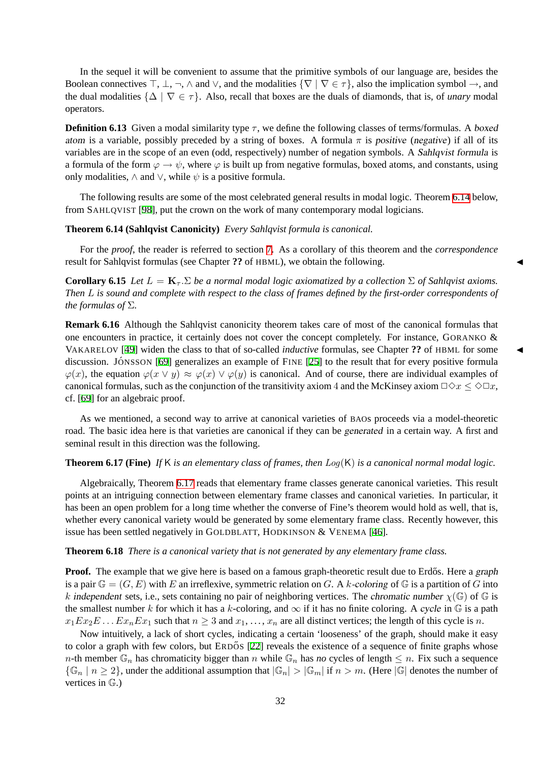In the sequel it will be convenient to assume that the primitive symbols of our language are, besides the Boolean connectives $\top$, $\bot$, $\neg$, $\wedge$ and $\vee$, and the modalities $\{\nabla \mid \nabla \in \tau\}$, also the implication symbol $\rightarrow$, and the dual modalities $\{\Delta \mid \nabla \in \tau\}$. Also, recall that boxes are the duals of diamonds, that is, of *unary* modal operators.

**Definition 6.13** Given a modal similarity type $\tau$, we define the following classes of terms/formulas. A *boxed atom* is a variable, possibly preceded by a string of boxes. A formula $\pi$ is *positive* (*negative*) if all of its variables are in the scope of an even (odd, respectively) number of negation symbols. A *Sahlqvist formula* is a formula of the form $\varphi \rightarrow \psi$, where $\varphi$ is built up from negative formulas, boxed atoms, and constants, using only modalities, $\wedge$ and $\vee$, while $\psi$ is a positive formula.

The following results are some of the most celebrated general results in modal logic. Theorem 6.14 below, from SAHLQVIST [98], put the crown on the work of many contemporary modal logicians.

**Theorem 6.14 (Sahlqvist Canonicity)** *Every Sahlqvist formula is canonical.*

For the *proof*, the reader is referred to section 7. As a corollary of this theorem and the *correspondence* result for Sahlqvist formulas (see Chapter **??** of HBML), we obtain the following. ◀

**Corollary 6.15** *Let $L = \mathbf{K}_\tau.\Sigma$ be a normal modal logic axiomatized by a collection $\Sigma$ of Sahlqvist axioms. Then $L$ is sound and complete with respect to the class of frames defined by the first-order correspondents of the formulas of $\Sigma$.*

**Remark 6.16** Although the Sahlqvist canonicity theorem takes care of most of the canonical formulas that one encounters in practice, it certainly does not cover the concept completely. For instance, GORANKO & VAKARELOV [49] widen the class to that of so-called *inductive* formulas, see Chapter **??** of HBML for some discussion. JÓNSSON [69] generalizes an example of FINE [25] to the result that for every positive formula $\varphi(x)$, the equation $\varphi(x \vee y) \approx \varphi(x) \vee \varphi(y)$ is canonical. And of course, there are individual examples of canonical formulas, such as the conjunction of the transitivity axiom 4 and the McKinsey axiom $\Box\Diamond x \leq \Diamond\Box x$, cf. [69] for an algebraic proof. ◀

As we mentioned, a second way to arrive at canonical varieties of BAOs proceeds via a model-theoretic road. The basic idea here is that varieties are canonical if they can be *generated* in a certain way. A first and seminal result in this direction was the following.

**Theorem 6.17 (Fine)** *If $\mathsf{K}$ is an elementary class of frames, then $Log(\mathsf{K})$ is a canonical normal modal logic.*

Algebraically, Theorem 6.17 reads that elementary frame classes generate canonical varieties. This result points at an intriguing connection between elementary frame classes and canonical varieties. In particular, it has been an open problem for a long time whether the converse of Fine's theorem would hold as well, that is, whether every canonical variety would be generated by some elementary frame class. Recently however, this issue has been settled negatively in GOLDBLATT, HODKINSON & VENEMA [46].

**Theorem 6.18** *There is a canonical variety that is not generated by any elementary frame class.*

**Proof.** The example that we give here is based on a famous graph-theoretic result due to Erdős. Here a *graph* is a pair $\mathbb{G} = (G, E)$ with $E$ an irreflexive, symmetric relation on $G$. A $k$*-coloring* of $\mathbb{G}$ is a partition of $G$ into $k$ *independent* sets, i.e., sets containing no pair of neighboring vertices. The *chromatic number* $\chi(\mathbb{G})$ of $\mathbb{G}$ is the smallest number $k$ for which it has a $k$-coloring, and $\infty$ if it has no finite coloring. A *cycle* in $\mathbb{G}$ is a path $x_1 E x_2 E \ldots E x_n E x_1$ such that $n \geq 3$ and $x_1, \ldots, x_n$ are all distinct vertices; the length of this cycle is $n$.

Now intuitively, a lack of short cycles, indicating a certain 'looseness' of the graph, should make it easy to color a graph with few colors, but ERDŐS [22] reveals the existence of a sequence of finite graphs whose $n$-th member $\mathbb{G}_n$ has chromaticity bigger than $n$ while $\mathbb{G}_n$ has *no* cycles of length $\leq n$. Fix such a sequence $\{\mathbb{G}_n \mid n \geq 2\}$, under the additional assumption that $|\mathbb{G}_n| > |\mathbb{G}_m|$ if $n > m$. (Here $|\mathbb{G}|$ denotes the number of vertices in $\mathbb{G}$.)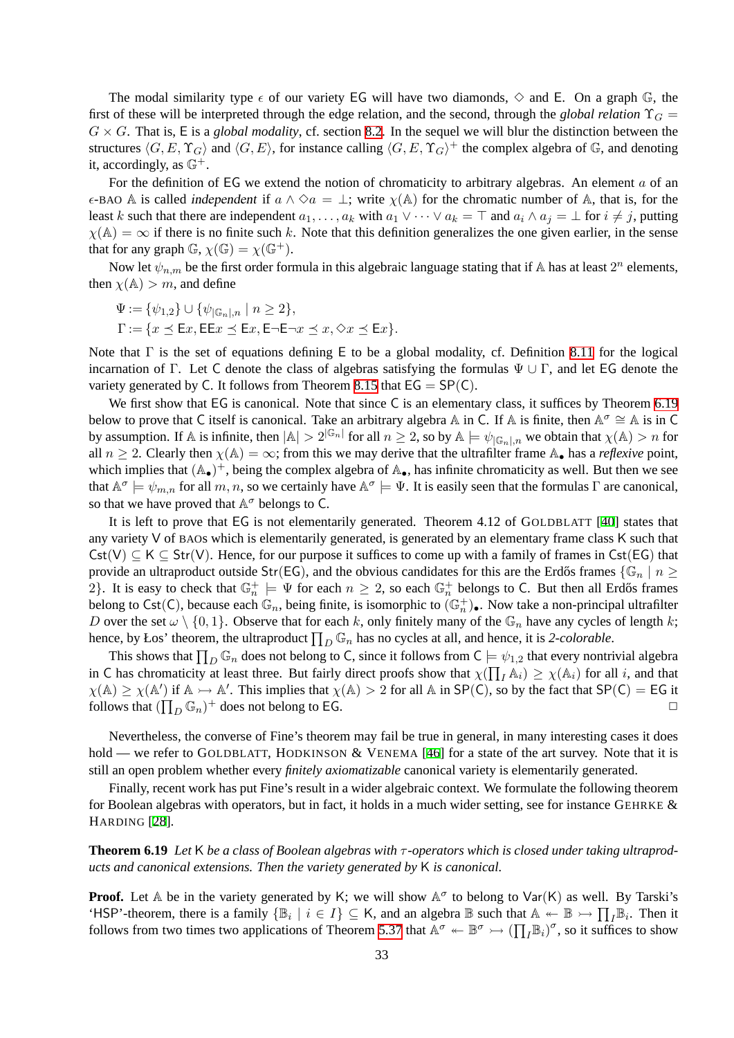The modal similarity type $\epsilon$ of our variety $\mathsf{EG}$ will have two diamonds, $\diamond$ and $\mathsf{E}$. On a graph $\mathbb{G}$, the first of these will be interpreted through the edge relation, and the second, through the *global relation* $\Upsilon_G = G \times G$. That is, $\mathsf{E}$ is a *global modality*, cf. section 8.2. In the sequel we will blur the distinction between the structures $\langle G, E, \Upsilon_G\rangle$ and $\langle G, E\rangle$, for instance calling $\langle G, E, \Upsilon_G\rangle^+$ the complex algebra of $\mathbb{G}$, and denoting it, accordingly, as $\mathbb{G}^+$.

For the definition of $\mathsf{EG}$ we extend the notion of chromaticity to arbitrary algebras. An element $a$ of an $\epsilon$-BAO $\mathbb{A}$ is called *independent* if $a \wedge \diamond a = \bot$; write $\chi(\mathbb{A})$ for the chromatic number of $\mathbb{A}$, that is, for the least $k$ such that there are independent $a_1, \ldots, a_k$ with $a_1 \vee \cdots \vee a_k = \top$ and $a_i \wedge a_j = \bot$ for $i \neq j$, putting $\chi(\mathbb{A}) = \infty$ if there is no finite such $k$. Note that this definition generalizes the one given earlier, in the sense that for any graph $\mathbb{G}$, $\chi(\mathbb{G}) = \chi(\mathbb{G}^+)$.

Now let $\psi_{n,m}$ be the first order formula in this algebraic language stating that if $\mathbb{A}$ has at least $2^n$ elements, then $\chi(\mathbb{A}) > m$, and define

$$\Psi := \{\psi_{1,2}\} \cup \{\psi_{|\mathbb{G}_n|,n} \mid n \geq 2\},$$
$$\Gamma := \{x \preceq \mathsf{E}x, \mathsf{E}\mathsf{E}x \preceq \mathsf{E}x, \mathsf{E}\neg\mathsf{E}\neg x \preceq x, \diamond x \preceq \mathsf{E}x\}.$$

Note that $\Gamma$ is the set of equations defining $\mathsf{E}$ to be a global modality, cf. Definition 8.11 for the logical incarnation of $\Gamma$. Let $\mathsf{C}$ denote the class of algebras satisfying the formulas $\Psi \cup \Gamma$, and let $\mathsf{EG}$ denote the variety generated by $\mathsf{C}$. It follows from Theorem 8.15 that $\mathsf{EG} = \mathsf{SP}(\mathsf{C})$.

We first show that $\mathsf{EG}$ is canonical. Note that since $\mathsf{C}$ is an elementary class, it suffices by Theorem 6.19 below to prove that $\mathsf{C}$ itself is canonical. Take an arbitrary algebra $\mathbb{A}$ in $\mathsf{C}$. If $\mathbb{A}$ is finite, then $\mathbb{A}^\sigma \cong \mathbb{A}$ is in $\mathsf{C}$ by assumption. If $\mathbb{A}$ is infinite, then $|\mathbb{A}| > 2^{|\mathbb{G}_n|}$ for all $n \geq 2$, so by $\mathbb{A} \models \psi_{|\mathbb{G}_n|,n}$ we obtain that $\chi(\mathbb{A}) > n$ for all $n \geq 2$. Clearly then $\chi(\mathbb{A}) = \infty$; from this we may derive that the ultrafilter frame $\mathbb{A}_\bullet$ has a *reflexive* point, which implies that $(\mathbb{A}_\bullet)^+$, being the complex algebra of $\mathbb{A}_\bullet$, has infinite chromaticity as well. But then we see that $\mathbb{A}^\sigma \models \psi_{m,n}$ for all $m, n$, so we certainly have $\mathbb{A}^\sigma \models \Psi$. It is easily seen that the formulas $\Gamma$ are canonical, so that we have proved that $\mathbb{A}^\sigma$ belongs to $\mathsf{C}$.

It is left to prove that $\mathsf{EG}$ is not elementarily generated. Theorem 4.12 of GOLDBLATT [40] states that any variety $\mathsf{V}$ of BAOs which is elementarily generated, is generated by an elementary frame class $\mathsf{K}$ such that $\mathsf{Cst}(\mathsf{V}) \subseteq \mathsf{K} \subseteq \mathsf{Str}(\mathsf{V})$. Hence, for our purpose it suffices to come up with a family of frames in $\mathsf{Cst}(\mathsf{EG})$ that provide an ultraproduct outside $\mathsf{Str}(\mathsf{EG})$, and the obvious candidates for this are the Erdős frames $\{\mathbb{G}_n \mid n \geq 2\}$. It is easy to check that $\mathbb{G}_n^+ \models \Psi$ for each $n \geq 2$, so each $\mathbb{G}_n^+$ belongs to $\mathsf{C}$. But then all Erdős frames belong to $\mathsf{Cst}(\mathsf{C})$, because each $\mathbb{G}_n$, being finite, is isomorphic to $(\mathbb{G}_n^+)_\bullet$. Now take a non-principal ultrafilter $D$ over the set $\omega \setminus \{0, 1\}$. Observe that for each $k$, only finitely many of the $\mathbb{G}_n$ have any cycles of length $k$; hence, by Łos' theorem, the ultraproduct $\prod_D \mathbb{G}_n$ has no cycles at all, and hence, it is *2-colorable*.

This shows that $\prod_D \mathbb{G}_n$ does not belong to $\mathsf{C}$, since it follows from $\mathsf{C} \models \psi_{1,2}$ that every nontrivial algebra in $\mathsf{C}$ has chromaticity at least three. But fairly direct proofs show that $\chi(\prod_I \mathbb{A}_i) \geq \chi(\mathbb{A}_i)$ for all $i$, and that $\chi(\mathbb{A}) \geq \chi(\mathbb{A}')$ if $\mathbb{A} \rightarrowtail \mathbb{A}'$. This implies that $\chi(\mathbb{A}) > 2$ for all $\mathbb{A}$ in $\mathsf{SP}(\mathsf{C})$, so by the fact that $\mathsf{SP}(\mathsf{C}) = \mathsf{EG}$ it follows that $(\prod_D \mathbb{G}_n)^+$ does not belong to $\mathsf{EG}$. $\square$

Nevertheless, the converse of Fine's theorem may fail be true in general, in many interesting cases it does hold — we refer to GOLDBLATT, HODKINSON & VENEMA [46] for a state of the art survey. Note that it is still an open problem whether every *finitely axiomatizable* canonical variety is elementarily generated.

Finally, recent work has put Fine's result in a wider algebraic context. We formulate the following theorem for Boolean algebras with operators, but in fact, it holds in a much wider setting, see for instance GEHRKE & HARDING [28].

**Theorem 6.19** *Let $\mathsf{K}$ be a class of Boolean algebras with $\tau$-operators which is closed under taking ultraproducts and canonical extensions. Then the variety generated by $\mathsf{K}$ is canonical.*

**Proof.** Let $\mathbb{A}$ be in the variety generated by $\mathsf{K}$; we will show $\mathbb{A}^\sigma$ to belong to $\mathsf{Var}(\mathsf{K})$ as well. By Tarski's 'HSP'-theorem, there is a family $\{\mathbb{B}_i \mid i \in I\} \subseteq \mathsf{K}$, and an algebra $\mathbb{B}$ such that $\mathbb{A} \twoheadleftarrow \mathbb{B} \rightarrowtail \prod_I \mathbb{B}_i$. Then it follows from two times two applications of Theorem 5.37 that $\mathbb{A}^\sigma \twoheadleftarrow \mathbb{B}^\sigma \rightarrowtail (\prod_I \mathbb{B}_i)^\sigma$, so it suffices to show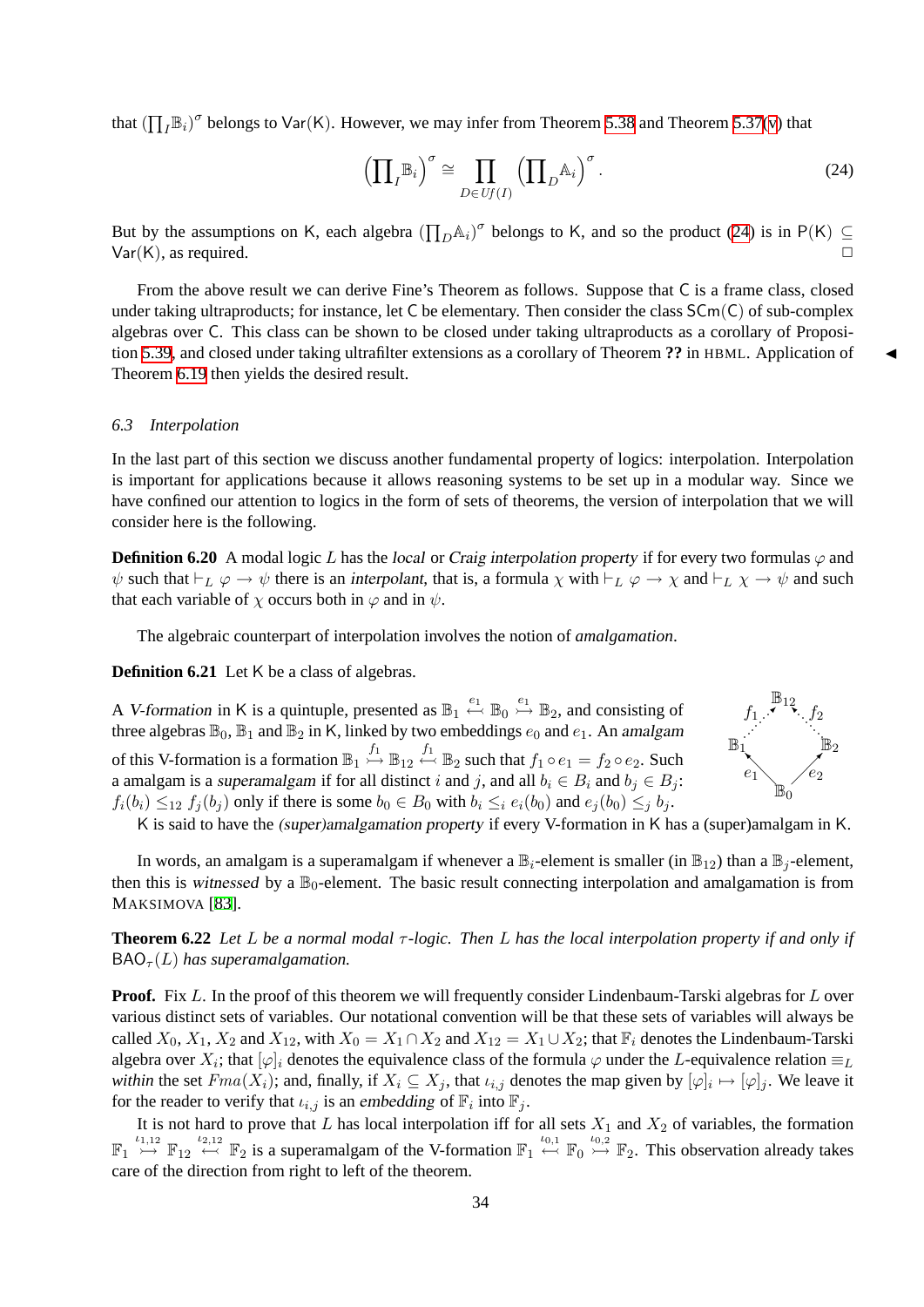that $(\prod_I \mathbb{B}_i)^\sigma$ belongs to $\mathsf{Var}(\mathsf{K})$. However, we may infer from Theorem 5.38 and Theorem 5.37(v) that

$$\left(\prod_I \mathbb{B}_i\right)^\sigma \cong \prod_{D \in Uf(I)} \left(\prod_D \mathbb{A}_i\right)^\sigma. \tag{24}$$

But by the assumptions on $\mathsf{K}$, each algebra $(\prod_D \mathbb{A}_i)^\sigma$ belongs to $\mathsf{K}$, and so the product (24) is in $\mathsf{P}(\mathsf{K}) \subseteq \mathsf{Var}(\mathsf{K})$, as required. □

From the above result we can derive Fine's Theorem as follows. Suppose that $\mathsf{C}$ is a frame class, closed under taking ultraproducts; for instance, let $\mathsf{C}$ be elementary. Then consider the class $\mathsf{SCm}(\mathsf{C})$ of sub-complex algebras over $\mathsf{C}$. This class can be shown to be closed under taking ultraproducts as a corollary of Proposition 5.39, and closed under taking ultrafilter extensions as a corollary of Theorem **??** in HBML. Application of Theorem 6.19 then yields the desired result. ◀

### 6.3 Interpolation

In the last part of this section we discuss another fundamental property of logics: interpolation. Interpolation is important for applications because it allows reasoning systems to be set up in a modular way. Since we have confined our attention to logics in the form of sets of theorems, the version of interpolation that we will consider here is the following.

**Definition 6.20** A modal logic $L$ has the *local* or *Craig interpolation property* if for every two formulas $\varphi$ and $\psi$ such that $\vdash_L \varphi \to \psi$ there is an *interpolant*, that is, a formula $\chi$ with $\vdash_L \varphi \to \chi$ and $\vdash_L \chi \to \psi$ and such that each variable of $\chi$ occurs both in $\varphi$ and in $\psi$.

The algebraic counterpart of interpolation involves the notion of *amalgamation*.

**Definition 6.21** Let $\mathsf{K}$ be a class of algebras.

A *V-formation* in $\mathsf{K}$ is a quintuple, presented as $\mathbb{B}_1 \overset{e_1}{\leftarrowtail} \mathbb{B}_0 \overset{e_1}{\rightarrowtail} \mathbb{B}_2$, and consisting of three algebras $\mathbb{B}_0$, $\mathbb{B}_1$ and $\mathbb{B}_2$ in $\mathsf{K}$, linked by two embeddings $e_0$ and $e_1$. An *amalgam* of this V-formation is a formation $\mathbb{B}_1 \overset{f_1}{\rightarrowtail} \mathbb{B}_{12} \overset{f_1}{\leftarrowtail} \mathbb{B}_2$ such that $f_1 \circ e_1 = f_2 \circ e_2$. Such a amalgam is a *superamalgam* if for all distinct $i$ and $j$, and all $b_i \in B_i$ and $b_j \in B_j$: $f_i(b_i) \leq_{12} f_j(b_j)$ only if there is some $b_0 \in B_0$ with $b_i \leq_i e_i(b_0)$ and $e_j(b_0) \leq_j b_j$.

$\mathsf{K}$ is said to have the *(super)amalgamation property* if every V-formation in $\mathsf{K}$ has a (super)amalgam in $\mathsf{K}$.

In words, an amalgam is a superamalgam if whenever a $\mathbb{B}_i$-element is smaller (in $\mathbb{B}_{12}$) than a $\mathbb{B}_j$-element, then this is *witnessed* by a $\mathbb{B}_0$-element. The basic result connecting interpolation and amalgamation is from MAKSIMOVA [83].

**Theorem 6.22** *Let $L$ be a normal modal $\tau$-logic. Then $L$ has the local interpolation property if and only if $\mathsf{BAO}_\tau(L)$ has superamalgamation.*

**Proof.** Fix $L$. In the proof of this theorem we will frequently consider Lindenbaum-Tarski algebras for $L$ over various distinct sets of variables. Our notational convention will be that these sets of variables will always be called $X_0$, $X_1$, $X_2$ and $X_{12}$, with $X_0 = X_1 \cap X_2$ and $X_{12} = X_1 \cup X_2$; that $\mathbb{F}_i$ denotes the Lindenbaum-Tarski algebra over $X_i$; that $[\varphi]_i$ denotes the equivalence class of the formula $\varphi$ under the $L$-equivalence relation $\equiv_L$ *within* the set $Fma(X_i)$; and, finally, if $X_i \subseteq X_j$, that $\iota_{i,j}$ denotes the map given by $[\varphi]_i \mapsto [\varphi]_j$. We leave it for the reader to verify that $\iota_{i,j}$ is an *embedding* of $\mathbb{F}_i$ into $\mathbb{F}_j$.

It is not hard to prove that $L$ has local interpolation iff for all sets $X_1$ and $X_2$ of variables, the formation $\mathbb{F}_1 \overset{\iota_{1,12}}{\rightarrowtail} \mathbb{F}_{12} \overset{\iota_{2,12}}{\leftarrowtail} \mathbb{F}_2$ is a superamalgam of the V-formation $\mathbb{F}_1 \overset{\iota_{0,1}}{\leftarrowtail} \mathbb{F}_0 \overset{\iota_{0,2}}{\rightarrowtail} \mathbb{F}_2$. This observation already takes care of the direction from right to left of the theorem.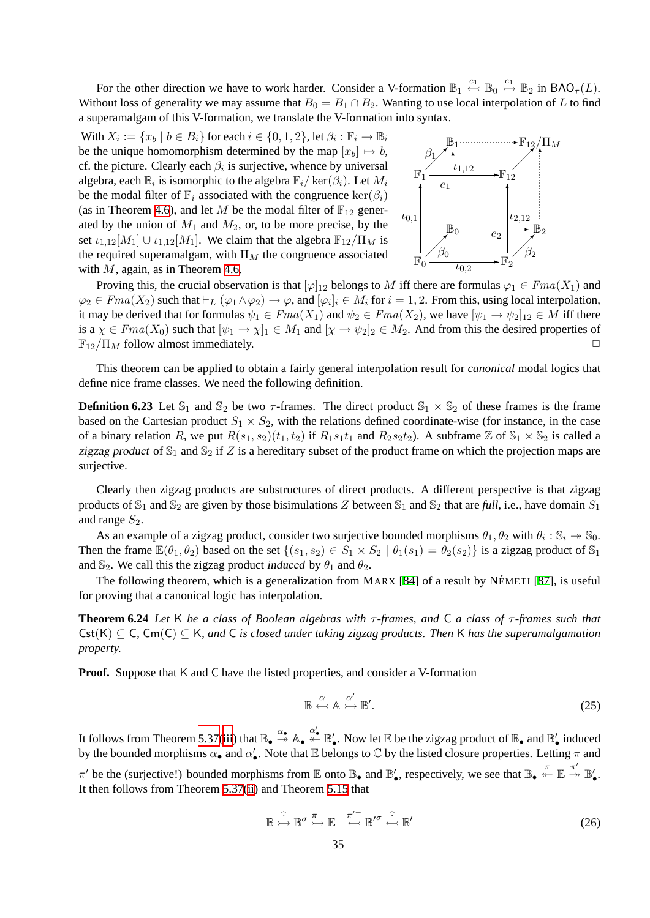For the other direction we have to work harder. Consider a V-formation $\mathbb{B}_1 \overset{e_1}{\hookleftarrow} \mathbb{B}_0 \overset{e_1}{\rightarrowtail} \mathbb{B}_2$ in $\mathsf{BAO}_\tau(L)$. Without loss of generality we may assume that $B_0 = B_1 \cap B_2$. Wanting to use local interpolation of $L$ to find a superamalgam of this V-formation, we translate the V-formation into syntax.

With $X_i := \{x_b \mid b \in B_i\}$ for each $i \in \{0,1,2\}$, let $\beta_i : \mathbb{F}_i \to \mathbb{B}_i$ be the unique homomorphism determined by the map $[x_b] \mapsto b$, cf. the picture. Clearly each $\beta_i$ is surjective, whence by universal algebra, each $\mathbb{B}_i$ is isomorphic to the algebra $\mathbb{F}_i/\ker(\beta_i)$. Let $M_i$ be the modal filter of $\mathbb{F}_i$ associated with the congruence $\ker(\beta_i)$ (as in Theorem 4.6), and let $M$ be the modal filter of $\mathbb{F}_{12}$ generated by the union of $M_1$ and $M_2$, or, to be more precise, by the set $\iota_{1,12}[M_1] \cup \iota_{1,12}[M_1]$. We claim that the algebra $\mathbb{F}_{12}/\Pi_M$ is the required superamalgam, with $\Pi_M$ the congruence associated with $M$, again, as in Theorem 4.6.

Proving this, the crucial observation is that $[\varphi]_{12}$ belongs to $M$ iff there are formulas $\varphi_1 \in Fma(X_1)$ and $\varphi_2 \in Fma(X_2)$ such that $\vdash_L (\varphi_1 \wedge \varphi_2) \to \varphi$, and $[\varphi_i]_i \in M_i$ for $i = 1,2$. From this, using local interpolation, it may be derived that for formulas $\psi_1 \in Fma(X_1)$ and $\psi_2 \in Fma(X_2)$, we have $[\psi_1 \to \psi_2]_{12} \in M$ iff there is a $\chi \in Fma(X_0)$ such that $[\psi_1 \to \chi]_1 \in M_1$ and $[\chi \to \psi_2]_2 \in M_2$. And from this the desired properties of $\mathbb{F}_{12}/\Pi_M$ follow almost immediately. $\square$

This theorem can be applied to obtain a fairly general interpolation result for *canonical* modal logics that define nice frame classes. We need the following definition.

**Definition 6.23** Let $\mathbb{S}_1$ and $\mathbb{S}_2$ be two $\tau$-frames. The direct product $\mathbb{S}_1 \times \mathbb{S}_2$ of these frames is the frame based on the Cartesian product $S_1 \times S_2$, with the relations defined coordinate-wise (for instance, in the case of a binary relation $R$, we put $R(s_1,s_2)(t_1,t_2)$ if $R_1 s_1 t_1$ and $R_2 s_2 t_2$). A subframe $\mathbb{Z}$ of $\mathbb{S}_1 \times \mathbb{S}_2$ is called a *zigzag product* of $\mathbb{S}_1$ and $\mathbb{S}_2$ if $Z$ is a hereditary subset of the product frame on which the projection maps are surjective.

Clearly then zigzag products are substructures of direct products. A different perspective is that zigzag products of $\mathbb{S}_1$ and $\mathbb{S}_2$ are given by those bisimulations $Z$ between $\mathbb{S}_1$ and $\mathbb{S}_2$ that are *full*, i.e., have domain $S_1$ and range $S_2$.

As an example of a zigzag product, consider two surjective bounded morphisms $\theta_1, \theta_2$ with $\theta_i : \mathbb{S}_i \twoheadrightarrow \mathbb{S}_0$. Then the frame $\mathbb{E}(\theta_1,\theta_2)$ based on the set $\{(s_1,s_2) \in S_1 \times S_2 \mid \theta_1(s_1) = \theta_2(s_2)\}$ is a zigzag product of $\mathbb{S}_1$ and $\mathbb{S}_2$. We call this the zigzag product *induced* by $\theta_1$ and $\theta_2$.

The following theorem, which is a generalization from MARX [84] of a result by NÉMETI [87], is useful for proving that a canonical logic has interpolation.

**Theorem 6.24** *Let $\mathsf{K}$ be a class of Boolean algebras with $\tau$-frames, and $\mathsf{C}$ a class of $\tau$-frames such that $\mathsf{Cst}(\mathsf{K}) \subseteq \mathsf{C}$, $\mathsf{Cm}(\mathsf{C}) \subseteq \mathsf{K}$, and $\mathsf{C}$ is closed under taking zigzag products. Then $\mathsf{K}$ has the superamalgamation property.*

**Proof.** Suppose that $\mathsf{K}$ and $\mathsf{C}$ have the listed properties, and consider a V-formation

$$\mathbb{B} \overset{\alpha}{\hookleftarrow} \mathbb{A} \overset{\alpha'}{\rightarrowtail} \mathbb{B}'. \tag{25}$$

It follows from Theorem 5.37(iii) that $\mathbb{B}_\bullet \overset{\alpha_\bullet}{\twoheadrightarrow} \mathbb{A}_\bullet \overset{\alpha'_\bullet}{\twoheadleftarrow} \mathbb{B}'_\bullet$. Now let $\mathbb{E}$ be the zigzag product of $\mathbb{B}_\bullet$ and $\mathbb{B}'_\bullet$ induced by the bounded morphisms $\alpha_\bullet$ and $\alpha'_\bullet$. Note that $\mathbb{E}$ belongs to $\mathbb{C}$ by the listed closure properties. Letting $\pi$ and $\pi'$ be the (surjective!) bounded morphisms from $\mathbb{E}$ onto $\mathbb{B}_\bullet$ and $\mathbb{B}'_\bullet$, respectively, we see that $\mathbb{B}_\bullet \overset{\pi}{\twoheadleftarrow} \mathbb{E} \overset{\pi'}{\twoheadrightarrow} \mathbb{B}'_\bullet$. It then follows from Theorem 5.37(ii) and Theorem 5.15 that

$$\mathbb{B} \overset{\widehat{\cdot}}{\rightarrowtail} \mathbb{B}^\sigma \overset{\pi^+}{\rightarrowtail} \mathbb{E}^+ \overset{\pi'^+}{\hookleftarrow} \mathbb{B}'^\sigma \overset{\widehat{\cdot}}{\hookleftarrow} \mathbb{B}' \tag{26}$$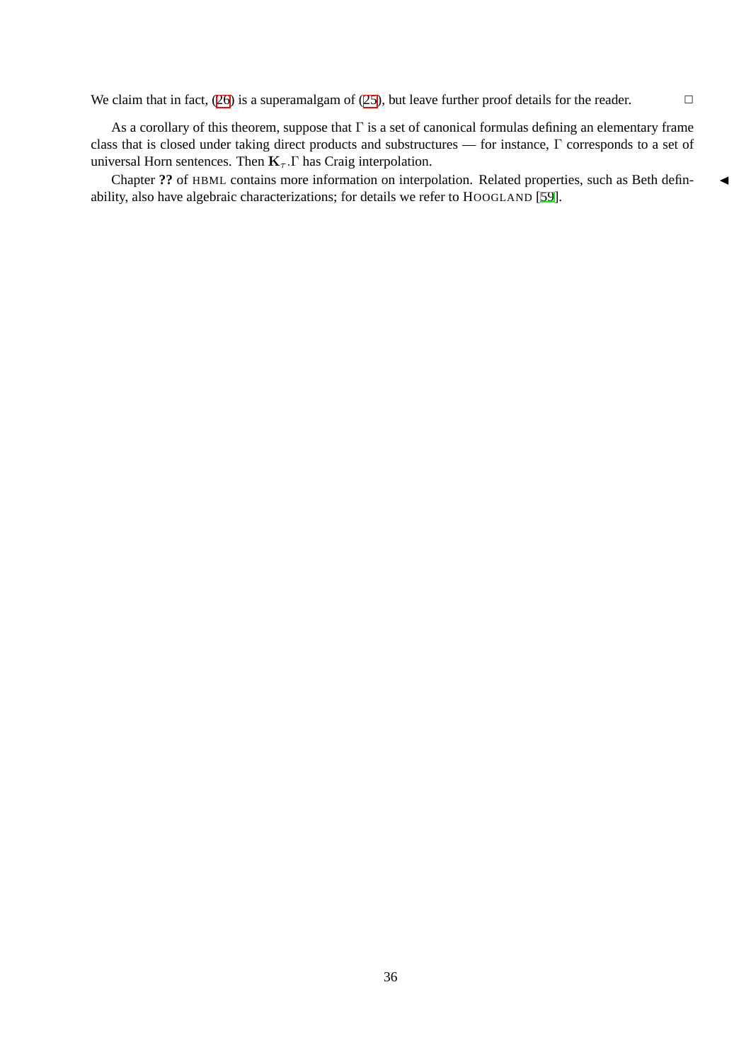We claim that in fact, (26) is a superamalgam of (25), but leave further proof details for the reader. □

As a corollary of this theorem, suppose that $\Gamma$ is a set of canonical formulas defining an elementary frame class that is closed under taking direct products and substructures — for instance, $\Gamma$ corresponds to a set of universal Horn sentences. Then $\mathbf{K}_\tau.\Gamma$ has Craig interpolation.

Chapter **??** of HBML contains more information on interpolation. Related properties, such as Beth definability, also have algebraic characterizations; for details we refer to HOOGLAND [59]. ◀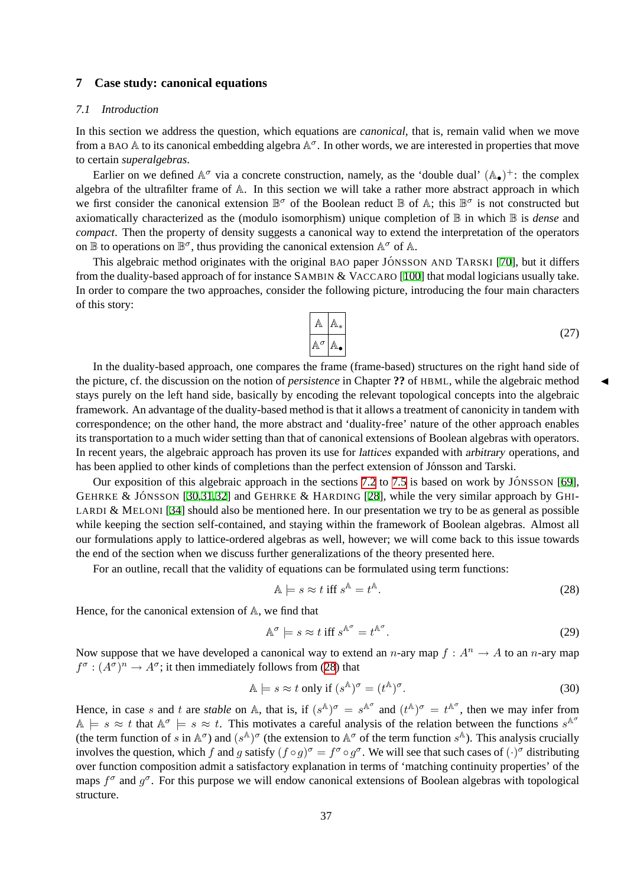## 7 Case study: canonical equations

### 7.1 Introduction

In this section we address the question, which equations are *canonical*, that is, remain valid when we move from a BAO $\mathbb{A}$ to its canonical embedding algebra $\mathbb{A}^\sigma$. In other words, we are interested in properties that move to certain *superalgebras*.

Earlier on we defined $\mathbb{A}^\sigma$ via a concrete construction, namely, as the 'double dual' $(\mathbb{A}_\bullet)^+$: the complex algebra of the ultrafilter frame of $\mathbb{A}$. In this section we will take a rather more abstract approach in which we first consider the canonical extension $\mathbb{B}^\sigma$ of the Boolean reduct $\mathbb{B}$ of $\mathbb{A}$; this $\mathbb{B}^\sigma$ is not constructed but axiomatically characterized as the (modulo isomorphism) unique completion of $\mathbb{B}$ in which $\mathbb{B}$ is *dense* and *compact*. Then the property of density suggests a canonical way to extend the interpretation of the operators on $\mathbb{B}$ to operations on $\mathbb{B}^\sigma$, thus providing the canonical extension $\mathbb{A}^\sigma$ of $\mathbb{A}$.

This algebraic method originates with the original BAO paper JÓNSSON AND TARSKI [70], but it differs from the duality-based approach of for instance SAMBIN & VACCARO [100] that modal logicians usually take. In order to compare the two approaches, consider the following picture, introducing the four main characters of this story:

$$
\begin{array}{|c|c|}
\hline
\mathbb{A} & \mathbb{A}_* \\
\hline
\mathbb{A}^\sigma & \mathbb{A}_\bullet \\
\hline
\end{array}
\tag{27}
$$

In the duality-based approach, one compares the frame (frame-based) structures on the right hand side of the picture, cf. the discussion on the notion of *persistence* in Chapter **??** of HBML, while the algebraic method stays purely on the left hand side, basically by encoding the relevant topological concepts into the algebraic framework. An advantage of the duality-based method is that it allows a treatment of canonicity in tandem with correspondence; on the other hand, the more abstract and 'duality-free' nature of the other approach enables its transportation to a much wider setting than that of canonical extensions of Boolean algebras with operators. In recent years, the algebraic approach has proven its use for *lattices* expanded with *arbitrary* operations, and has been applied to other kinds of completions than the perfect extension of Jónsson and Tarski.

Our exposition of this algebraic approach in the sections 7.2 to 7.5 is based on work by JÓNSSON [69], GEHRKE & JÓNSSON [30,31,32] and GEHRKE & HARDING [28], while the very similar approach by GHILARDI & MELONI [34] should also be mentioned here. In our presentation we try to be as general as possible while keeping the section self-contained, and staying within the framework of Boolean algebras. Almost all our formulations apply to lattice-ordered algebras as well, however; we will come back to this issue towards the end of the section when we discuss further generalizations of the theory presented here.

For an outline, recall that the validity of equations can be formulated using term functions:

$$
\mathbb{A} \models s \approx t \text{ iff } s^{\mathbb{A}} = t^{\mathbb{A}}. \tag{28}
$$

Hence, for the canonical extension of $\mathbb{A}$, we find that

$$
\mathbb{A}^\sigma \models s \approx t \text{ iff } s^{\mathbb{A}^\sigma} = t^{\mathbb{A}^\sigma}. \tag{29}
$$

Now suppose that we have developed a canonical way to extend an $n$-ary map $f : A^n \to A$ to an $n$-ary map $f^\sigma : (A^\sigma)^n \to A^\sigma$; it then immediately follows from (28) that

$$
\mathbb{A} \models s \approx t \text{ only if } (s^{\mathbb{A}})^\sigma = (t^{\mathbb{A}})^\sigma. \tag{30}
$$

Hence, in case $s$ and $t$ are *stable* on $\mathbb{A}$, that is, if $(s^{\mathbb{A}})^\sigma = s^{\mathbb{A}^\sigma}$ and $(t^{\mathbb{A}})^\sigma = t^{\mathbb{A}^\sigma}$, then we may infer from $\mathbb{A} \models s \approx t$ that $\mathbb{A}^\sigma \models s \approx t$. This motivates a careful analysis of the relation between the functions $s^{\mathbb{A}^\sigma}$ (the term function of $s$ in $\mathbb{A}^\sigma$) and $(s^{\mathbb{A}})^\sigma$ (the extension to $\mathbb{A}^\sigma$ of the term function $s^{\mathbb{A}}$). This analysis crucially involves the question, which $f$ and $g$ satisfy $(f \circ g)^\sigma = f^\sigma \circ g^\sigma$. We will see that such cases of $(\cdot)^\sigma$ distributing over function composition admit a satisfactory explanation in terms of 'matching continuity properties' of the maps $f^\sigma$ and $g^\sigma$. For this purpose we will endow canonical extensions of Boolean algebras with topological structure.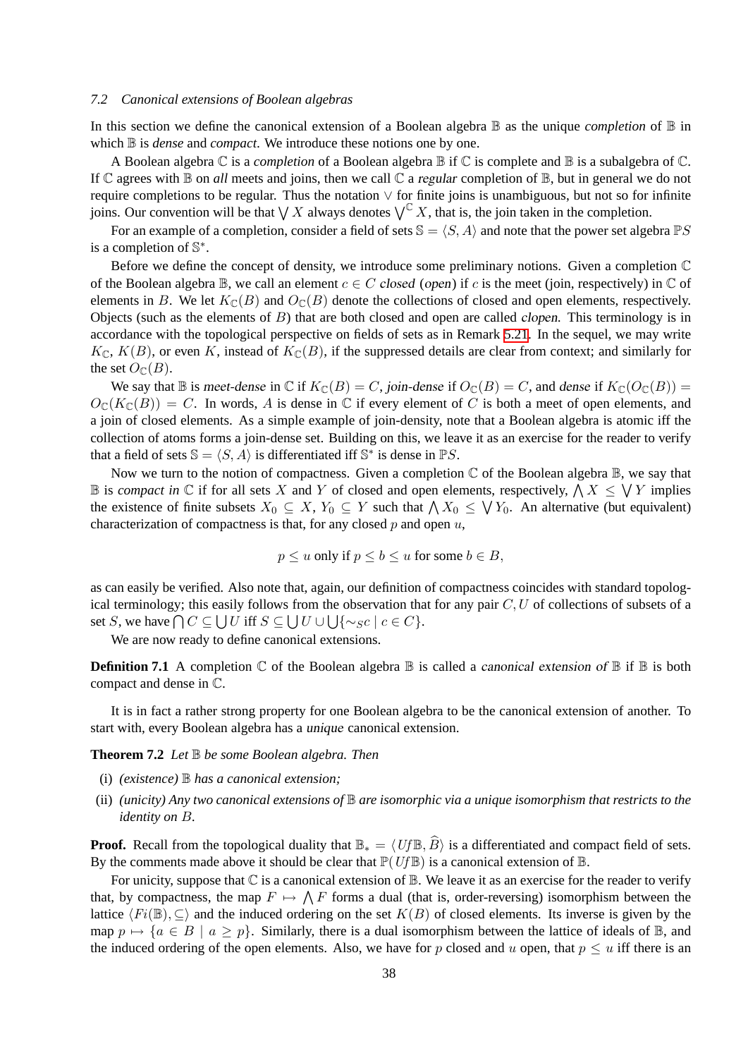### 7.2 Canonical extensions of Boolean algebras

In this section we define the canonical extension of a Boolean algebra $\mathbb{B}$ as the unique *completion* of $\mathbb{B}$ in which $\mathbb{B}$ is *dense* and *compact*. We introduce these notions one by one.

A Boolean algebra $\mathbb{C}$ is a *completion* of a Boolean algebra $\mathbb{B}$ if $\mathbb{C}$ is complete and $\mathbb{B}$ is a subalgebra of $\mathbb{C}$. If $\mathbb{C}$ agrees with $\mathbb{B}$ on *all* meets and joins, then we call $\mathbb{C}$ a *regular* completion of $\mathbb{B}$, but in general we do not require completions to be regular. Thus the notation $\vee$ for finite joins is unambiguous, but not so for infinite joins. Our convention will be that $\bigvee X$ always denotes $\bigvee^{\mathbb{C}} X$, that is, the join taken in the completion.

For an example of a completion, consider a field of sets $\mathbb{S} = \langle S, A\rangle$ and note that the power set algebra $\mathbb{P}S$ is a completion of $\mathbb{S}^*$.

Before we define the concept of density, we introduce some preliminary notions. Given a completion $\mathbb{C}$ of the Boolean algebra $\mathbb{B}$, we call an element $c \in C$ *closed* (*open*) if $c$ is the meet (join, respectively) in $\mathbb{C}$ of elements in $B$. We let $K_{\mathbb{C}}(B)$ and $O_{\mathbb{C}}(B)$ denote the collections of closed and open elements, respectively. Objects (such as the elements of $B$) that are both closed and open are called *clopen*. This terminology is in accordance with the topological perspective on fields of sets as in Remark 5.21. In the sequel, we may write $K_{\mathbb{C}}$, $K(B)$, or even $K$, instead of $K_{\mathbb{C}}(B)$, if the suppressed details are clear from context; and similarly for the set $O_{\mathbb{C}}(B)$.

We say that $\mathbb{B}$ is *meet-dense* in $\mathbb{C}$ if $K_{\mathbb{C}}(B) = C$, *join-dense* if $O_{\mathbb{C}}(B) = C$, and *dense* if $K_{\mathbb{C}}(O_{\mathbb{C}}(B)) = O_{\mathbb{C}}(K_{\mathbb{C}}(B)) = C$. In words, $A$ is dense in $\mathbb{C}$ if every element of $C$ is both a meet of open elements, and a join of closed elements. As a simple example of join-density, note that a Boolean algebra is atomic iff the collection of atoms forms a join-dense set. Building on this, we leave it as an exercise for the reader to verify that a field of sets $\mathbb{S} = \langle S, A\rangle$ is differentiated iff $\mathbb{S}^*$ is dense in $\mathbb{P}S$.

Now we turn to the notion of compactness. Given a completion $\mathbb{C}$ of the Boolean algebra $\mathbb{B}$, we say that $\mathbb{B}$ is *compact in* $\mathbb{C}$ if for all sets $X$ and $Y$ of closed and open elements, respectively, $\bigwedge X \leq \bigvee Y$ implies the existence of finite subsets $X_0 \subseteq X$, $Y_0 \subseteq Y$ such that $\bigwedge X_0 \leq \bigvee Y_0$. An alternative (but equivalent) characterization of compactness is that, for any closed $p$ and open $u$,

$$p \leq u \text{ only if } p \leq b \leq u \text{ for some } b \in B,$$

as can easily be verified. Also note that, again, our definition of compactness coincides with standard topological terminology; this easily follows from the observation that for any pair $C, U$ of collections of subsets of a set $S$, we have $\bigcap C \subseteq \bigcup U$ iff $S \subseteq \bigcup U \cup \bigcup\{\sim_S c \mid c \in C\}$.

We are now ready to define canonical extensions.

**Definition 7.1** A completion $\mathbb{C}$ of the Boolean algebra $\mathbb{B}$ is called a *canonical extension of* $\mathbb{B}$ if $\mathbb{B}$ is both compact and dense in $\mathbb{C}$.

It is in fact a rather strong property for one Boolean algebra to be the canonical extension of another. To start with, every Boolean algebra has a *unique* canonical extension.

**Theorem 7.2** *Let $\mathbb{B}$ be some Boolean algebra. Then*

(i) *(existence) $\mathbb{B}$ has a canonical extension;*

(ii) *(unicity) Any two canonical extensions of $\mathbb{B}$ are isomorphic via a unique isomorphism that restricts to the identity on $B$.*

**Proof.** Recall from the topological duality that $\mathbb{B}_* = \langle Uf\mathbb{B}, \widehat{B}\rangle$ is a differentiated and compact field of sets. By the comments made above it should be clear that $\mathbb{P}(Uf\mathbb{B})$ is a canonical extension of $\mathbb{B}$.

For unicity, suppose that $\mathbb{C}$ is a canonical extension of $\mathbb{B}$. We leave it as an exercise for the reader to verify that, by compactness, the map $F \mapsto \bigwedge F$ forms a dual (that is, order-reversing) isomorphism between the lattice $\langle Fi(\mathbb{B}), \subseteq\rangle$ and the induced ordering on the set $K(B)$ of closed elements. Its inverse is given by the map $p \mapsto \{a \in B \mid a \geq p\}$. Similarly, there is a dual isomorphism between the lattice of ideals of $\mathbb{B}$, and the induced ordering of the open elements. Also, we have for $p$ closed and $u$ open, that $p \leq u$ iff there is an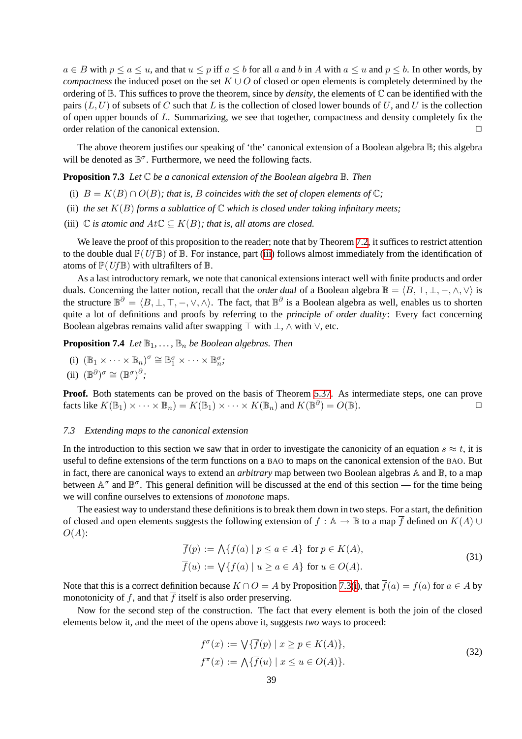$a \in B$ with $p \leq a \leq u$, and that $u \leq p$ iff $a \leq b$ for all $a$ and $b$ in $A$ with $a \leq u$ and $p \leq b$. In other words, by *compactness* the induced poset on the set $K \cup O$ of closed or open elements is completely determined by the ordering of $\mathbb{B}$. This suffices to prove the theorem, since by *density*, the elements of $\mathbb{C}$ can be identified with the pairs $(L, U)$ of subsets of $C$ such that $L$ is the collection of closed lower bounds of $U$, and $U$ is the collection of open upper bounds of $L$. Summarizing, we see that together, compactness and density completely fix the order relation of the canonical extension. □

The above theorem justifies our speaking of 'the' canonical extension of a Boolean algebra $\mathbb{B}$; this algebra will be denoted as $\mathbb{B}^\sigma$. Furthermore, we need the following facts.

**Proposition 7.3** *Let $\mathbb{C}$ be a canonical extension of the Boolean algebra $\mathbb{B}$. Then*

(i) *$B = K(B) \cap O(B)$; that is, $B$ coincides with the set of clopen elements of $\mathbb{C}$;*

(ii) *the set $K(B)$ forms a sublattice of $\mathbb{C}$ which is closed under taking infinitary meets;*

(iii) *$\mathbb{C}$ is atomic and $At\mathbb{C} \subseteq K(B)$; that is, all atoms are closed.*

We leave the proof of this proposition to the reader; note that by Theorem 7.2, it suffices to restrict attention to the double dual $\mathbb{P}(Uf\mathbb{B})$ of $\mathbb{B}$. For instance, part (iii) follows almost immediately from the identification of atoms of $\mathbb{P}(Uf\mathbb{B})$ with ultrafilters of $\mathbb{B}$.

As a last introductory remark, we note that canonical extensions interact well with finite products and order duals. Concerning the latter notion, recall that the *order dual* of a Boolean algebra $\mathbb{B} = \langle B, \top, \bot, -, \wedge, \vee \rangle$ is the structure $\mathbb{B}^\partial = \langle B, \bot, \top, -, \vee, \wedge \rangle$. The fact, that $\mathbb{B}^\partial$ is a Boolean algebra as well, enables us to shorten quite a lot of definitions and proofs by referring to the *principle of order duality*: Every fact concerning Boolean algebras remains valid after swapping $\top$ with $\bot$, $\wedge$ with $\vee$, etc.

**Proposition 7.4** *Let $\mathbb{B}_1, \ldots, \mathbb{B}_n$ be Boolean algebras. Then*

(i) *$(\mathbb{B}_1 \times \cdots \times \mathbb{B}_n)^\sigma \cong \mathbb{B}_1^\sigma \times \cdots \times \mathbb{B}_n^\sigma$;*

(ii) *$(\mathbb{B}^\partial)^\sigma \cong (\mathbb{B}^\sigma)^\partial$;*

**Proof.** Both statements can be proved on the basis of Theorem 5.37. As intermediate steps, one can prove facts like $K(\mathbb{B}_1) \times \cdots \times \mathbb{B}_n) = K(\mathbb{B}_1) \times \cdots \times K(\mathbb{B}_n)$ and $K(\mathbb{B}^\partial) = O(\mathbb{B})$. □

### 7.3 Extending maps to the canonical extension

In the introduction to this section we saw that in order to investigate the canonicity of an equation $s \approx t$, it is useful to define extensions of the term functions on a BAO to maps on the canonical extension of the BAO. But in fact, there are canonical ways to extend an *arbitrary* map between two Boolean algebras $\mathbb{A}$ and $\mathbb{B}$, to a map between $\mathbb{A}^\sigma$ and $\mathbb{B}^\sigma$. This general definition will be discussed at the end of this section — for the time being we will confine ourselves to extensions of *monotone* maps.

The easiest way to understand these definitions is to break them down in two steps. For a start, the definition of closed and open elements suggests the following extension of $f : \mathbb{A} \to \mathbb{B}$ to a map $\overline{f}$ defined on $K(A) \cup O(A)$:

$$
\begin{aligned}
\overline{f}(p) &:= \bigwedge\{f(a) \mid p \leq a \in A\} \ \text{ for } p \in K(A), \\
\overline{f}(u) &:= \bigvee\{f(a) \mid u \geq a \in A\} \ \text{ for } u \in O(A).
\end{aligned}
\tag{31}
$$

Note that this is a correct definition because $K \cap O = A$ by Proposition 7.3(i), that $\overline{f}(a) = f(a)$ for $a \in A$ by monotonicity of $f$, and that $\overline{f}$ itself is also order preserving.

Now for the second step of the construction. The fact that every element is both the join of the closed elements below it, and the meet of the opens above it, suggests *two* ways to proceed:

$$
\begin{aligned}
f^\sigma(x) &:= \bigvee\{\overline{f}(p) \mid x \geq p \in K(A)\}, \\
f^\pi(x) &:= \bigwedge\{\overline{f}(u) \mid x \leq u \in O(A)\}.
\end{aligned}
\tag{32}
$$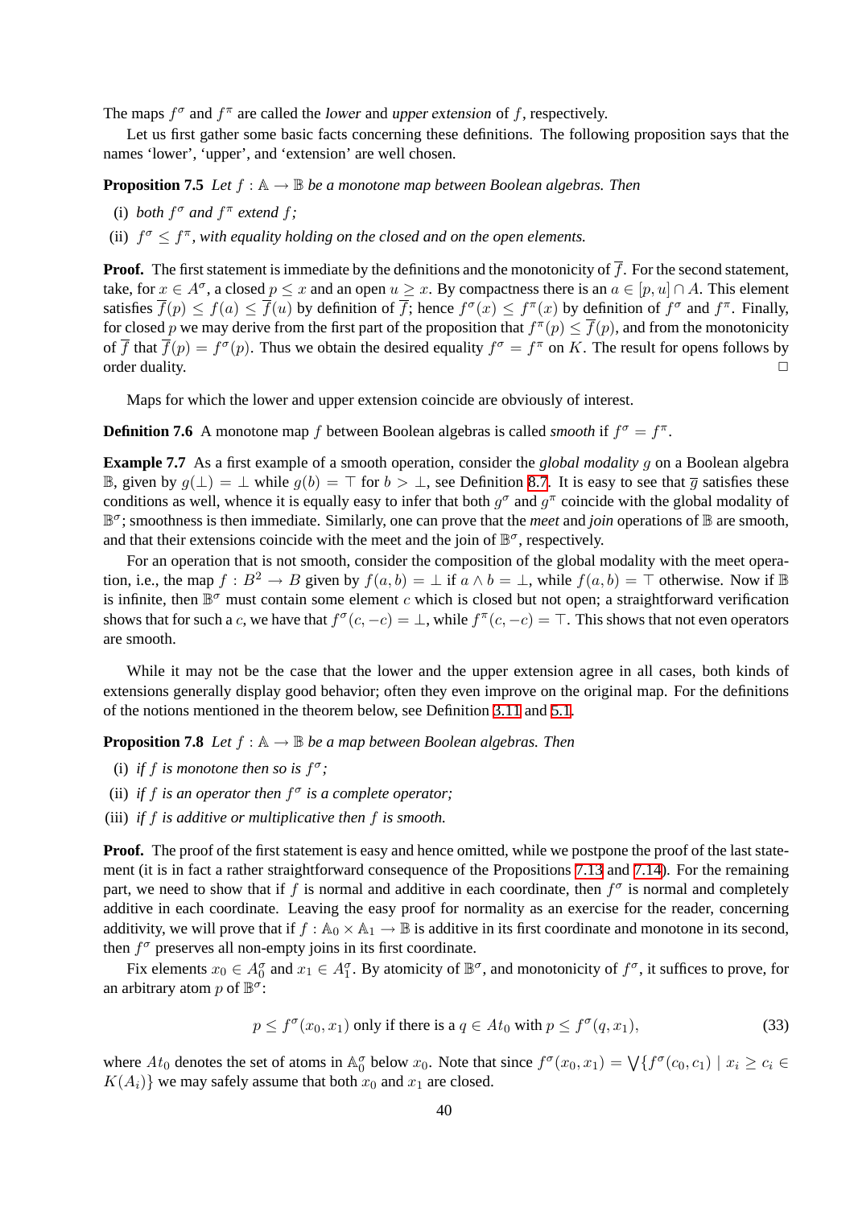The maps $f^\sigma$ and $f^\pi$ are called the *lower* and *upper extension* of $f$, respectively.

Let us first gather some basic facts concerning these definitions. The following proposition says that the names 'lower', 'upper', and 'extension' are well chosen.

**Proposition 7.5** *Let $f : \mathbb{A} \to \mathbb{B}$ be a monotone map between Boolean algebras. Then*

(i) *both $f^\sigma$ and $f^\pi$ extend $f$;*

(ii) *$f^\sigma \leq f^\pi$, with equality holding on the closed and on the open elements.*

**Proof.** The first statement is immediate by the definitions and the monotonicity of $\overline{f}$. For the second statement, take, for $x \in A^\sigma$, a closed $p \leq x$ and an open $u \geq x$. By compactness there is an $a \in [p, u] \cap A$. This element satisfies $\overline{f}(p) \leq f(a) \leq \overline{f}(u)$ by definition of $\overline{f}$; hence $f^\sigma(x) \leq f^\pi(x)$ by definition of $f^\sigma$ and $f^\pi$. Finally, for closed $p$ we may derive from the first part of the proposition that $f^\pi(p) \leq \overline{f}(p)$, and from the monotonicity of $\overline{f}$ that $\overline{f}(p) = f^\sigma(p)$. Thus we obtain the desired equality $f^\sigma = f^\pi$ on $K$. The result for opens follows by order duality. □

Maps for which the lower and upper extension coincide are obviously of interest.

**Definition 7.6** A monotone map $f$ between Boolean algebras is called *smooth* if $f^\sigma = f^\pi$.

**Example 7.7** As a first example of a smooth operation, consider the *global modality* $g$ on a Boolean algebra $\mathbb{B}$, given by $g(\bot) = \bot$ while $g(b) = \top$ for $b > \bot$, see Definition 8.7. It is easy to see that $\overline{g}$ satisfies these conditions as well, whence it is equally easy to infer that both $g^\sigma$ and $g^\pi$ coincide with the global modality of $\mathbb{B}^\sigma$; smoothness is then immediate. Similarly, one can prove that the *meet* and *join* operations of $\mathbb{B}$ are smooth, and that their extensions coincide with the meet and the join of $\mathbb{B}^\sigma$, respectively.

For an operation that is not smooth, consider the composition of the global modality with the meet operation, i.e., the map $f : B^2 \to B$ given by $f(a, b) = \bot$ if $a \wedge b = \bot$, while $f(a, b) = \top$ otherwise. Now if $\mathbb{B}$ is infinite, then $\mathbb{B}^\sigma$ must contain some element $c$ which is closed but not open; a straightforward verification shows that for such a $c$, we have that $f^\sigma(c, -c) = \bot$, while $f^\pi(c, -c) = \top$. This shows that not even operators are smooth.

While it may not be the case that the lower and the upper extension agree in all cases, both kinds of extensions generally display good behavior; often they even improve on the original map. For the definitions of the notions mentioned in the theorem below, see Definition 3.11 and 5.1.

**Proposition 7.8** *Let $f : \mathbb{A} \to \mathbb{B}$ be a map between Boolean algebras. Then*

(i) *if $f$ is monotone then so is $f^\sigma$;*

(ii) *if $f$ is an operator then $f^\sigma$ is a complete operator;*

(iii) *if $f$ is additive or multiplicative then $f$ is smooth.*

**Proof.** The proof of the first statement is easy and hence omitted, while we postpone the proof of the last statement (it is in fact a rather straightforward consequence of the Propositions 7.13 and 7.14). For the remaining part, we need to show that if $f$ is normal and additive in each coordinate, then $f^\sigma$ is normal and completely additive in each coordinate. Leaving the easy proof for normality as an exercise for the reader, concerning additivity, we will prove that if $f : \mathbb{A}_0 \times \mathbb{A}_1 \to \mathbb{B}$ is additive in its first coordinate and monotone in its second, then $f^\sigma$ preserves all non-empty joins in its first coordinate.

Fix elements $x_0 \in A_0^\sigma$ and $x_1 \in A_1^\sigma$. By atomicity of $\mathbb{B}^\sigma$, and monotonicity of $f^\sigma$, it suffices to prove, for an arbitrary atom $p$ of $\mathbb{B}^\sigma$:

$$p \leq f^\sigma(x_0, x_1) \text{ only if there is a } q \in At_0 \text{ with } p \leq f^\sigma(q, x_1), \tag{33}$$

where $At_0$ denotes the set of atoms in $\mathbb{A}_0^\sigma$ below $x_0$. Note that since $f^\sigma(x_0, x_1) = \bigvee\{f^\sigma(c_0, c_1) \mid x_i \geq c_i \in K(A_i)\}$ we may safely assume that both $x_0$ and $x_1$ are closed.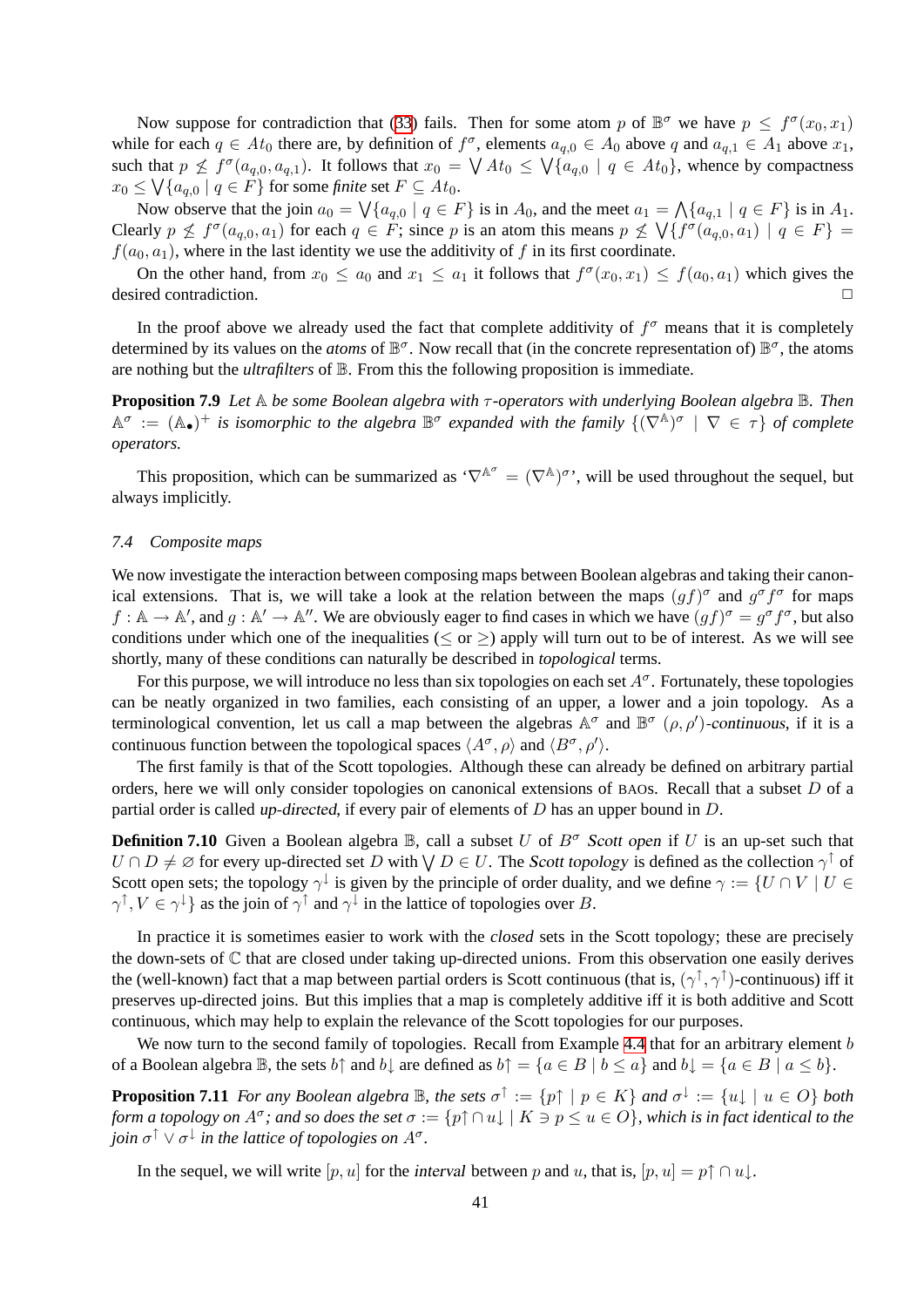Now suppose for contradiction that (33) fails. Then for some atom $p$ of $\mathbb{B}^\sigma$ we have $p \leq f^\sigma(x_0, x_1)$ while for each $q \in At_0$ there are, by definition of $f^\sigma$, elements $a_{q,0} \in A_0$ above $q$ and $a_{q,1} \in A_1$ above $x_1$, such that $p \not\leq f^\sigma(a_{q,0}, a_{q,1})$. It follows that $x_0 = \bigvee At_0 \leq \bigvee \{a_{q,0} \mid q \in At_0\}$, whence by compactness $x_0 \leq \bigvee \{a_{q,0} \mid q \in F\}$ for some *finite* set $F \subseteq At_0$.

Now observe that the join $a_0 = \bigvee \{a_{q,0} \mid q \in F\}$ is in $A_0$, and the meet $a_1 = \bigwedge \{a_{q,1} \mid q \in F\}$ is in $A_1$. Clearly $p \not\leq f^\sigma(a_{q,0}, a_1)$ for each $q \in F$; since $p$ is an atom this means $p \not\leq \bigvee \{f^\sigma(a_{q,0}, a_1) \mid q \in F\} = f(a_0, a_1)$, where in the last identity we use the additivity of $f$ in its first coordinate.

On the other hand, from $x_0 \leq a_0$ and $x_1 \leq a_1$ it follows that $f^\sigma(x_0, x_1) \leq f(a_0, a_1)$ which gives the desired contradiction. □

In the proof above we already used the fact that complete additivity of $f^\sigma$ means that it is completely determined by its values on the *atoms* of $\mathbb{B}^\sigma$. Now recall that (in the concrete representation of) $\mathbb{B}^\sigma$, the atoms are nothing but the *ultrafilters* of $\mathbb{B}$. From this the following proposition is immediate.

**Proposition 7.9** *Let $\mathbb{A}$ be some Boolean algebra with $\tau$-operators with underlying Boolean algebra $\mathbb{B}$. Then $\mathbb{A}^\sigma := (\mathbb{A}_\bullet)^+$ is isomorphic to the algebra $\mathbb{B}^\sigma$ expanded with the family $\{(\nabla^{\mathbb{A}})^\sigma \mid \nabla \in \tau\}$ of complete operators.*

This proposition, which can be summarized as '$\nabla^{\mathbb{A}^\sigma} = (\nabla^{\mathbb{A}})^\sigma$', will be used throughout the sequel, but always implicitly.

### 7.4 Composite maps

We now investigate the interaction between composing maps between Boolean algebras and taking their canonical extensions. That is, we will take a look at the relation between the maps $(gf)^\sigma$ and $g^\sigma f^\sigma$ for maps $f : \mathbb{A} \to \mathbb{A}'$, and $g : \mathbb{A}' \to \mathbb{A}''$. We are obviously eager to find cases in which we have $(gf)^\sigma = g^\sigma f^\sigma$, but also conditions under which one of the inequalities ($\leq$ or $\geq$) apply will turn out to be of interest. As we will see shortly, many of these conditions can naturally be described in *topological* terms.

For this purpose, we will introduce no less than six topologies on each set $A^\sigma$. Fortunately, these topologies can be neatly organized in two families, each consisting of an upper, a lower and a join topology. As a terminological convention, let us call a map between the algebras $\mathbb{A}^\sigma$ and $\mathbb{B}^\sigma$ $(\rho, \rho')$-*continuous*, if it is a continuous function between the topological spaces $\langle A^\sigma, \rho\rangle$ and $\langle B^\sigma, \rho'\rangle$.

The first family is that of the Scott topologies. Although these can already be defined on arbitrary partial orders, here we will only consider topologies on canonical extensions of BAOs. Recall that a subset $D$ of a partial order is called *up-directed*, if every pair of elements of $D$ has an upper bound in $D$.

**Definition 7.10** Given a Boolean algebra $\mathbb{B}$, call a subset $U$ of $B^\sigma$ *Scott open* if $U$ is an up-set such that $U \cap D \neq \varnothing$ for every up-directed set $D$ with $\bigvee D \in U$. The *Scott topology* is defined as the collection $\gamma^\uparrow$ of Scott open sets; the topology $\gamma^\downarrow$ is given by the principle of order duality, and we define $\gamma := \{U \cap V \mid U \in \gamma^\uparrow, V \in \gamma^\downarrow\}$ as the join of $\gamma^\uparrow$ and $\gamma^\downarrow$ in the lattice of topologies over $B$.

In practice it is sometimes easier to work with the *closed* sets in the Scott topology; these are precisely the down-sets of $\mathbb{C}$ that are closed under taking up-directed unions. From this observation one easily derives the (well-known) fact that a map between partial orders is Scott continuous (that is, $(\gamma^\uparrow, \gamma^\uparrow)$-continuous) iff it preserves up-directed joins. But this implies that a map is completely additive iff it is both additive and Scott continuous, which may help to explain the relevance of the Scott topologies for our purposes.

We now turn to the second family of topologies. Recall from Example 4.4 that for an arbitrary element $b$ of a Boolean algebra $\mathbb{B}$, the sets $b{\uparrow}$ and $b{\downarrow}$ are defined as $b{\uparrow} = \{a \in B \mid b \leq a\}$ and $b{\downarrow} = \{a \in B \mid a \leq b\}$.

**Proposition 7.11** *For any Boolean algebra $\mathbb{B}$, the sets $\sigma^\uparrow := \{p{\uparrow} \mid p \in K\}$ and $\sigma^\downarrow := \{u{\downarrow} \mid u \in O\}$ both form a topology on $A^\sigma$; and so does the set $\sigma := \{p{\uparrow} \cap u{\downarrow} \mid K \ni p \leq u \in O\}$, which is in fact identical to the join $\sigma^\uparrow \vee \sigma^\downarrow$ in the lattice of topologies on $A^\sigma$.*

In the sequel, we will write $[p, u]$ for the *interval* between $p$ and $u$, that is, $[p, u] = p{\uparrow} \cap u{\downarrow}$.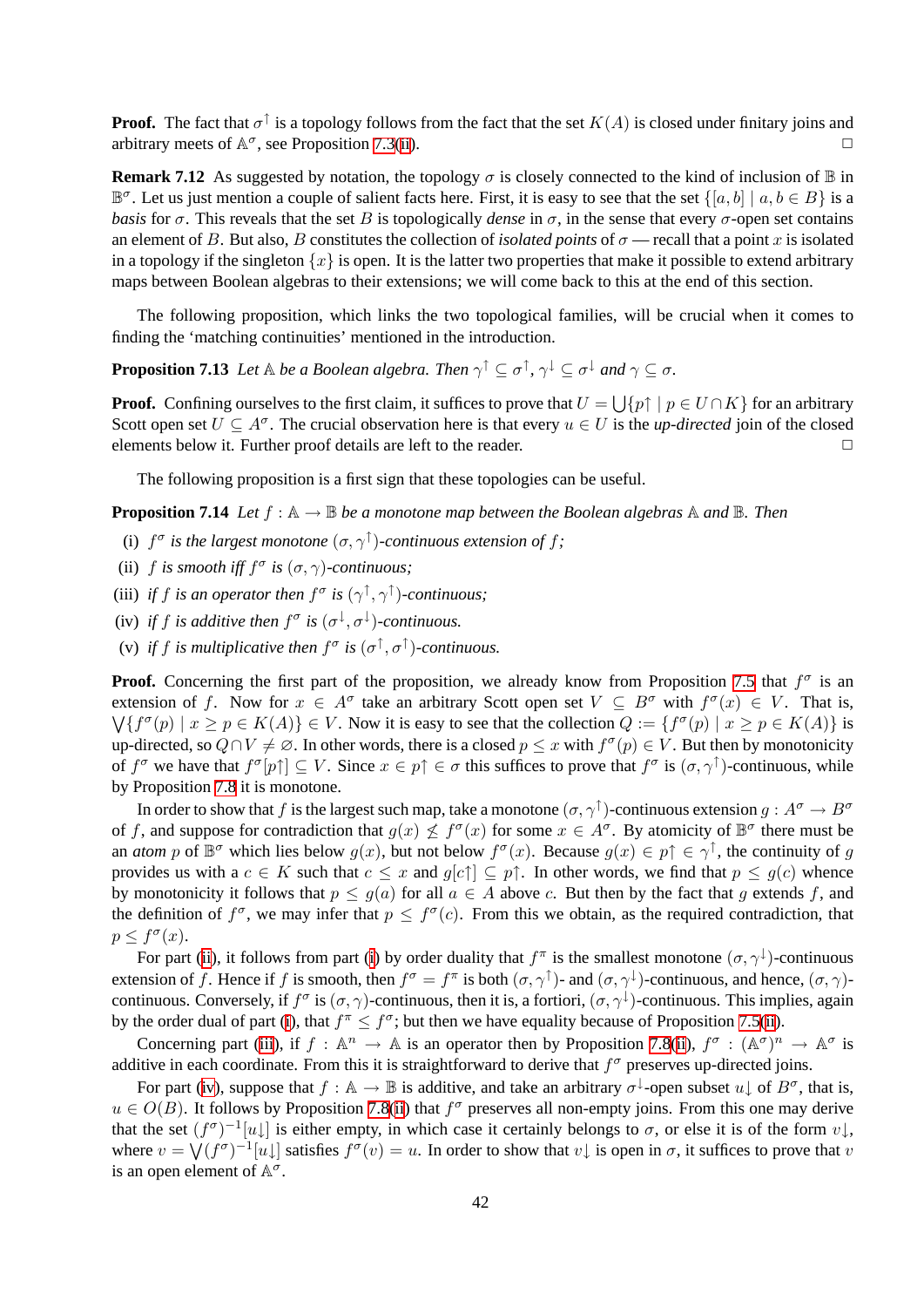**Proof.** The fact that $\sigma^{\uparrow}$ is a topology follows from the fact that the set $K(A)$ is closed under finitary joins and arbitrary meets of $\mathbb{A}^{\sigma}$, see Proposition 7.3(ii). $\square$

**Remark 7.12** As suggested by notation, the topology $\sigma$ is closely connected to the kind of inclusion of $\mathbb{B}$ in $\mathbb{B}^{\sigma}$. Let us just mention a couple of salient facts here. First, it is easy to see that the set $\{[a, b] \mid a, b \in B\}$ is a *basis* for $\sigma$. This reveals that the set $B$ is topologically *dense* in $\sigma$, in the sense that every $\sigma$-open set contains an element of $B$. But also, $B$ constitutes the collection of *isolated points* of $\sigma$ — recall that a point $x$ is isolated in a topology if the singleton $\{x\}$ is open. It is the latter two properties that make it possible to extend arbitrary maps between Boolean algebras to their extensions; we will come back to this at the end of this section.

The following proposition, which links the two topological families, will be crucial when it comes to finding the 'matching continuities' mentioned in the introduction.

**Proposition 7.13** *Let $\mathbb{A}$ be a Boolean algebra. Then $\gamma^{\uparrow} \subseteq \sigma^{\uparrow}$, $\gamma^{\downarrow} \subseteq \sigma^{\downarrow}$ and $\gamma \subseteq \sigma$.*

**Proof.** Confining ourselves to the first claim, it suffices to prove that $U = \bigcup\{p{\uparrow} \mid p \in U \cap K\}$ for an arbitrary Scott open set $U \subseteq A^{\sigma}$. The crucial observation here is that every $u \in U$ is the *up-directed* join of the closed elements below it. Further proof details are left to the reader. $\square$

The following proposition is a first sign that these topologies can be useful.

**Proposition 7.14** *Let $f : \mathbb{A} \to \mathbb{B}$ be a monotone map between the Boolean algebras $\mathbb{A}$ and $\mathbb{B}$. Then*

(i) *$f^{\sigma}$ is the largest monotone $(\sigma, \gamma^{\uparrow})$-continuous extension of $f$;*

(ii) *$f$ is smooth iff $f^{\sigma}$ is $(\sigma, \gamma)$-continuous;*

(iii) *if $f$ is an operator then $f^{\sigma}$ is $(\gamma^{\uparrow}, \gamma^{\uparrow})$-continuous;*

(iv) *if $f$ is additive then $f^{\sigma}$ is $(\sigma^{\downarrow}, \sigma^{\downarrow})$-continuous.*

(v) *if $f$ is multiplicative then $f^{\sigma}$ is $(\sigma^{\uparrow}, \sigma^{\uparrow})$-continuous.*

**Proof.** Concerning the first part of the proposition, we already know from Proposition 7.5 that $f^{\sigma}$ is an extension of $f$. Now for $x \in A^{\sigma}$ take an arbitrary Scott open set $V \subseteq B^{\sigma}$ with $f^{\sigma}(x) \in V$. That is, $\bigvee\{f^{\sigma}(p) \mid x \geq p \in K(A)\} \in V$. Now it is easy to see that the collection $Q := \{f^{\sigma}(p) \mid x \geq p \in K(A)\}$ is up-directed, so $Q \cap V \neq \varnothing$. In other words, there is a closed $p \leq x$ with $f^{\sigma}(p) \in V$. But then by monotonicity of $f^{\sigma}$ we have that $f^{\sigma}[p{\uparrow}] \subseteq V$. Since $x \in p{\uparrow} \in \sigma$ this suffices to prove that $f^{\sigma}$ is $(\sigma, \gamma^{\uparrow})$-continuous, while by Proposition 7.8 it is monotone.

In order to show that $f$ is the largest such map, take a monotone $(\sigma, \gamma^{\uparrow})$-continuous extension $g : A^{\sigma} \to B^{\sigma}$ of $f$, and suppose for contradiction that $g(x) \not\leq f^{\sigma}(x)$ for some $x \in A^{\sigma}$. By atomicity of $\mathbb{B}^{\sigma}$ there must be an *atom* $p$ of $\mathbb{B}^{\sigma}$ which lies below $g(x)$, but not below $f^{\sigma}(x)$. Because $g(x) \in p{\uparrow} \in \gamma^{\uparrow}$, the continuity of $g$ provides us with a $c \in K$ such that $c \leq x$ and $g[c{\uparrow}] \subseteq p{\uparrow}$. In other words, we find that $p \leq g(c)$ whence by monotonicity it follows that $p \leq g(a)$ for all $a \in A$ above $c$. But then by the fact that $g$ extends $f$, and the definition of $f^{\sigma}$, we may infer that $p \leq f^{\sigma}(c)$. From this we obtain, as the required contradiction, that $p \leq f^{\sigma}(x)$.

For part (ii), it follows from part (i) by order duality that $f^{\pi}$ is the smallest monotone $(\sigma, \gamma^{\downarrow})$-continuous extension of $f$. Hence if $f$ is smooth, then $f^{\sigma} = f^{\pi}$ is both $(\sigma, \gamma^{\uparrow})$- and $(\sigma, \gamma^{\downarrow})$-continuous, and hence, $(\sigma, \gamma)$-continuous. Conversely, if $f^{\sigma}$ is $(\sigma, \gamma)$-continuous, then it is, a fortiori, $(\sigma, \gamma^{\downarrow})$-continuous. This implies, again by the order dual of part (i), that $f^{\pi} \leq f^{\sigma}$; but then we have equality because of Proposition 7.5(ii).

Concerning part (iii), if $f : \mathbb{A}^{n} \to \mathbb{A}$ is an operator then by Proposition 7.8(ii), $f^{\sigma} : (\mathbb{A}^{\sigma})^{n} \to \mathbb{A}^{\sigma}$ is additive in each coordinate. From this it is straightforward to derive that $f^{\sigma}$ preserves up-directed joins.

For part (iv), suppose that $f : \mathbb{A} \to \mathbb{B}$ is additive, and take an arbitrary $\sigma^{\downarrow}$-open subset $u{\downarrow}$ of $B^{\sigma}$, that is, $u \in O(B)$. It follows by Proposition 7.8(ii) that $f^{\sigma}$ preserves all non-empty joins. From this one may derive that the set $(f^{\sigma})^{-1}[u{\downarrow}]$ is either empty, in which case it certainly belongs to $\sigma$, or else it is of the form $v{\downarrow}$, where $v = \bigvee(f^{\sigma})^{-1}[u{\downarrow}]$ satisfies $f^{\sigma}(v) = u$. In order to show that $v{\downarrow}$ is open in $\sigma$, it suffices to prove that $v$ is an open element of $\mathbb{A}^{\sigma}$.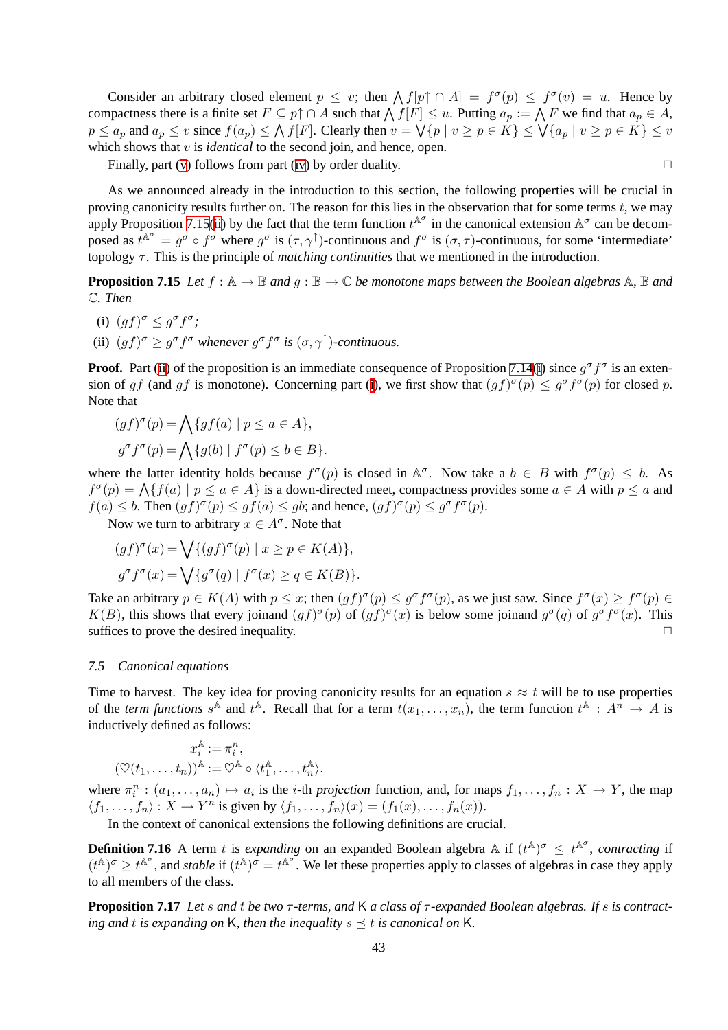Consider an arbitrary closed element $p \leq v$; then $\bigwedge f[p{\uparrow} \cap A] = f^\sigma(p) \leq f^\sigma(v) = u$. Hence by compactness there is a finite set $F \subseteq p{\uparrow} \cap A$ such that $\bigwedge f[F] \leq u$. Putting $a_p := \bigwedge F$ we find that $a_p \in A$, $p \leq a_p$ and $a_p \leq v$ since $f(a_p) \leq \bigwedge f[F]$. Clearly then $v = \bigvee\{p \mid v \geq p \in K\} \leq \bigvee\{a_p \mid v \geq p \in K\} \leq v$ which shows that $v$ is *identical* to the second join, and hence, open.

Finally, part (v) follows from part (iv) by order duality. □

As we announced already in the introduction to this section, the following properties will be crucial in proving canonicity results further on. The reason for this lies in the observation that for some terms $t$, we may apply Proposition 7.15(ii) by the fact that the term function $t^{\mathbb{A}^\sigma}$ in the canonical extension $\mathbb{A}^\sigma$ can be decomposed as $t^{\mathbb{A}^\sigma} = g^\sigma \circ f^\sigma$ where $g^\sigma$ is $(\tau, \gamma^\uparrow)$-continuous and $f^\sigma$ is $(\sigma, \tau)$-continuous, for some 'intermediate' topology $\tau$. This is the principle of *matching continuities* that we mentioned in the introduction.

**Proposition 7.15** *Let $f : \mathbb{A} \to \mathbb{B}$ and $g : \mathbb{B} \to \mathbb{C}$ be monotone maps between the Boolean algebras $\mathbb{A}$, $\mathbb{B}$ and $\mathbb{C}$. Then*

- (i) $(gf)^\sigma \leq g^\sigma f^\sigma$;
- (ii) $(gf)^\sigma \geq g^\sigma f^\sigma$ *whenever $g^\sigma f^\sigma$ is $(\sigma, \gamma^\uparrow)$-continuous.*

**Proof.** Part (ii) of the proposition is an immediate consequence of Proposition 7.14(i) since $g^\sigma f^\sigma$ is an extension of $gf$ (and $gf$ is monotone). Concerning part (i), we first show that $(gf)^\sigma(p) \leq g^\sigma f^\sigma(p)$ for closed $p$. Note that

$$
\begin{aligned}
(gf)^\sigma(p) &= \bigwedge\{gf(a) \mid p \leq a \in A\},\\
g^\sigma f^\sigma(p) &= \bigwedge\{g(b) \mid f^\sigma(p) \leq b \in B\}.
\end{aligned}
$$

where the latter identity holds because $f^\sigma(p)$ is closed in $\mathbb{A}^\sigma$. Now take a $b \in B$ with $f^\sigma(p) \leq b$. As $f^\sigma(p) = \bigwedge\{f(a) \mid p \leq a \in A\}$ is a down-directed meet, compactness provides some $a \in A$ with $p \leq a$ and $f(a) \leq b$. Then $(gf)^\sigma(p) \leq gf(a) \leq gb$; and hence, $(gf)^\sigma(p) \leq g^\sigma f^\sigma(p)$.

Now we turn to arbitrary $x \in A^\sigma$. Note that

$$
\begin{aligned}
(gf)^\sigma(x) &= \bigvee\{(gf)^\sigma(p) \mid x \geq p \in K(A)\},\\
g^\sigma f^\sigma(x) &= \bigvee\{g^\sigma(q) \mid f^\sigma(x) \geq q \in K(B)\}.
\end{aligned}
$$

Take an arbitrary $p \in K(A)$ with $p \leq x$; then $(gf)^\sigma(p) \leq g^\sigma f^\sigma(p)$, as we just saw. Since $f^\sigma(x) \geq f^\sigma(p) \in K(B)$, this shows that every joinand $(gf)^\sigma(p)$ of $(gf)^\sigma(x)$ is below some joinand $g^\sigma(q)$ of $g^\sigma f^\sigma(x)$. This suffices to prove the desired inequality. □

### 7.5 Canonical equations

Time to harvest. The key idea for proving canonicity results for an equation $s \approx t$ will be to use properties of the *term functions* $s^{\mathbb{A}}$ and $t^{\mathbb{A}}$. Recall that for a term $t(x_1, \ldots, x_n)$, the term function $t^{\mathbb{A}} : A^n \to A$ is inductively defined as follows:

$$
\begin{aligned}
x_i^{\mathbb{A}} &:= \pi_i^n,\\
(\heartsuit(t_1, \ldots, t_n))^{\mathbb{A}} &:= \heartsuit^{\mathbb{A}} \circ \langle t_1^{\mathbb{A}}, \ldots, t_n^{\mathbb{A}}\rangle.
\end{aligned}
$$

where $\pi_i^n : (a_1, \ldots, a_n) \mapsto a_i$ is the $i$-th *projection* function, and, for maps $f_1, \ldots, f_n : X \to Y$, the map $\langle f_1, \ldots, f_n\rangle : X \to Y^n$ is given by $\langle f_1, \ldots, f_n\rangle(x) = (f_1(x), \ldots, f_n(x))$.

In the context of canonical extensions the following definitions are crucial.

**Definition 7.16** A term $t$ is *expanding* on an expanded Boolean algebra $\mathbb{A}$ if $(t^{\mathbb{A}})^\sigma \leq t^{\mathbb{A}^\sigma}$, *contracting* if $(t^{\mathbb{A}})^\sigma \geq t^{\mathbb{A}^\sigma}$, and *stable* if $(t^{\mathbb{A}})^\sigma = t^{\mathbb{A}^\sigma}$. We let these properties apply to classes of algebras in case they apply to all members of the class.

**Proposition 7.17** *Let $s$ and $t$ be two $\tau$-terms, and $\mathsf{K}$ a class of $\tau$-expanded Boolean algebras. If $s$ is contracting and $t$ is expanding on $\mathsf{K}$, then the inequality $s \preceq t$ is canonical on $\mathsf{K}$.*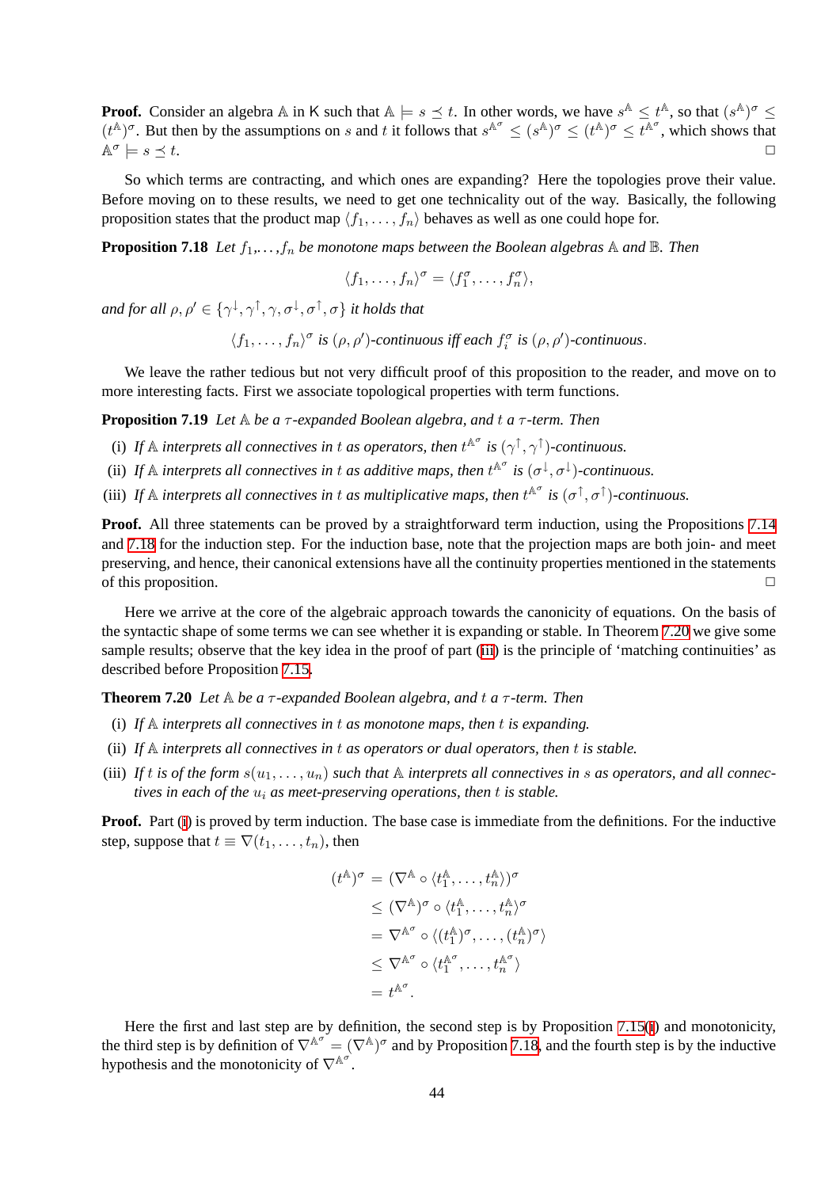**Proof.** Consider an algebra $\mathbb{A}$ in $\mathsf{K}$ such that $\mathbb{A} \models s \preceq t$. In other words, we have $s^{\mathbb{A}} \leq t^{\mathbb{A}}$, so that $(s^{\mathbb{A}})^{\sigma} \leq (t^{\mathbb{A}})^{\sigma}$. But then by the assumptions on $s$ and $t$ it follows that $s^{\mathbb{A}^{\sigma}} \leq (s^{\mathbb{A}})^{\sigma} \leq (t^{\mathbb{A}})^{\sigma} \leq t^{\mathbb{A}^{\sigma}}$, which shows that $\mathbb{A}^{\sigma} \models s \preceq t$. □

So which terms are contracting, and which ones are expanding? Here the topologies prove their value. Before moving on to these results, we need to get one technicality out of the way. Basically, the following proposition states that the product map $\langle f_1, \ldots, f_n \rangle$ behaves as well as one could hope for.

**Proposition 7.18** *Let $f_1, \ldots, f_n$ be monotone maps between the Boolean algebras $\mathbb{A}$ and $\mathbb{B}$. Then*

$$\langle f_1, \ldots, f_n \rangle^{\sigma} = \langle f_1^{\sigma}, \ldots, f_n^{\sigma} \rangle,$$

*and for all $\rho, \rho' \in \{\gamma^{\downarrow}, \gamma^{\uparrow}, \gamma, \sigma^{\downarrow}, \sigma^{\uparrow}, \sigma\}$ it holds that*

$$\langle f_1, \ldots, f_n \rangle^{\sigma} \text{ is } (\rho, \rho')\text{-continuous iff each } f_i^{\sigma} \text{ is } (\rho, \rho')\text{-continuous}.$$

We leave the rather tedious but not very difficult proof of this proposition to the reader, and move on to more interesting facts. First we associate topological properties with term functions.

**Proposition 7.19** *Let $\mathbb{A}$ be a $\tau$-expanded Boolean algebra, and $t$ a $\tau$-term. Then*

(i) *If $\mathbb{A}$ interprets all connectives in $t$ as operators, then $t^{\mathbb{A}^{\sigma}}$ is $(\gamma^{\uparrow}, \gamma^{\uparrow})$-continuous.*

(ii) *If $\mathbb{A}$ interprets all connectives in $t$ as additive maps, then $t^{\mathbb{A}^{\sigma}}$ is $(\sigma^{\downarrow}, \sigma^{\downarrow})$-continuous.*

(iii) *If $\mathbb{A}$ interprets all connectives in $t$ as multiplicative maps, then $t^{\mathbb{A}^{\sigma}}$ is $(\sigma^{\uparrow}, \sigma^{\uparrow})$-continuous.*

**Proof.** All three statements can be proved by a straightforward term induction, using the Propositions 7.14 and 7.18 for the induction step. For the induction base, note that the projection maps are both join- and meet preserving, and hence, their canonical extensions have all the continuity properties mentioned in the statements of this proposition. □

Here we arrive at the core of the algebraic approach towards the canonicity of equations. On the basis of the syntactic shape of some terms we can see whether it is expanding or stable. In Theorem 7.20 we give some sample results; observe that the key idea in the proof of part (iii) is the principle of 'matching continuities' as described before Proposition 7.15.

**Theorem 7.20** *Let $\mathbb{A}$ be a $\tau$-expanded Boolean algebra, and $t$ a $\tau$-term. Then*

(i) *If $\mathbb{A}$ interprets all connectives in $t$ as monotone maps, then $t$ is expanding.*

(ii) *If $\mathbb{A}$ interprets all connectives in $t$ as operators or dual operators, then $t$ is stable.*

(iii) *If $t$ is of the form $s(u_1, \ldots, u_n)$ such that $\mathbb{A}$ interprets all connectives in $s$ as operators, and all connectives in each of the $u_i$ as meet-preserving operations, then $t$ is stable.*

**Proof.** Part (i) is proved by term induction. The base case is immediate from the definitions. For the inductive step, suppose that $t \equiv \nabla(t_1, \ldots, t_n)$, then

$$\begin{aligned}
(t^{\mathbb{A}})^{\sigma} &= (\nabla^{\mathbb{A}} \circ \langle t_1^{\mathbb{A}}, \ldots, t_n^{\mathbb{A}} \rangle)^{\sigma} \\
&\leq (\nabla^{\mathbb{A}})^{\sigma} \circ \langle t_1^{\mathbb{A}}, \ldots, t_n^{\mathbb{A}} \rangle^{\sigma} \\
&= \nabla^{\mathbb{A}^{\sigma}} \circ \langle (t_1^{\mathbb{A}})^{\sigma}, \ldots, (t_n^{\mathbb{A}})^{\sigma} \rangle \\
&\leq \nabla^{\mathbb{A}^{\sigma}} \circ \langle t_1^{\mathbb{A}^{\sigma}}, \ldots, t_n^{\mathbb{A}^{\sigma}} \rangle \\
&= t^{\mathbb{A}^{\sigma}}.
\end{aligned}$$

Here the first and last step are by definition, the second step is by Proposition 7.15(i) and monotonicity, the third step is by definition of $\nabla^{\mathbb{A}^{\sigma}} = (\nabla^{\mathbb{A}})^{\sigma}$ and by Proposition 7.18, and the fourth step is by the inductive hypothesis and the monotonicity of $\nabla^{\mathbb{A}^{\sigma}}$.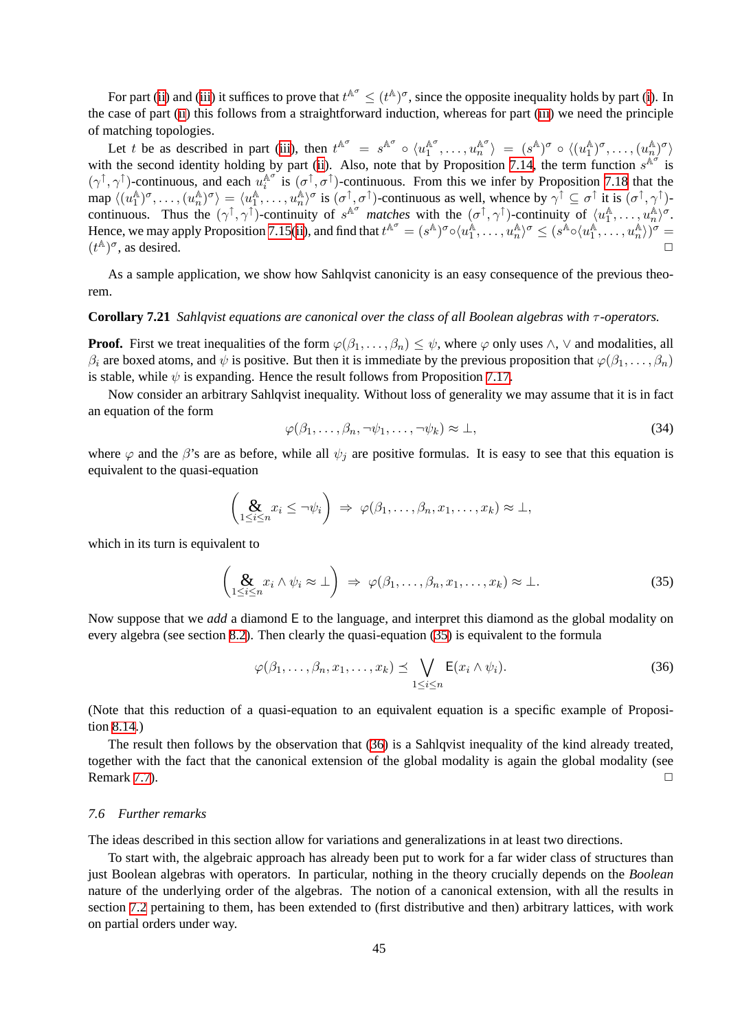For part (ii) and (iii) it suffices to prove that $t^{\mathbb{A}^\sigma} \leq (t^{\mathbb{A}})^\sigma$, since the opposite inequality holds by part (i). In the case of part (ii) this follows from a straightforward induction, whereas for part (iii) we need the principle of matching topologies.

Let $t$ be as described in part (iii), then $t^{\mathbb{A}^\sigma} = s^{\mathbb{A}^\sigma} \circ \langle u_1^{\mathbb{A}^\sigma}, \ldots, u_n^{\mathbb{A}^\sigma} \rangle = (s^{\mathbb{A}})^\sigma \circ \langle (u_1^{\mathbb{A}})^\sigma, \ldots, (u_n^{\mathbb{A}})^\sigma \rangle$ with the second identity holding by part (ii). Also, note that by Proposition 7.14, the term function $s^{\mathbb{A}^\sigma}$ is $(\gamma^\uparrow, \gamma^\uparrow)$-continuous, and each $u_i^{\mathbb{A}^\sigma}$ is $(\sigma^\uparrow, \sigma^\uparrow)$-continuous. From this we infer by Proposition 7.18 that the map $\langle (u_1^{\mathbb{A}})^\sigma, \ldots, (u_n^{\mathbb{A}})^\sigma \rangle = \langle u_1^{\mathbb{A}}, \ldots, u_n^{\mathbb{A}} \rangle^\sigma$ is $(\sigma^\uparrow, \sigma^\uparrow)$-continuous as well, whence by $\gamma^\uparrow \subseteq \sigma^\uparrow$ it is $(\sigma^\uparrow, \gamma^\uparrow)$-continuous. Thus the $(\gamma^\uparrow, \gamma^\uparrow)$-continuity of $s^{\mathbb{A}^\sigma}$ *matches* with the $(\sigma^\uparrow, \gamma^\uparrow)$-continuity of $\langle u_1^{\mathbb{A}}, \ldots, u_n^{\mathbb{A}} \rangle^\sigma$. Hence, we may apply Proposition 7.15(ii), and find that $t^{\mathbb{A}^\sigma} = (s^{\mathbb{A}})^\sigma \circ \langle u_1^{\mathbb{A}}, \ldots, u_n^{\mathbb{A}} \rangle^\sigma \leq (s^{\mathbb{A}} \circ \langle u_1^{\mathbb{A}}, \ldots, u_n^{\mathbb{A}} \rangle)^\sigma = (t^{\mathbb{A}})^\sigma$, as desired. □

As a sample application, we show how Sahlqvist canonicity is an easy consequence of the previous theorem.

**Corollary 7.21** *Sahlqvist equations are canonical over the class of all Boolean algebras with $\tau$-operators.*

**Proof.** First we treat inequalities of the form $\varphi(\beta_1, \ldots, \beta_n) \leq \psi$, where $\varphi$ only uses $\wedge$, $\vee$ and modalities, all $\beta_i$ are boxed atoms, and $\psi$ is positive. But then it is immediate by the previous proposition that $\varphi(\beta_1, \ldots, \beta_n)$ is stable, while $\psi$ is expanding. Hence the result follows from Proposition 7.17.

Now consider an arbitrary Sahlqvist inequality. Without loss of generality we may assume that it is in fact an equation of the form

$$\varphi(\beta_1, \ldots, \beta_n, \neg\psi_1, \ldots, \neg\psi_k) \approx \bot, \tag{34}$$

where $\varphi$ and the $\beta$'s are as before, while all $\psi_j$ are positive formulas. It is easy to see that this equation is equivalent to the quasi-equation

$$\left( \mathop{\&}_{1 \leq i \leq n} x_i \leq \neg\psi_i \right) \Rightarrow \varphi(\beta_1, \ldots, \beta_n, x_1, \ldots, x_k) \approx \bot,$$

which in its turn is equivalent to

$$\left( \mathop{\&}_{1 \leq i \leq n} x_i \wedge \psi_i \approx \bot \right) \Rightarrow \varphi(\beta_1, \ldots, \beta_n, x_1, \ldots, x_k) \approx \bot. \tag{35}$$

Now suppose that we *add* a diamond $\mathsf{E}$ to the language, and interpret this diamond as the global modality on every algebra (see section 8.2). Then clearly the quasi-equation (35) is equivalent to the formula

$$\varphi(\beta_1, \ldots, \beta_n, x_1, \ldots, x_k) \preceq \bigvee_{1 \leq i \leq n} \mathsf{E}(x_i \wedge \psi_i). \tag{36}$$

(Note that this reduction of a quasi-equation to an equivalent equation is a specific example of Proposition 8.14.)

The result then follows by the observation that (36) is a Sahlqvist inequality of the kind already treated, together with the fact that the canonical extension of the global modality is again the global modality (see Remark 7.7). □

### 7.6 Further remarks

The ideas described in this section allow for variations and generalizations in at least two directions.

To start with, the algebraic approach has already been put to work for a far wider class of structures than just Boolean algebras with operators. In particular, nothing in the theory crucially depends on the *Boolean* nature of the underlying order of the algebras. The notion of a canonical extension, with all the results in section 7.2 pertaining to them, has been extended to (first distributive and then) arbitrary lattices, with work on partial orders under way.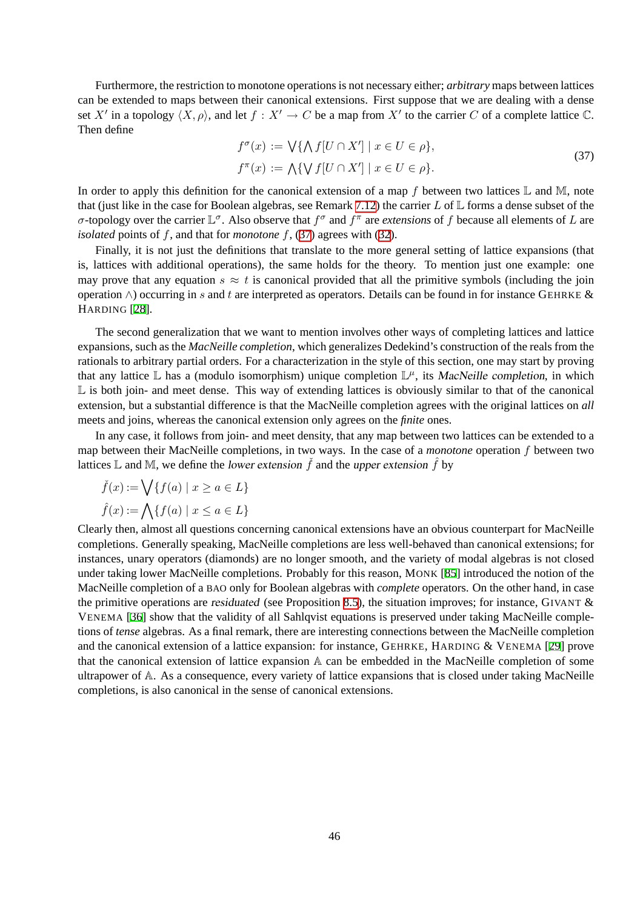Furthermore, the restriction to monotone operations is not necessary either; *arbitrary* maps between lattices can be extended to maps between their canonical extensions. First suppose that we are dealing with a dense set $X'$ in a topology $\langle X, \rho \rangle$, and let $f : X' \to C$ be a map from $X'$ to the carrier $C$ of a complete lattice $\mathbb{C}$. Then define

$$
\begin{aligned}
f^\sigma(x) &:= \bigvee \{ \bigwedge f[U \cap X'] \mid x \in U \in \rho \}, \\
f^\pi(x) &:= \bigwedge \{ \bigvee f[U \cap X'] \mid x \in U \in \rho \}.
\end{aligned}
\tag{37}
$$

In order to apply this definition for the canonical extension of a map $f$ between two lattices $\mathbb{L}$ and $\mathbb{M}$, note that (just like in the case for Boolean algebras, see Remark 7.12) the carrier $L$ of $\mathbb{L}$ forms a dense subset of the $\sigma$-topology over the carrier $\mathbb{L}^\sigma$. Also observe that $f^\sigma$ and $f^\pi$ are *extensions* of $f$ because all elements of $L$ are *isolated* points of $f$, and that for *monotone* $f$, (37) agrees with (32).

Finally, it is not just the definitions that translate to the more general setting of lattice expansions (that is, lattices with additional operations), the same holds for the theory. To mention just one example: one may prove that any equation $s \approx t$ is canonical provided that all the primitive symbols (including the join operation $\wedge$) occurring in $s$ and $t$ are interpreted as operators. Details can be found in for instance GEHRKE & HARDING [28].

The second generalization that we want to mention involves other ways of completing lattices and lattice expansions, such as the *MacNeille completion*, which generalizes Dedekind's construction of the reals from the rationals to arbitrary partial orders. For a characterization in the style of this section, one may start by proving that any lattice $\mathbb{L}$ has a (modulo isomorphism) unique completion $\mathbb{L}^\mu$, its *MacNeille completion*, in which $\mathbb{L}$ is both join- and meet dense. This way of extending lattices is obviously similar to that of the canonical extension, but a substantial difference is that the MacNeille completion agrees with the original lattices on *all* meets and joins, whereas the canonical extension only agrees on the *finite* ones.

In any case, it follows from join- and meet density, that any map between two lattices can be extended to a map between their MacNeille completions, in two ways. In the case of a *monotone* operation $f$ between two lattices $\mathbb{L}$ and $\mathbb{M}$, we define the *lower extension* $\check{f}$ and the *upper extension* $\hat{f}$ by

$$
\begin{aligned}
\check{f}(x) &:= \bigvee \{ f(a) \mid x \geq a \in L \} \\
\hat{f}(x) &:= \bigwedge \{ f(a) \mid x \leq a \in L \}
\end{aligned}
$$

Clearly then, almost all questions concerning canonical extensions have an obvious counterpart for MacNeille completions. Generally speaking, MacNeille completions are less well-behaved than canonical extensions; for instances, unary operators (diamonds) are no longer smooth, and the variety of modal algebras is not closed under taking lower MacNeille completions. Probably for this reason, MONK [85] introduced the notion of the MacNeille completion of a BAO only for Boolean algebras with *complete* operators. On the other hand, in case the primitive operations are *residuated* (see Proposition 8.5), the situation improves; for instance, GIVANT & VENEMA [36] show that the validity of all Sahlqvist equations is preserved under taking MacNeille completions of *tense* algebras. As a final remark, there are interesting connections between the MacNeille completion and the canonical extension of a lattice expansion: for instance, GEHRKE, HARDING & VENEMA [29] prove that the canonical extension of lattice expansion $\mathbb{A}$ can be embedded in the MacNeille completion of some ultrapower of $\mathbb{A}$. As a consequence, every variety of lattice expansions that is closed under taking MacNeille completions, is also canonical in the sense of canonical extensions.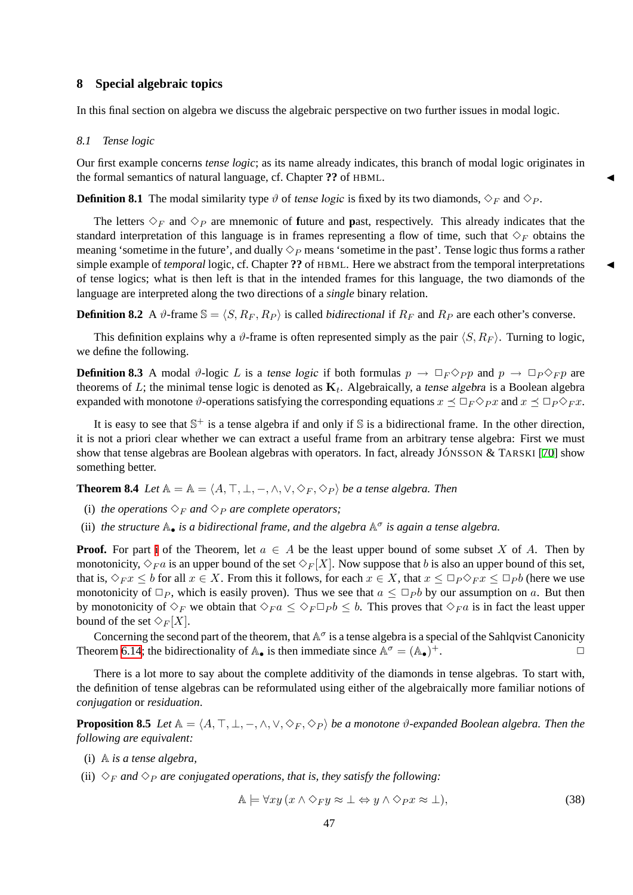## 8 Special algebraic topics

In this final section on algebra we discuss the algebraic perspective on two further issues in modal logic.

### *8.1 Tense logic*

Our first example concerns *tense logic*; as its name already indicates, this branch of modal logic originates in the formal semantics of natural language, cf. Chapter **??** of HBML. ◀

**Definition 8.1** The modal similarity type $\vartheta$ of *tense logic* is fixed by its two diamonds, $\Diamond_F$ and $\Diamond_P$.

The letters $\Diamond_F$ and $\Diamond_P$ are mnemonic of **f**uture and **p**ast, respectively. This already indicates that the standard interpretation of this language is in frames representing a flow of time, such that $\Diamond_F$ obtains the meaning 'sometime in the future', and dually $\Diamond_P$ means 'sometime in the past'. Tense logic thus forms a rather simple example of *temporal* logic, cf. Chapter **??** of HBML. Here we abstract from the temporal interpretations ◀ of tense logics; what is then left is that in the intended frames for this language, the two diamonds of the language are interpreted along the two directions of a *single* binary relation.

**Definition 8.2** A $\vartheta$-frame $\mathbb{S} = \langle S, R_F, R_P \rangle$ is called *bidirectional* if $R_F$ and $R_P$ are each other's converse.

This definition explains why a $\vartheta$-frame is often represented simply as the pair $\langle S, R_F \rangle$. Turning to logic, we define the following.

**Definition 8.3** A modal $\vartheta$-logic $L$ is a *tense logic* if both formulas $p \to \Box_F \Diamond_P p$ and $p \to \Box_P \Diamond_F p$ are theorems of $L$; the minimal tense logic is denoted as $\mathbf{K}_t$. Algebraically, a *tense algebra* is a Boolean algebra expanded with monotone $\vartheta$-operations satisfying the corresponding equations $x \preceq \Box_F \Diamond_P x$ and $x \preceq \Box_P \Diamond_F x$.

It is easy to see that $\mathbb{S}^+$ is a tense algebra if and only if $\mathbb{S}$ is a bidirectional frame. In the other direction, it is not a priori clear whether we can extract a useful frame from an arbitrary tense algebra: First we must show that tense algebras are Boolean algebras with operators. In fact, already JÓNSSON & TARSKI [70] show something better.

**Theorem 8.4** *Let $\mathbb{A} = \mathbb{A} = \langle A, \top, \bot, -, \wedge, \vee, \Diamond_F, \Diamond_P \rangle$ be a tense algebra. Then*

(i) *the operations $\Diamond_F$ and $\Diamond_P$ are complete operators;*

(ii) *the structure $\mathbb{A}_\bullet$ is a bidirectional frame, and the algebra $\mathbb{A}^\sigma$ is again a tense algebra.*

**Proof.** For part i of the Theorem, let $a \in A$ be the least upper bound of some subset $X$ of $A$. Then by monotonicity, $\Diamond_F a$ is an upper bound of the set $\Diamond_F[X]$. Now suppose that $b$ is also an upper bound of this set, that is, $\Diamond_F x \leq b$ for all $x \in X$. From this it follows, for each $x \in X$, that $x \leq \Box_P \Diamond_F x \leq \Box_P b$ (here we use monotonicity of $\Box_P$, which is easily proven). Thus we see that $a \leq \Box_P b$ by our assumption on $a$. But then by monotonicity of $\Diamond_F$ we obtain that $\Diamond_F a \leq \Diamond_F \Box_P b \leq b$. This proves that $\Diamond_F a$ is in fact the least upper bound of the set $\Diamond_F[X]$.

Concerning the second part of the theorem, that $\mathbb{A}^\sigma$ is a tense algebra is a special of the Sahlqvist Canonicity Theorem 6.14; the bidirectionality of $\mathbb{A}_\bullet$ is then immediate since $\mathbb{A}^\sigma = (\mathbb{A}_\bullet)^+$. □

There is a lot more to say about the complete additivity of the diamonds in tense algebras. To start with, the definition of tense algebras can be reformulated using either of the algebraically more familiar notions of *conjugation* or *residuation*.

**Proposition 8.5** *Let $\mathbb{A} = \langle A, \top, \bot, -, \wedge, \vee, \Diamond_F, \Diamond_P \rangle$ be a monotone $\vartheta$-expanded Boolean algebra. Then the following are equivalent:*

(i) *$\mathbb{A}$ is a tense algebra,*

(ii) *$\Diamond_F$ and $\Diamond_P$ are conjugated operations, that is, they satisfy the following:*

$$\mathbb{A} \models \forall xy\,(x \wedge \Diamond_F y \approx \bot \Leftrightarrow y \wedge \Diamond_P x \approx \bot), \tag{38}$$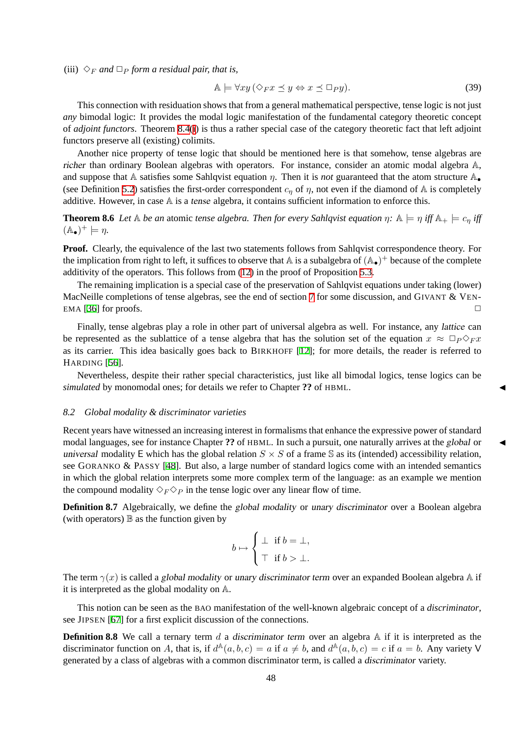(iii) $\Diamond_F$ *and* $\Box_P$ *form a residual pair, that is,*

$$\mathbb{A} \models \forall xy\,(\Diamond_F x \preceq y \Leftrightarrow x \preceq \Box_P y). \tag{39}$$

This connection with residuation shows that from a general mathematical perspective, tense logic is not just *any* bimodal logic: It provides the modal logic manifestation of the fundamental category theoretic concept of *adjoint functors*. Theorem 8.4(i) is thus a rather special case of the category theoretic fact that left adjoint functors preserve all (existing) colimits.

Another nice property of tense logic that should be mentioned here is that somehow, tense algebras are *richer* than ordinary Boolean algebras with operators. For instance, consider an atomic modal algebra $\mathbb{A}$, and suppose that $\mathbb{A}$ satisfies some Sahlqvist equation $\eta$. Then it is *not* guaranteed that the atom structure $\mathbb{A}_\bullet$ (see Definition 5.2) satisfies the first-order correspondent $c_\eta$ of $\eta$, not even if the diamond of $\mathbb{A}$ is completely additive. However, in case $\mathbb{A}$ is a *tense* algebra, it contains sufficient information to enforce this.

**Theorem 8.6** *Let* $\mathbb{A}$ *be an* atomic *tense algebra. Then for every Sahlqvist equation* $\eta$*:* $\mathbb{A} \models \eta$ *iff* $\mathbb{A}_+ \models c_\eta$ *iff* $(\mathbb{A}_\bullet)^+ \models \eta$*.*

**Proof.** Clearly, the equivalence of the last two statements follows from Sahlqvist correspondence theory. For the implication from right to left, it suffices to observe that $\mathbb{A}$ is a subalgebra of $(\mathbb{A}_\bullet)^+$ because of the complete additivity of the operators. This follows from (12) in the proof of Proposition 5.3.

The remaining implication is a special case of the preservation of Sahlqvist equations under taking (lower) MacNeille completions of tense algebras, see the end of section 7 for some discussion, and GIVANT & VENEMA [36] for proofs. □

Finally, tense algebras play a role in other part of universal algebra as well. For instance, any *lattice* can be represented as the sublattice of a tense algebra that has the solution set of the equation $x \approx \Box_P \Diamond_F x$ as its carrier. This idea basically goes back to BIRKHOFF [12]; for more details, the reader is referred to HARDING [56].

Nevertheless, despite their rather special characteristics, just like all bimodal logics, tense logics can be *simulated* by monomodal ones; for details we refer to Chapter **??** of HBML. ◀

### 8.2 Global modality & discriminator varieties

Recent years have witnessed an increasing interest in formalisms that enhance the expressive power of standard modal languages, see for instance Chapter **??** of HBML. In such a pursuit, one naturally arrives at the *global* or *universal* modality E which has the global relation $S \times S$ of a frame $\mathbb{S}$ as its (intended) accessibility relation, see GORANKO & PASSY [48]. But also, a large number of standard logics come with an intended semantics in which the global relation interprets some more complex term of the language: as an example we mention the compound modality $\Diamond_F \Diamond_P$ in the tense logic over any linear flow of time. ◀

**Definition 8.7** Algebraically, we define the *global modality* or *unary discriminator* over a Boolean algebra (with operators) $\mathbb{B}$ as the function given by

$$b \mapsto \begin{cases} \bot & \text{if } b = \bot, \\ \top & \text{if } b > \bot. \end{cases}$$

The term $\gamma(x)$ is called a *global modality* or *unary discriminator term* over an expanded Boolean algebra $\mathbb{A}$ if it is interpreted as the global modality on $\mathbb{A}$.

This notion can be seen as the BAO manifestation of the well-known algebraic concept of a *discriminator*, see JIPSEN [67] for a first explicit discussion of the connections.

**Definition 8.8** We call a ternary term $d$ a *discriminator term* over an algebra $\mathbb{A}$ if it is interpreted as the discriminator function on $A$, that is, if $d^{\mathbb{A}}(a, b, c) = a$ if $a \neq b$, and $d^{\mathbb{A}}(a, b, c) = c$ if $a = b$. Any variety V generated by a class of algebras with a common discriminator term, is called a *discriminator* variety.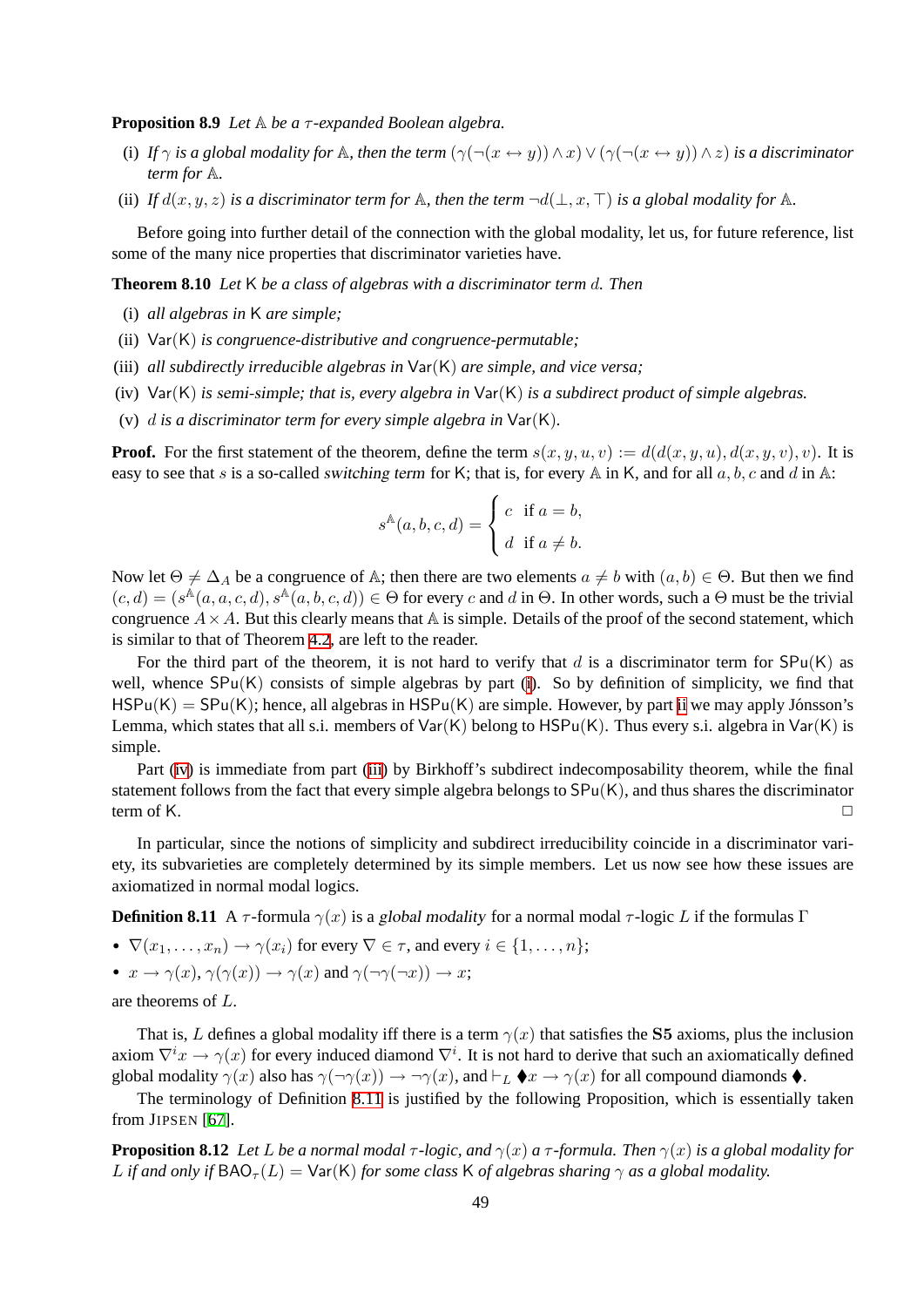**Proposition 8.9** *Let $\mathbb{A}$ be a $\tau$-expanded Boolean algebra.*

(i) *If $\gamma$ is a global modality for $\mathbb{A}$, then the term $(\gamma(\neg(x \leftrightarrow y)) \wedge x) \vee (\gamma(\neg(x \leftrightarrow y)) \wedge z)$ is a discriminator term for $\mathbb{A}$.*

(ii) *If $d(x, y, z)$ is a discriminator term for $\mathbb{A}$, then the term $\neg d(\bot, x, \top)$ is a global modality for $\mathbb{A}$.*

Before going into further detail of the connection with the global modality, let us, for future reference, list some of the many nice properties that discriminator varieties have.

**Theorem 8.10** *Let $\mathsf{K}$ be a class of algebras with a discriminator term $d$. Then*

(i) *all algebras in $\mathsf{K}$ are simple;*

(ii) *$\mathsf{Var}(\mathsf{K})$ is congruence-distributive and congruence-permutable;*

(iii) *all subdirectly irreducible algebras in $\mathsf{Var}(\mathsf{K})$ are simple, and vice versa;*

(iv) *$\mathsf{Var}(\mathsf{K})$ is semi-simple; that is, every algebra in $\mathsf{Var}(\mathsf{K})$ is a subdirect product of simple algebras.*

(v) *$d$ is a discriminator term for every simple algebra in $\mathsf{Var}(\mathsf{K})$.*

**Proof.** For the first statement of the theorem, define the term $s(x, y, u, v) := d(d(x, y, u), d(x, y, v), v)$. It is easy to see that $s$ is a so-called *switching term* for $\mathsf{K}$; that is, for every $\mathbb{A}$ in $\mathsf{K}$, and for all $a, b, c$ and $d$ in $\mathbb{A}$:

$$s^{\mathbb{A}}(a, b, c, d) = \begin{cases} c & \text{if } a = b, \\ d & \text{if } a \neq b. \end{cases}$$

Now let $\Theta \neq \Delta_A$ be a congruence of $\mathbb{A}$; then there are two elements $a \neq b$ with $(a, b) \in \Theta$. But then we find $(c, d) = (s^{\mathbb{A}}(a, a, c, d), s^{\mathbb{A}}(a, b, c, d)) \in \Theta$ for every $c$ and $d$ in $\Theta$. In other words, such a $\Theta$ must be the trivial congruence $A \times A$. But this clearly means that $\mathbb{A}$ is simple. Details of the proof of the second statement, which is similar to that of Theorem 4.2, are left to the reader.

For the third part of the theorem, it is not hard to verify that $d$ is a discriminator term for $\mathsf{SPu}(\mathsf{K})$ as well, whence $\mathsf{SPu}(\mathsf{K})$ consists of simple algebras by part (i). So by definition of simplicity, we find that $\mathsf{HSPu}(\mathsf{K}) = \mathsf{SPu}(\mathsf{K})$; hence, all algebras in $\mathsf{HSPu}(\mathsf{K})$ are simple. However, by part ii we may apply Jónsson's Lemma, which states that all s.i. members of $\mathsf{Var}(\mathsf{K})$ belong to $\mathsf{HSPu}(\mathsf{K})$. Thus every s.i. algebra in $\mathsf{Var}(\mathsf{K})$ is simple.

Part (iv) is immediate from part (iii) by Birkhoff's subdirect indecomposability theorem, while the final statement follows from the fact that every simple algebra belongs to $\mathsf{SPu}(\mathsf{K})$, and thus shares the discriminator term of $\mathsf{K}$. □

In particular, since the notions of simplicity and subdirect irreducibility coincide in a discriminator variety, its subvarieties are completely determined by its simple members. Let us now see how these issues are axiomatized in normal modal logics.

**Definition 8.11** A $\tau$-formula $\gamma(x)$ is a *global modality* for a normal modal $\tau$-logic $L$ if the formulas $\Gamma$

- $\nabla(x_1, \ldots, x_n) \to \gamma(x_i)$ for every $\nabla \in \tau$, and every $i \in \{1, \ldots, n\}$;
- $x \to \gamma(x)$, $\gamma(\gamma(x)) \to \gamma(x)$ and $\gamma(\neg\gamma(\neg x)) \to x$;

are theorems of $L$.

That is, $L$ defines a global modality iff there is a term $\gamma(x)$ that satisfies the **S5** axioms, plus the inclusion axiom $\nabla^i x \to \gamma(x)$ for every induced diamond $\nabla^i$. It is not hard to derive that such an axiomatically defined global modality $\gamma(x)$ also has $\gamma(\neg\gamma(x)) \to \neg\gamma(x)$, and $\vdash_L \blacklozenge x \to \gamma(x)$ for all compound diamonds $\blacklozenge$.

The terminology of Definition 8.11 is justified by the following Proposition, which is essentially taken from JIPSEN [67].

**Proposition 8.12** *Let $L$ be a normal modal $\tau$-logic, and $\gamma(x)$ a $\tau$-formula. Then $\gamma(x)$ is a global modality for $L$ if and only if $\mathsf{BAO}_\tau(L) = \mathsf{Var}(\mathsf{K})$ for some class $\mathsf{K}$ of algebras sharing $\gamma$ as a global modality.*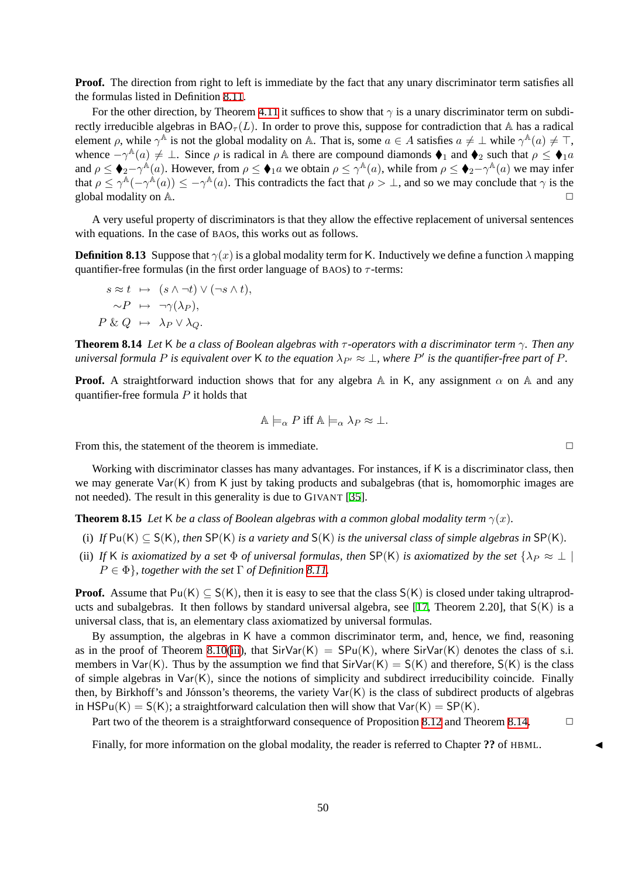**Proof.** The direction from right to left is immediate by the fact that any unary discriminator term satisfies all the formulas listed in Definition 8.11.

For the other direction, by Theorem 4.11 it suffices to show that $\gamma$ is a unary discriminator term on subdirectly irreducible algebras in $\mathsf{BAO}_\tau(L)$. In order to prove this, suppose for contradiction that $\mathbb{A}$ has a radical element $\rho$, while $\gamma^{\mathbb{A}}$ is not the global modality on $\mathbb{A}$. That is, some $a \in A$ satisfies $a \neq \bot$ while $\gamma^{\mathbb{A}}(a) \neq \top$, whence $-\gamma^{\mathbb{A}}(a) \neq \bot$. Since $\rho$ is radical in $\mathbb{A}$ there are compound diamonds $\blacklozenge_1$ and $\blacklozenge_2$ such that $\rho \leq \blacklozenge_1 a$ and $\rho \leq \blacklozenge_2 -\gamma^{\mathbb{A}}(a)$. However, from $\rho \leq \blacklozenge_1 a$ we obtain $\rho \leq \gamma^{\mathbb{A}}(a)$, while from $\rho \leq \blacklozenge_2 -\gamma^{\mathbb{A}}(a)$ we may infer that $\rho \leq \gamma^{\mathbb{A}}(-\gamma^{\mathbb{A}}(a)) \leq -\gamma^{\mathbb{A}}(a)$. This contradicts the fact that $\rho > \bot$, and so we may conclude that $\gamma$ is the global modality on $\mathbb{A}$. □

A very useful property of discriminators is that they allow the effective replacement of universal sentences with equations. In the case of BAOs, this works out as follows.

**Definition 8.13** Suppose that $\gamma(x)$ is a global modality term for $\mathsf{K}$. Inductively we define a function $\lambda$ mapping quantifier-free formulas (in the first order language of BAOs) to $\tau$-terms:

$$
\begin{aligned}
s \approx t &\;\mapsto\; (s \wedge \neg t) \vee (\neg s \wedge t),\\
{\sim}P &\;\mapsto\; \neg\gamma(\lambda_P),\\
P \,\&\, Q &\;\mapsto\; \lambda_P \vee \lambda_Q.
\end{aligned}
$$

**Theorem 8.14** *Let $\mathsf{K}$ be a class of Boolean algebras with $\tau$-operators with a discriminator term $\gamma$. Then any universal formula $P$ is equivalent over $\mathsf{K}$ to the equation $\lambda_{P'} \approx \bot$, where $P'$ is the quantifier-free part of $P$.*

**Proof.** A straightforward induction shows that for any algebra $\mathbb{A}$ in $\mathsf{K}$, any assignment $\alpha$ on $\mathbb{A}$ and any quantifier-free formula $P$ it holds that

$$\mathbb{A} \models_\alpha P \text{ iff } \mathbb{A} \models_\alpha \lambda_P \approx \bot.$$

From this, the statement of the theorem is immediate. □

Working with discriminator classes has many advantages. For instances, if $\mathsf{K}$ is a discriminator class, then we may generate $\mathsf{Var}(\mathsf{K})$ from $\mathsf{K}$ just by taking products and subalgebras (that is, homomorphic images are not needed). The result in this generality is due to GIVANT [35].

**Theorem 8.15** *Let $\mathsf{K}$ be a class of Boolean algebras with a common global modality term $\gamma(x)$.*

(i) *If $\mathsf{Pu}(\mathsf{K}) \subseteq \mathsf{S}(\mathsf{K})$, then $\mathsf{SP}(\mathsf{K})$ is a variety and $\mathsf{S}(\mathsf{K})$ is the universal class of simple algebras in $\mathsf{SP}(\mathsf{K})$.*

(ii) *If $\mathsf{K}$ is axiomatized by a set $\Phi$ of universal formulas, then $\mathsf{SP}(\mathsf{K})$ is axiomatized by the set $\{\lambda_P \approx \bot \mid P \in \Phi\}$, together with the set $\Gamma$ of Definition 8.11.*

**Proof.** Assume that $\mathsf{Pu}(\mathsf{K}) \subseteq \mathsf{S}(\mathsf{K})$, then it is easy to see that the class $\mathsf{S}(\mathsf{K})$ is closed under taking ultraproducts and subalgebras. It then follows by standard universal algebra, see [17, Theorem 2.20], that $\mathsf{S}(\mathsf{K})$ is a universal class, that is, an elementary class axiomatized by universal formulas.

By assumption, the algebras in $\mathsf{K}$ have a common discriminator term, and, hence, we find, reasoning as in the proof of Theorem 8.10(iii), that $\mathsf{SirVar}(\mathsf{K}) = \mathsf{SPu}(\mathsf{K})$, where $\mathsf{SirVar}(\mathsf{K})$ denotes the class of s.i. members in $\mathsf{Var}(\mathsf{K})$. Thus by the assumption we find that $\mathsf{SirVar}(\mathsf{K}) = \mathsf{S}(\mathsf{K})$ and therefore, $\mathsf{S}(\mathsf{K})$ is the class of simple algebras in $\mathsf{Var}(\mathsf{K})$, since the notions of simplicity and subdirect irreducibility coincide. Finally then, by Birkhoff's and Jónsson's theorems, the variety $\mathsf{Var}(\mathsf{K})$ is the class of subdirect products of algebras in $\mathsf{HSPu}(\mathsf{K}) = \mathsf{S}(\mathsf{K})$; a straightforward calculation then will show that $\mathsf{Var}(\mathsf{K}) = \mathsf{SP}(\mathsf{K})$.

Part two of the theorem is a straightforward consequence of Proposition 8.12 and Theorem 8.14. □

Finally, for more information on the global modality, the reader is referred to Chapter **??** of HBML. ◀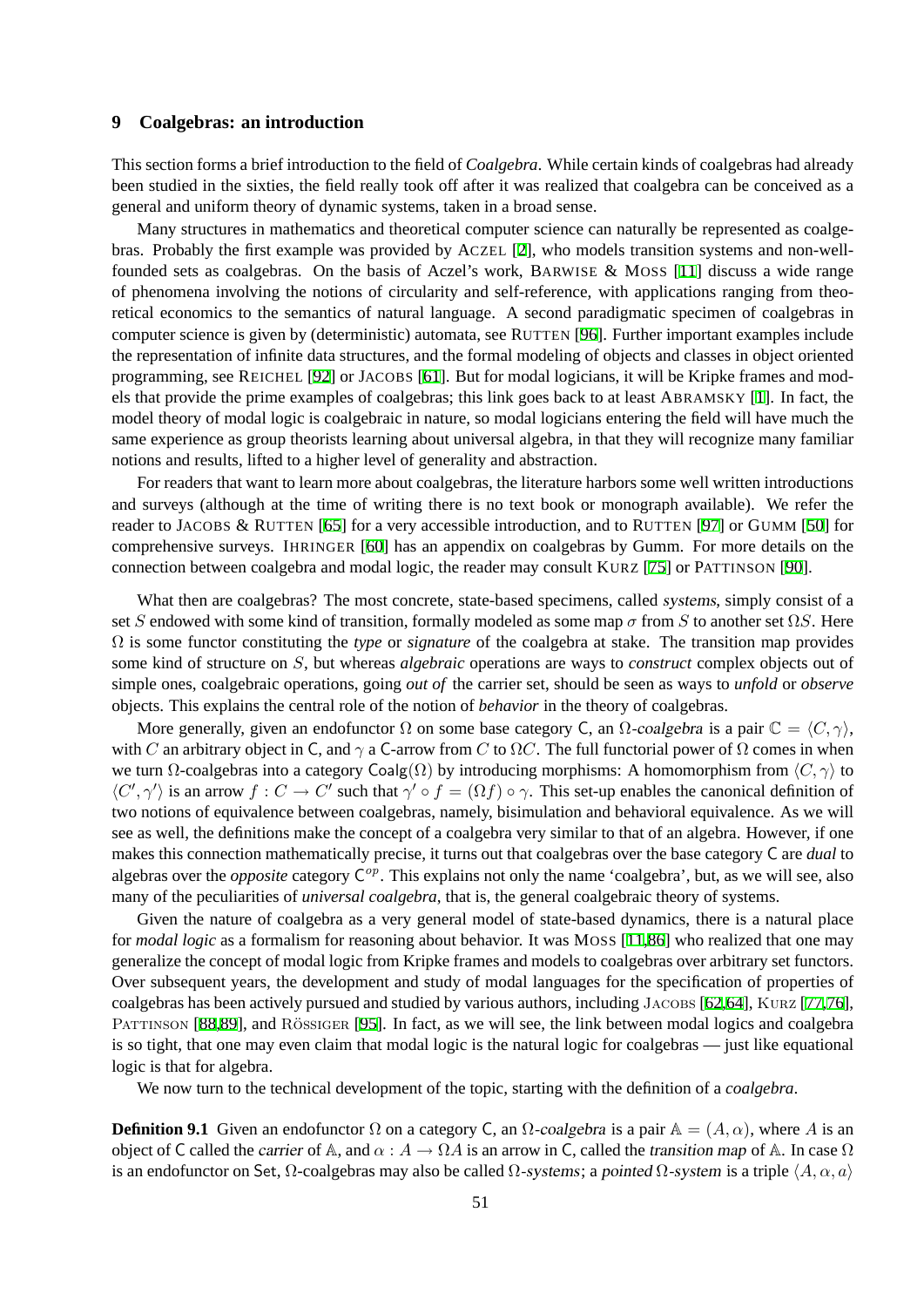## 9 Coalgebras: an introduction

This section forms a brief introduction to the field of *Coalgebra*. While certain kinds of coalgebras had already been studied in the sixties, the field really took off after it was realized that coalgebra can be conceived as a general and uniform theory of dynamic systems, taken in a broad sense.

Many structures in mathematics and theoretical computer science can naturally be represented as coalgebras. Probably the first example was provided by ACZEL [2], who models transition systems and non-well-founded sets as coalgebras. On the basis of Aczel's work, BARWISE & MOSS [11] discuss a wide range of phenomena involving the notions of circularity and self-reference, with applications ranging from theoretical economics to the semantics of natural language. A second paradigmatic specimen of coalgebras in computer science is given by (deterministic) automata, see RUTTEN [96]. Further important examples include the representation of infinite data structures, and the formal modeling of objects and classes in object oriented programming, see REICHEL [92] or JACOBS [61]. But for modal logicians, it will be Kripke frames and models that provide the prime examples of coalgebras; this link goes back to at least ABRAMSKY [1]. In fact, the model theory of modal logic is coalgebraic in nature, so modal logicians entering the field will have much the same experience as group theorists learning about universal algebra, in that they will recognize many familiar notions and results, lifted to a higher level of generality and abstraction.

For readers that want to learn more about coalgebras, the literature harbors some well written introductions and surveys (although at the time of writing there is no text book or monograph available). We refer the reader to JACOBS & RUTTEN [65] for a very accessible introduction, and to RUTTEN [97] or GUMM [50] for comprehensive surveys. IHRINGER [60] has an appendix on coalgebras by Gumm. For more details on the connection between coalgebra and modal logic, the reader may consult KURZ [75] or PATTINSON [90].

What then are coalgebras? The most concrete, state-based specimens, called *systems*, simply consist of a set $S$ endowed with some kind of transition, formally modeled as some map $\sigma$ from $S$ to another set $\Omega S$. Here $\Omega$ is some functor constituting the *type* or *signature* of the coalgebra at stake. The transition map provides some kind of structure on $S$, but whereas *algebraic* operations are ways to *construct* complex objects out of simple ones, coalgebraic operations, going *out of* the carrier set, should be seen as ways to *unfold* or *observe* objects. This explains the central role of the notion of *behavior* in the theory of coalgebras.

More generally, given an endofunctor $\Omega$ on some base category $\mathsf{C}$, an $\Omega$*-coalgebra* is a pair $\mathbb{C} = \langle C, \gamma \rangle$, with $C$ an arbitrary object in $\mathsf{C}$, and $\gamma$ a $\mathsf{C}$-arrow from $C$ to $\Omega C$. The full functorial power of $\Omega$ comes in when we turn $\Omega$-coalgebras into a category $\mathsf{Coalg}(\Omega)$ by introducing morphisms: A homomorphism from $\langle C, \gamma \rangle$ to $\langle C', \gamma' \rangle$ is an arrow $f : C \to C'$ such that $\gamma' \circ f = (\Omega f) \circ \gamma$. This set-up enables the canonical definition of two notions of equivalence between coalgebras, namely, bisimulation and behavioral equivalence. As we will see as well, the definitions make the concept of a coalgebra very similar to that of an algebra. However, if one makes this connection mathematically precise, it turns out that coalgebras over the base category $\mathsf{C}$ are *dual* to algebras over the *opposite* category $\mathsf{C}^{op}$. This explains not only the name 'coalgebra', but, as we will see, also many of the peculiarities of *universal coalgebra*, that is, the general coalgebraic theory of systems.

Given the nature of coalgebra as a very general model of state-based dynamics, there is a natural place for *modal logic* as a formalism for reasoning about behavior. It was MOSS [11,86] who realized that one may generalize the concept of modal logic from Kripke frames and models to coalgebras over arbitrary set functors. Over subsequent years, the development and study of modal languages for the specification of properties of coalgebras has been actively pursued and studied by various authors, including JACOBS [62,64], KURZ [77,76], PATTINSON [88,89], and RÖSSIGER [95]. In fact, as we will see, the link between modal logics and coalgebra is so tight, that one may even claim that modal logic is the natural logic for coalgebras — just like equational logic is that for algebra.

We now turn to the technical development of the topic, starting with the definition of a *coalgebra*.

**Definition 9.1** Given an endofunctor $\Omega$ on a category $\mathsf{C}$, an $\Omega$*-coalgebra* is a pair $\mathbb{A} = (A, \alpha)$, where $A$ is an object of $\mathsf{C}$ called the *carrier* of $\mathbb{A}$, and $\alpha : A \to \Omega A$ is an arrow in $\mathsf{C}$, called the *transition map* of $\mathbb{A}$. In case $\Omega$ is an endofunctor on $\mathsf{Set}$, $\Omega$-coalgebras may also be called $\Omega$*-systems*; a *pointed* $\Omega$*-system* is a triple $\langle A, \alpha, a \rangle$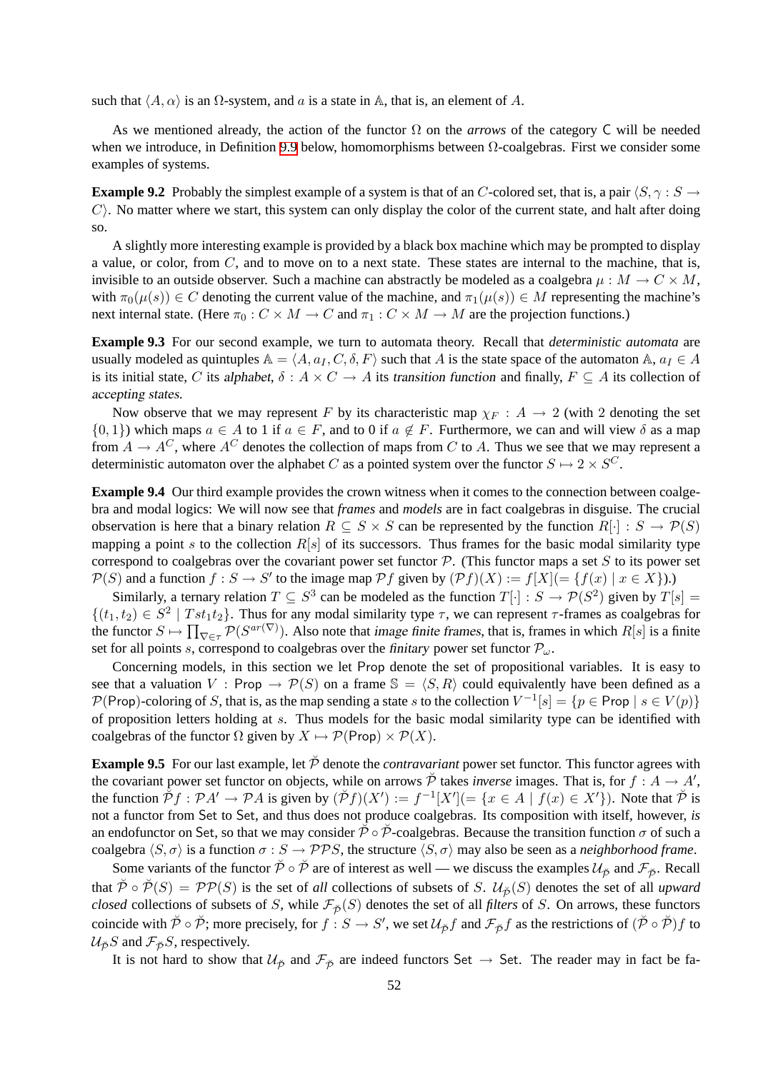such that $\langle A, \alpha \rangle$ is an $\Omega$-system, and $a$ is a state in $\mathbb{A}$, that is, an element of $A$.

As we mentioned already, the action of the functor $\Omega$ on the *arrows* of the category $\mathsf{C}$ will be needed when we introduce, in Definition 9.9 below, homomorphisms between $\Omega$-coalgebras. First we consider some examples of systems.

**Example 9.2** Probably the simplest example of a system is that of an $C$-colored set, that is, a pair $\langle S, \gamma : S \to C \rangle$. No matter where we start, this system can only display the color of the current state, and halt after doing so.

A slightly more interesting example is provided by a black box machine which may be prompted to display a value, or color, from $C$, and to move on to a next state. These states are internal to the machine, that is, invisible to an outside observer. Such a machine can abstractly be modeled as a coalgebra $\mu : M \to C \times M$, with $\pi_0(\mu(s)) \in C$ denoting the current value of the machine, and $\pi_1(\mu(s)) \in M$ representing the machine's next internal state. (Here $\pi_0 : C \times M \to C$ and $\pi_1 : C \times M \to M$ are the projection functions.)

**Example 9.3** For our second example, we turn to automata theory. Recall that *deterministic automata* are usually modeled as quintuples $\mathbb{A} = \langle A, a_I, C, \delta, F \rangle$ such that $A$ is the state space of the automaton $\mathbb{A}$, $a_I \in A$ is its initial state, $C$ its *alphabet*, $\delta : A \times C \to A$ its *transition function* and finally, $F \subseteq A$ its collection of *accepting states*.

Now observe that we may represent $F$ by its characteristic map $\chi_F : A \to 2$ (with 2 denoting the set $\{0, 1\}$) which maps $a \in A$ to 1 if $a \in F$, and to 0 if $a \notin F$. Furthermore, we can and will view $\delta$ as a map from $A \to A^C$, where $A^C$ denotes the collection of maps from $C$ to $A$. Thus we see that we may represent a deterministic automaton over the alphabet $C$ as a pointed system over the functor $S \mapsto 2 \times S^C$.

**Example 9.4** Our third example provides the crown witness when it comes to the connection between coalgebra and modal logics: We will now see that *frames* and *models* are in fact coalgebras in disguise. The crucial observation is here that a binary relation $R \subseteq S \times S$ can be represented by the function $R[\cdot] : S \to \mathcal{P}(S)$ mapping a point $s$ to the collection $R[s]$ of its successors. Thus frames for the basic modal similarity type correspond to coalgebras over the covariant power set functor $\mathcal{P}$. (This functor maps a set $S$ to its power set $\mathcal{P}(S)$ and a function $f : S \to S'$ to the image map $\mathcal{P}f$ given by $(\mathcal{P}f)(X) := f[X](= \{f(x) \mid x \in X\})$.)

Similarly, a ternary relation $T \subseteq S^3$ can be modeled as the function $T[\cdot] : S \to \mathcal{P}(S^2)$ given by $T[s] = \{(t_1, t_2) \in S^2 \mid Tst_1t_2\}$. Thus for any modal similarity type $\tau$, we can represent $\tau$-frames as coalgebras for the functor $S \mapsto \prod_{\nabla \in \tau} \mathcal{P}(S^{ar(\nabla)})$. Also note that *image finite frames*, that is, frames in which $R[s]$ is a finite set for all points $s$, correspond to coalgebras over the *finitary* power set functor $\mathcal{P}_\omega$.

Concerning models, in this section we let $\mathsf{Prop}$ denote the set of propositional variables. It is easy to see that a valuation $V : \mathsf{Prop} \to \mathcal{P}(S)$ on a frame $\mathbb{S} = \langle S, R \rangle$ could equivalently have been defined as a $\mathcal{P}(\mathsf{Prop})$-coloring of $S$, that is, as the map sending a state $s$ to the collection $V^{-1}[s] = \{p \in \mathsf{Prop} \mid s \in V(p)\}$ of proposition letters holding at $s$. Thus models for the basic modal similarity type can be identified with coalgebras of the functor $\Omega$ given by $X \mapsto \mathcal{P}(\mathsf{Prop}) \times \mathcal{P}(X)$.

**Example 9.5** For our last example, let $\breve{\mathcal{P}}$ denote the *contravariant* power set functor. This functor agrees with the covariant power set functor on objects, while on arrows $\breve{\mathcal{P}}$ takes *inverse* images. That is, for $f : A \to A'$, the function $\breve{\mathcal{P}}f : \mathcal{P}A' \to \mathcal{P}A$ is given by $(\breve{\mathcal{P}}f)(X') := f^{-1}[X'](= \{x \in A \mid f(x) \in X'\})$. Note that $\breve{\mathcal{P}}$ is not a functor from $\mathsf{Set}$ to $\mathsf{Set}$, and thus does not produce coalgebras. Its composition with itself, however, *is* an endofunctor on $\mathsf{Set}$, so that we may consider $\breve{\mathcal{P}} \circ \breve{\mathcal{P}}$-coalgebras. Because the transition function $\sigma$ of such a coalgebra $\langle S, \sigma \rangle$ is a function $\sigma : S \to \mathcal{P}\mathcal{P}S$, the structure $\langle S, \sigma \rangle$ may also be seen as a *neighborhood frame*.

Some variants of the functor $\breve{\mathcal{P}} \circ \breve{\mathcal{P}}$ are of interest as well — we discuss the examples $\mathcal{U}_{\breve{\mathcal{P}}}$ and $\mathcal{F}_{\breve{\mathcal{P}}}$. Recall that $\breve{\mathcal{P}} \circ \breve{\mathcal{P}}(S) = \mathcal{P}\mathcal{P}(S)$ is the set of *all* collections of subsets of $S$. $\mathcal{U}_{\breve{\mathcal{P}}}(S)$ denotes the set of all *upward closed* collections of subsets of $S$, while $\mathcal{F}_{\breve{\mathcal{P}}}(S)$ denotes the set of all *filters* of $S$. On arrows, these functors coincide with $\breve{\mathcal{P}} \circ \breve{\mathcal{P}}$; more precisely, for $f : S \to S'$, we set $\mathcal{U}_{\breve{\mathcal{P}}}f$ and $\mathcal{F}_{\breve{\mathcal{P}}}f$ as the restrictions of $(\breve{\mathcal{P}} \circ \breve{\mathcal{P}})f$ to $\mathcal{U}_{\breve{\mathcal{P}}}S$ and $\mathcal{F}_{\breve{\mathcal{P}}}S$, respectively.

It is not hard to show that $\mathcal{U}_{\breve{\mathcal{P}}}$ and $\mathcal{F}_{\breve{\mathcal{P}}}$ are indeed functors $\mathsf{Set} \to \mathsf{Set}$. The reader may in fact be fa-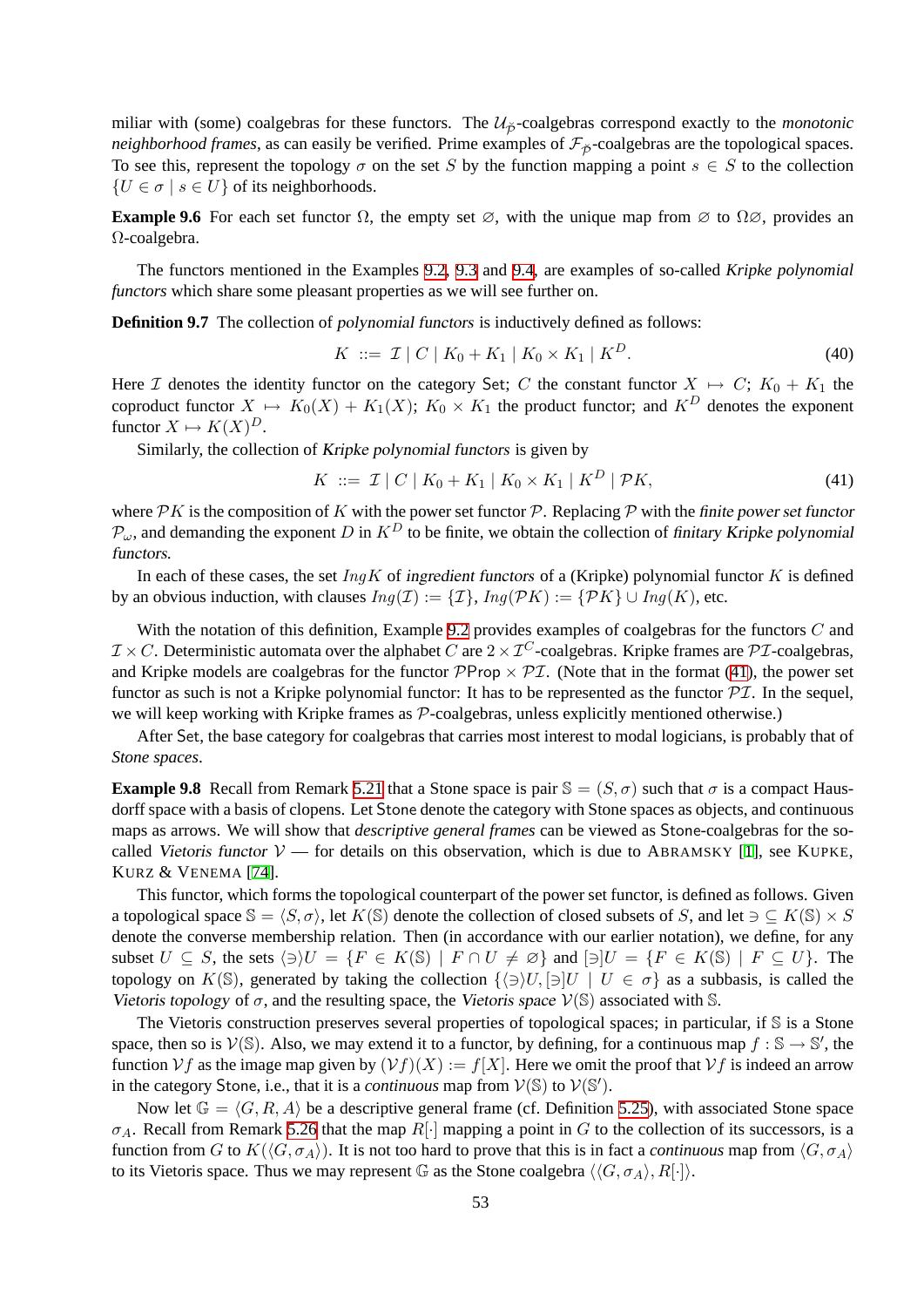miliar with (some) coalgebras for these functors. The $\mathcal{U}_{\breve{\mathcal{P}}}$-coalgebras correspond exactly to the *monotonic neighborhood frames*, as can easily be verified. Prime examples of $\mathcal{F}_{\breve{\mathcal{P}}}$-coalgebras are the topological spaces. To see this, represent the topology $\sigma$ on the set $S$ by the function mapping a point $s \in S$ to the collection $\{U \in \sigma \mid s \in U\}$ of its neighborhoods.

**Example 9.6** For each set functor $\Omega$, the empty set $\varnothing$, with the unique map from $\varnothing$ to $\Omega\varnothing$, provides an $\Omega$-coalgebra.

The functors mentioned in the Examples 9.2, 9.3 and 9.4, are examples of so-called *Kripke polynomial functors* which share some pleasant properties as we will see further on.

**Definition 9.7** The collection of *polynomial functors* is inductively defined as follows:

$$K \ ::= \ \mathcal{I} \mid C \mid K_0 + K_1 \mid K_0 \times K_1 \mid K^D. \tag{40}$$

Here $\mathcal{I}$ denotes the identity functor on the category Set; $C$ the constant functor $X \mapsto C$; $K_0 + K_1$ the coproduct functor $X \mapsto K_0(X) + K_1(X)$; $K_0 \times K_1$ the product functor; and $K^D$ denotes the exponent functor $X \mapsto K(X)^D$.

Similarly, the collection of *Kripke polynomial functors* is given by

$$K \ ::= \ \mathcal{I} \mid C \mid K_0 + K_1 \mid K_0 \times K_1 \mid K^D \mid \mathcal{P}K, \tag{41}$$

where $\mathcal{P}K$ is the composition of $K$ with the power set functor $\mathcal{P}$. Replacing $\mathcal{P}$ with the *finite power set functor* $\mathcal{P}_\omega$, and demanding the exponent $D$ in $K^D$ to be finite, we obtain the collection of *finitary Kripke polynomial functors.*

In each of these cases, the set $Ing K$ of *ingredient functors* of a (Kripke) polynomial functor $K$ is defined by an obvious induction, with clauses $Ing(\mathcal{I}) := \{\mathcal{I}\}$, $Ing(\mathcal{P}K) := \{\mathcal{P}K\} \cup Ing(K)$, etc.

With the notation of this definition, Example 9.2 provides examples of coalgebras for the functors $C$ and $\mathcal{I} \times C$. Deterministic automata over the alphabet $C$ are $2 \times \mathcal{I}^C$-coalgebras. Kripke frames are $\mathcal{P}\mathcal{I}$-coalgebras, and Kripke models are coalgebras for the functor $\mathcal{P}\mathsf{Prop} \times \mathcal{P}\mathcal{I}$. (Note that in the format (41), the power set functor as such is not a Kripke polynomial functor: It has to be represented as the functor $\mathcal{P}\mathcal{I}$. In the sequel, we will keep working with Kripke frames as $\mathcal{P}$-coalgebras, unless explicitly mentioned otherwise.)

After Set, the base category for coalgebras that carries most interest to modal logicians, is probably that of *Stone spaces*.

**Example 9.8** Recall from Remark 5.21 that a Stone space is pair $\mathbb{S} = (S, \sigma)$ such that $\sigma$ is a compact Hausdorff space with a basis of clopens. Let Stone denote the category with Stone spaces as objects, and continuous maps as arrows. We will show that *descriptive general frames* can be viewed as Stone-coalgebras for the so-called *Vietoris functor* $\mathcal{V}$ — for details on this observation, which is due to ABRAMSKY [1], see KUPKE, KURZ & VENEMA [74].

This functor, which forms the topological counterpart of the power set functor, is defined as follows. Given a topological space $\mathbb{S} = \langle S, \sigma \rangle$, let $K(\mathbb{S})$ denote the collection of closed subsets of $S$, and let $\ni \subseteq K(\mathbb{S}) \times S$ denote the converse membership relation. Then (in accordance with our earlier notation), we define, for any subset $U \subseteq S$, the sets $\langle \ni \rangle U = \{F \in K(\mathbb{S}) \mid F \cap U \neq \varnothing\}$ and $[\ni]U = \{F \in K(\mathbb{S}) \mid F \subseteq U\}$. The topology on $K(\mathbb{S})$, generated by taking the collection $\{\langle \ni \rangle U, [\ni]U \mid U \in \sigma\}$ as a subbasis, is called the *Vietoris topology* of $\sigma$, and the resulting space, the *Vietoris space* $\mathcal{V}(\mathbb{S})$ associated with $\mathbb{S}$.

The Vietoris construction preserves several properties of topological spaces; in particular, if $\mathbb{S}$ is a Stone space, then so is $\mathcal{V}(\mathbb{S})$. Also, we may extend it to a functor, by defining, for a continuous map $f : \mathbb{S} \to \mathbb{S}'$, the function $\mathcal{V}f$ as the image map given by $(\mathcal{V}f)(X) := f[X]$. Here we omit the proof that $\mathcal{V}f$ is indeed an arrow in the category Stone, i.e., that it is a *continuous* map from $\mathcal{V}(\mathbb{S})$ to $\mathcal{V}(\mathbb{S}')$.

Now let $\mathbb{G} = \langle G, R, A \rangle$ be a descriptive general frame (cf. Definition 5.25), with associated Stone space $\sigma_A$. Recall from Remark 5.26 that the map $R[\cdot]$ mapping a point in $G$ to the collection of its successors, is a function from $G$ to $K(\langle G, \sigma_A \rangle)$. It is not too hard to prove that this is in fact a *continuous* map from $\langle G, \sigma_A \rangle$ to its Vietoris space. Thus we may represent $\mathbb{G}$ as the Stone coalgebra $\langle \langle G, \sigma_A \rangle, R[\cdot] \rangle$.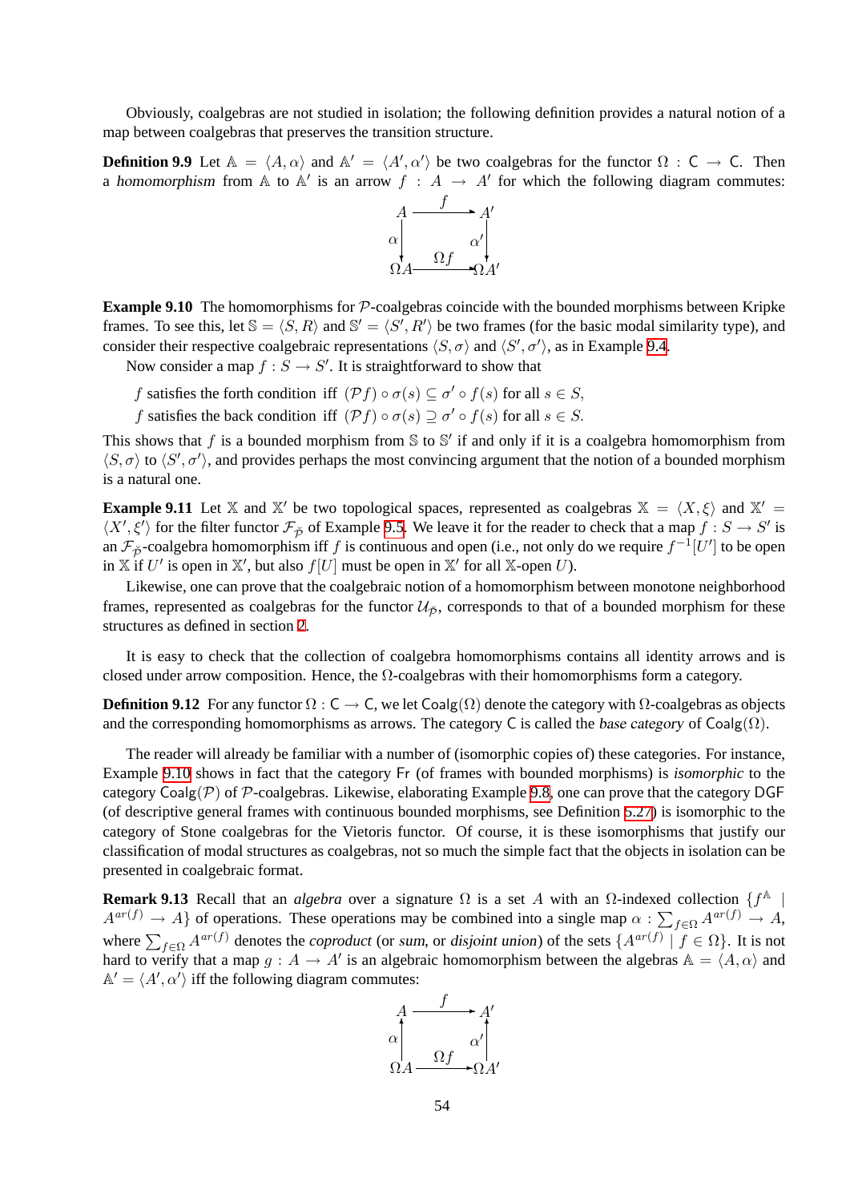Obviously, coalgebras are not studied in isolation; the following definition provides a natural notion of a map between coalgebras that preserves the transition structure.

**Definition 9.9** Let $\mathbb{A} = \langle A, \alpha \rangle$ and $\mathbb{A}' = \langle A', \alpha' \rangle$ be two coalgebras for the functor $\Omega : \mathsf{C} \to \mathsf{C}$. Then a *homomorphism* from $\mathbb{A}$ to $\mathbb{A}'$ is an arrow $f : A \to A'$ for which the following diagram commutes:

$$
\begin{array}{ccc}
A & \xrightarrow{\quad f \quad} & A' \\
{\scriptstyle \alpha}\downarrow & & \downarrow{\scriptstyle \alpha'} \\
\Omega A & \xrightarrow{\quad \Omega f \quad} & \Omega A'
\end{array}
$$

**Example 9.10** The homomorphisms for $\mathcal{P}$-coalgebras coincide with the bounded morphisms between Kripke frames. To see this, let $\mathbb{S} = \langle S, R \rangle$ and $\mathbb{S}' = \langle S', R' \rangle$ be two frames (for the basic modal similarity type), and consider their respective coalgebraic representations $\langle S, \sigma \rangle$ and $\langle S', \sigma' \rangle$, as in Example 9.4.

Now consider a map $f : S \to S'$. It is straightforward to show that

$f$ satisfies the forth condition iff $(\mathcal{P}f) \circ \sigma(s) \subseteq \sigma' \circ f(s)$ for all $s \in S$,
$f$ satisfies the back condition iff $(\mathcal{P}f) \circ \sigma(s) \supseteq \sigma' \circ f(s)$ for all $s \in S$.

This shows that $f$ is a bounded morphism from $\mathbb{S}$ to $\mathbb{S}'$ if and only if it is a coalgebra homomorphism from $\langle S, \sigma \rangle$ to $\langle S', \sigma' \rangle$, and provides perhaps the most convincing argument that the notion of a bounded morphism is a natural one.

**Example 9.11** Let $\mathbb{X}$ and $\mathbb{X}'$ be two topological spaces, represented as coalgebras $\mathbb{X} = \langle X, \xi \rangle$ and $\mathbb{X}' = \langle X', \xi' \rangle$ for the filter functor $\mathcal{F}_{\breve{\mathcal{P}}}$ of Example 9.5. We leave it for the reader to check that a map $f : S \to S'$ is an $\mathcal{F}_{\breve{\mathcal{P}}}$-coalgebra homomorphism iff $f$ is continuous and open (i.e., not only do we require $f^{-1}[U']$ to be open in $\mathbb{X}$ if $U'$ is open in $\mathbb{X}'$, but also $f[U]$ must be open in $\mathbb{X}'$ for all $\mathbb{X}$-open $U$).

Likewise, one can prove that the coalgebraic notion of a homomorphism between monotone neighborhood frames, represented as coalgebras for the functor $\mathcal{U}_{\breve{\mathcal{P}}}$, corresponds to that of a bounded morphism for these structures as defined in section 2.

It is easy to check that the collection of coalgebra homomorphisms contains all identity arrows and is closed under arrow composition. Hence, the $\Omega$-coalgebras with their homomorphisms form a category.

**Definition 9.12** For any functor $\Omega : \mathsf{C} \to \mathsf{C}$, we let $\mathsf{Coalg}(\Omega)$ denote the category with $\Omega$-coalgebras as objects and the corresponding homomorphisms as arrows. The category $\mathsf{C}$ is called the *base category* of $\mathsf{Coalg}(\Omega)$.

The reader will already be familiar with a number of (isomorphic copies of) these categories. For instance, Example 9.10 shows in fact that the category $\mathsf{Fr}$ (of frames with bounded morphisms) is *isomorphic* to the category $\mathsf{Coalg}(\mathcal{P})$ of $\mathcal{P}$-coalgebras. Likewise, elaborating Example 9.8, one can prove that the category $\mathsf{DGF}$ (of descriptive general frames with continuous bounded morphisms, see Definition 5.27) is isomorphic to the category of Stone coalgebras for the Vietoris functor. Of course, it is these isomorphisms that justify our classification of modal structures as coalgebras, not so much the simple fact that the objects in isolation can be presented in coalgebraic format.

**Remark 9.13** Recall that an *algebra* over a signature $\Omega$ is a set $A$ with an $\Omega$-indexed collection $\{f^{\mathbb{A}} \mid A^{ar(f)} \to A\}$ of operations. These operations may be combined into a single map $\alpha : \sum_{f \in \Omega} A^{ar(f)} \to A$, where $\sum_{f \in \Omega} A^{ar(f)}$ denotes the *coproduct* (or *sum*, or *disjoint union*) of the sets $\{A^{ar(f)} \mid f \in \Omega\}$. It is not hard to verify that a map $g : A \to A'$ is an algebraic homomorphism between the algebras $\mathbb{A} = \langle A, \alpha \rangle$ and $\mathbb{A}' = \langle A', \alpha' \rangle$ iff the following diagram commutes:

$$
\begin{array}{ccc}
A & \xrightarrow{\quad f \quad} & A' \\
{\scriptstyle \alpha}\uparrow & & \uparrow{\scriptstyle \alpha'} \\
\Omega A & \xrightarrow{\quad \Omega f \quad} & \Omega A'
\end{array}
$$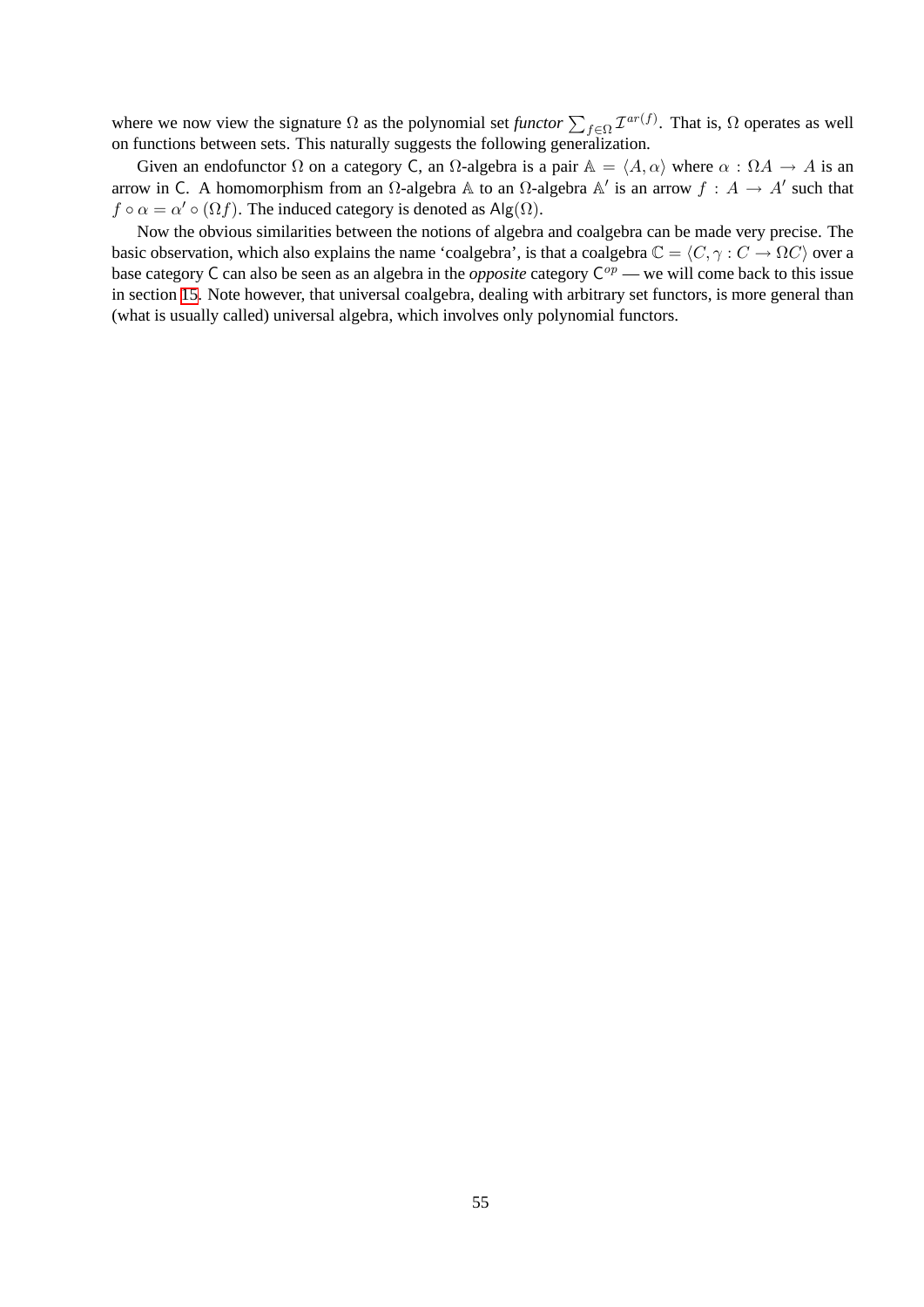where we now view the signature $\Omega$ as the polynomial set *functor* $\sum_{f \in \Omega} \mathcal{I}^{ar(f)}$. That is, $\Omega$ operates as well on functions between sets. This naturally suggests the following generalization.

Given an endofunctor $\Omega$ on a category $\mathsf{C}$, an $\Omega$-algebra is a pair $\mathbb{A} = \langle A, \alpha \rangle$ where $\alpha : \Omega A \to A$ is an arrow in $\mathsf{C}$. A homomorphism from an $\Omega$-algebra $\mathbb{A}$ to an $\Omega$-algebra $\mathbb{A}'$ is an arrow $f : A \to A'$ such that $f \circ \alpha = \alpha' \circ (\Omega f)$. The induced category is denoted as $\mathsf{Alg}(\Omega)$.

Now the obvious similarities between the notions of algebra and coalgebra can be made very precise. The basic observation, which also explains the name 'coalgebra', is that a coalgebra $\mathbb{C} = \langle C, \gamma : C \to \Omega C \rangle$ over a base category $\mathsf{C}$ can also be seen as an algebra in the *opposite* category $\mathsf{C}^{op}$ — we will come back to this issue in section 15. Note however, that universal coalgebra, dealing with arbitrary set functors, is more general than (what is usually called) universal algebra, which involves only polynomial functors.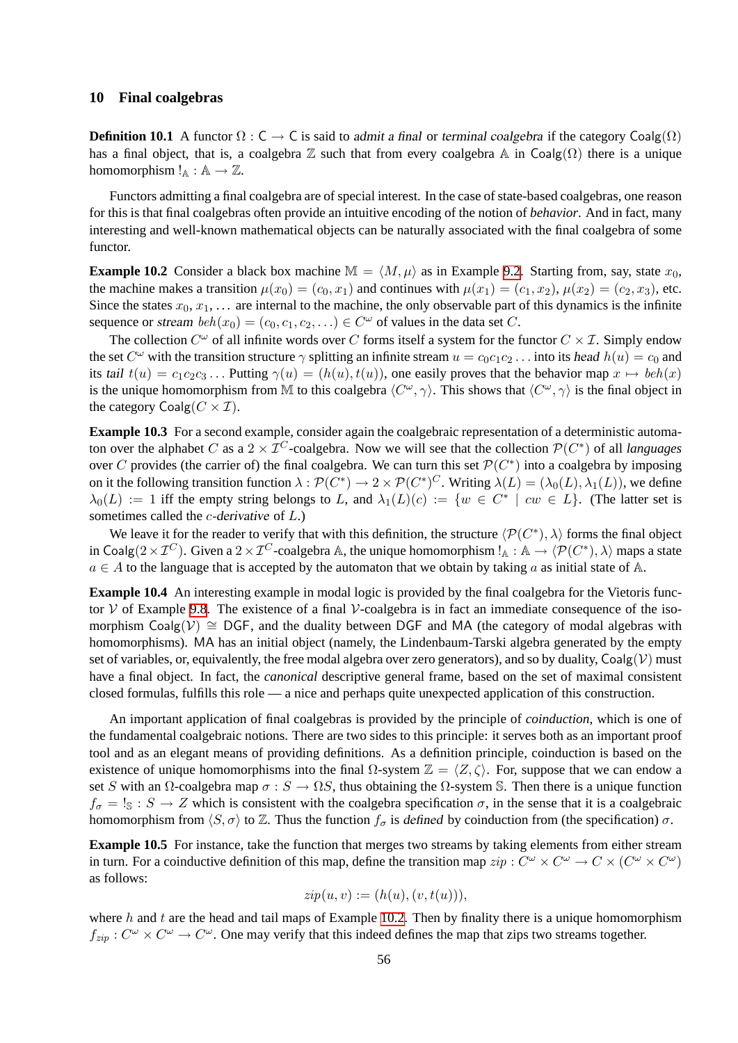## 10 Final coalgebras

**Definition 10.1** A functor $\Omega : \mathsf{C} \to \mathsf{C}$ is said to *admit a final* or *terminal coalgebra* if the category $\mathsf{Coalg}(\Omega)$ has a final object, that is, a coalgebra $\mathbb{Z}$ such that from every coalgebra $\mathbb{A}$ in $\mathsf{Coalg}(\Omega)$ there is a unique homomorphism $!_{\mathbb{A}} : \mathbb{A} \to \mathbb{Z}$.

Functors admitting a final coalgebra are of special interest. In the case of state-based coalgebras, one reason for this is that final coalgebras often provide an intuitive encoding of the notion of *behavior*. And in fact, many interesting and well-known mathematical objects can be naturally associated with the final coalgebra of some functor.

**Example 10.2** Consider a black box machine $\mathbb{M} = \langle M, \mu \rangle$ as in Example 9.2. Starting from, say, state $x_0$, the machine makes a transition $\mu(x_0) = (c_0, x_1)$ and continues with $\mu(x_1) = (c_1, x_2)$, $\mu(x_2) = (c_2, x_3)$, etc. Since the states $x_0, x_1, \ldots$ are internal to the machine, the only observable part of this dynamics is the infinite sequence or *stream* $beh(x_0) = (c_0, c_1, c_2, \ldots) \in C^\omega$ of values in the data set $C$.

The collection $C^\omega$ of all infinite words over $C$ forms itself a system for the functor $C \times \mathcal{I}$. Simply endow the set $C^\omega$ with the transition structure $\gamma$ splitting an infinite stream $u = c_0c_1c_2\ldots$ into its *head* $h(u) = c_0$ and its *tail* $t(u) = c_1c_2c_3\ldots$ Putting $\gamma(u) = (h(u), t(u))$, one easily proves that the behavior map $x \mapsto beh(x)$ is the unique homomorphism from $\mathbb{M}$ to this coalgebra $\langle C^\omega, \gamma \rangle$. This shows that $\langle C^\omega, \gamma \rangle$ is the final object in the category $\mathsf{Coalg}(C \times \mathcal{I})$.

**Example 10.3** For a second example, consider again the coalgebraic representation of a deterministic automaton over the alphabet $C$ as a $2 \times \mathcal{I}^C$-coalgebra. Now we will see that the collection $\mathcal{P}(C^*)$ of all *languages* over $C$ provides (the carrier of) the final coalgebra. We can turn this set $\mathcal{P}(C^*)$ into a coalgebra by imposing on it the following transition function $\lambda : \mathcal{P}(C^*) \to 2 \times \mathcal{P}(C^*)^C$. Writing $\lambda(L) = (\lambda_0(L), \lambda_1(L))$, we define $\lambda_0(L) := 1$ iff the empty string belongs to $L$, and $\lambda_1(L)(c) := \{w \in C^* \mid cw \in L\}$. (The latter set is sometimes called the *$c$-derivative* of $L$.)

We leave it for the reader to verify that with this definition, the structure $\langle \mathcal{P}(C^*), \lambda \rangle$ forms the final object in $\mathsf{Coalg}(2 \times \mathcal{I}^C)$. Given a $2 \times \mathcal{I}^C$-coalgebra $\mathbb{A}$, the unique homomorphism $!_{\mathbb{A}} : \mathbb{A} \to \langle \mathcal{P}(C^*), \lambda \rangle$ maps a state $a \in A$ to the language that is accepted by the automaton that we obtain by taking $a$ as initial state of $\mathbb{A}$.

**Example 10.4** An interesting example in modal logic is provided by the final coalgebra for the Vietoris functor $\mathcal{V}$ of Example 9.8. The existence of a final $\mathcal{V}$-coalgebra is in fact an immediate consequence of the isomorphism $\mathsf{Coalg}(\mathcal{V}) \cong \mathsf{DGF}$, and the duality between $\mathsf{DGF}$ and $\mathsf{MA}$ (the category of modal algebras with homomorphisms). $\mathsf{MA}$ has an initial object (namely, the Lindenbaum-Tarski algebra generated by the empty set of variables, or, equivalently, the free modal algebra over zero generators), and so by duality, $\mathsf{Coalg}(\mathcal{V})$ must have a final object. In fact, the *canonical* descriptive general frame, based on the set of maximal consistent closed formulas, fulfills this role — a nice and perhaps quite unexpected application of this construction.

An important application of final coalgebras is provided by the principle of *coinduction*, which is one of the fundamental coalgebraic notions. There are two sides to this principle: it serves both as an important proof tool and as an elegant means of providing definitions. As a definition principle, coinduction is based on the existence of unique homomorphisms into the final $\Omega$-system $\mathbb{Z} = \langle Z, \zeta \rangle$. For, suppose that we can endow a set $S$ with an $\Omega$-coalgebra map $\sigma : S \to \Omega S$, thus obtaining the $\Omega$-system $\mathbb{S}$. Then there is a unique function $f_\sigma = !_{\mathbb{S}} : S \to Z$ which is consistent with the coalgebra specification $\sigma$, in the sense that it is a coalgebraic homomorphism from $\langle S, \sigma \rangle$ to $\mathbb{Z}$. Thus the function $f_\sigma$ is *defined* by coinduction from (the specification) $\sigma$.

**Example 10.5** For instance, take the function that merges two streams by taking elements from either stream in turn. For a coinductive definition of this map, define the transition map $zip : C^\omega \times C^\omega \to C \times (C^\omega \times C^\omega)$ as follows:

$$zip(u, v) := (h(u), (v, t(u))),$$

where $h$ and $t$ are the head and tail maps of Example 10.2. Then by finality there is a unique homomorphism $f_{zip} : C^\omega \times C^\omega \to C^\omega$. One may verify that this indeed defines the map that zips two streams together.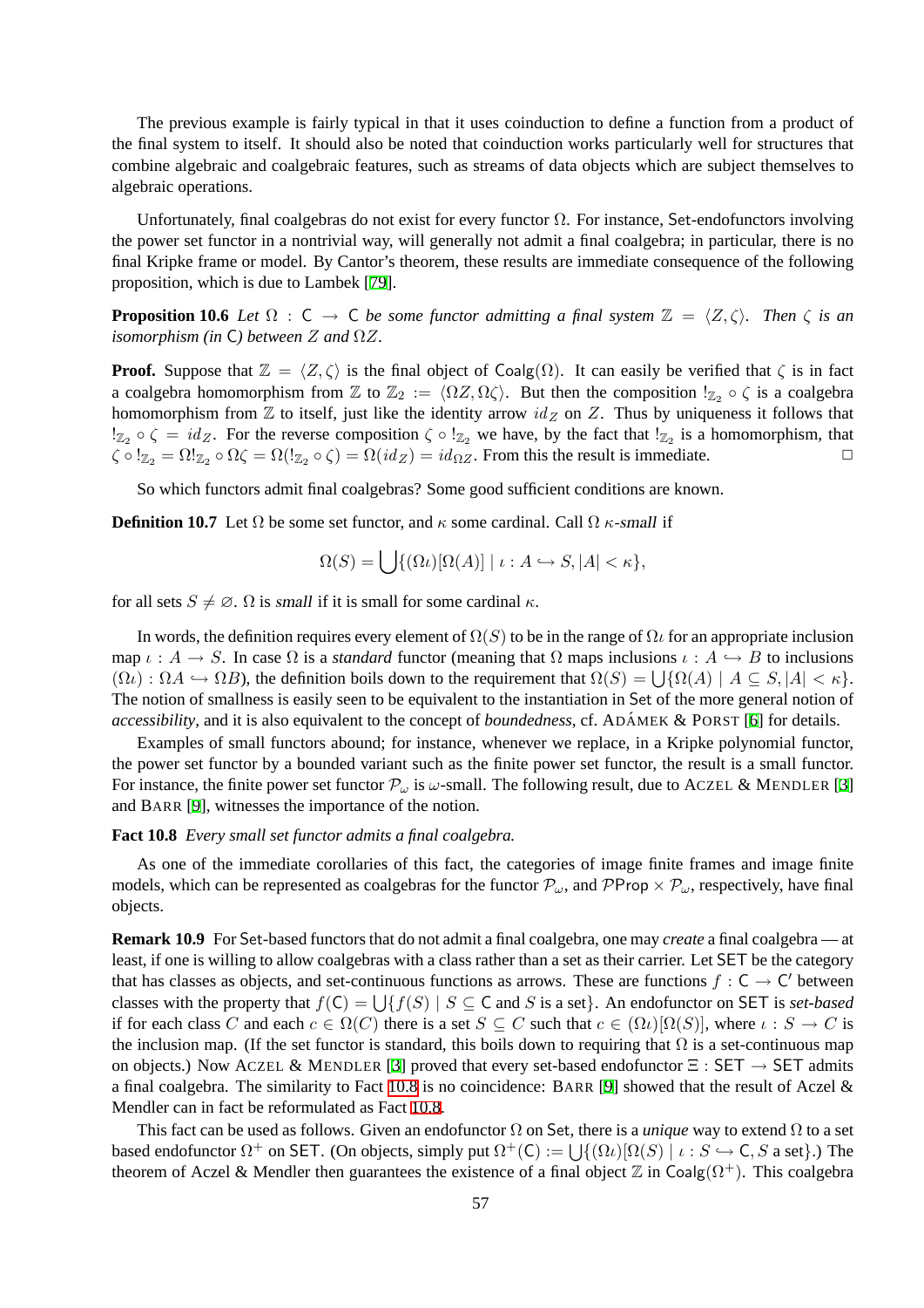The previous example is fairly typical in that it uses coinduction to define a function from a product of the final system to itself. It should also be noted that coinduction works particularly well for structures that combine algebraic and coalgebraic features, such as streams of data objects which are subject themselves to algebraic operations.

Unfortunately, final coalgebras do not exist for every functor $\Omega$. For instance, Set-endofunctors involving the power set functor in a nontrivial way, will generally not admit a final coalgebra; in particular, there is no final Kripke frame or model. By Cantor's theorem, these results are immediate consequence of the following proposition, which is due to Lambek [79].

**Proposition 10.6** *Let $\Omega : \mathsf{C} \to \mathsf{C}$ be some functor admitting a final system $\mathbb{Z} = \langle Z, \zeta \rangle$. Then $\zeta$ is an isomorphism (in $\mathsf{C}$) between $Z$ and $\Omega Z$.*

**Proof.** Suppose that $\mathbb{Z} = \langle Z, \zeta \rangle$ is the final object of $\mathsf{Coalg}(\Omega)$. It can easily be verified that $\zeta$ is in fact a coalgebra homomorphism from $\mathbb{Z}$ to $\mathbb{Z}_2 := \langle \Omega Z, \Omega\zeta \rangle$. But then the composition $!_{\mathbb{Z}_2} \circ \zeta$ is a coalgebra homomorphism from $\mathbb{Z}$ to itself, just like the identity arrow $id_Z$ on $Z$. Thus by uniqueness it follows that $!_{\mathbb{Z}_2} \circ \zeta = id_Z$. For the reverse composition $\zeta \circ !_{\mathbb{Z}_2}$ we have, by the fact that $!_{\mathbb{Z}_2}$ is a homomorphism, that $\zeta \circ !_{\mathbb{Z}_2} = \Omega !_{\mathbb{Z}_2} \circ \Omega\zeta = \Omega(!_{\mathbb{Z}_2} \circ \zeta) = \Omega(id_Z) = id_{\Omega Z}$. From this the result is immediate. $\square$

So which functors admit final coalgebras? Some good sufficient conditions are known.

**Definition 10.7** Let $\Omega$ be some set functor, and $\kappa$ some cardinal. Call $\Omega$ *$\kappa$-small* if

$$\Omega(S) = \bigcup\{(\Omega\iota)[\Omega(A)] \mid \iota : A \hookrightarrow S, |A| < \kappa\},$$

for all sets $S \neq \varnothing$. $\Omega$ is *small* if it is small for some cardinal $\kappa$.

In words, the definition requires every element of $\Omega(S)$ to be in the range of $\Omega\iota$ for an appropriate inclusion map $\iota : A \to S$. In case $\Omega$ is a *standard* functor (meaning that $\Omega$ maps inclusions $\iota : A \hookrightarrow B$ to inclusions $(\Omega\iota) : \Omega A \hookrightarrow \Omega B$), the definition boils down to the requirement that $\Omega(S) = \bigcup\{\Omega(A) \mid A \subseteq S, |A| < \kappa\}$. The notion of smallness is easily seen to be equivalent to the instantiation in Set of the more general notion of *accessibility*, and it is also equivalent to the concept of *boundedness*, cf. ADÁMEK & PORST [6] for details.

Examples of small functors abound; for instance, whenever we replace, in a Kripke polynomial functor, the power set functor by a bounded variant such as the finite power set functor, the result is a small functor. For instance, the finite power set functor $\mathcal{P}_\omega$ is $\omega$-small. The following result, due to ACZEL & MENDLER [3] and BARR [9], witnesses the importance of the notion.

**Fact 10.8** *Every small set functor admits a final coalgebra.*

As one of the immediate corollaries of this fact, the categories of image finite frames and image finite models, which can be represented as coalgebras for the functor $\mathcal{P}_\omega$, and $\mathcal{P}\mathsf{Prop} \times \mathcal{P}_\omega$, respectively, have final objects.

**Remark 10.9** For Set-based functors that do not admit a final coalgebra, one may *create* a final coalgebra — at least, if one is willing to allow coalgebras with a class rather than a set as their carrier. Let SET be the category that has classes as objects, and set-continuous functions as arrows. These are functions $f : \mathsf{C} \to \mathsf{C}'$ between classes with the property that $f(\mathsf{C}) = \bigcup\{f(S) \mid S \subseteq \mathsf{C}$ and $S$ is a set$\}$. An endofunctor on SET is *set-based* if for each class $C$ and each $c \in \Omega(C)$ there is a set $S \subseteq C$ such that $c \in (\Omega\iota)[\Omega(S)]$, where $\iota : S \to C$ is the inclusion map. (If the set functor is standard, this boils down to requiring that $\Omega$ is a set-continuous map on objects.) Now ACZEL & MENDLER [3] proved that every set-based endofunctor $\Xi : \mathsf{SET} \to \mathsf{SET}$ admits a final coalgebra. The similarity to Fact 10.8 is no coincidence: BARR [9] showed that the result of Aczel & Mendler can in fact be reformulated as Fact 10.8.

This fact can be used as follows. Given an endofunctor $\Omega$ on Set, there is a *unique* way to extend $\Omega$ to a set based endofunctor $\Omega^+$ on SET. (On objects, simply put $\Omega^+(\mathsf{C}) := \bigcup\{(\Omega\iota)[\Omega(S) \mid \iota : S \hookrightarrow \mathsf{C}, S$ a set$\}$.) The theorem of Aczel & Mendler then guarantees the existence of a final object $\mathbb{Z}$ in $\mathsf{Coalg}(\Omega^+)$. This coalgebra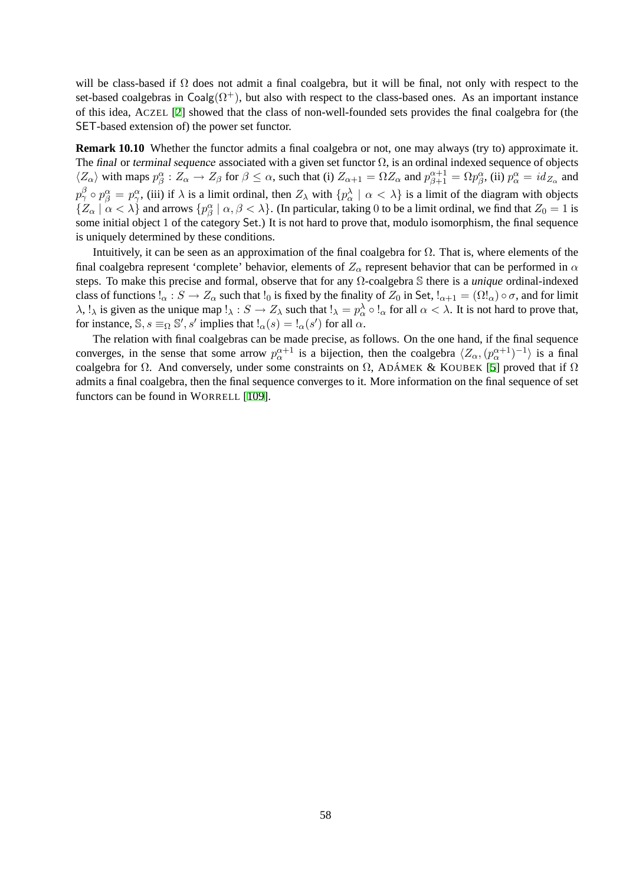will be class-based if $\Omega$ does not admit a final coalgebra, but it will be final, not only with respect to the set-based coalgebras in $\mathsf{Coalg}(\Omega^+)$, but also with respect to the class-based ones. As an important instance of this idea, ACZEL [2] showed that the class of non-well-founded sets provides the final coalgebra for (the $\mathsf{SET}$-based extension of) the power set functor.

**Remark 10.10** Whether the functor admits a final coalgebra or not, one may always (try to) approximate it. The *final* or *terminal sequence* associated with a given set functor $\Omega$, is an ordinal indexed sequence of objects $\langle Z_\alpha \rangle$ with maps $p^\alpha_\beta : Z_\alpha \to Z_\beta$ for $\beta \leq \alpha$, such that (i) $Z_{\alpha+1} = \Omega Z_\alpha$ and $p^{\alpha+1}_{\beta+1} = \Omega p^\alpha_\beta$, (ii) $p^\alpha_\alpha = id_{Z_\alpha}$ and $p^\beta_\gamma \circ p^\alpha_\beta = p^\alpha_\gamma$, (iii) if $\lambda$ is a limit ordinal, then $Z_\lambda$ with $\{p^\lambda_\alpha \mid \alpha < \lambda\}$ is a limit of the diagram with objects $\{Z_\alpha \mid \alpha < \lambda\}$ and arrows $\{p^\alpha_\beta \mid \alpha, \beta < \lambda\}$. (In particular, taking $0$ to be a limit ordinal, we find that $Z_0 = 1$ is some initial object $1$ of the category $\mathsf{Set}$.) It is not hard to prove that, modulo isomorphism, the final sequence is uniquely determined by these conditions.

Intuitively, it can be seen as an approximation of the final coalgebra for $\Omega$. That is, where elements of the final coalgebra represent 'complete' behavior, elements of $Z_\alpha$ represent behavior that can be performed in $\alpha$ steps. To make this precise and formal, observe that for any $\Omega$-coalgebra $\mathbb{S}$ there is a *unique* ordinal-indexed class of functions $!_\alpha : S \to Z_\alpha$ such that $!_0$ is fixed by the finality of $Z_0$ in $\mathsf{Set}$, $!_{\alpha+1} = (\Omega !_\alpha) \circ \sigma$, and for limit $\lambda$, $!_\lambda$ is given as the unique map $!_\lambda : S \to Z_\lambda$ such that $!_\lambda = p^\lambda_\alpha \circ !_\alpha$ for all $\alpha < \lambda$. It is not hard to prove that, for instance, $\mathbb{S}, s \equiv_\Omega \mathbb{S}', s'$ implies that $!_\alpha(s) = !_\alpha(s')$ for all $\alpha$.

The relation with final coalgebras can be made precise, as follows. On the one hand, if the final sequence converges, in the sense that some arrow $p^{\alpha+1}_\alpha$ is a bijection, then the coalgebra $\langle Z_\alpha, (p^{\alpha+1}_\alpha)^{-1} \rangle$ is a final coalgebra for $\Omega$. And conversely, under some constraints on $\Omega$, ADÁMEK & KOUBEK [5] proved that if $\Omega$ admits a final coalgebra, then the final sequence converges to it. More information on the final sequence of set functors can be found in WORRELL [109].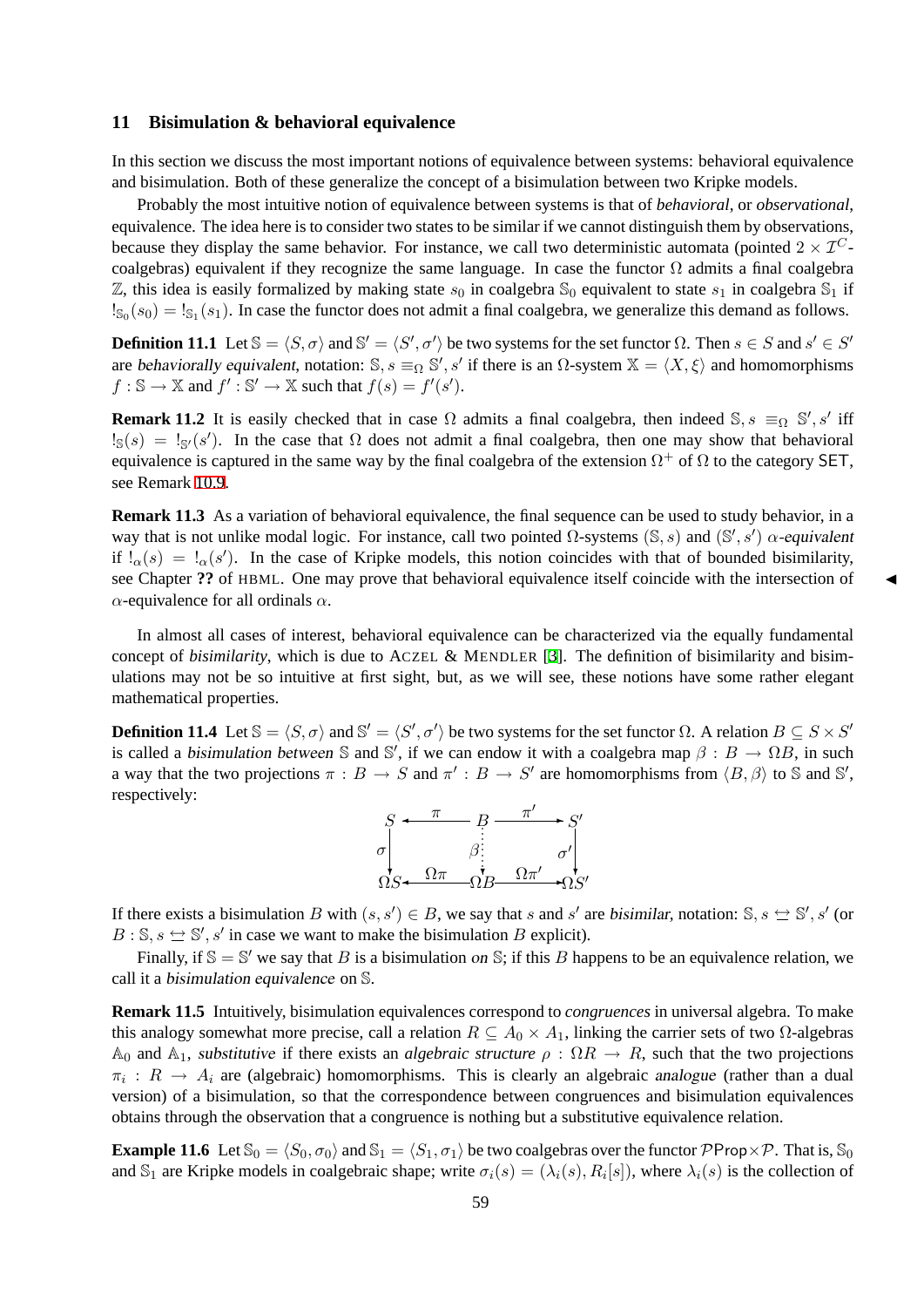## 11 Bisimulation & behavioral equivalence

In this section we discuss the most important notions of equivalence between systems: behavioral equivalence and bisimulation. Both of these generalize the concept of a bisimulation between two Kripke models.

Probably the most intuitive notion of equivalence between systems is that of *behavioral*, or *observational*, equivalence. The idea here is to consider two states to be similar if we cannot distinguish them by observations, because they display the same behavior. For instance, we call two deterministic automata (pointed $2 \times \mathcal{I}^C$-coalgebras) equivalent if they recognize the same language. In case the functor $\Omega$ admits a final coalgebra $\mathbb{Z}$, this idea is easily formalized by making state $s_0$ in coalgebra $\mathbb{S}_0$ equivalent to state $s_1$ in coalgebra $\mathbb{S}_1$ if $!_{\mathbb{S}_0}(s_0) = !_{\mathbb{S}_1}(s_1)$. In case the functor does not admit a final coalgebra, we generalize this demand as follows.

**Definition 11.1** Let $\mathbb{S} = \langle S, \sigma \rangle$ and $\mathbb{S}' = \langle S', \sigma' \rangle$ be two systems for the set functor $\Omega$. Then $s \in S$ and $s' \in S'$ are *behaviorally equivalent*, notation: $\mathbb{S}, s \equiv_\Omega \mathbb{S}', s'$ if there is an $\Omega$-system $\mathbb{X} = \langle X, \xi \rangle$ and homomorphisms $f : \mathbb{S} \to \mathbb{X}$ and $f' : \mathbb{S}' \to \mathbb{X}$ such that $f(s) = f'(s')$.

**Remark 11.2** It is easily checked that in case $\Omega$ admits a final coalgebra, then indeed $\mathbb{S}, s \equiv_\Omega \mathbb{S}', s'$ iff $!_{\mathbb{S}}(s) = !_{\mathbb{S}'}(s')$. In the case that $\Omega$ does not admit a final coalgebra, then one may show that behavioral equivalence is captured in the same way by the final coalgebra of the extension $\Omega^+$ of $\Omega$ to the category $\mathsf{SET}$, see Remark 10.9.

**Remark 11.3** As a variation of behavioral equivalence, the final sequence can be used to study behavior, in a way that is not unlike modal logic. For instance, call two pointed $\Omega$-systems $(\mathbb{S}, s)$ and $(\mathbb{S}', s')$ *$\alpha$-equivalent* if $!_\alpha(s) = !_\alpha(s')$. In the case of Kripke models, this notion coincides with that of bounded bisimilarity, see Chapter **??** of HBML. One may prove that behavioral equivalence itself coincide with the intersection of $\alpha$-equivalence for all ordinals $\alpha$. ◀

In almost all cases of interest, behavioral equivalence can be characterized via the equally fundamental concept of *bisimilarity*, which is due to ACZEL & MENDLER [3]. The definition of bisimilarity and bisimulations may not be so intuitive at first sight, but, as we will see, these notions have some rather elegant mathematical properties.

**Definition 11.4** Let $\mathbb{S} = \langle S, \sigma \rangle$ and $\mathbb{S}' = \langle S', \sigma' \rangle$ be two systems for the set functor $\Omega$. A relation $B \subseteq S \times S'$ is called a *bisimulation between* $\mathbb{S}$ and $\mathbb{S}'$, if we can endow it with a coalgebra map $\beta : B \to \Omega B$, in such a way that the two projections $\pi : B \to S$ and $\pi' : B \to S'$ are homomorphisms from $\langle B, \beta \rangle$ to $\mathbb{S}$ and $\mathbb{S}'$, respectively:

$$
\begin{array}{ccccc}
S & \xleftarrow{\;\pi\;} & B & \xrightarrow{\;\pi'\;} & S' \\
\downarrow{\scriptstyle \sigma} & & \vdots{\scriptstyle \beta} & & \downarrow{\scriptstyle \sigma'} \\
\Omega S & \xleftarrow{\;\Omega\pi\;} & \Omega B & \xrightarrow{\;\Omega\pi'\;} & \Omega S'
\end{array}
$$

If there exists a bisimulation $B$ with $(s, s') \in B$, we say that $s$ and $s'$ are *bisimilar*, notation: $\mathbb{S}, s \leftrightarroweq \mathbb{S}', s'$ (or $B : \mathbb{S}, s \leftrightarroweq \mathbb{S}', s'$ in case we want to make the bisimulation $B$ explicit).

Finally, if $\mathbb{S} = \mathbb{S}'$ we say that $B$ is a bisimulation *on* $\mathbb{S}$; if this $B$ happens to be an equivalence relation, we call it a *bisimulation equivalence* on $\mathbb{S}$.

**Remark 11.5** Intuitively, bisimulation equivalences correspond to *congruences* in universal algebra. To make this analogy somewhat more precise, call a relation $R \subseteq A_0 \times A_1$, linking the carrier sets of two $\Omega$-algebras $\mathbb{A}_0$ and $\mathbb{A}_1$, *substitutive* if there exists an *algebraic structure* $\rho : \Omega R \to R$, such that the two projections $\pi_i : R \to A_i$ are (algebraic) homomorphisms. This is clearly an algebraic *analogue* (rather than a dual version) of a bisimulation, so that the correspondence between congruences and bisimulation equivalences obtains through the observation that a congruence is nothing but a substitutive equivalence relation.

**Example 11.6** Let $\mathbb{S}_0 = \langle S_0, \sigma_0 \rangle$ and $\mathbb{S}_1 = \langle S_1, \sigma_1 \rangle$ be two coalgebras over the functor $\mathcal{P}\mathsf{Prop} \times \mathcal{P}$. That is, $\mathbb{S}_0$ and $\mathbb{S}_1$ are Kripke models in coalgebraic shape; write $\sigma_i(s) = (\lambda_i(s), R_i[s])$, where $\lambda_i(s)$ is the collection of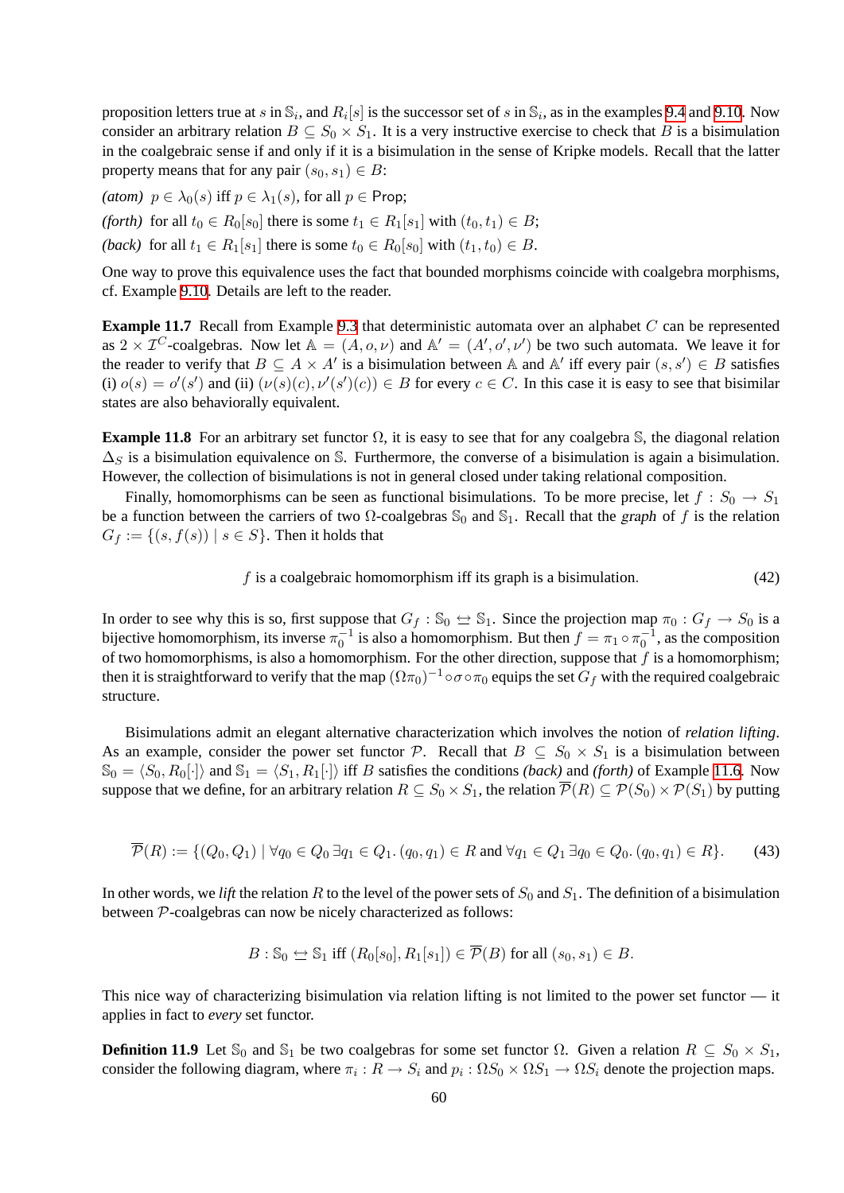proposition letters true at $s$ in $\mathbb{S}_i$, and $R_i[s]$ is the successor set of $s$ in $\mathbb{S}_i$, as in the examples 9.4 and 9.10. Now consider an arbitrary relation $B \subseteq S_0 \times S_1$. It is a very instructive exercise to check that $B$ is a bisimulation in the coalgebraic sense if and only if it is a bisimulation in the sense of Kripke models. Recall that the latter property means that for any pair $(s_0, s_1) \in B$:

*(atom)* $p \in \lambda_0(s)$ iff $p \in \lambda_1(s)$, for all $p \in \mathsf{Prop}$;

*(forth)* for all $t_0 \in R_0[s_0]$ there is some $t_1 \in R_1[s_1]$ with $(t_0, t_1) \in B$;

*(back)* for all $t_1 \in R_1[s_1]$ there is some $t_0 \in R_0[s_0]$ with $(t_1, t_0) \in B$.

One way to prove this equivalence uses the fact that bounded morphisms coincide with coalgebra morphisms, cf. Example 9.10. Details are left to the reader.

**Example 11.7** Recall from Example 9.3 that deterministic automata over an alphabet $C$ can be represented as $2 \times \mathcal{I}^C$-coalgebras. Now let $\mathbb{A} = (A, o, \nu)$ and $\mathbb{A}' = (A', o', \nu')$ be two such automata. We leave it for the reader to verify that $B \subseteq A \times A'$ is a bisimulation between $\mathbb{A}$ and $\mathbb{A}'$ iff every pair $(s, s') \in B$ satisfies (i) $o(s) = o'(s')$ and (ii) $(\nu(s)(c), \nu'(s')(c)) \in B$ for every $c \in C$. In this case it is easy to see that bisimilar states are also behaviorally equivalent.

**Example 11.8** For an arbitrary set functor $\Omega$, it is easy to see that for any coalgebra $\mathbb{S}$, the diagonal relation $\Delta_S$ is a bisimulation equivalence on $\mathbb{S}$. Furthermore, the converse of a bisimulation is again a bisimulation. However, the collection of bisimulations is not in general closed under taking relational composition.

Finally, homomorphisms can be seen as functional bisimulations. To be more precise, let $f : S_0 \to S_1$ be a function between the carriers of two $\Omega$-coalgebras $\mathbb{S}_0$ and $\mathbb{S}_1$. Recall that the *graph* of $f$ is the relation $G_f := \{(s, f(s)) \mid s \in S\}$. Then it holds that

$$f \text{ is a coalgebraic homomorphism iff its graph is a bisimulation.} \tag{42}$$

In order to see why this is so, first suppose that $G_f : \mathbb{S}_0 \leftrightarrows \mathbb{S}_1$. Since the projection map $\pi_0 : G_f \to S_0$ is a bijective homomorphism, its inverse $\pi_0^{-1}$ is also a homomorphism. But then $f = \pi_1 \circ \pi_0^{-1}$, as the composition of two homomorphisms, is also a homomorphism. For the other direction, suppose that $f$ is a homomorphism; then it is straightforward to verify that the map $(\Omega\pi_0)^{-1} \circ \sigma \circ \pi_0$ equips the set $G_f$ with the required coalgebraic structure.

Bisimulations admit an elegant alternative characterization which involves the notion of *relation lifting*. As an example, consider the power set functor $\mathcal{P}$. Recall that $B \subseteq S_0 \times S_1$ is a bisimulation between $\mathbb{S}_0 = \langle S_0, R_0[\cdot] \rangle$ and $\mathbb{S}_1 = \langle S_1, R_1[\cdot] \rangle$ iff $B$ satisfies the conditions *(back)* and *(forth)* of Example 11.6. Now suppose that we define, for an arbitrary relation $R \subseteq S_0 \times S_1$, the relation $\overline{\mathcal{P}}(R) \subseteq \mathcal{P}(S_0) \times \mathcal{P}(S_1)$ by putting

$$\overline{\mathcal{P}}(R) := \{(Q_0, Q_1) \mid \forall q_0 \in Q_0\, \exists q_1 \in Q_1 .\, (q_0, q_1) \in R \text{ and } \forall q_1 \in Q_1\, \exists q_0 \in Q_0 .\, (q_0, q_1) \in R\}. \tag{43}$$

In other words, we *lift* the relation $R$ to the level of the power sets of $S_0$ and $S_1$. The definition of a bisimulation between $\mathcal{P}$-coalgebras can now be nicely characterized as follows:

$$B : \mathbb{S}_0 \leftrightarrows \mathbb{S}_1 \text{ iff } (R_0[s_0], R_1[s_1]) \in \overline{\mathcal{P}}(B) \text{ for all } (s_0, s_1) \in B.$$

This nice way of characterizing bisimulation via relation lifting is not limited to the power set functor — it applies in fact to *every* set functor.

**Definition 11.9** Let $\mathbb{S}_0$ and $\mathbb{S}_1$ be two coalgebras for some set functor $\Omega$. Given a relation $R \subseteq S_0 \times S_1$, consider the following diagram, where $\pi_i : R \to S_i$ and $p_i : \Omega S_0 \times \Omega S_1 \to \Omega S_i$ denote the projection maps.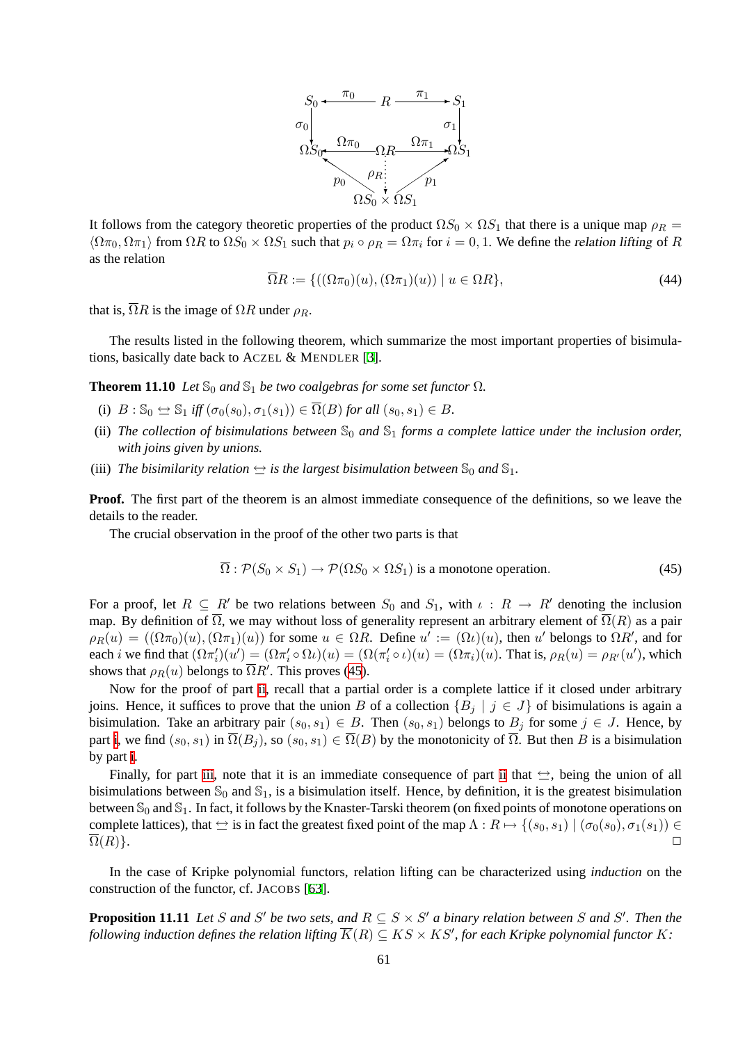$$
\begin{array}{ccccc}
S_0 & \xleftarrow{\pi_0} & R & \xrightarrow{\pi_1} & S_1 \\
\downarrow{\scriptstyle \sigma_0} & & & & \downarrow{\scriptstyle \sigma_1} \\
\Omega S_0 & \xleftarrow{\Omega\pi_0} & \Omega R & \xrightarrow{\Omega\pi_1} & \Omega S_1 \\
 & {\scriptstyle p_0}\nwarrow & \vdots{\scriptstyle \rho_R} & \nearrow{\scriptstyle p_1} & \\
 & & \Omega S_0 \times \Omega S_1 & &
\end{array}
$$

It follows from the category theoretic properties of the product $\Omega S_0 \times \Omega S_1$ that there is a unique map $\rho_R = \langle \Omega\pi_0, \Omega\pi_1 \rangle$ from $\Omega R$ to $\Omega S_0 \times \Omega S_1$ such that $p_i \circ \rho_R = \Omega\pi_i$ for $i = 0, 1$. We define the *relation lifting* of $R$ as the relation

$$
\overline{\Omega}R := \{((\Omega\pi_0)(u), (\Omega\pi_1)(u)) \mid u \in \Omega R\}, \tag{44}
$$

that is, $\overline{\Omega}R$ is the image of $\Omega R$ under $\rho_R$.

The results listed in the following theorem, which summarize the most important properties of bisimulations, basically date back to ACZEL & MENDLER [3].

**Theorem 11.10** *Let $\mathbb{S}_0$ and $\mathbb{S}_1$ be two coalgebras for some set functor $\Omega$.*

(i) *$B : \mathbb{S}_0 \leftrightarroweq \mathbb{S}_1$ iff $(\sigma_0(s_0), \sigma_1(s_1)) \in \overline{\Omega}(B)$ for all $(s_0, s_1) \in B$.*

(ii) *The collection of bisimulations between $\mathbb{S}_0$ and $\mathbb{S}_1$ forms a complete lattice under the inclusion order, with joins given by unions.*

(iii) *The bisimilarity relation $\leftrightarroweq$ is the largest bisimulation between $\mathbb{S}_0$ and $\mathbb{S}_1$.*

**Proof.** The first part of the theorem is an almost immediate consequence of the definitions, so we leave the details to the reader.

The crucial observation in the proof of the other two parts is that

$$
\overline{\Omega} : \mathcal{P}(S_0 \times S_1) \to \mathcal{P}(\Omega S_0 \times \Omega S_1) \text{ is a monotone operation.} \tag{45}
$$

For a proof, let $R \subseteq R'$ be two relations between $S_0$ and $S_1$, with $\iota : R \to R'$ denoting the inclusion map. By definition of $\overline{\Omega}$, we may without loss of generality represent an arbitrary element of $\overline{\Omega}(R)$ as a pair $\rho_R(u) = ((\Omega\pi_0)(u), (\Omega\pi_1)(u))$ for some $u \in \Omega R$. Define $u' := (\Omega\iota)(u)$, then $u'$ belongs to $\Omega R'$, and for each $i$ we find that $(\Omega\pi'_i)(u') = (\Omega\pi'_i \circ \Omega\iota)(u) = (\Omega(\pi'_i \circ \iota)(u) = (\Omega\pi_i)(u)$. That is, $\rho_R(u) = \rho_{R'}(u')$, which shows that $\rho_R(u)$ belongs to $\overline{\Omega}R'$. This proves (45).

Now for the proof of part ii, recall that a partial order is a complete lattice if it closed under arbitrary joins. Hence, it suffices to prove that the union $B$ of a collection $\{B_j \mid j \in J\}$ of bisimulations is again a bisimulation. Take an arbitrary pair $(s_0, s_1) \in B$. Then $(s_0, s_1)$ belongs to $B_j$ for some $j \in J$. Hence, by part i, we find $(s_0, s_1)$ in $\overline{\Omega}(B_j)$, so $(s_0, s_1) \in \overline{\Omega}(B)$ by the monotonicity of $\overline{\Omega}$. But then $B$ is a bisimulation by part i.

Finally, for part iii, note that it is an immediate consequence of part ii that $\leftrightarroweq$, being the union of all bisimulations between $\mathbb{S}_0$ and $\mathbb{S}_1$, is a bisimulation itself. Hence, by definition, it is the greatest bisimulation between $\mathbb{S}_0$ and $\mathbb{S}_1$. In fact, it follows by the Knaster-Tarski theorem (on fixed points of monotone operations on complete lattices), that $\leftrightarroweq$ is in fact the greatest fixed point of the map $\Lambda : R \mapsto \{(s_0, s_1) \mid (\sigma_0(s_0), \sigma_1(s_1)) \in \overline{\Omega}(R)\}$. $\square$

In the case of Kripke polynomial functors, relation lifting can be characterized using *induction* on the construction of the functor, cf. JACOBS [63].

**Proposition 11.11** *Let $S$ and $S'$ be two sets, and $R \subseteq S \times S'$ a binary relation between $S$ and $S'$. Then the following induction defines the relation lifting $\overline{K}(R) \subseteq KS \times KS'$, for each Kripke polynomial functor $K$:*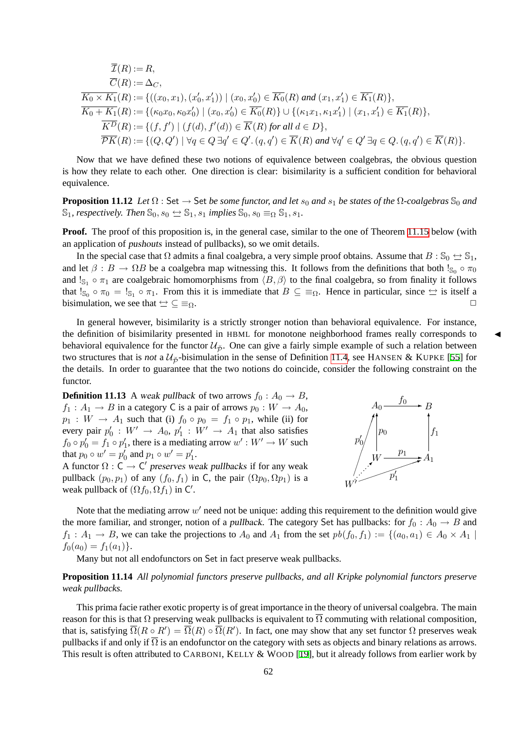$$
\begin{aligned}
\overline{\mathcal{I}}(R) &:= R, \\
\overline{C}(R) &:= \Delta_C, \\
\overline{K_0 \times K_1}(R) &:= \{((x_0,x_1),(x_0',x_1')) \mid (x_0,x_0') \in \overline{K_0}(R) \text{ and } (x_1,x_1') \in \overline{K_1}(R)\}, \\
\overline{K_0 + K_1}(R) &:= \{(\kappa_0 x_0, \kappa_0 x_0') \mid (x_0,x_0') \in \overline{K_0}(R)\} \cup \{(\kappa_1 x_1, \kappa_1 x_1') \mid (x_1,x_1') \in \overline{K_1}(R)\}, \\
\overline{K^D}(R) &:= \{(f,f') \mid (f(d),f'(d)) \in \overline{K}(R) \text{ for all } d \in D\}, \\
\overline{\mathcal{P}K}(R) &:= \{(Q,Q') \mid \forall q \in Q\, \exists q' \in Q'.\, (q,q') \in \overline{K}(R) \text{ and } \forall q' \in Q'\, \exists q \in Q.\, (q,q') \in \overline{K}(R)\}.
\end{aligned}
$$

Now that we have defined these two notions of equivalence between coalgebras, the obvious question is how they relate to each other. One direction is clear: bisimilarity is a sufficient condition for behavioral equivalence.

**Proposition 11.12** *Let $\Omega : \mathsf{Set} \to \mathsf{Set}$ be some functor, and let $s_0$ and $s_1$ be states of the $\Omega$-coalgebras $\mathbb{S}_0$ and $\mathbb{S}_1$, respectively. Then $\mathbb{S}_0, s_0 \leftrightarroweq \mathbb{S}_1, s_1$ implies $\mathbb{S}_0, s_0 \equiv_\Omega \mathbb{S}_1, s_1$.*

**Proof.** The proof of this proposition is, in the general case, similar to the one of Theorem 11.15 below (with an application of *pushouts* instead of pullbacks), so we omit details.

In the special case that $\Omega$ admits a final coalgebra, a very simple proof obtains. Assume that $B : \mathbb{S}_0 \leftrightarroweq \mathbb{S}_1$, and let $\beta : B \to \Omega B$ be a coalgebra map witnessing this. It follows from the definitions that both $!_{\mathbb{S}_0} \circ \pi_0$ and $!_{\mathbb{S}_1} \circ \pi_1$ are coalgebraic homomorphisms from $\langle B, \beta \rangle$ to the final coalgebra, so from finality it follows that $!_{\mathbb{S}_0} \circ \pi_0 = !_{\mathbb{S}_1} \circ \pi_1$. From this it is immediate that $B \subseteq \equiv_\Omega$. Hence in particular, since $\leftrightarroweq$ is itself a bisimulation, we see that $\leftrightarroweq \subseteq \equiv_\Omega$. □

In general however, bisimilarity is a strictly stronger notion than behavioral equivalence. For instance, the definition of bisimilarity presented in HBML for monotone neighborhood frames really corresponds to behavioral equivalence for the functor $\mathcal{U}_{\breve{\mathcal{P}}}$. One can give a fairly simple example of such a relation between two structures that is *not* a $\mathcal{U}_{\breve{\mathcal{P}}}$-bisimulation in the sense of Definition 11.4, see HANSEN & KUPKE [55] for the details. In order to guarantee that the two notions do coincide, consider the following constraint on the functor.

**Definition 11.13** A *weak pullback* of two arrows $f_0 : A_0 \to B$, $f_1 : A_1 \to B$ in a category $\mathsf{C}$ is a pair of arrows $p_0 : W \to A_0$, $p_1 : W \to A_1$ such that (i) $f_0 \circ p_0 = f_1 \circ p_1$, while (ii) for every pair $p_0' : W' \to A_0$, $p_1' : W' \to A_1$ that also satisfies $f_0 \circ p_0' = f_1 \circ p_1'$, there is a mediating arrow $w' : W' \to W$ such that $p_0 \circ w' = p_0'$ and $p_1 \circ w' = p_1'$.
A functor $\Omega : \mathsf{C} \to \mathsf{C}'$ *preserves weak pullbacks* if for any weak pullback $(p_0, p_1)$ of any $(f_0, f_1)$ in $\mathsf{C}$, the pair $(\Omega p_0, \Omega p_1)$ is a weak pullback of $(\Omega f_0, \Omega f_1)$ in $\mathsf{C}'$.

$$
\begin{array}{ccc}
A_0 & \xrightarrow{f_0} & B \\
\uparrow p_0 & & \uparrow f_1 \\
W & \xrightarrow{p_1} & A_1
\end{array}
\qquad W' \xrightarrow{p_0'} A_0,\; W' \xrightarrow{p_1'} A_1,\; W' \dashrightarrow W
$$

Note that the mediating arrow $w'$ need not be unique: adding this requirement to the definition would give the more familiar, and stronger, notion of a *pullback*. The category $\mathsf{Set}$ has pullbacks: for $f_0 : A_0 \to B$ and $f_1 : A_1 \to B$, we can take the projections to $A_0$ and $A_1$ from the set $pb(f_0, f_1) := \{(a_0, a_1) \in A_0 \times A_1 \mid f_0(a_0) = f_1(a_1)\}$.

Many but not all endofunctors on $\mathsf{Set}$ in fact preserve weak pullbacks.

**Proposition 11.14** *All polynomial functors preserve pullbacks, and all Kripke polynomial functors preserve weak pullbacks.*

This prima facie rather exotic property is of great importance in the theory of universal coalgebra. The main reason for this is that $\Omega$ preserving weak pullbacks is equivalent to $\overline{\Omega}$ commuting with relational composition, that is, satisfying $\overline{\Omega}(R \circ R') = \overline{\Omega}(R) \circ \overline{\Omega}(R')$. In fact, one may show that any set functor $\Omega$ preserves weak pullbacks if and only if $\overline{\Omega}$ is an endofunctor on the category with sets as objects and binary relations as arrows. This result is often attributed to CARBONI, KELLY & WOOD [19], but it already follows from earlier work by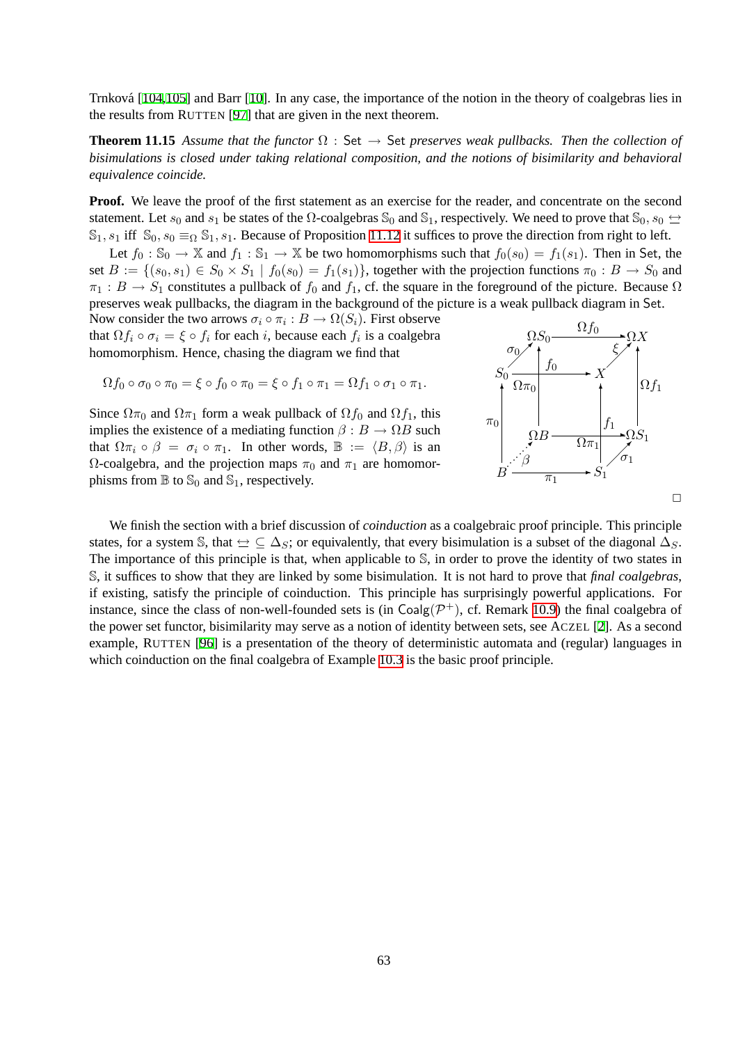Trnková [104,105] and Barr [10]. In any case, the importance of the notion in the theory of coalgebras lies in the results from RUTTEN [97] that are given in the next theorem.

**Theorem 11.15** *Assume that the functor $\Omega : \mathsf{Set} \to \mathsf{Set}$ preserves weak pullbacks. Then the collection of bisimulations is closed under taking relational composition, and the notions of bisimilarity and behavioral equivalence coincide.*

**Proof.** We leave the proof of the first statement as an exercise for the reader, and concentrate on the second statement. Let $s_0$ and $s_1$ be states of the $\Omega$-coalgebras $\mathbb{S}_0$ and $\mathbb{S}_1$, respectively. We need to prove that $\mathbb{S}_0, s_0 \leftrightarrows \mathbb{S}_1, s_1$ iff $\mathbb{S}_0, s_0 \equiv_\Omega \mathbb{S}_1, s_1$. Because of Proposition 11.12 it suffices to prove the direction from right to left.

Let $f_0 : \mathbb{S}_0 \to \mathbb{X}$ and $f_1 : \mathbb{S}_1 \to \mathbb{X}$ be two homomorphisms such that $f_0(s_0) = f_1(s_1)$. Then in $\mathsf{Set}$, the set $B := \{(s_0, s_1) \in S_0 \times S_1 \mid f_0(s_0) = f_1(s_1)\}$, together with the projection functions $\pi_0 : B \to S_0$ and $\pi_1 : B \to S_1$ constitutes a pullback of $f_0$ and $f_1$, cf. the square in the foreground of the picture. Because $\Omega$ preserves weak pullbacks, the diagram in the background of the picture is a weak pullback diagram in $\mathsf{Set}$. Now consider the two arrows $\sigma_i \circ \pi_i : B \to \Omega(S_i)$. First observe that $\Omega f_i \circ \sigma_i = \xi \circ f_i$ for each $i$, because each $f_i$ is a coalgebra homomorphism. Hence, chasing the diagram we find that

$$\Omega f_0 \circ \sigma_0 \circ \pi_0 = \xi \circ f_0 \circ \pi_0 = \xi \circ f_1 \circ \pi_1 = \Omega f_1 \circ \sigma_1 \circ \pi_1.$$

Since $\Omega \pi_0$ and $\Omega \pi_1$ form a weak pullback of $\Omega f_0$ and $\Omega f_1$, this implies the existence of a mediating function $\beta : B \to \Omega B$ such that $\Omega \pi_i \circ \beta = \sigma_i \circ \pi_1$. In other words, $\mathbb{B} := \langle B, \beta \rangle$ is an $\Omega$-coalgebra, and the projection maps $\pi_0$ and $\pi_1$ are homomorphisms from $\mathbb{B}$ to $\mathbb{S}_0$ and $\mathbb{S}_1$, respectively.

$$\begin{array}{ccccc}
& \Omega S_0 & \xrightarrow{\Omega f_0} & \Omega X & \\
\sigma_0 \nearrow & \uparrow & \xi \nearrow & \uparrow & \\
S_0 & \xrightarrow{f_0} & X & & \Omega f_1 \\
\pi_0 \uparrow & \Omega \pi_0 & \uparrow f_1 & & \\
& \Omega B & \xrightarrow{\Omega \pi_1} & \Omega S_1 & \\
\beta \nearrow & & \sigma_1 \nearrow & & \\
B & \xrightarrow{\pi_1} & S_1 & &
\end{array}$$

□

We finish the section with a brief discussion of *coinduction* as a coalgebraic proof principle. This principle states, for a system $\mathbb{S}$, that $\leftrightarrows \subseteq \Delta_S$; or equivalently, that every bisimulation is a subset of the diagonal $\Delta_S$. The importance of this principle is that, when applicable to $\mathbb{S}$, in order to prove the identity of two states in $\mathbb{S}$, it suffices to show that they are linked by some bisimulation. It is not hard to prove that *final coalgebras*, if existing, satisfy the principle of coinduction. This principle has surprisingly powerful applications. For instance, since the class of non-well-founded sets is (in $\mathsf{Coalg}(\mathcal{P}^+)$, cf. Remark 10.9) the final coalgebra of the power set functor, bisimilarity may serve as a notion of identity between sets, see ACZEL [2]. As a second example, RUTTEN [96] is a presentation of the theory of deterministic automata and (regular) languages in which coinduction on the final coalgebra of Example 10.3 is the basic proof principle.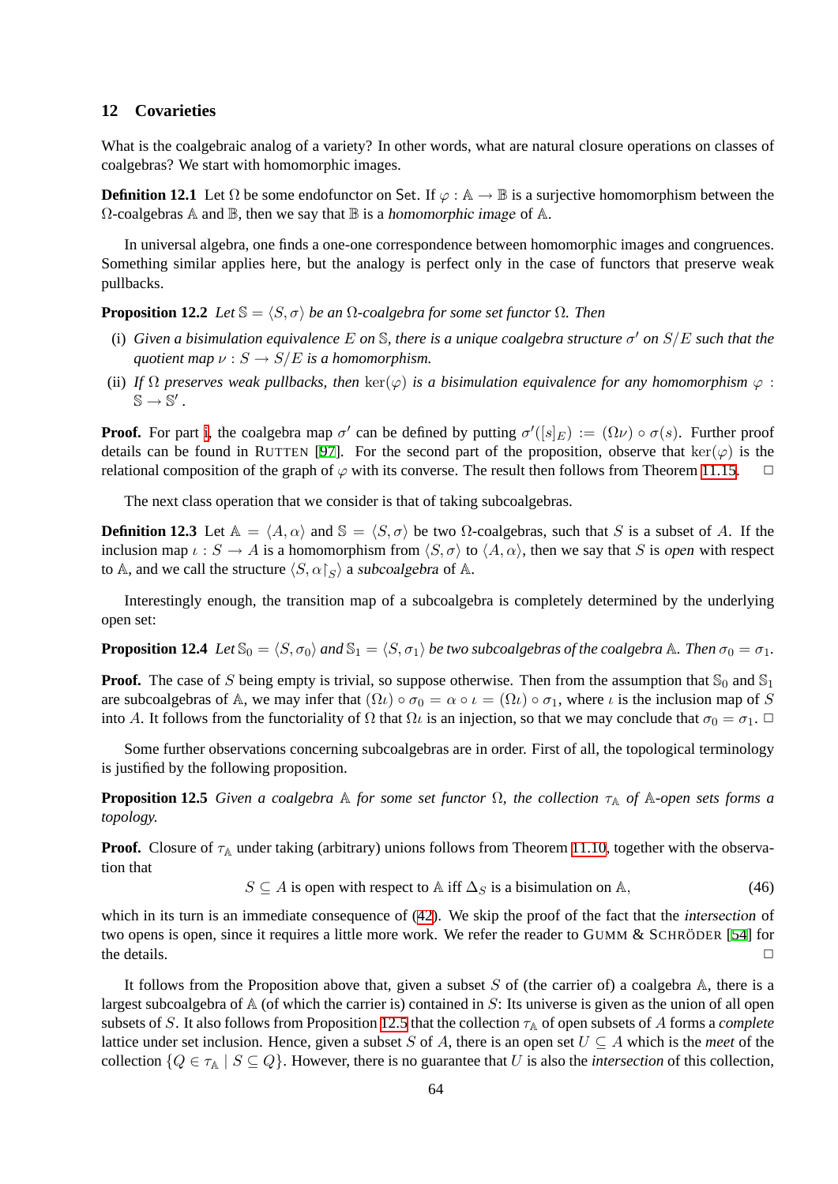## 12 Covarieties

What is the coalgebraic analog of a variety? In other words, what are natural closure operations on classes of coalgebras? We start with homomorphic images.

**Definition 12.1** Let $\Omega$ be some endofunctor on $\mathsf{Set}$. If $\varphi : \mathbb{A} \to \mathbb{B}$ is a surjective homomorphism between the $\Omega$-coalgebras $\mathbb{A}$ and $\mathbb{B}$, then we say that $\mathbb{B}$ is a *homomorphic image* of $\mathbb{A}$.

In universal algebra, one finds a one-one correspondence between homomorphic images and congruences. Something similar applies here, but the analogy is perfect only in the case of functors that preserve weak pullbacks.

**Proposition 12.2** *Let $\mathbb{S} = \langle S, \sigma \rangle$ be an $\Omega$-coalgebra for some set functor $\Omega$. Then*

(i) *Given a bisimulation equivalence $E$ on $\mathbb{S}$, there is a unique coalgebra structure $\sigma'$ on $S/E$ such that the quotient map $\nu : S \to S/E$ is a homomorphism.*

(ii) *If $\Omega$ preserves weak pullbacks, then $\ker(\varphi)$ is a bisimulation equivalence for any homomorphism $\varphi : \mathbb{S} \to \mathbb{S}'$.*

**Proof.** For part i, the coalgebra map $\sigma'$ can be defined by putting $\sigma'([s]_E) := (\Omega\nu) \circ \sigma(s)$. Further proof details can be found in RUTTEN [97]. For the second part of the proposition, observe that $\ker(\varphi)$ is the relational composition of the graph of $\varphi$ with its converse. The result then follows from Theorem 11.15. $\square$

The next class operation that we consider is that of taking subcoalgebras.

**Definition 12.3** Let $\mathbb{A} = \langle A, \alpha \rangle$ and $\mathbb{S} = \langle S, \sigma \rangle$ be two $\Omega$-coalgebras, such that $S$ is a subset of $A$. If the inclusion map $\iota : S \to A$ is a homomorphism from $\langle S, \sigma \rangle$ to $\langle A, \alpha \rangle$, then we say that $S$ is *open* with respect to $\mathbb{A}$, and we call the structure $\langle S, \alpha{\restriction}_S \rangle$ a *subcoalgebra* of $\mathbb{A}$.

Interestingly enough, the transition map of a subcoalgebra is completely determined by the underlying open set:

**Proposition 12.4** *Let $\mathbb{S}_0 = \langle S, \sigma_0 \rangle$ and $\mathbb{S}_1 = \langle S, \sigma_1 \rangle$ be two subcoalgebras of the coalgebra $\mathbb{A}$. Then $\sigma_0 = \sigma_1$.*

**Proof.** The case of $S$ being empty is trivial, so suppose otherwise. Then from the assumption that $\mathbb{S}_0$ and $\mathbb{S}_1$ are subcoalgebras of $\mathbb{A}$, we may infer that $(\Omega\iota) \circ \sigma_0 = \alpha \circ \iota = (\Omega\iota) \circ \sigma_1$, where $\iota$ is the inclusion map of $S$ into $A$. It follows from the functoriality of $\Omega$ that $\Omega\iota$ is an injection, so that we may conclude that $\sigma_0 = \sigma_1$. $\square$

Some further observations concerning subcoalgebras are in order. First of all, the topological terminology is justified by the following proposition.

**Proposition 12.5** *Given a coalgebra $\mathbb{A}$ for some set functor $\Omega$, the collection $\tau_{\mathbb{A}}$ of $\mathbb{A}$-open sets forms a topology.*

**Proof.** Closure of $\tau_{\mathbb{A}}$ under taking (arbitrary) unions follows from Theorem 11.10, together with the observation that

$$S \subseteq A \text{ is open with respect to } \mathbb{A} \text{ iff } \Delta_S \text{ is a bisimulation on } \mathbb{A}, \tag{46}$$

which in its turn is an immediate consequence of (42). We skip the proof of the fact that the *intersection* of two opens is open, since it requires a little more work. We refer the reader to GUMM & SCHRÖDER [54] for the details. $\square$

It follows from the Proposition above that, given a subset $S$ of (the carrier of) a coalgebra $\mathbb{A}$, there is a largest subcoalgebra of $\mathbb{A}$ (of which the carrier is) contained in $S$: Its universe is given as the union of all open subsets of $S$. It also follows from Proposition 12.5 that the collection $\tau_{\mathbb{A}}$ of open subsets of $A$ forms a *complete* lattice under set inclusion. Hence, given a subset $S$ of $A$, there is an open set $U \subseteq A$ which is the *meet* of the collection $\{Q \in \tau_{\mathbb{A}} \mid S \subseteq Q\}$. However, there is no guarantee that $U$ is also the *intersection* of this collection,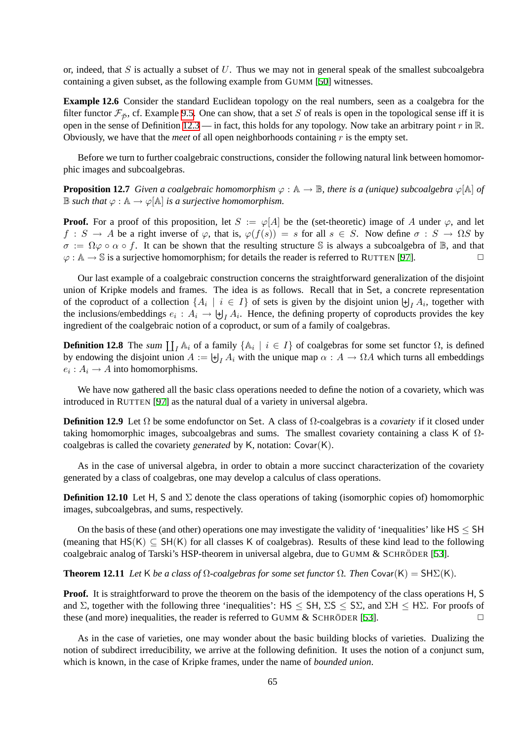or, indeed, that $S$ is actually a subset of $U$. Thus we may not in general speak of the smallest subcoalgebra containing a given subset, as the following example from GUMM [50] witnesses.

**Example 12.6** Consider the standard Euclidean topology on the real numbers, seen as a coalgebra for the filter functor $\mathcal{F}_{\breve{\mathcal{P}}}$, cf. Example 9.5. One can show, that a set $S$ of reals is open in the topological sense iff it is open in the sense of Definition 12.3 — in fact, this holds for any topology. Now take an arbitrary point $r$ in $\mathbb{R}$. Obviously, we have that the *meet* of all open neighborhoods containing $r$ is the empty set.

Before we turn to further coalgebraic constructions, consider the following natural link between homomorphic images and subcoalgebras.

**Proposition 12.7** *Given a coalgebraic homomorphism $\varphi : \mathbb{A} \to \mathbb{B}$, there is a (unique) subcoalgebra $\varphi[\mathbb{A}]$ of $\mathbb{B}$ such that $\varphi : \mathbb{A} \to \varphi[\mathbb{A}]$ is a surjective homomorphism.*

**Proof.** For a proof of this proposition, let $S := \varphi[A]$ be the (set-theoretic) image of $A$ under $\varphi$, and let $f : S \to A$ be a right inverse of $\varphi$, that is, $\varphi(f(s)) = s$ for all $s \in S$. Now define $\sigma : S \to \Omega S$ by $\sigma := \Omega\varphi \circ \alpha \circ f$. It can be shown that the resulting structure $\mathbb{S}$ is always a subcoalgebra of $\mathbb{B}$, and that $\varphi : \mathbb{A} \to \mathbb{S}$ is a surjective homomorphism; for details the reader is referred to RUTTEN [97]. $\square$

Our last example of a coalgebraic construction concerns the straightforward generalization of the disjoint union of Kripke models and frames. The idea is as follows. Recall that in Set, a concrete representation of the coproduct of a collection $\{A_i \mid i \in I\}$ of sets is given by the disjoint union $\biguplus_I A_i$, together with the inclusions/embeddings $e_i : A_i \to \biguplus_I A_i$. Hence, the defining property of coproducts provides the key ingredient of the coalgebraic notion of a coproduct, or sum of a family of coalgebras.

**Definition 12.8** The *sum* $\coprod_I \mathbb{A}_i$ of a family $\{\mathbb{A}_i \mid i \in I\}$ of coalgebras for some set functor $\Omega$, is defined by endowing the disjoint union $A := \biguplus_I A_i$ with the unique map $\alpha : A \to \Omega A$ which turns all embeddings $e_i : A_i \to A$ into homomorphisms.

We have now gathered all the basic class operations needed to define the notion of a covariety, which was introduced in RUTTEN [97] as the natural dual of a variety in universal algebra.

**Definition 12.9** Let $\Omega$ be some endofunctor on Set. A class of $\Omega$-coalgebras is a *covariety* if it closed under taking homomorphic images, subcoalgebras and sums. The smallest covariety containing a class K of $\Omega$-coalgebras is called the covariety *generated* by K, notation: $\mathsf{Covar}(\mathsf{K})$.

As in the case of universal algebra, in order to obtain a more succinct characterization of the covariety generated by a class of coalgebras, one may develop a calculus of class operations.

**Definition 12.10** Let H, S and $\Sigma$ denote the class operations of taking (isomorphic copies of) homomorphic images, subcoalgebras, and sums, respectively.

On the basis of these (and other) operations one may investigate the validity of 'inequalities' like $\mathsf{HS} \leq \mathsf{SH}$ (meaning that $\mathsf{HS}(\mathsf{K}) \subseteq \mathsf{SH}(\mathsf{K})$ for all classes K of coalgebras). Results of these kind lead to the following coalgebraic analog of Tarski's HSP-theorem in universal algebra, due to GUMM & SCHRÖDER [53].

**Theorem 12.11** *Let K be a class of $\Omega$-coalgebras for some set functor $\Omega$. Then $\mathsf{Covar}(\mathsf{K}) = \mathsf{SH}\Sigma(\mathsf{K})$.*

**Proof.** It is straightforward to prove the theorem on the basis of the idempotency of the class operations H, S and $\Sigma$, together with the following three 'inequalities': $\mathsf{HS} \leq \mathsf{SH}$, $\Sigma\mathsf{S} \leq \mathsf{S}\Sigma$, and $\Sigma\mathsf{H} \leq \mathsf{H}\Sigma$. For proofs of these (and more) inequalities, the reader is referred to GUMM & SCHRÖDER [53]. $\square$

As in the case of varieties, one may wonder about the basic building blocks of varieties. Dualizing the notion of subdirect irreducibility, we arrive at the following definition. It uses the notion of a conjunct sum, which is known, in the case of Kripke frames, under the name of *bounded union*.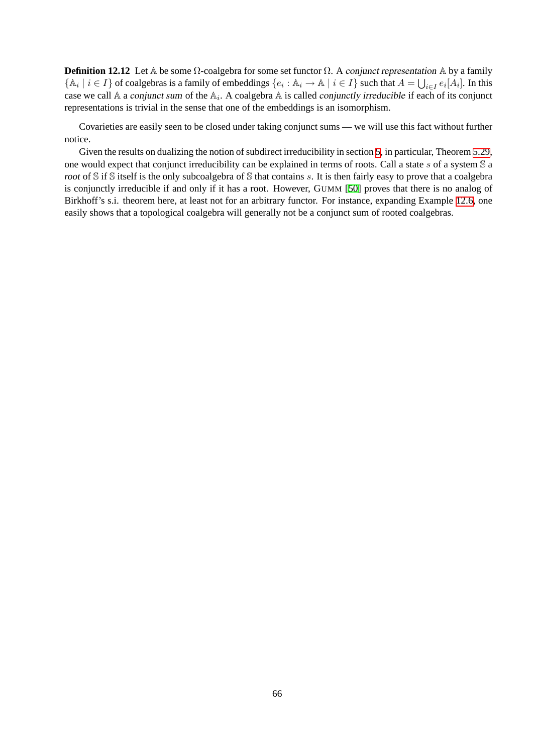**Definition 12.12** Let $\mathbb{A}$ be some $\Omega$-coalgebra for some set functor $\Omega$. A *conjunct representation* $\mathbb{A}$ by a family $\{\mathbb{A}_i \mid i \in I\}$ of coalgebras is a family of embeddings $\{e_i : \mathbb{A}_i \to \mathbb{A} \mid i \in I\}$ such that $A = \bigcup_{i \in I} e_i[A_i]$. In this case we call $\mathbb{A}$ a *conjunct sum* of the $\mathbb{A}_i$. A coalgebra $\mathbb{A}$ is called *conjunctly irreducible* if each of its conjunct representations is trivial in the sense that one of the embeddings is an isomorphism.

Covarieties are easily seen to be closed under taking conjunct sums — we will use this fact without further notice.

Given the results on dualizing the notion of subdirect irreducibility in section 5, in particular, Theorem 5.29, one would expect that conjunct irreducibility can be explained in terms of roots. Call a state $s$ of a system $\mathbb{S}$ a *root* of $\mathbb{S}$ if $\mathbb{S}$ itself is the only subcoalgebra of $\mathbb{S}$ that contains $s$. It is then fairly easy to prove that a coalgebra is conjunctly irreducible if and only if it has a root. However, GUMM [50] proves that there is no analog of Birkhoff's s.i. theorem here, at least not for an arbitrary functor. For instance, expanding Example 12.6, one easily shows that a topological coalgebra will generally not be a conjunct sum of rooted coalgebras.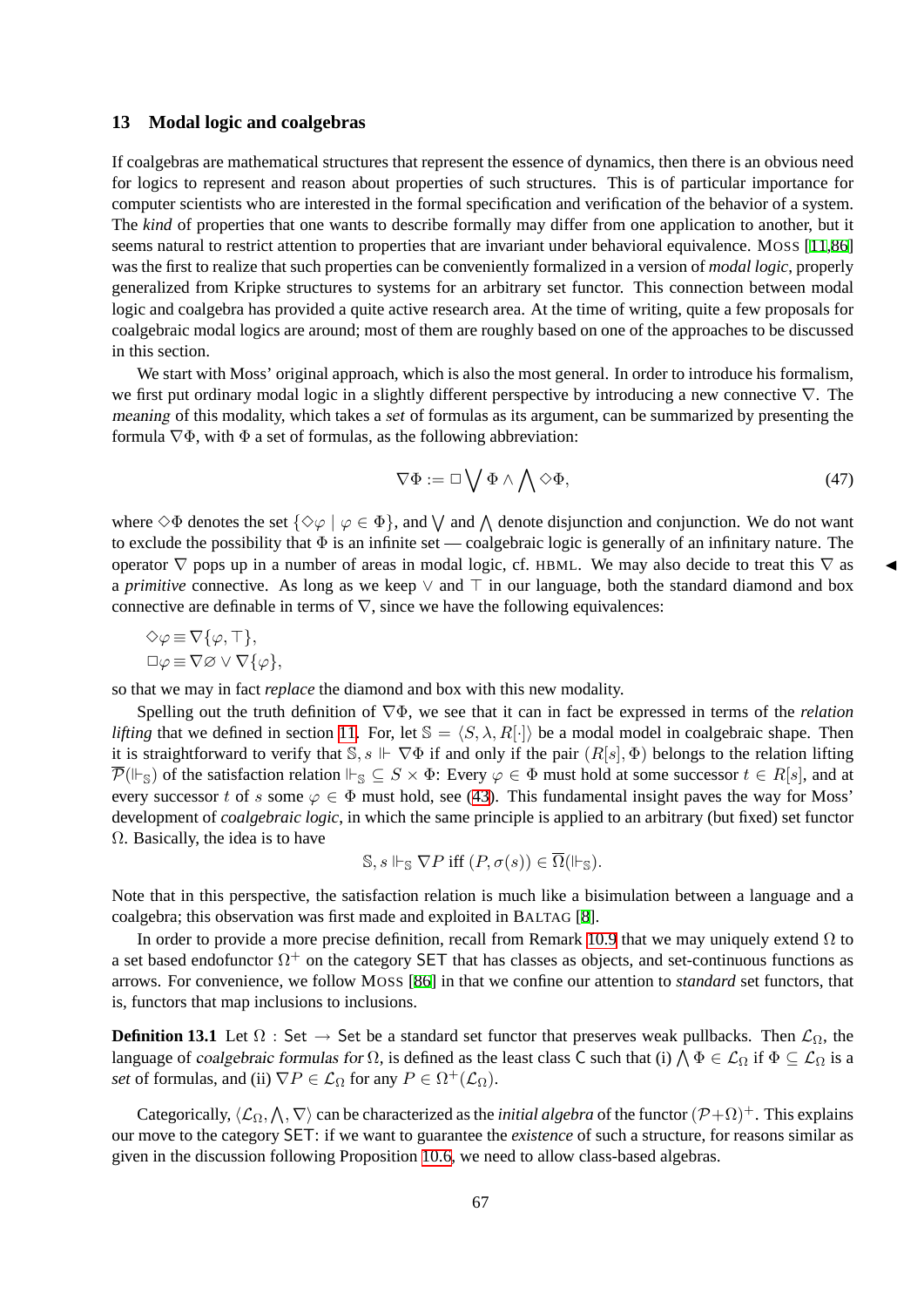## 13 Modal logic and coalgebras

If coalgebras are mathematical structures that represent the essence of dynamics, then there is an obvious need for logics to represent and reason about properties of such structures. This is of particular importance for computer scientists who are interested in the formal specification and verification of the behavior of a system. The *kind* of properties that one wants to describe formally may differ from one application to another, but it seems natural to restrict attention to properties that are invariant under behavioral equivalence. MOSS [11,86] was the first to realize that such properties can be conveniently formalized in a version of *modal logic*, properly generalized from Kripke structures to systems for an arbitrary set functor. This connection between modal logic and coalgebra has provided a quite active research area. At the time of writing, quite a few proposals for coalgebraic modal logics are around; most of them are roughly based on one of the approaches to be discussed in this section.

We start with Moss' original approach, which is also the most general. In order to introduce his formalism, we first put ordinary modal logic in a slightly different perspective by introducing a new connective $\nabla$. The *meaning* of this modality, which takes a *set* of formulas as its argument, can be summarized by presenting the formula $\nabla\Phi$, with $\Phi$ a set of formulas, as the following abbreviation:

$$\nabla\Phi := \Box \bigvee \Phi \wedge \bigwedge \Diamond\Phi, \tag{47}$$

where $\Diamond\Phi$ denotes the set $\{\Diamond\varphi \mid \varphi \in \Phi\}$, and $\bigvee$ and $\bigwedge$ denote disjunction and conjunction. We do not want to exclude the possibility that $\Phi$ is an infinite set — coalgebraic logic is generally of an infinitary nature. The operator $\nabla$ pops up in a number of areas in modal logic, cf. HBML. We may also decide to treat this $\nabla$ as a *primitive* connective. As long as we keep $\vee$ and $\top$ in our language, both the standard diamond and box connective are definable in terms of $\nabla$, since we have the following equivalences:

$$\Diamond\varphi \equiv \nabla\{\varphi, \top\},$$
$$\Box\varphi \equiv \nabla\varnothing \vee \nabla\{\varphi\},$$

so that we may in fact *replace* the diamond and box with this new modality.

Spelling out the truth definition of $\nabla\Phi$, we see that it can in fact be expressed in terms of the *relation lifting* that we defined in section 11. For, let $\mathbb{S} = \langle S, \lambda, R[\cdot]\rangle$ be a modal model in coalgebraic shape. Then it is straightforward to verify that $\mathbb{S}, s \Vdash \nabla\Phi$ if and only if the pair $(R[s], \Phi)$ belongs to the relation lifting $\overline{\mathcal{P}}(\Vdash_{\mathbb{S}})$ of the satisfaction relation $\Vdash_{\mathbb{S}} \subseteq S \times \Phi$: Every $\varphi \in \Phi$ must hold at some successor $t \in R[s]$, and at every successor $t$ of $s$ some $\varphi \in \Phi$ must hold, see (43). This fundamental insight paves the way for Moss' development of *coalgebraic logic*, in which the same principle is applied to an arbitrary (but fixed) set functor $\Omega$. Basically, the idea is to have

$$\mathbb{S}, s \Vdash_{\mathbb{S}} \nabla P \text{ iff } (P, \sigma(s)) \in \overline{\Omega}(\Vdash_{\mathbb{S}}).$$

Note that in this perspective, the satisfaction relation is much like a bisimulation between a language and a coalgebra; this observation was first made and exploited in BALTAG [8].

In order to provide a more precise definition, recall from Remark 10.9 that we may uniquely extend $\Omega$ to a set based endofunctor $\Omega^+$ on the category $\mathsf{SET}$ that has classes as objects, and set-continuous functions as arrows. For convenience, we follow MOSS [86] in that we confine our attention to *standard* set functors, that is, functors that map inclusions to inclusions.

**Definition 13.1** Let $\Omega : \mathsf{Set} \to \mathsf{Set}$ be a standard set functor that preserves weak pullbacks. Then $\mathcal{L}_\Omega$, the language of *coalgebraic formulas for* $\Omega$, is defined as the least class $\mathsf{C}$ such that (i) $\bigwedge \Phi \in \mathcal{L}_\Omega$ if $\Phi \subseteq \mathcal{L}_\Omega$ is a *set* of formulas, and (ii) $\nabla P \in \mathcal{L}_\Omega$ for any $P \in \Omega^+(\mathcal{L}_\Omega)$.

Categorically, $\langle \mathcal{L}_\Omega, \bigwedge, \nabla\rangle$ can be characterized as the *initial algebra* of the functor $(\mathcal{P}+\Omega)^+$. This explains our move to the category $\mathsf{SET}$: if we want to guarantee the *existence* of such a structure, for reasons similar as given in the discussion following Proposition 10.6, we need to allow class-based algebras.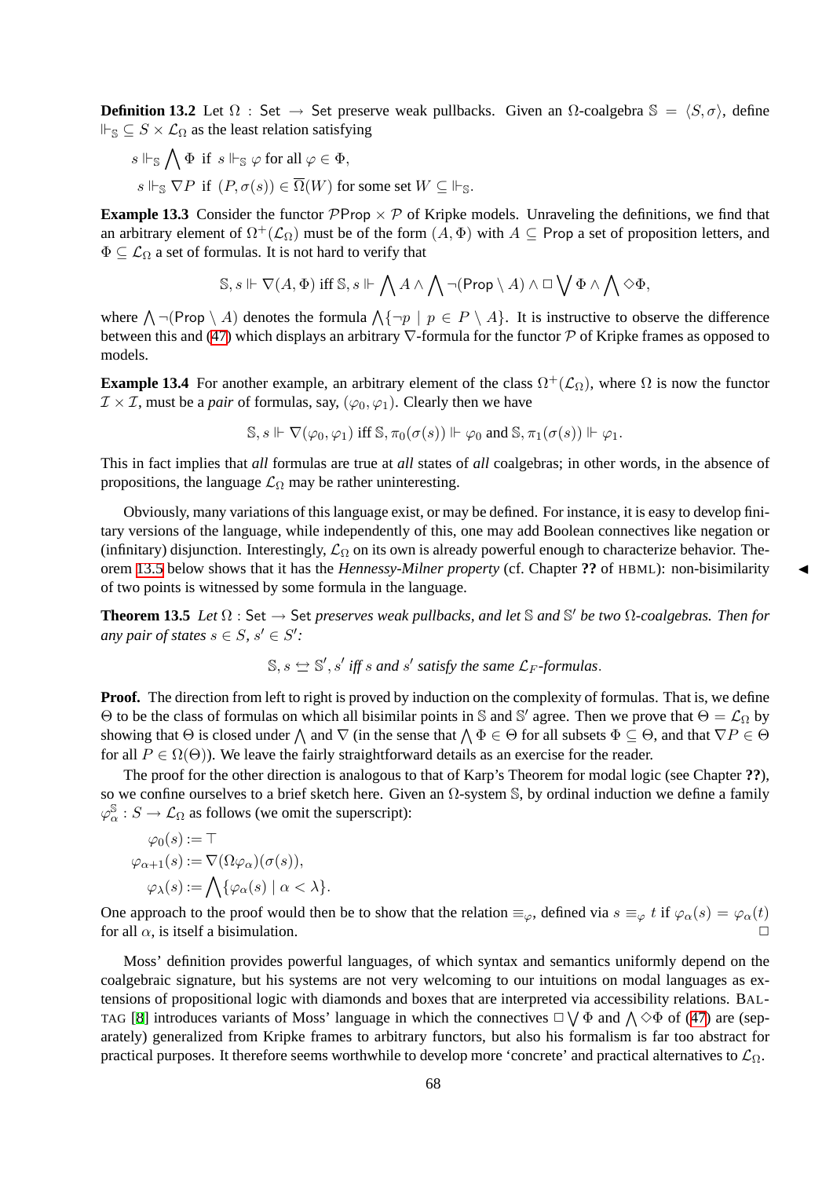**Definition 13.2** Let $\Omega : \mathsf{Set} \to \mathsf{Set}$ preserve weak pullbacks. Given an $\Omega$-coalgebra $\mathbb{S} = \langle S, \sigma \rangle$, define $\Vdash_{\mathbb{S}} \subseteq S \times \mathcal{L}_\Omega$ as the least relation satisfying

$$s \Vdash_{\mathbb{S}} \bigwedge \Phi \text{ if } s \Vdash_{\mathbb{S}} \varphi \text{ for all } \varphi \in \Phi,$$

$$s \Vdash_{\mathbb{S}} \nabla P \text{ if } (P, \sigma(s)) \in \overline{\Omega}(W) \text{ for some set } W \subseteq \Vdash_{\mathbb{S}}.$$

**Example 13.3** Consider the functor $\mathcal{P}\mathsf{Prop} \times \mathcal{P}$ of Kripke models. Unraveling the definitions, we find that an arbitrary element of $\Omega^+(\mathcal{L}_\Omega)$ must be of the form $(A, \Phi)$ with $A \subseteq \mathsf{Prop}$ a set of proposition letters, and $\Phi \subseteq \mathcal{L}_\Omega$ a set of formulas. It is not hard to verify that

$$\mathbb{S}, s \Vdash \nabla(A, \Phi) \text{ iff } \mathbb{S}, s \Vdash \bigwedge A \wedge \bigwedge \neg(\mathsf{Prop} \setminus A) \wedge \Box \bigvee \Phi \wedge \bigwedge \Diamond \Phi,$$

where $\bigwedge \neg(\mathsf{Prop} \setminus A)$ denotes the formula $\bigwedge\{\neg p \mid p \in P \setminus A\}$. It is instructive to observe the difference between this and (47) which displays an arbitrary $\nabla$-formula for the functor $\mathcal{P}$ of Kripke frames as opposed to models.

**Example 13.4** For another example, an arbitrary element of the class $\Omega^+(\mathcal{L}_\Omega)$, where $\Omega$ is now the functor $\mathcal{I} \times \mathcal{I}$, must be a *pair* of formulas, say, $(\varphi_0, \varphi_1)$. Clearly then we have

$$\mathbb{S}, s \Vdash \nabla(\varphi_0, \varphi_1) \text{ iff } \mathbb{S}, \pi_0(\sigma(s)) \Vdash \varphi_0 \text{ and } \mathbb{S}, \pi_1(\sigma(s)) \Vdash \varphi_1.$$

This in fact implies that *all* formulas are true at *all* states of *all* coalgebras; in other words, in the absence of propositions, the language $\mathcal{L}_\Omega$ may be rather uninteresting.

Obviously, many variations of this language exist, or may be defined. For instance, it is easy to develop finitary versions of the language, while independently of this, one may add Boolean connectives like negation or (infinitary) disjunction. Interestingly, $\mathcal{L}_\Omega$ on its own is already powerful enough to characterize behavior. Theorem 13.5 below shows that it has the *Hennessy-Milner property* (cf. Chapter **??** of HBML): non-bisimilarity of two points is witnessed by some formula in the language. ◄

**Theorem 13.5** *Let $\Omega : \mathsf{Set} \to \mathsf{Set}$ preserves weak pullbacks, and let $\mathbb{S}$ and $\mathbb{S}'$ be two $\Omega$-coalgebras. Then for any pair of states $s \in S$, $s' \in S'$:*

$$\mathbb{S}, s \leftrightarroweq \mathbb{S}', s' \textit{ iff } s \textit{ and } s' \textit{ satisfy the same } \mathcal{L}_F\textit{-formulas}.$$

**Proof.** The direction from left to right is proved by induction on the complexity of formulas. That is, we define $\Theta$ to be the class of formulas on which all bisimilar points in $\mathbb{S}$ and $\mathbb{S}'$ agree. Then we prove that $\Theta = \mathcal{L}_\Omega$ by showing that $\Theta$ is closed under $\bigwedge$ and $\nabla$ (in the sense that $\bigwedge \Phi \in \Theta$ for all subsets $\Phi \subseteq \Theta$, and that $\nabla P \in \Theta$ for all $P \in \Omega(\Theta)$). We leave the fairly straightforward details as an exercise for the reader.

The proof for the other direction is analogous to that of Karp's Theorem for modal logic (see Chapter **??**), so we confine ourselves to a brief sketch here. Given an $\Omega$-system $\mathbb{S}$, by ordinal induction we define a family $\varphi^{\mathbb{S}}_\alpha : S \to \mathcal{L}_\Omega$ as follows (we omit the superscript):

$$\begin{aligned}
\varphi_0(s) &:= \top \\
\varphi_{\alpha+1}(s) &:= \nabla(\Omega\varphi_\alpha)(\sigma(s)), \\
\varphi_\lambda(s) &:= \bigwedge\{\varphi_\alpha(s) \mid \alpha < \lambda\}.
\end{aligned}$$

One approach to the proof would then be to show that the relation $\equiv_\varphi$, defined via $s \equiv_\varphi t$ if $\varphi_\alpha(s) = \varphi_\alpha(t)$ for all $\alpha$, is itself a bisimulation. □

Moss' definition provides powerful languages, of which syntax and semantics uniformly depend on the coalgebraic signature, but his systems are not very welcoming to our intuitions on modal languages as extensions of propositional logic with diamonds and boxes that are interpreted via accessibility relations. BALTAG [8] introduces variants of Moss' language in which the connectives $\Box \bigvee \Phi$ and $\bigwedge \Diamond \Phi$ of (47) are (separately) generalized from Kripke frames to arbitrary functors, but also his formalism is far too abstract for practical purposes. It therefore seems worthwhile to develop more 'concrete' and practical alternatives to $\mathcal{L}_\Omega$.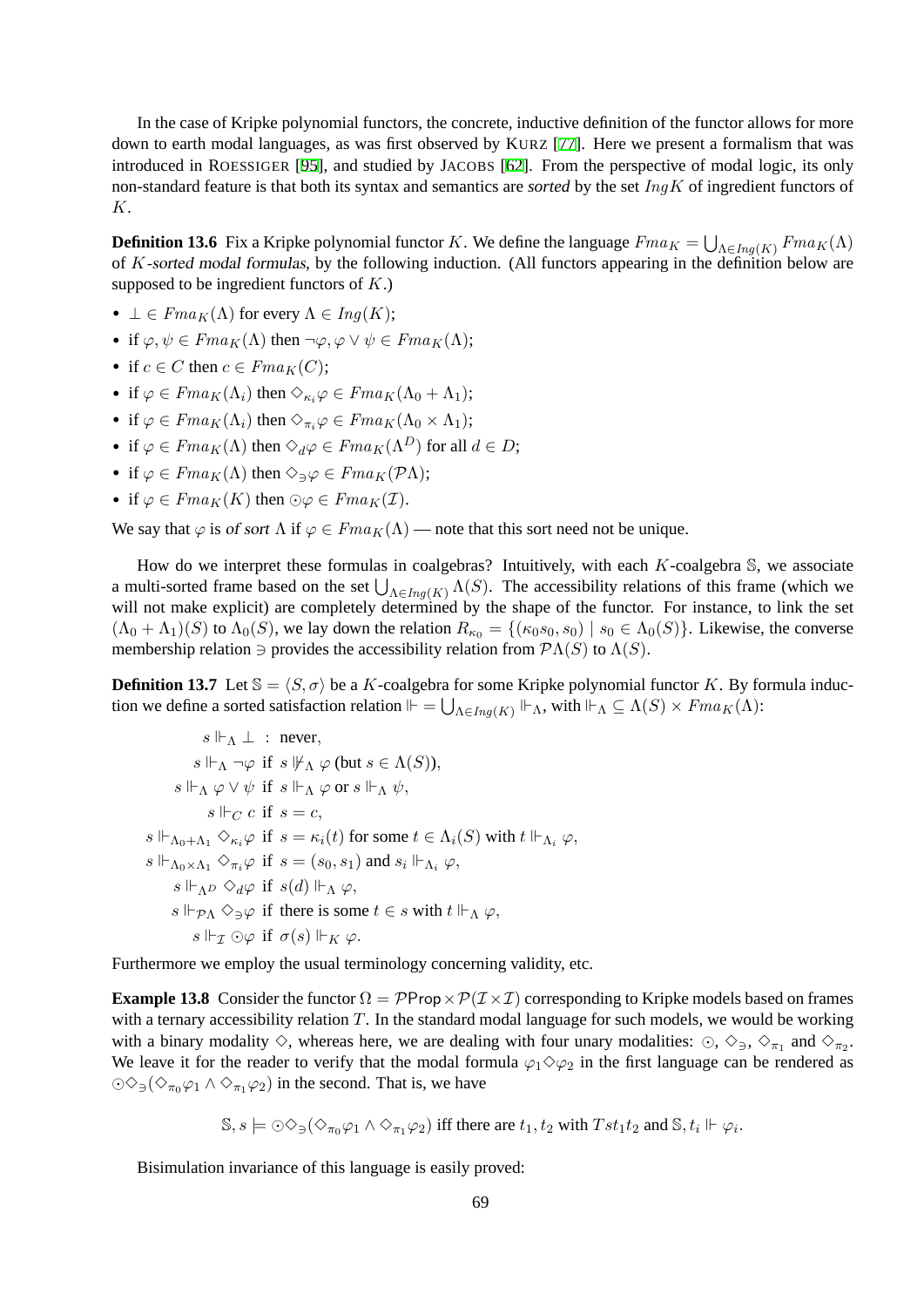In the case of Kripke polynomial functors, the concrete, inductive definition of the functor allows for more down to earth modal languages, as was first observed by KURZ [77]. Here we present a formalism that was introduced in ROESSIGER [95], and studied by JACOBS [62]. From the perspective of modal logic, its only non-standard feature is that both its syntax and semantics are *sorted* by the set $IngK$ of ingredient functors of $K$.

**Definition 13.6** Fix a Kripke polynomial functor $K$. We define the language $Fma_K = \bigcup_{\Lambda \in Ing(K)} Fma_K(\Lambda)$ of *$K$-sorted modal formulas*, by the following induction. (All functors appearing in the definition below are supposed to be ingredient functors of $K$.)

- $\bot \in Fma_K(\Lambda)$ for every $\Lambda \in Ing(K)$;
- if $\varphi, \psi \in Fma_K(\Lambda)$ then $\neg\varphi, \varphi \vee \psi \in Fma_K(\Lambda)$;
- if $c \in C$ then $c \in Fma_K(C)$;
- if $\varphi \in Fma_K(\Lambda_i)$ then $\Diamond_{\kappa_i}\varphi \in Fma_K(\Lambda_0 + \Lambda_1)$;
- if $\varphi \in Fma_K(\Lambda_i)$ then $\Diamond_{\pi_i}\varphi \in Fma_K(\Lambda_0 \times \Lambda_1)$;
- if $\varphi \in Fma_K(\Lambda)$ then $\Diamond_d\varphi \in Fma_K(\Lambda^D)$ for all $d \in D$;
- if $\varphi \in Fma_K(\Lambda)$ then $\Diamond_\ni\varphi \in Fma_K(\mathcal{P}\Lambda)$;
- if $\varphi \in Fma_K(K)$ then $\odot\varphi \in Fma_K(\mathcal{I})$.

We say that $\varphi$ is *of sort* $\Lambda$ if $\varphi \in Fma_K(\Lambda)$ — note that this sort need not be unique.

How do we interpret these formulas in coalgebras? Intuitively, with each $K$-coalgebra $\mathbb{S}$, we associate a multi-sorted frame based on the set $\bigcup_{\Lambda \in Ing(K)} \Lambda(S)$. The accessibility relations of this frame (which we will not make explicit) are completely determined by the shape of the functor. For instance, to link the set $(\Lambda_0 + \Lambda_1)(S)$ to $\Lambda_0(S)$, we lay down the relation $R_{\kappa_0} = \{(\kappa_0 s_0, s_0) \mid s_0 \in \Lambda_0(S)\}$. Likewise, the converse membership relation $\ni$ provides the accessibility relation from $\mathcal{P}\Lambda(S)$ to $\Lambda(S)$.

**Definition 13.7** Let $\mathbb{S} = \langle S, \sigma \rangle$ be a $K$-coalgebra for some Kripke polynomial functor $K$. By formula induction we define a sorted satisfaction relation $\Vdash = \bigcup_{\Lambda \in Ing(K)} \Vdash_\Lambda$, with $\Vdash_\Lambda \subseteq \Lambda(S) \times Fma_K(\Lambda)$:

$$
\begin{aligned}
s \Vdash_\Lambda \bot &\ : \ \text{never}, \\
s \Vdash_\Lambda \neg\varphi &\ \text{ if } s \not\Vdash_\Lambda \varphi \text{ (but } s \in \Lambda(S)), \\
s \Vdash_\Lambda \varphi \vee \psi &\ \text{ if } s \Vdash_\Lambda \varphi \text{ or } s \Vdash_\Lambda \psi, \\
s \Vdash_C c &\ \text{ if } s = c, \\
s \Vdash_{\Lambda_0+\Lambda_1} \Diamond_{\kappa_i}\varphi &\ \text{ if } s = \kappa_i(t) \text{ for some } t \in \Lambda_i(S) \text{ with } t \Vdash_{\Lambda_i} \varphi, \\
s \Vdash_{\Lambda_0\times\Lambda_1} \Diamond_{\pi_i}\varphi &\ \text{ if } s = (s_0, s_1) \text{ and } s_i \Vdash_{\Lambda_i} \varphi, \\
s \Vdash_{\Lambda^D} \Diamond_d\varphi &\ \text{ if } s(d) \Vdash_\Lambda \varphi, \\
s \Vdash_{\mathcal{P}\Lambda} \Diamond_\ni\varphi &\ \text{ if there is some } t \in s \text{ with } t \Vdash_\Lambda \varphi, \\
s \Vdash_{\mathcal{I}} \odot\varphi &\ \text{ if } \sigma(s) \Vdash_K \varphi.
\end{aligned}
$$

Furthermore we employ the usual terminology concerning validity, etc.

**Example 13.8** Consider the functor $\Omega = \mathcal{P}\mathsf{Prop} \times \mathcal{P}(\mathcal{I} \times \mathcal{I})$ corresponding to Kripke models based on frames with a ternary accessibility relation $T$. In the standard modal language for such models, we would be working with a binary modality $\Diamond$, whereas here, we are dealing with four unary modalities: $\odot$, $\Diamond_\ni$, $\Diamond_{\pi_1}$ and $\Diamond_{\pi_2}$. We leave it for the reader to verify that the modal formula $\varphi_1 \Diamond \varphi_2$ in the first language can be rendered as $\odot\Diamond_\ni(\Diamond_{\pi_0}\varphi_1 \wedge \Diamond_{\pi_1}\varphi_2)$ in the second. That is, we have

$$
\mathbb{S}, s \models \odot\Diamond_\ni(\Diamond_{\pi_0}\varphi_1 \wedge \Diamond_{\pi_1}\varphi_2) \text{ iff there are } t_1, t_2 \text{ with } Tst_1t_2 \text{ and } \mathbb{S}, t_i \Vdash \varphi_i.
$$

Bisimulation invariance of this language is easily proved: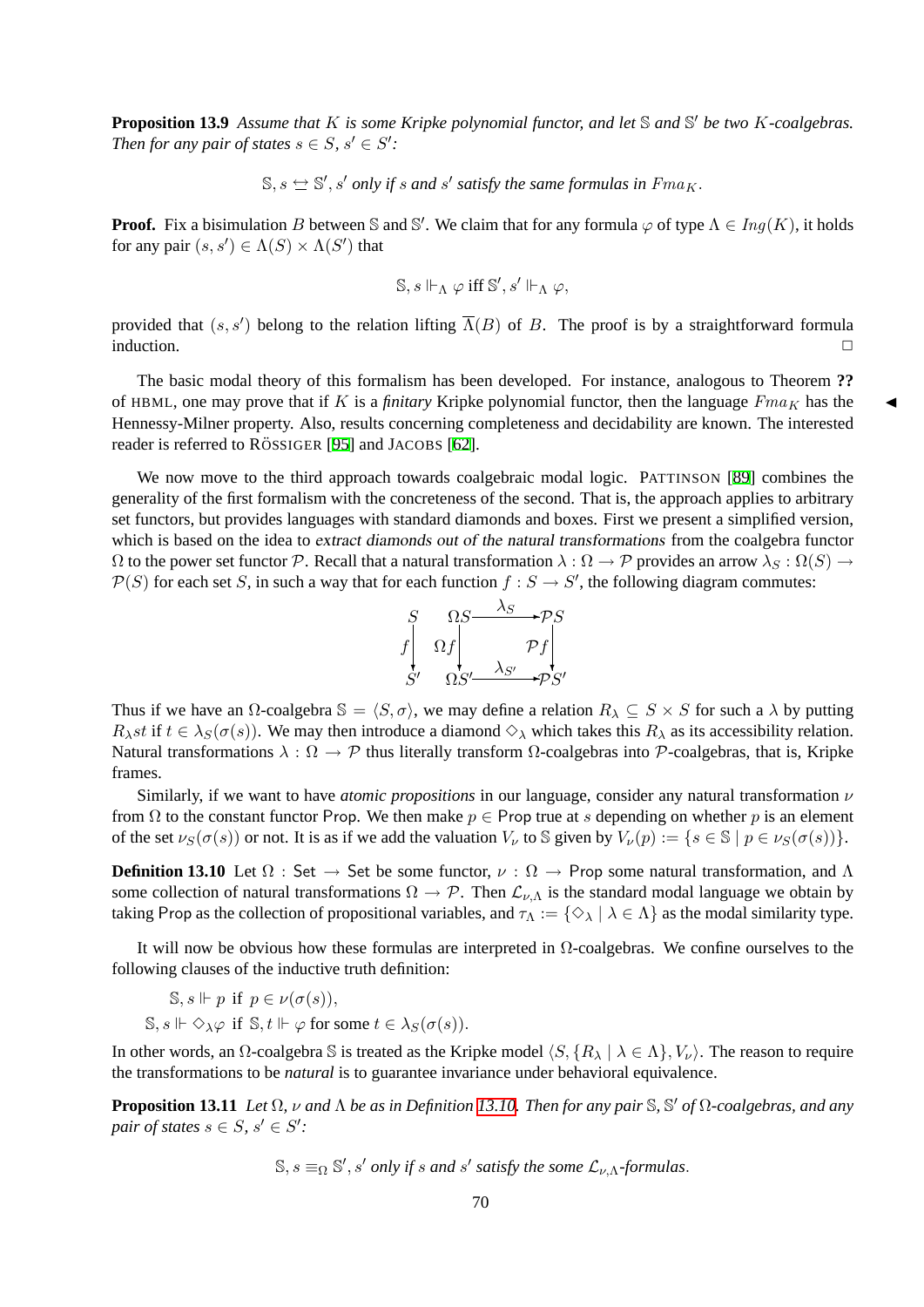**Proposition 13.9** *Assume that $K$ is some Kripke polynomial functor, and let $\mathbb{S}$ and $\mathbb{S}'$ be two $K$-coalgebras. Then for any pair of states $s \in S$, $s' \in S'$:*

$$\mathbb{S}, s \leftrightarroweq \mathbb{S}', s' \textit{ only if } s \textit{ and } s' \textit{ satisfy the same formulas in } Fma_K.$$

**Proof.** Fix a bisimulation $B$ between $\mathbb{S}$ and $\mathbb{S}'$. We claim that for any formula $\varphi$ of type $\Lambda \in Ing(K)$, it holds for any pair $(s, s') \in \Lambda(S) \times \Lambda(S')$ that

$$\mathbb{S}, s \Vdash_\Lambda \varphi \text{ iff } \mathbb{S}', s' \Vdash_\Lambda \varphi,$$

provided that $(s, s')$ belong to the relation lifting $\overline{\Lambda}(B)$ of $B$. The proof is by a straightforward formula induction. □

The basic modal theory of this formalism has been developed. For instance, analogous to Theorem **??** of HBML, one may prove that if $K$ is a *finitary* Kripke polynomial functor, then the language $Fma_K$ has the Hennessy-Milner property. Also, results concerning completeness and decidability are known. The interested reader is referred to RÖSSIGER [95] and JACOBS [62].

We now move to the third approach towards coalgebraic modal logic. PATTINSON [89] combines the generality of the first formalism with the concreteness of the second. That is, the approach applies to arbitrary set functors, but provides languages with standard diamonds and boxes. First we present a simplified version, which is based on the idea to *extract diamonds out of the natural transformations* from the coalgebra functor $\Omega$ to the power set functor $\mathcal{P}$. Recall that a natural transformation $\lambda : \Omega \to \mathcal{P}$ provides an arrow $\lambda_S : \Omega(S) \to \mathcal{P}(S)$ for each set $S$, in such a way that for each function $f : S \to S'$, the following diagram commutes:

$$\begin{array}{ccccc}
S & & \Omega S & \xrightarrow{\lambda_S} & \mathcal{P}S \\
{\scriptstyle f}\big\downarrow & & {\scriptstyle \Omega f}\big\downarrow & & \big\downarrow{\scriptstyle \mathcal{P}f} \\
S' & & \Omega S' & \xrightarrow{\lambda_{S'}} & \mathcal{P}S'
\end{array}$$

Thus if we have an $\Omega$-coalgebra $\mathbb{S} = \langle S, \sigma \rangle$, we may define a relation $R_\lambda \subseteq S \times S$ for such a $\lambda$ by putting $R_\lambda st$ if $t \in \lambda_S(\sigma(s))$. We may then introduce a diamond $\Diamond_\lambda$ which takes this $R_\lambda$ as its accessibility relation. Natural transformations $\lambda : \Omega \to \mathcal{P}$ thus literally transform $\Omega$-coalgebras into $\mathcal{P}$-coalgebras, that is, Kripke frames.

Similarly, if we want to have *atomic propositions* in our language, consider any natural transformation $\nu$ from $\Omega$ to the constant functor $\mathsf{Prop}$. We then make $p \in \mathsf{Prop}$ true at $s$ depending on whether $p$ is an element of the set $\nu_S(\sigma(s))$ or not. It is as if we add the valuation $V_\nu$ to $\mathbb{S}$ given by $V_\nu(p) := \{s \in \mathbb{S} \mid p \in \nu_S(\sigma(s))\}$.

**Definition 13.10** Let $\Omega : \mathsf{Set} \to \mathsf{Set}$ be some functor, $\nu : \Omega \to \mathsf{Prop}$ some natural transformation, and $\Lambda$ some collection of natural transformations $\Omega \to \mathcal{P}$. Then $\mathcal{L}_{\nu,\Lambda}$ is the standard modal language we obtain by taking $\mathsf{Prop}$ as the collection of propositional variables, and $\tau_\Lambda := \{\Diamond_\lambda \mid \lambda \in \Lambda\}$ as the modal similarity type.

It will now be obvious how these formulas are interpreted in $\Omega$-coalgebras. We confine ourselves to the following clauses of the inductive truth definition:

$$\begin{array}{ll}
\mathbb{S}, s \Vdash p & \text{if } p \in \nu(\sigma(s)), \\
\mathbb{S}, s \Vdash \Diamond_\lambda \varphi & \text{if } \mathbb{S}, t \Vdash \varphi \text{ for some } t \in \lambda_S(\sigma(s)).
\end{array}$$

In other words, an $\Omega$-coalgebra $\mathbb{S}$ is treated as the Kripke model $\langle S, \{R_\lambda \mid \lambda \in \Lambda\}, V_\nu \rangle$. The reason to require the transformations to be *natural* is to guarantee invariance under behavioral equivalence.

**Proposition 13.11** *Let $\Omega$, $\nu$ and $\Lambda$ be as in Definition 13.10. Then for any pair $\mathbb{S}, \mathbb{S}'$ of $\Omega$-coalgebras, and any pair of states $s \in S$, $s' \in S'$:*

$$\mathbb{S}, s \equiv_\Omega \mathbb{S}', s' \textit{ only if } s \textit{ and } s' \textit{ satisfy the some } \mathcal{L}_{\nu,\Lambda}\textit{-formulas}.$$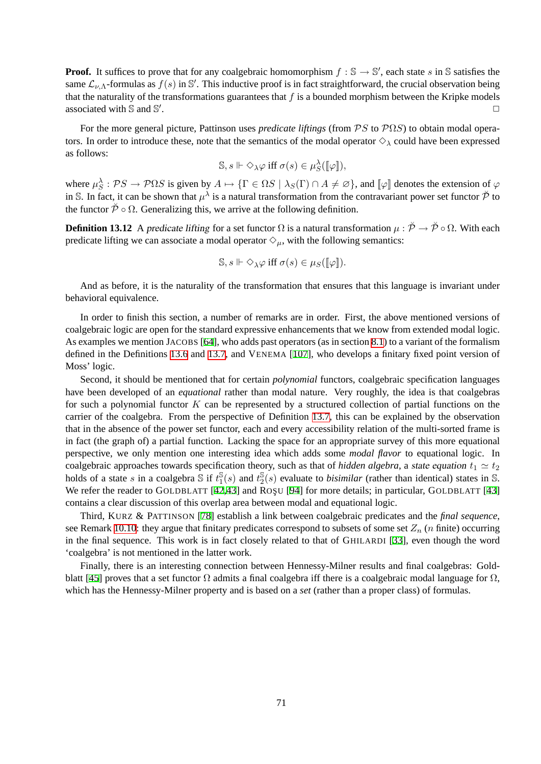**Proof.** It suffices to prove that for any coalgebraic homomorphism $f : \mathbb{S} \to \mathbb{S}'$, each state $s$ in $\mathbb{S}$ satisfies the same $\mathcal{L}_{\nu,\Lambda}$-formulas as $f(s)$ in $\mathbb{S}'$. This inductive proof is in fact straightforward, the crucial observation being that the naturality of the transformations guarantees that $f$ is a bounded morphism between the Kripke models associated with $\mathbb{S}$ and $\mathbb{S}'$. □

For the more general picture, Pattinson uses *predicate liftings* (from $\mathcal{P}S$ to $\mathcal{P}\Omega S$) to obtain modal operators. In order to introduce these, note that the semantics of the modal operator $\diamond_\lambda$ could have been expressed as follows:

$$\mathbb{S}, s \Vdash \diamond_\lambda \varphi \text{ iff } \sigma(s) \in \mu^\lambda_S([\![\varphi]\!]),$$

where $\mu^\lambda_S : \mathcal{P}S \to \mathcal{P}\Omega S$ is given by $A \mapsto \{\Gamma \in \Omega S \mid \lambda_S(\Gamma) \cap A \neq \varnothing\}$, and $[\![\varphi]\!]$ denotes the extension of $\varphi$ in $\mathbb{S}$. In fact, it can be shown that $\mu^\lambda$ is a natural transformation from the contravariant power set functor $\breve{\mathcal{P}}$ to the functor $\breve{\mathcal{P}} \circ \Omega$. Generalizing this, we arrive at the following definition.

**Definition 13.12** A *predicate lifting* for a set functor $\Omega$ is a natural transformation $\mu : \breve{\mathcal{P}} \to \breve{\mathcal{P}} \circ \Omega$. With each predicate lifting we can associate a modal operator $\diamond_\mu$, with the following semantics:

$$\mathbb{S}, s \Vdash \diamond_\lambda \varphi \text{ iff } \sigma(s) \in \mu_S([\![\varphi]\!]).$$

And as before, it is the naturality of the transformation that ensures that this language is invariant under behavioral equivalence.

In order to finish this section, a number of remarks are in order. First, the above mentioned versions of coalgebraic logic are open for the standard expressive enhancements that we know from extended modal logic. As examples we mention JACOBS [64], who adds past operators (as in section 8.1) to a variant of the formalism defined in the Definitions 13.6 and 13.7, and VENEMA [107], who develops a finitary fixed point version of Moss' logic.

Second, it should be mentioned that for certain *polynomial* functors, coalgebraic specification languages have been developed of an *equational* rather than modal nature. Very roughly, the idea is that coalgebras for such a polynomial functor $K$ can be represented by a structured collection of partial functions on the carrier of the coalgebra. From the perspective of Definition 13.7, this can be explained by the observation that in the absence of the power set functor, each and every accessibility relation of the multi-sorted frame is in fact (the graph of) a partial function. Lacking the space for an appropriate survey of this more equational perspective, we only mention one interesting idea which adds some *modal flavor* to equational logic. In coalgebraic approaches towards specification theory, such as that of *hidden algebra*, a *state equation* $t_1 \simeq t_2$ holds of a state $s$ in a coalgebra $\mathbb{S}$ if $t^{\mathbb{S}}_1(s)$ and $t^{\mathbb{S}}_2(s)$ evaluate to *bisimilar* (rather than identical) states in $\mathbb{S}$. We refer the reader to GOLDBLATT [42,43] and ROŞU [94] for more details; in particular, GOLDBLATT [43] contains a clear discussion of this overlap area between modal and equational logic.

Third, KURZ & PATTINSON [78] establish a link between coalgebraic predicates and the *final sequence*, see Remark 10.10: they argue that finitary predicates correspond to subsets of some set $Z_n$ ($n$ finite) occurring in the final sequence. This work is in fact closely related to that of GHILARDI [33], even though the word 'coalgebra' is not mentioned in the latter work.

Finally, there is an interesting connection between Hennessy-Milner results and final coalgebras: Goldblatt [45] proves that a set functor $\Omega$ admits a final coalgebra iff there is a coalgebraic modal language for $\Omega$, which has the Hennessy-Milner property and is based on a *set* (rather than a proper class) of formulas.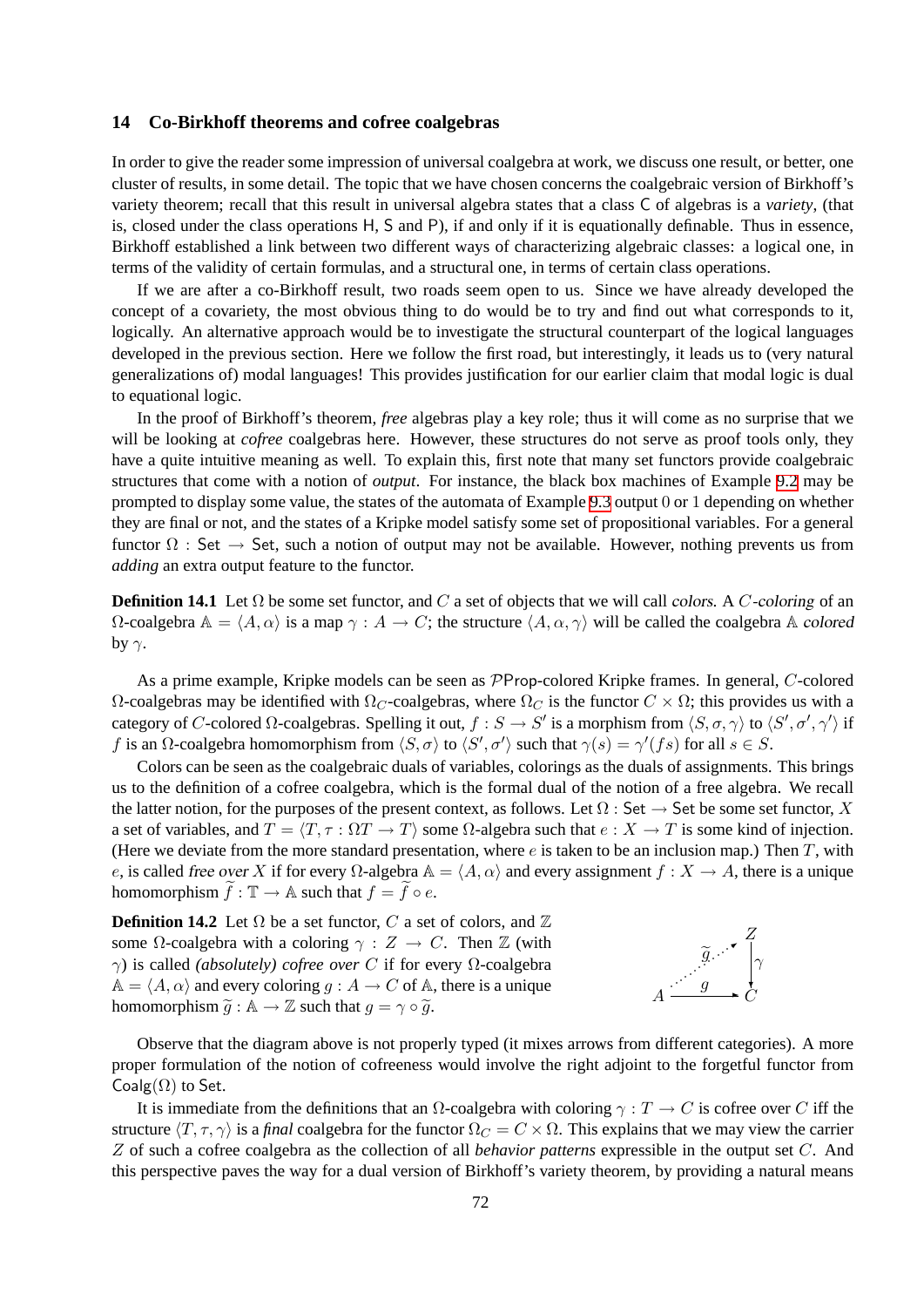## 14 Co-Birkhoff theorems and cofree coalgebras

In order to give the reader some impression of universal coalgebra at work, we discuss one result, or better, one cluster of results, in some detail. The topic that we have chosen concerns the coalgebraic version of Birkhoff's variety theorem; recall that this result in universal algebra states that a class $\mathsf{C}$ of algebras is a *variety*, (that is, closed under the class operations $\mathsf{H}$, $\mathsf{S}$ and $\mathsf{P}$), if and only if it is equationally definable. Thus in essence, Birkhoff established a link between two different ways of characterizing algebraic classes: a logical one, in terms of the validity of certain formulas, and a structural one, in terms of certain class operations.

If we are after a co-Birkhoff result, two roads seem open to us. Since we have already developed the concept of a covariety, the most obvious thing to do would be to try and find out what corresponds to it, logically. An alternative approach would be to investigate the structural counterpart of the logical languages developed in the previous section. Here we follow the first road, but interestingly, it leads us to (very natural generalizations of) modal languages! This provides justification for our earlier claim that modal logic is dual to equational logic.

In the proof of Birkhoff's theorem, *free* algebras play a key role; thus it will come as no surprise that we will be looking at *cofree* coalgebras here. However, these structures do not serve as proof tools only, they have a quite intuitive meaning as well. To explain this, first note that many set functors provide coalgebraic structures that come with a notion of *output*. For instance, the black box machines of Example 9.2 may be prompted to display some value, the states of the automata of Example 9.3 output 0 or 1 depending on whether they are final or not, and the states of a Kripke model satisfy some set of propositional variables. For a general functor $\Omega : \mathsf{Set} \to \mathsf{Set}$, such a notion of output may not be available. However, nothing prevents us from *adding* an extra output feature to the functor.

**Definition 14.1** Let $\Omega$ be some set functor, and $C$ a set of objects that we will call *colors*. A *$C$-coloring* of an $\Omega$-coalgebra $\mathbb{A} = \langle A, \alpha\rangle$ is a map $\gamma : A \to C$; the structure $\langle A, \alpha, \gamma\rangle$ will be called the coalgebra $\mathbb{A}$ *colored* by $\gamma$.

As a prime example, Kripke models can be seen as $\mathcal{P}\mathsf{Prop}$-colored Kripke frames. In general, $C$-colored $\Omega$-coalgebras may be identified with $\Omega_C$-coalgebras, where $\Omega_C$ is the functor $C \times \Omega$; this provides us with a category of $C$-colored $\Omega$-coalgebras. Spelling it out, $f : S \to S'$ is a morphism from $\langle S, \sigma, \gamma\rangle$ to $\langle S', \sigma', \gamma'\rangle$ if $f$ is an $\Omega$-coalgebra homomorphism from $\langle S, \sigma\rangle$ to $\langle S', \sigma'\rangle$ such that $\gamma(s) = \gamma'(fs)$ for all $s \in S$.

Colors can be seen as the coalgebraic duals of variables, colorings as the duals of assignments. This brings us to the definition of a cofree coalgebra, which is the formal dual of the notion of a free algebra. We recall the latter notion, for the purposes of the present context, as follows. Let $\Omega : \mathsf{Set} \to \mathsf{Set}$ be some set functor, $X$ a set of variables, and $T = \langle T, \tau : \Omega T \to T\rangle$ some $\Omega$-algebra such that $e : X \to T$ is some kind of injection. (Here we deviate from the more standard presentation, where $e$ is taken to be an inclusion map.) Then $T$, with $e$, is called *free over* $X$ if for every $\Omega$-algebra $\mathbb{A} = \langle A, \alpha\rangle$ and every assignment $f : X \to A$, there is a unique homomorphism $\widetilde{f} : \mathbb{T} \to \mathbb{A}$ such that $f = \widetilde{f} \circ e$.

**Definition 14.2** Let $\Omega$ be a set functor, $C$ a set of colors, and $\mathbb{Z}$ some $\Omega$-coalgebra with a coloring $\gamma : Z \to C$. Then $\mathbb{Z}$ (with $\gamma$) is called *(absolutely) cofree over* $C$ if for every $\Omega$-coalgebra $\mathbb{A} = \langle A, \alpha\rangle$ and every coloring $g : A \to C$ of $\mathbb{A}$, there is a unique homomorphism $\widetilde{g} : \mathbb{A} \to \mathbb{Z}$ such that $g = \gamma \circ \widetilde{g}$.

$$\begin{array}{ccc} & & Z \\ & \overset{\widetilde{g}}{\nearrow} & \downarrow \gamma \\ A & \xrightarrow{\;g\;} & C \end{array}$$

Observe that the diagram above is not properly typed (it mixes arrows from different categories). A more proper formulation of the notion of cofreeness would involve the right adjoint to the forgetful functor from $\mathsf{Coalg}(\Omega)$ to $\mathsf{Set}$.

It is immediate from the definitions that an $\Omega$-coalgebra with coloring $\gamma : T \to C$ is cofree over $C$ iff the structure $\langle T, \tau, \gamma\rangle$ is a *final* coalgebra for the functor $\Omega_C = C \times \Omega$. This explains that we may view the carrier $Z$ of such a cofree coalgebra as the collection of all *behavior patterns* expressible in the output set $C$. And this perspective paves the way for a dual version of Birkhoff's variety theorem, by providing a natural means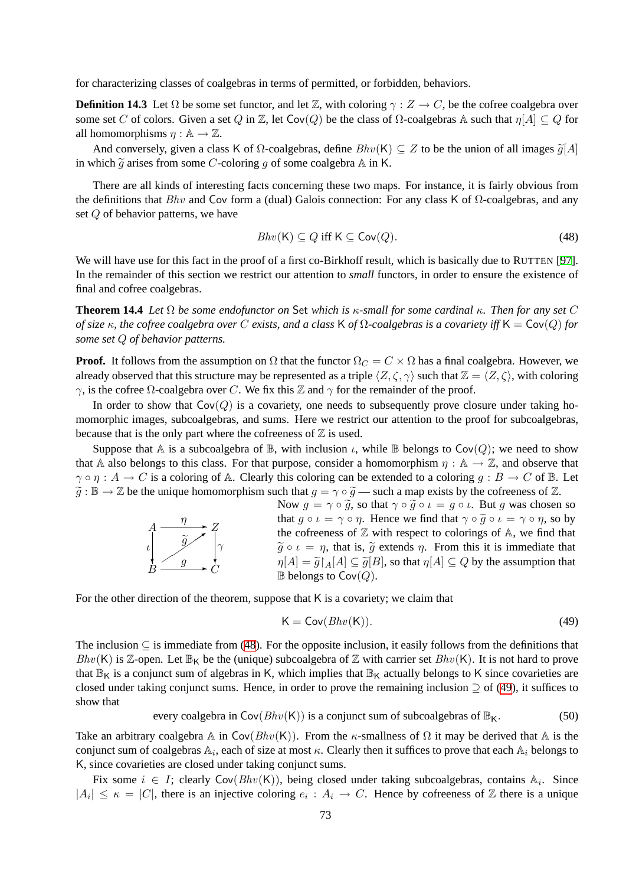for characterizing classes of coalgebras in terms of permitted, or forbidden, behaviors.

**Definition 14.3** Let $\Omega$ be some set functor, and let $\mathbb{Z}$, with coloring $\gamma : Z \to C$, be the cofree coalgebra over some set $C$ of colors. Given a set $Q$ in $\mathbb{Z}$, let $\mathsf{Cov}(Q)$ be the class of $\Omega$-coalgebras $\mathbb{A}$ such that $\eta[A] \subseteq Q$ for all homomorphisms $\eta : \mathbb{A} \to \mathbb{Z}$.

And conversely, given a class $\mathsf{K}$ of $\Omega$-coalgebras, define $Bhv(\mathsf{K}) \subseteq Z$ to be the union of all images $\widetilde{g}[A]$ in which $\widetilde{g}$ arises from some $C$-coloring $g$ of some coalgebra $\mathbb{A}$ in $\mathsf{K}$.

There are all kinds of interesting facts concerning these two maps. For instance, it is fairly obvious from the definitions that $Bhv$ and $\mathsf{Cov}$ form a (dual) Galois connection: For any class $\mathsf{K}$ of $\Omega$-coalgebras, and any set $Q$ of behavior patterns, we have

$$Bhv(\mathsf{K}) \subseteq Q \text{ iff } \mathsf{K} \subseteq \mathsf{Cov}(Q). \tag{48}$$

We will have use for this fact in the proof of a first co-Birkhoff result, which is basically due to RUTTEN [97]. In the remainder of this section we restrict our attention to *small* functors, in order to ensure the existence of final and cofree coalgebras.

**Theorem 14.4** *Let $\Omega$ be some endofunctor on* $\mathsf{Set}$ *which is $\kappa$-small for some cardinal $\kappa$. Then for any set $C$ of size $\kappa$, the cofree coalgebra over $C$ exists, and a class $\mathsf{K}$ of $\Omega$-coalgebras is a covariety iff $\mathsf{K} = \mathsf{Cov}(Q)$ for some set $Q$ of behavior patterns.*

**Proof.** It follows from the assumption on $\Omega$ that the functor $\Omega_C = C \times \Omega$ has a final coalgebra. However, we already observed that this structure may be represented as a triple $\langle Z, \zeta, \gamma \rangle$ such that $\mathbb{Z} = \langle Z, \zeta \rangle$, with coloring $\gamma$, is the cofree $\Omega$-coalgebra over $C$. We fix this $\mathbb{Z}$ and $\gamma$ for the remainder of the proof.

In order to show that $\mathsf{Cov}(Q)$ is a covariety, one needs to subsequently prove closure under taking homomorphic images, subcoalgebras, and sums. Here we restrict our attention to the proof for subcoalgebras, because that is the only part where the cofreeness of $\mathbb{Z}$ is used.

Suppose that $\mathbb{A}$ is a subcoalgebra of $\mathbb{B}$, with inclusion $\iota$, while $\mathbb{B}$ belongs to $\mathsf{Cov}(Q)$; we need to show that $\mathbb{A}$ also belongs to this class. For that purpose, consider a homomorphism $\eta : \mathbb{A} \to \mathbb{Z}$, and observe that $\gamma \circ \eta : A \to C$ is a coloring of $\mathbb{A}$. Clearly this coloring can be extended to a coloring $g : B \to C$ of $\mathbb{B}$. Let $\widetilde{g} : \mathbb{B} \to \mathbb{Z}$ be the unique homomorphism such that $g = \gamma \circ \widetilde{g}$ — such a map exists by the cofreeness of $\mathbb{Z}$.

$$\begin{array}{ccc} A & \xrightarrow{\ \eta\ } & Z \\ {\scriptstyle\iota}\downarrow & \nearrow{\scriptstyle\widetilde{g}} & \downarrow{\scriptstyle\gamma} \\ B & \xrightarrow{\ g\ } & C \end{array}$$

Now $g = \gamma \circ \widetilde{g}$, so that $\gamma \circ \widetilde{g} \circ \iota = g \circ \iota$. But $g$ was chosen so that $g \circ \iota = \gamma \circ \eta$. Hence we find that $\gamma \circ \widetilde{g} \circ \iota = \gamma \circ \eta$, so by the cofreeness of $\mathbb{Z}$ with respect to colorings of $\mathbb{A}$, we find that $\widetilde{g} \circ \iota = \eta$, that is, $\widetilde{g}$ extends $\eta$. From this it is immediate that $\eta[A] = \widetilde{g}{\restriction_A}[A] \subseteq \widetilde{g}[B]$, so that $\eta[A] \subseteq Q$ by the assumption that $\mathbb{B}$ belongs to $\mathsf{Cov}(Q)$.

For the other direction of the theorem, suppose that $\mathsf{K}$ is a covariety; we claim that

$$\mathsf{K} = \mathsf{Cov}(Bhv(\mathsf{K})). \tag{49}$$

The inclusion $\subseteq$ is immediate from (48). For the opposite inclusion, it easily follows from the definitions that $Bhv(\mathsf{K})$ is $\mathbb{Z}$-open. Let $\mathbb{B}_{\mathsf{K}}$ be the (unique) subcoalgebra of $\mathbb{Z}$ with carrier set $Bhv(\mathsf{K})$. It is not hard to prove that $\mathbb{B}_{\mathsf{K}}$ is a conjunct sum of algebras in $\mathsf{K}$, which implies that $\mathbb{B}_{\mathsf{K}}$ actually belongs to $\mathsf{K}$ since covarieties are closed under taking conjunct sums. Hence, in order to prove the remaining inclusion $\supseteq$ of (49), it suffices to show that

$$\text{every coalgebra in } \mathsf{Cov}(Bhv(\mathsf{K})) \text{ is a conjunct sum of subcoalgebras of } \mathbb{B}_{\mathsf{K}}. \tag{50}$$

Take an arbitrary coalgebra $\mathbb{A}$ in $\mathsf{Cov}(Bhv(\mathsf{K}))$. From the $\kappa$-smallness of $\Omega$ it may be derived that $\mathbb{A}$ is the conjunct sum of coalgebras $\mathbb{A}_i$, each of size at most $\kappa$. Clearly then it suffices to prove that each $\mathbb{A}_i$ belongs to $\mathsf{K}$, since covarieties are closed under taking conjunct sums.

Fix some $i \in I$; clearly $\mathsf{Cov}(Bhv(\mathsf{K}))$, being closed under taking subcoalgebras, contains $\mathbb{A}_i$. Since $|A_i| \leq \kappa = |C|$, there is an injective coloring $e_i : A_i \to C$. Hence by cofreeness of $\mathbb{Z}$ there is a unique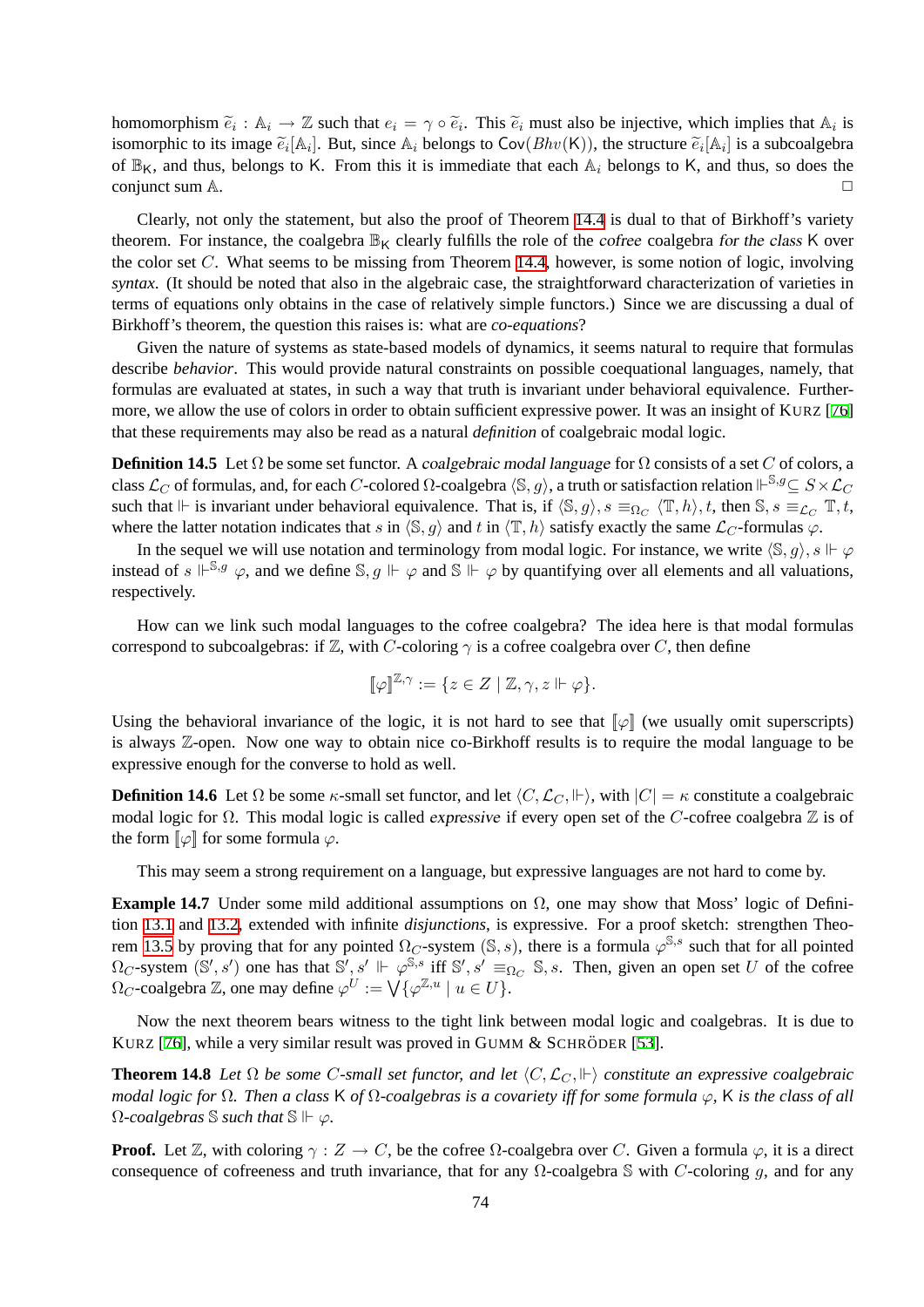homomorphism $\widetilde{e}_i : \mathbb{A}_i \to \mathbb{Z}$ such that $e_i = \gamma \circ \widetilde{e}_i$. This $\widetilde{e}_i$ must also be injective, which implies that $\mathbb{A}_i$ is isomorphic to its image $\widetilde{e}_i[\mathbb{A}_i]$. But, since $\mathbb{A}_i$ belongs to $\mathsf{Cov}(Bhv(\mathsf{K}))$, the structure $\widetilde{e}_i[\mathbb{A}_i]$ is a subcoalgebra of $\mathbb{B}_{\mathsf{K}}$, and thus, belongs to $\mathsf{K}$. From this it is immediate that each $\mathbb{A}_i$ belongs to $\mathsf{K}$, and so does the conjunct sum $\mathbb{A}$. $\square$

Clearly, not only the statement, but also the proof of Theorem 14.4 is dual to that of Birkhoff's variety theorem. For instance, the coalgebra $\mathbb{B}_{\mathsf{K}}$ clearly fulfills the role of the *cofree* coalgebra *for the class* $\mathsf{K}$ over the color set $C$. What seems to be missing from Theorem 14.4, however, is some notion of logic, involving *syntax*. (It should be noted that also in the algebraic case, the straightforward characterization of varieties in terms of equations only obtains in the case of relatively simple functors.) Since we are discussing a dual of Birkhoff's theorem, the question this raises is: what are *co-equations*?

Given the nature of systems as state-based models of dynamics, it seems natural to require that formulas describe *behavior*. This would provide natural constraints on possible coequational languages, namely, that formulas are evaluated at states, in such a way that truth is invariant under behavioral equivalence. Furthermore, we allow the use of colors in order to obtain sufficient expressive power. It was an insight of KURZ [76] that these requirements may also be read as a natural *definition* of coalgebraic modal logic.

**Definition 14.5** Let $\Omega$ be some set functor. A *coalgebraic modal language* for $\Omega$ consists of a set $C$ of colors, a class $\mathcal{L}_C$ of formulas, and, for each $C$-colored $\Omega$-coalgebra $\langle \mathbb{S}, g\rangle$, a truth or satisfaction relation $\Vdash^{\mathbb{S},g} \subseteq S \times \mathcal{L}_C$ such that $\Vdash$ is invariant under behavioral equivalence. That is, if $\langle \mathbb{S}, g\rangle, s \equiv_{\Omega_C} \langle \mathbb{T}, h\rangle, t$, then $\mathbb{S}, s \equiv_{\mathcal{L}_C} \mathbb{T}, t$, where the latter notation indicates that $s$ in $\langle \mathbb{S}, g\rangle$ and $t$ in $\langle \mathbb{T}, h\rangle$ satisfy exactly the same $\mathcal{L}_C$-formulas $\varphi$.

In the sequel we will use notation and terminology from modal logic. For instance, we write $\langle \mathbb{S}, g\rangle, s \Vdash \varphi$ instead of $s \Vdash^{\mathbb{S},g} \varphi$, and we define $\mathbb{S}, g \Vdash \varphi$ and $\mathbb{S} \Vdash \varphi$ by quantifying over all elements and all valuations, respectively.

How can we link such modal languages to the cofree coalgebra? The idea here is that modal formulas correspond to subcoalgebras: if $\mathbb{Z}$, with $C$-coloring $\gamma$ is a cofree coalgebra over $C$, then define

$$[\![\varphi]\!]^{\mathbb{Z},\gamma} := \{z \in Z \mid \mathbb{Z}, \gamma, z \Vdash \varphi\}.$$

Using the behavioral invariance of the logic, it is not hard to see that $[\![\varphi]\!]$ (we usually omit superscripts) is always $\mathbb{Z}$-open. Now one way to obtain nice co-Birkhoff results is to require the modal language to be expressive enough for the converse to hold as well.

**Definition 14.6** Let $\Omega$ be some $\kappa$-small set functor, and let $\langle C, \mathcal{L}_C, \Vdash\rangle$, with $|C| = \kappa$ constitute a coalgebraic modal logic for $\Omega$. This modal logic is called *expressive* if every open set of the $C$-cofree coalgebra $\mathbb{Z}$ is of the form $[\![\varphi]\!]$ for some formula $\varphi$.

This may seem a strong requirement on a language, but expressive languages are not hard to come by.

**Example 14.7** Under some mild additional assumptions on $\Omega$, one may show that Moss' logic of Definition 13.1 and 13.2, extended with infinite *disjunctions*, is expressive. For a proof sketch: strengthen Theorem 13.5 by proving that for any pointed $\Omega_C$-system $(\mathbb{S}, s)$, there is a formula $\varphi^{\mathbb{S},s}$ such that for all pointed $\Omega_C$-system $(\mathbb{S}', s')$ one has that $\mathbb{S}', s' \Vdash \varphi^{\mathbb{S},s}$ iff $\mathbb{S}', s' \equiv_{\Omega_C} \mathbb{S}, s$. Then, given an open set $U$ of the cofree $\Omega_C$-coalgebra $\mathbb{Z}$, one may define $\varphi^U := \bigvee\{\varphi^{\mathbb{Z},u} \mid u \in U\}$.

Now the next theorem bears witness to the tight link between modal logic and coalgebras. It is due to KURZ [76], while a very similar result was proved in GUMM & SCHRÖDER [53].

**Theorem 14.8** *Let $\Omega$ be some $C$-small set functor, and let $\langle C, \mathcal{L}_C, \Vdash\rangle$ constitute an expressive coalgebraic modal logic for $\Omega$. Then a class $\mathsf{K}$ of $\Omega$-coalgebras is a covariety iff for some formula $\varphi$, $\mathsf{K}$ is the class of all $\Omega$-coalgebras $\mathbb{S}$ such that $\mathbb{S} \Vdash \varphi$.*

**Proof.** Let $\mathbb{Z}$, with coloring $\gamma : Z \to C$, be the cofree $\Omega$-coalgebra over $C$. Given a formula $\varphi$, it is a direct consequence of cofreeness and truth invariance, that for any $\Omega$-coalgebra $\mathbb{S}$ with $C$-coloring $g$, and for any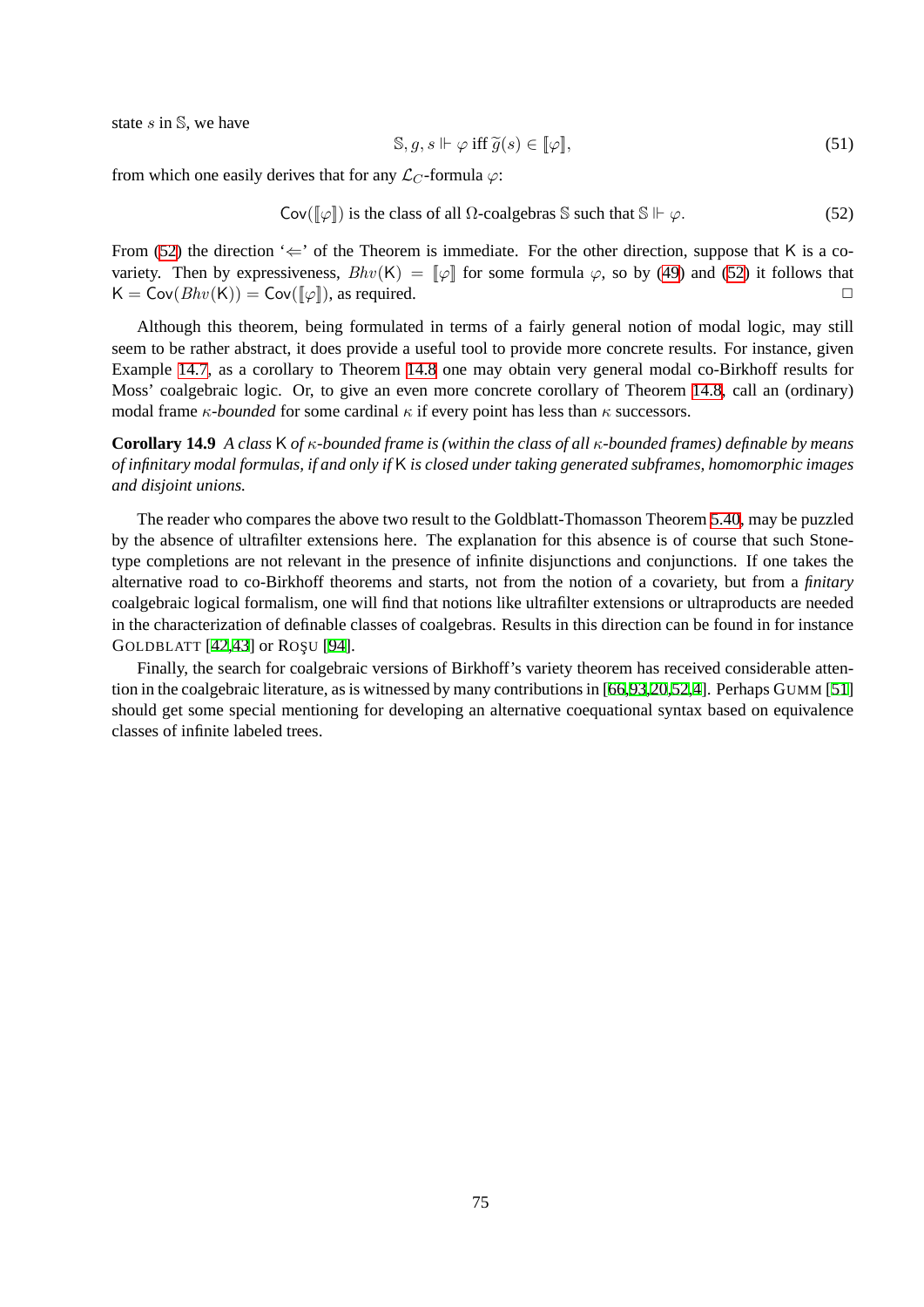state $s$ in $\mathbb{S}$, we have

$$\mathbb{S}, g, s \Vdash \varphi \text{ iff } \widetilde{g}(s) \in [\![\varphi]\!], \tag{51}$$

from which one easily derives that for any $\mathcal{L}_C$-formula $\varphi$:

$$\mathsf{Cov}([\![\varphi]\!]) \text{ is the class of all } \Omega\text{-coalgebras } \mathbb{S} \text{ such that } \mathbb{S} \Vdash \varphi. \tag{52}$$

From (52) the direction '$\Leftarrow$' of the Theorem is immediate. For the other direction, suppose that $\mathsf{K}$ is a co-variety. Then by expressiveness, $Bhv(\mathsf{K}) = [\![\varphi]\!]$ for some formula $\varphi$, so by (49) and (52) it follows that $\mathsf{K} = \mathsf{Cov}(Bhv(\mathsf{K})) = \mathsf{Cov}([\![\varphi]\!])$, as required. □

Although this theorem, being formulated in terms of a fairly general notion of modal logic, may still seem to be rather abstract, it does provide a useful tool to provide more concrete results. For instance, given Example 14.7, as a corollary to Theorem 14.8 one may obtain very general modal co-Birkhoff results for Moss' coalgebraic logic. Or, to give an even more concrete corollary of Theorem 14.8, call an (ordinary) modal frame *$\kappa$-bounded* for some cardinal $\kappa$ if every point has less than $\kappa$ successors.

**Corollary 14.9** *A class $\mathsf{K}$ of $\kappa$-bounded frame is (within the class of all $\kappa$-bounded frames) definable by means of infinitary modal formulas, if and only if $\mathsf{K}$ is closed under taking generated subframes, homomorphic images and disjoint unions.*

The reader who compares the above two result to the Goldblatt-Thomasson Theorem 5.40, may be puzzled by the absence of ultrafilter extensions here. The explanation for this absence is of course that such Stone-type completions are not relevant in the presence of infinite disjunctions and conjunctions. If one takes the alternative road to co-Birkhoff theorems and starts, not from the notion of a covariety, but from a *finitary* coalgebraic logical formalism, one will find that notions like ultrafilter extensions or ultraproducts are needed in the characterization of definable classes of coalgebras. Results in this direction can be found in for instance GOLDBLATT [42,43] or ROŞU [94].

Finally, the search for coalgebraic versions of Birkhoff's variety theorem has received considerable attention in the coalgebraic literature, as is witnessed by many contributions in [66,93,20,52,4]. Perhaps GUMM [51] should get some special mentioning for developing an alternative coequational syntax based on equivalence classes of infinite labeled trees.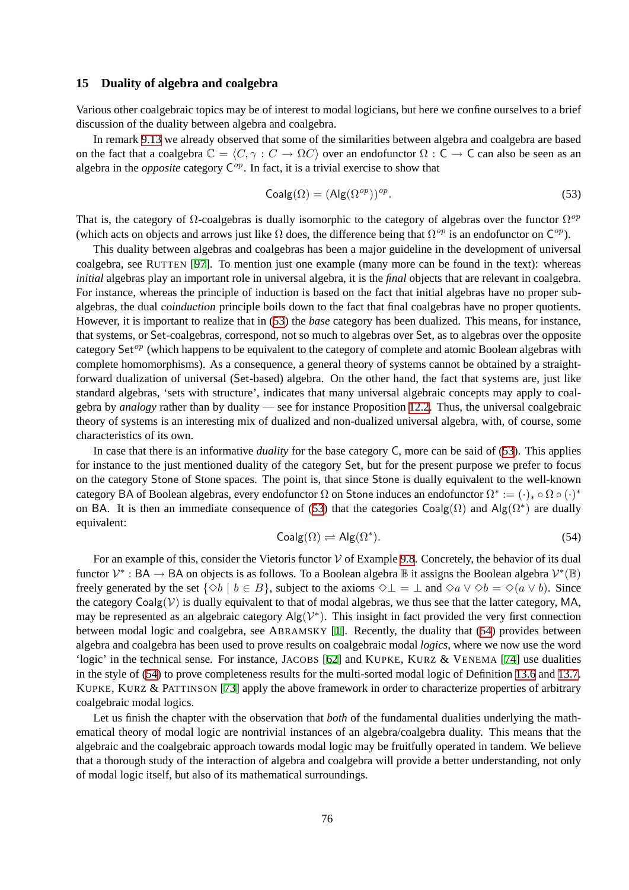## 15 Duality of algebra and coalgebra

Various other coalgebraic topics may be of interest to modal logicians, but here we confine ourselves to a brief discussion of the duality between algebra and coalgebra.

In remark 9.13 we already observed that some of the similarities between algebra and coalgebra are based on the fact that a coalgebra $\mathbb{C} = \langle C, \gamma : C \to \Omega C \rangle$ over an endofunctor $\Omega : \mathsf{C} \to \mathsf{C}$ can also be seen as an algebra in the *opposite* category $\mathsf{C}^{op}$. In fact, it is a trivial exercise to show that

$$\mathsf{Coalg}(\Omega) = (\mathsf{Alg}(\Omega^{op}))^{op}. \tag{53}$$

That is, the category of $\Omega$-coalgebras is dually isomorphic to the category of algebras over the functor $\Omega^{op}$ (which acts on objects and arrows just like $\Omega$ does, the difference being that $\Omega^{op}$ is an endofunctor on $\mathsf{C}^{op}$).

This duality between algebras and coalgebras has been a major guideline in the development of universal coalgebra, see RUTTEN [97]. To mention just one example (many more can be found in the text): whereas *initial* algebras play an important role in universal algebra, it is the *final* objects that are relevant in coalgebra. For instance, whereas the principle of induction is based on the fact that initial algebras have no proper subalgebras, the dual *coinduction* principle boils down to the fact that final coalgebras have no proper quotients. However, it is important to realize that in (53) the *base* category has been dualized. This means, for instance, that systems, or $\mathsf{Set}$-coalgebras, correspond, not so much to algebras over $\mathsf{Set}$, as to algebras over the opposite category $\mathsf{Set}^{op}$ (which happens to be equivalent to the category of complete and atomic Boolean algebras with complete homomorphisms). As a consequence, a general theory of systems cannot be obtained by a straightforward dualization of universal ($\mathsf{Set}$-based) algebra. On the other hand, the fact that systems are, just like standard algebras, 'sets with structure', indicates that many universal algebraic concepts may apply to coalgebra by *analogy* rather than by duality — see for instance Proposition 12.2. Thus, the universal coalgebraic theory of systems is an interesting mix of dualized and non-dualized universal algebra, with, of course, some characteristics of its own.

In case that there is an informative *duality* for the base category $\mathsf{C}$, more can be said of (53). This applies for instance to the just mentioned duality of the category $\mathsf{Set}$, but for the present purpose we prefer to focus on the category $\mathsf{Stone}$ of Stone spaces. The point is, that since $\mathsf{Stone}$ is dually equivalent to the well-known category $\mathsf{BA}$ of Boolean algebras, every endofunctor $\Omega$ on $\mathsf{Stone}$ induces an endofunctor $\Omega^* := (\cdot)_* \circ \Omega \circ (\cdot)^*$ on $\mathsf{BA}$. It is then an immediate consequence of (53) that the categories $\mathsf{Coalg}(\Omega)$ and $\mathsf{Alg}(\Omega^*)$ are dually equivalent:

$$\mathsf{Coalg}(\Omega) \rightleftharpoons \mathsf{Alg}(\Omega^*). \tag{54}$$

For an example of this, consider the Vietoris functor $\mathcal{V}$ of Example 9.8. Concretely, the behavior of its dual functor $\mathcal{V}^* : \mathsf{BA} \to \mathsf{BA}$ on objects is as follows. To a Boolean algebra $\mathbb{B}$ it assigns the Boolean algebra $\mathcal{V}^*(\mathbb{B})$ freely generated by the set $\{\Diamond b \mid b \in B\}$, subject to the axioms $\Diamond\bot = \bot$ and $\Diamond a \vee \Diamond b = \Diamond(a \vee b)$. Since the category $\mathsf{Coalg}(\mathcal{V})$ is dually equivalent to that of modal algebras, we thus see that the latter category, $\mathsf{MA}$, may be represented as an algebraic category $\mathsf{Alg}(\mathcal{V}^*)$. This insight in fact provided the very first connection between modal logic and coalgebra, see ABRAMSKY [1]. Recently, the duality that (54) provides between algebra and coalgebra has been used to prove results on coalgebraic modal *logics*, where we now use the word 'logic' in the technical sense. For instance, JACOBS [62] and KUPKE, KURZ & VENEMA [74] use dualities in the style of (54) to prove completeness results for the multi-sorted modal logic of Definition 13.6 and 13.7. KUPKE, KURZ & PATTINSON [73] apply the above framework in order to characterize properties of arbitrary coalgebraic modal logics.

Let us finish the chapter with the observation that *both* of the fundamental dualities underlying the mathematical theory of modal logic are nontrivial instances of an algebra/coalgebra duality. This means that the algebraic and the coalgebraic approach towards modal logic may be fruitfully operated in tandem. We believe that a thorough study of the interaction of algebra and coalgebra will provide a better understanding, not only of modal logic itself, but also of its mathematical surroundings.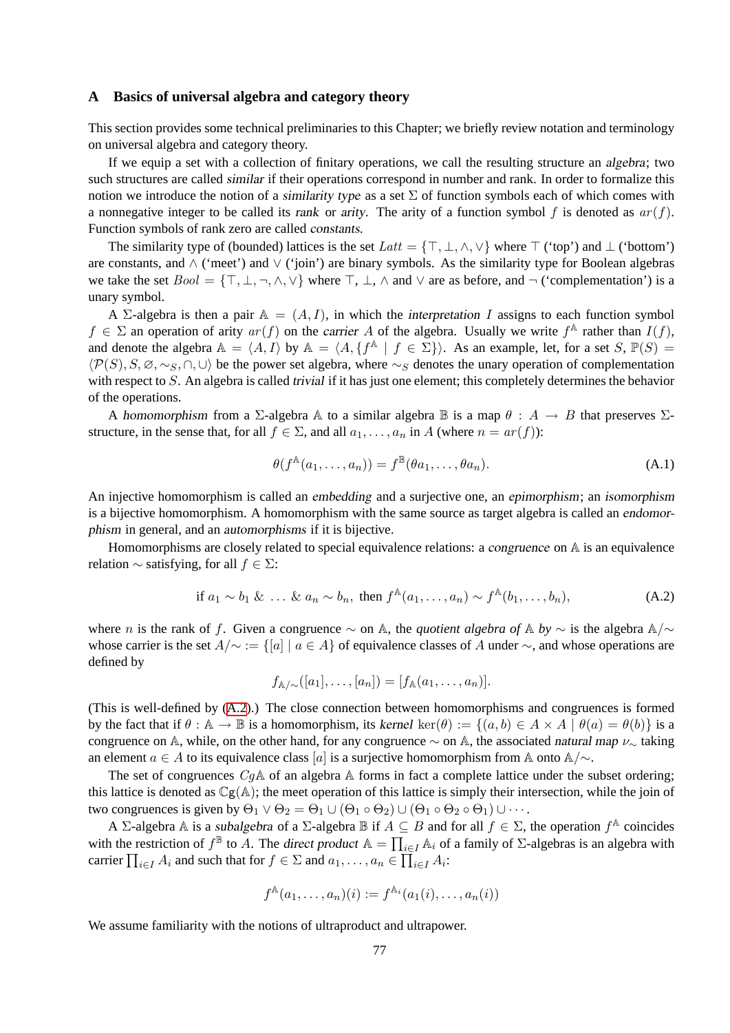## A Basics of universal algebra and category theory

This section provides some technical preliminaries to this Chapter; we briefly review notation and terminology on universal algebra and category theory.

If we equip a set with a collection of finitary operations, we call the resulting structure an *algebra*; two such structures are called *similar* if their operations correspond in number and rank. In order to formalize this notion we introduce the notion of a *similarity type* as a set $\Sigma$ of function symbols each of which comes with a nonnegative integer to be called its *rank* or *arity*. The arity of a function symbol $f$ is denoted as $ar(f)$. Function symbols of rank zero are called *constants*.

The similarity type of (bounded) lattices is the set $Latt = \{\top, \bot, \wedge, \vee\}$ where $\top$ ('top') and $\bot$ ('bottom') are constants, and $\wedge$ ('meet') and $\vee$ ('join') are binary symbols. As the similarity type for Boolean algebras we take the set $Bool = \{\top, \bot, \neg, \wedge, \vee\}$ where $\top$, $\bot$, $\wedge$ and $\vee$ are as before, and $\neg$ ('complementation') is a unary symbol.

A $\Sigma$-algebra is then a pair $\mathbb{A} = (A, I)$, in which the *interpretation* $I$ assigns to each function symbol $f \in \Sigma$ an operation of arity $ar(f)$ on the *carrier* $A$ of the algebra. Usually we write $f^{\mathbb{A}}$ rather than $I(f)$, and denote the algebra $\mathbb{A} = \langle A, I\rangle$ by $\mathbb{A} = \langle A, \{f^{\mathbb{A}} \mid f \in \Sigma\}\rangle$. As an example, let, for a set $S$, $\mathbb{P}(S) = \langle \mathcal{P}(S), S, \varnothing, \sim_S, \cap, \cup\rangle$ be the power set algebra, where $\sim_S$ denotes the unary operation of complementation with respect to $S$. An algebra is called *trivial* if it has just one element; this completely determines the behavior of the operations.

A *homomorphism* from a $\Sigma$-algebra $\mathbb{A}$ to a similar algebra $\mathbb{B}$ is a map $\theta : A \to B$ that preserves $\Sigma$-structure, in the sense that, for all $f \in \Sigma$, and all $a_1, \ldots, a_n$ in $A$ (where $n = ar(f)$):

$$\theta(f^{\mathbb{A}}(a_1, \ldots, a_n)) = f^{\mathbb{B}}(\theta a_1, \ldots, \theta a_n). \tag{A.1}$$

An injective homomorphism is called an *embedding* and a surjective one, an *epimorphism*; an *isomorphism* is a bijective homomorphism. A homomorphism with the same source as target algebra is called an *endomorphism* in general, and an *automorphisms* if it is bijective.

Homomorphisms are closely related to special equivalence relations: a *congruence* on $\mathbb{A}$ is an equivalence relation $\sim$ satisfying, for all $f \in \Sigma$:

$$\text{if } a_1 \sim b_1 \;\&\; \ldots \;\&\; a_n \sim b_n, \text{ then } f^{\mathbb{A}}(a_1, \ldots, a_n) \sim f^{\mathbb{A}}(b_1, \ldots, b_n), \tag{A.2}$$

where $n$ is the rank of $f$. Given a congruence $\sim$ on $\mathbb{A}$, the *quotient algebra of* $\mathbb{A}$ *by* $\sim$ is the algebra $\mathbb{A}/{\sim}$ whose carrier is the set $A/{\sim} := \{[a] \mid a \in A\}$ of equivalence classes of $A$ under $\sim$, and whose operations are defined by

$$f_{\mathbb{A}/\sim}([a_1], \ldots, [a_n]) = [f_{\mathbb{A}}(a_1, \ldots, a_n)].$$

(This is well-defined by (A.2).) The close connection between homomorphisms and congruences is formed by the fact that if $\theta : \mathbb{A} \to \mathbb{B}$ is a homomorphism, its *kernel* $\ker(\theta) := \{(a, b) \in A \times A \mid \theta(a) = \theta(b)\}$ is a congruence on $\mathbb{A}$, while, on the other hand, for any congruence $\sim$ on $\mathbb{A}$, the associated *natural map* $\nu_\sim$ taking an element $a \in A$ to its equivalence class $[a]$ is a surjective homomorphism from $\mathbb{A}$ onto $\mathbb{A}/{\sim}$.

The set of congruences $Cg\mathbb{A}$ of an algebra $\mathbb{A}$ forms in fact a complete lattice under the subset ordering; this lattice is denoted as $\mathbb{C}\mathrm{g}(\mathbb{A})$; the meet operation of this lattice is simply their intersection, while the join of two congruences is given by $\Theta_1 \vee \Theta_2 = \Theta_1 \cup (\Theta_1 \circ \Theta_2) \cup (\Theta_1 \circ \Theta_2 \circ \Theta_1) \cup \cdots$.

A $\Sigma$-algebra $\mathbb{A}$ is a *subalgebra* of a $\Sigma$-algebra $\mathbb{B}$ if $A \subseteq B$ and for all $f \in \Sigma$, the operation $f^{\mathbb{A}}$ coincides with the restriction of $f^{\mathbb{B}}$ to $A$. The *direct product* $\mathbb{A} = \prod_{i \in I} \mathbb{A}_i$ of a family of $\Sigma$-algebras is an algebra with carrier $\prod_{i \in I} A_i$ and such that for $f \in \Sigma$ and $a_1, \ldots, a_n \in \prod_{i \in I} A_i$:

$$f^{\mathbb{A}}(a_1, \ldots, a_n)(i) := f^{\mathbb{A}_i}(a_1(i), \ldots, a_n(i))$$

We assume familiarity with the notions of ultraproduct and ultrapower.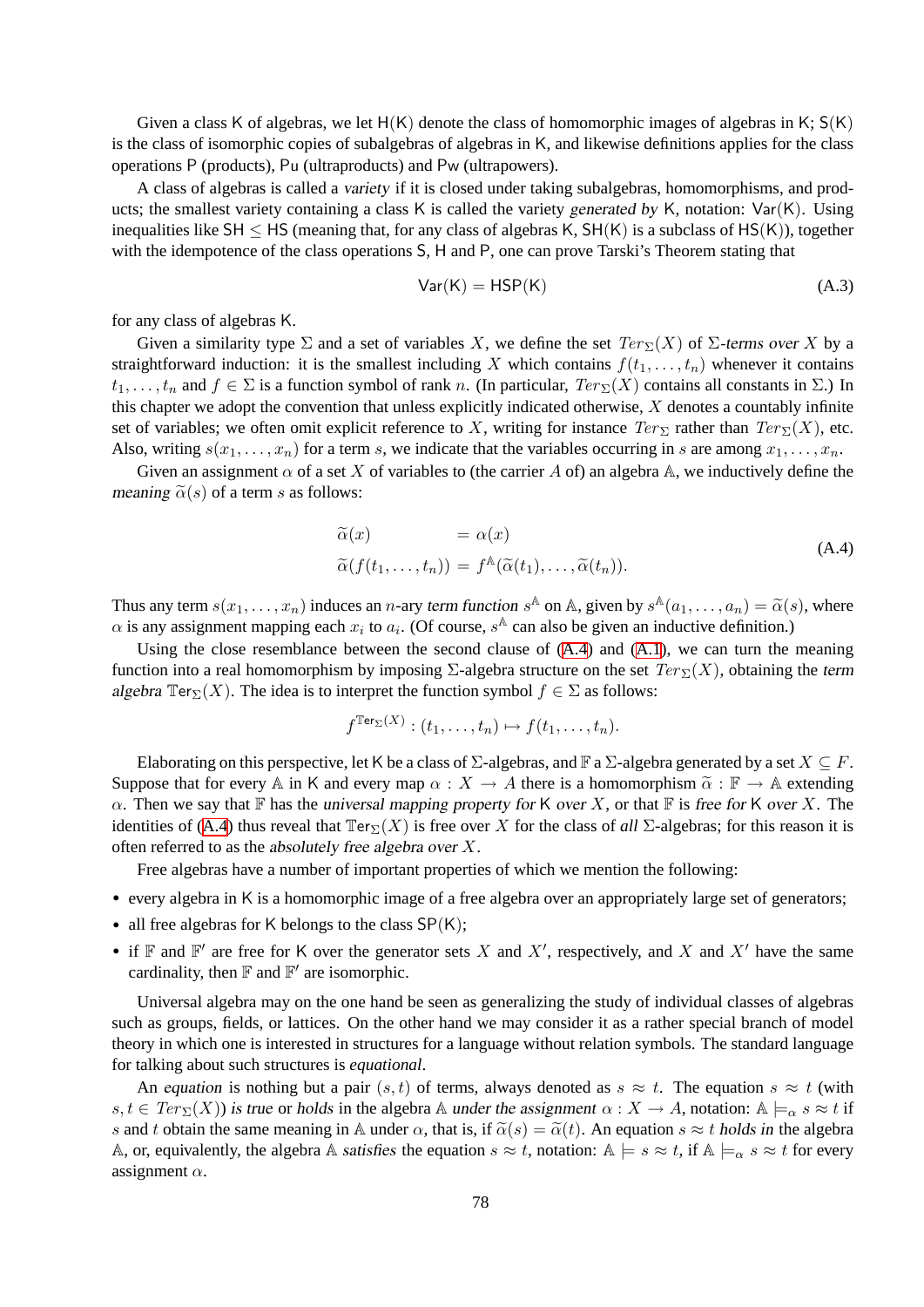Given a class $\mathsf{K}$ of algebras, we let $\mathsf{H}(\mathsf{K})$ denote the class of homomorphic images of algebras in $\mathsf{K}$; $\mathsf{S}(\mathsf{K})$ is the class of isomorphic copies of subalgebras of algebras in $\mathsf{K}$, and likewise definitions applies for the class operations $\mathsf{P}$ (products), $\mathsf{Pu}$ (ultraproducts) and $\mathsf{Pw}$ (ultrapowers).

A class of algebras is called a *variety* if it is closed under taking subalgebras, homomorphisms, and products; the smallest variety containing a class $\mathsf{K}$ is called the variety *generated by* $\mathsf{K}$, notation: $\mathsf{Var}(\mathsf{K})$. Using inequalities like $\mathsf{SH} \leq \mathsf{HS}$ (meaning that, for any class of algebras $\mathsf{K}$, $\mathsf{SH}(\mathsf{K})$ is a subclass of $\mathsf{HS}(\mathsf{K})$), together with the idempotence of the class operations $\mathsf{S}$, $\mathsf{H}$ and $\mathsf{P}$, one can prove Tarski's Theorem stating that

$$\mathsf{Var}(\mathsf{K}) = \mathsf{HSP}(\mathsf{K}) \tag{A.3}$$

for any class of algebras $\mathsf{K}$.

Given a similarity type $\Sigma$ and a set of variables $X$, we define the set $Ter_\Sigma(X)$ of *$\Sigma$-terms over $X$* by a straightforward induction: it is the smallest including $X$ which contains $f(t_1, \ldots, t_n)$ whenever it contains $t_1, \ldots, t_n$ and $f \in \Sigma$ is a function symbol of rank $n$. (In particular, $Ter_\Sigma(X)$ contains all constants in $\Sigma$.) In this chapter we adopt the convention that unless explicitly indicated otherwise, $X$ denotes a countably infinite set of variables; we often omit explicit reference to $X$, writing for instance $Ter_\Sigma$ rather than $Ter_\Sigma(X)$, etc. Also, writing $s(x_1, \ldots, x_n)$ for a term $s$, we indicate that the variables occurring in $s$ are among $x_1, \ldots, x_n$.

Given an assignment $\alpha$ of a set $X$ of variables to (the carrier $A$ of) an algebra $\mathbb{A}$, we inductively define the *meaning* $\widetilde{\alpha}(s)$ of a term $s$ as follows:

$$\begin{aligned} \widetilde{\alpha}(x) &= \alpha(x) \\ \widetilde{\alpha}(f(t_1, \ldots, t_n)) &= f^{\mathbb{A}}(\widetilde{\alpha}(t_1), \ldots, \widetilde{\alpha}(t_n)). \end{aligned} \tag{A.4}$$

Thus any term $s(x_1, \ldots, x_n)$ induces an $n$-ary *term function* $s^{\mathbb{A}}$ on $\mathbb{A}$, given by $s^{\mathbb{A}}(a_1, \ldots, a_n) = \widetilde{\alpha}(s)$, where $\alpha$ is any assignment mapping each $x_i$ to $a_i$. (Of course, $s^{\mathbb{A}}$ can also be given an inductive definition.)

Using the close resemblance between the second clause of (A.4) and (A.1), we can turn the meaning function into a real homomorphism by imposing $\Sigma$-algebra structure on the set $Ter_\Sigma(X)$, obtaining the *term algebra* $\mathbb{T}\mathsf{er}_\Sigma(X)$. The idea is to interpret the function symbol $f \in \Sigma$ as follows:

$$f^{\mathbb{T}\mathsf{er}_\Sigma(X)} : (t_1, \ldots, t_n) \mapsto f(t_1, \ldots, t_n).$$

Elaborating on this perspective, let $\mathsf{K}$ be a class of $\Sigma$-algebras, and $\mathbb{F}$ a $\Sigma$-algebra generated by a set $X \subseteq F$. Suppose that for every $\mathbb{A}$ in $\mathsf{K}$ and every map $\alpha : X \to A$ there is a homomorphism $\widetilde{\alpha} : \mathbb{F} \to \mathbb{A}$ extending $\alpha$. Then we say that $\mathbb{F}$ has the *universal mapping property for* $\mathsf{K}$ *over* $X$, or that $\mathbb{F}$ is *free for* $\mathsf{K}$ *over* $X$. The identities of (A.4) thus reveal that $\mathbb{T}\mathsf{er}_\Sigma(X)$ is free over $X$ for the class of *all* $\Sigma$-algebras; for this reason it is often referred to as the *absolutely free algebra over* $X$.

Free algebras have a number of important properties of which we mention the following:

- every algebra in $\mathsf{K}$ is a homomorphic image of a free algebra over an appropriately large set of generators;
- all free algebras for $\mathsf{K}$ belongs to the class $\mathsf{SP}(\mathsf{K})$;
- if $\mathbb{F}$ and $\mathbb{F}'$ are free for $\mathsf{K}$ over the generator sets $X$ and $X'$, respectively, and $X$ and $X'$ have the same cardinality, then $\mathbb{F}$ and $\mathbb{F}'$ are isomorphic.

Universal algebra may on the one hand be seen as generalizing the study of individual classes of algebras such as groups, fields, or lattices. On the other hand we may consider it as a rather special branch of model theory in which one is interested in structures for a language without relation symbols. The standard language for talking about such structures is *equational*.

An *equation* is nothing but a pair $(s, t)$ of terms, always denoted as $s \approx t$. The equation $s \approx t$ (with $s, t \in Ter_\Sigma(X)$) *is true* or *holds* in the algebra $\mathbb{A}$ *under the assignment* $\alpha : X \to A$, notation: $\mathbb{A} \models_\alpha s \approx t$ if $s$ and $t$ obtain the same meaning in $\mathbb{A}$ under $\alpha$, that is, if $\widetilde{\alpha}(s) = \widetilde{\alpha}(t)$. An equation $s \approx t$ *holds in* the algebra $\mathbb{A}$, or, equivalently, the algebra $\mathbb{A}$ *satisfies* the equation $s \approx t$, notation: $\mathbb{A} \models s \approx t$, if $\mathbb{A} \models_\alpha s \approx t$ for every assignment $\alpha$.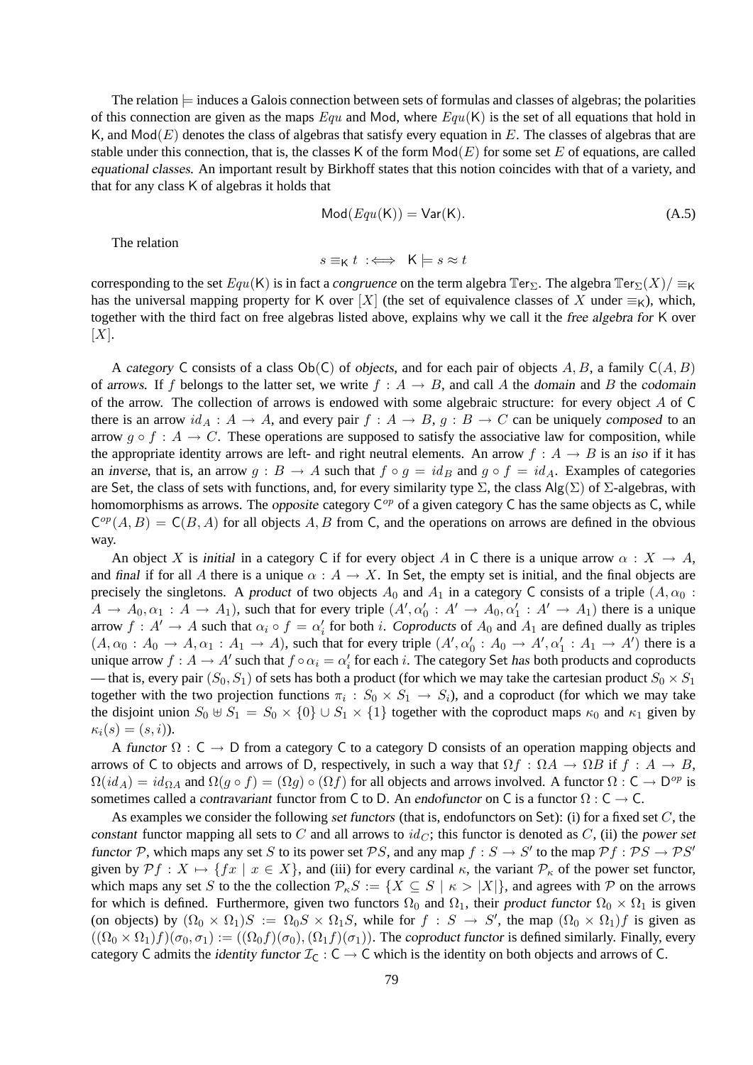The relation $\models$ induces a Galois connection between sets of formulas and classes of algebras; the polarities of this connection are given as the maps $Equ$ and $\mathsf{Mod}$, where $Equ(\mathsf{K})$ is the set of all equations that hold in $\mathsf{K}$, and $\mathsf{Mod}(E)$ denotes the class of algebras that satisfy every equation in $E$. The classes of algebras that are stable under this connection, that is, the classes $\mathsf{K}$ of the form $\mathsf{Mod}(E)$ for some set $E$ of equations, are called *equational classes*. An important result by Birkhoff states that this notion coincides with that of a variety, and that for any class $\mathsf{K}$ of algebras it holds that

$$\mathsf{Mod}(Equ(\mathsf{K})) = \mathsf{Var}(\mathsf{K}). \tag{A.5}$$

The relation

$$s \equiv_{\mathsf{K}} t \ :\iff\ \mathsf{K} \models s \approx t$$

corresponding to the set $Equ(\mathsf{K})$ is in fact a *congruence* on the term algebra $\mathbb{T}\mathsf{er}_\Sigma$. The algebra $\mathbb{T}\mathsf{er}_\Sigma(X)/\equiv_{\mathsf{K}}$ has the universal mapping property for $\mathsf{K}$ over $[X]$ (the set of equivalence classes of $X$ under $\equiv_{\mathsf{K}}$), which, together with the third fact on free algebras listed above, explains why we call it the *free algebra for* $\mathsf{K}$ over $[X]$.

A *category* $\mathsf{C}$ consists of a class $\mathsf{Ob}(\mathsf{C})$ of *objects*, and for each pair of objects $A, B$, a family $\mathsf{C}(A, B)$ of *arrows*. If $f$ belongs to the latter set, we write $f : A \to B$, and call $A$ the *domain* and $B$ the *codomain* of the arrow. The collection of arrows is endowed with some algebraic structure: for every object $A$ of $\mathsf{C}$ there is an arrow $id_A : A \to A$, and every pair $f : A \to B$, $g : B \to C$ can be uniquely *composed* to an arrow $g \circ f : A \to C$. These operations are supposed to satisfy the associative law for composition, while the appropriate identity arrows are left- and right neutral elements. An arrow $f : A \to B$ is an *iso* if it has an *inverse*, that is, an arrow $g : B \to A$ such that $f \circ g = id_B$ and $g \circ f = id_A$. Examples of categories are $\mathsf{Set}$, the class of sets with functions, and, for every similarity type $\Sigma$, the class $\mathsf{Alg}(\Sigma)$ of $\Sigma$-algebras, with homomorphisms as arrows. The *opposite* category $\mathsf{C}^{op}$ of a given category $\mathsf{C}$ has the same objects as $\mathsf{C}$, while $\mathsf{C}^{op}(A, B) = \mathsf{C}(B, A)$ for all objects $A, B$ from $\mathsf{C}$, and the operations on arrows are defined in the obvious way.

An object $X$ is *initial* in a category $\mathsf{C}$ if for every object $A$ in $\mathsf{C}$ there is a unique arrow $\alpha : X \to A$, and *final* if for all $A$ there is a unique $\alpha : A \to X$. In $\mathsf{Set}$, the empty set is initial, and the final objects are precisely the singletons. A *product* of two objects $A_0$ and $A_1$ in a category $\mathsf{C}$ consists of a triple $(A, \alpha_0 : A \to A_0, \alpha_1 : A \to A_1)$, such that for every triple $(A', \alpha'_0 : A' \to A_0, \alpha'_1 : A' \to A_1)$ there is a unique arrow $f : A' \to A$ such that $\alpha_i \circ f = \alpha'_i$ for both $i$. *Coproducts* of $A_0$ and $A_1$ are defined dually as triples $(A, \alpha_0 : A_0 \to A, \alpha_1 : A_1 \to A)$, such that for every triple $(A', \alpha'_0 : A_0 \to A', \alpha'_1 : A_1 \to A')$ there is a unique arrow $f : A \to A'$ such that $f \circ \alpha_i = \alpha'_i$ for each $i$. The category $\mathsf{Set}$ *has* both products and coproducts — that is, every pair $(S_0, S_1)$ of sets has both a product (for which we may take the cartesian product $S_0 \times S_1$ together with the two projection functions $\pi_i : S_0 \times S_1 \to S_i$), and a coproduct (for which we may take the disjoint union $S_0 \uplus S_1 = S_0 \times \{0\} \cup S_1 \times \{1\}$ together with the coproduct maps $\kappa_0$ and $\kappa_1$ given by $\kappa_i(s) = (s, i)$).

A *functor* $\Omega : \mathsf{C} \to \mathsf{D}$ from a category $\mathsf{C}$ to a category $\mathsf{D}$ consists of an operation mapping objects and arrows of $\mathsf{C}$ to objects and arrows of $\mathsf{D}$, respectively, in such a way that $\Omega f : \Omega A \to \Omega B$ if $f : A \to B$, $\Omega(id_A) = id_{\Omega A}$ and $\Omega(g \circ f) = (\Omega g) \circ (\Omega f)$ for all objects and arrows involved. A functor $\Omega : \mathsf{C} \to \mathsf{D}^{op}$ is sometimes called a *contravariant* functor from $\mathsf{C}$ to $\mathsf{D}$. An *endofunctor* on $\mathsf{C}$ is a functor $\Omega : \mathsf{C} \to \mathsf{C}$.

As examples we consider the following *set functors* (that is, endofunctors on $\mathsf{Set}$): (i) for a fixed set $C$, the *constant* functor mapping all sets to $C$ and all arrows to $id_C$; this functor is denoted as $C$, (ii) the *power set functor* $\mathcal{P}$, which maps any set $S$ to its power set $\mathcal{P}S$, and any map $f : S \to S'$ to the map $\mathcal{P}f : \mathcal{P}S \to \mathcal{P}S'$ given by $\mathcal{P}f : X \mapsto \{fx \mid x \in X\}$, and (iii) for every cardinal $\kappa$, the variant $\mathcal{P}_\kappa$ of the power set functor, which maps any set $S$ to the the collection $\mathcal{P}_\kappa S := \{X \subseteq S \mid \kappa > |X|\}$, and agrees with $\mathcal{P}$ on the arrows for which is defined. Furthermore, given two functors $\Omega_0$ and $\Omega_1$, their *product functor* $\Omega_0 \times \Omega_1$ is given (on objects) by $(\Omega_0 \times \Omega_1)S := \Omega_0 S \times \Omega_1 S$, while for $f : S \to S'$, the map $(\Omega_0 \times \Omega_1)f$ is given as $((\Omega_0 \times \Omega_1)f)(\sigma_0, \sigma_1) := ((\Omega_0 f)(\sigma_0), (\Omega_1 f)(\sigma_1))$. The *coproduct functor* is defined similarly. Finally, every category $\mathsf{C}$ admits the *identity functor* $\mathcal{I}_{\mathsf{C}} : \mathsf{C} \to \mathsf{C}$ which is the identity on both objects and arrows of $\mathsf{C}$.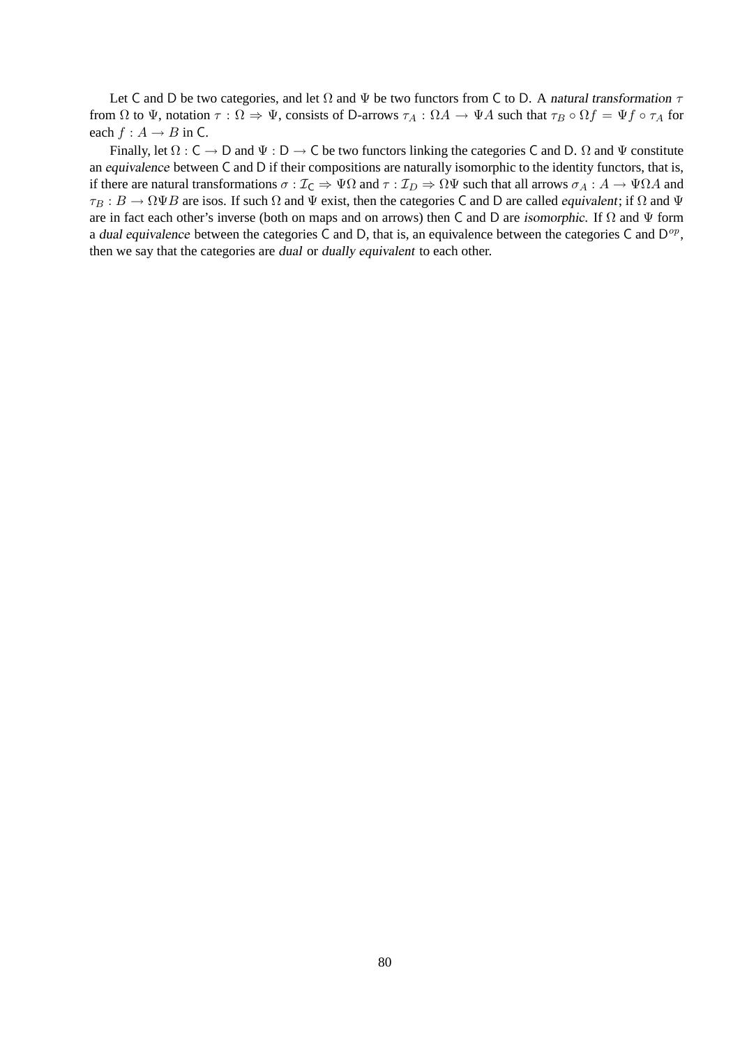Let C and D be two categories, and let $\Omega$ and $\Psi$ be two functors from C to D. A *natural transformation* $\tau$ from $\Omega$ to $\Psi$, notation $\tau : \Omega \Rightarrow \Psi$, consists of D-arrows $\tau_A : \Omega A \to \Psi A$ such that $\tau_B \circ \Omega f = \Psi f \circ \tau_A$ for each $f : A \to B$ in C.

Finally, let $\Omega : \mathsf{C} \to \mathsf{D}$ and $\Psi : \mathsf{D} \to \mathsf{C}$ be two functors linking the categories C and D. $\Omega$ and $\Psi$ constitute an *equivalence* between C and D if their compositions are naturally isomorphic to the identity functors, that is, if there are natural transformations $\sigma : \mathcal{I}_{\mathsf{C}} \Rightarrow \Psi\Omega$ and $\tau : \mathcal{I}_D \Rightarrow \Omega\Psi$ such that all arrows $\sigma_A : A \to \Psi\Omega A$ and $\tau_B : B \to \Omega\Psi B$ are isos. If such $\Omega$ and $\Psi$ exist, then the categories C and D are called *equivalent*; if $\Omega$ and $\Psi$ are in fact each other's inverse (both on maps and on arrows) then C and D are *isomorphic*. If $\Omega$ and $\Psi$ form a *dual equivalence* between the categories C and D, that is, an equivalence between the categories C and $\mathsf{D}^{op}$, then we say that the categories are *dual* or *dually equivalent* to each other.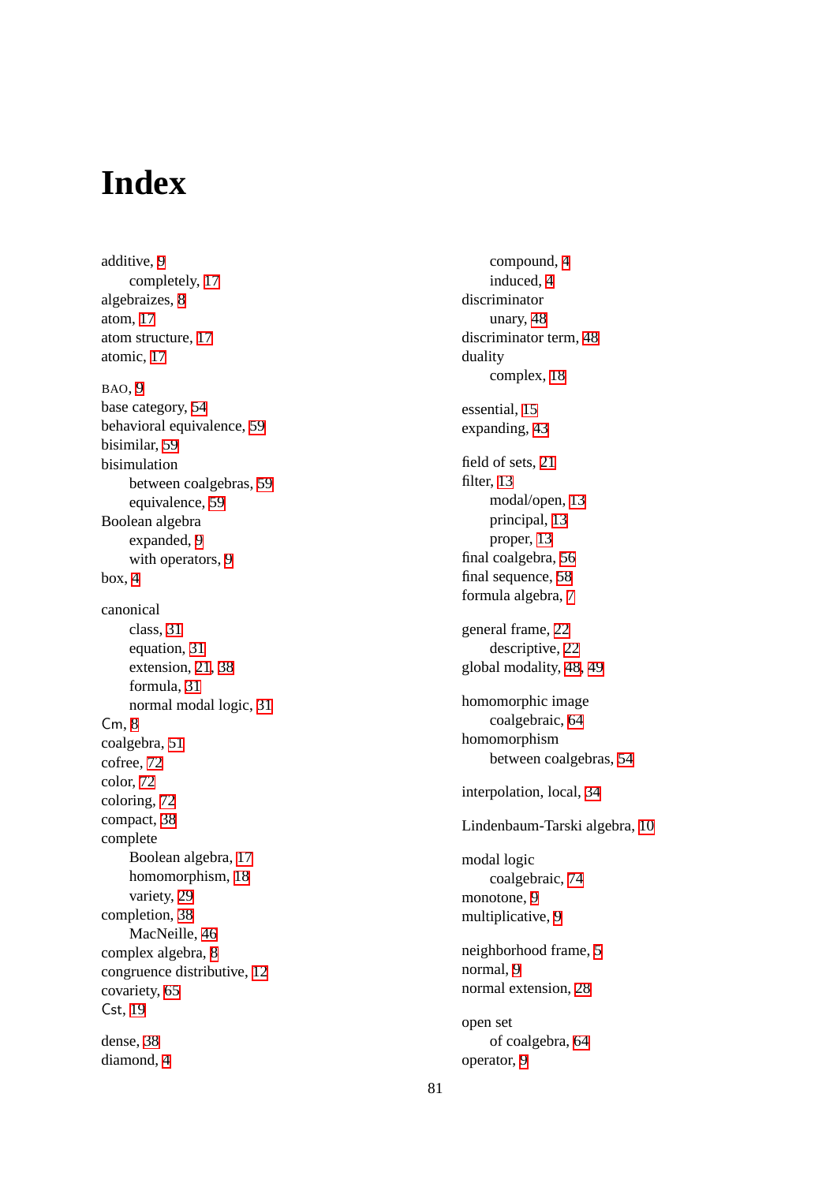# Index

additive, 9
- completely, 17

algebraizes, 8
atom, 17
atom structure, 17
atomic, 17

BAO, 9
base category, 54
behavioral equivalence, 59
bisimilar, 59
bisimulation
- between coalgebras, 59
- equivalence, 59

Boolean algebra
- expanded, 9
- with operators, 9

box, 4

canonical
- class, 31
- equation, 31
- extension, 21, 38
- formula, 31
- normal modal logic, 31

Cm, 8
coalgebra, 51
cofree, 72
color, 72
coloring, 72
compact, 38
complete
- Boolean algebra, 17
- homomorphism, 18
- variety, 29

completion, 38
- MacNeille, 46

complex algebra, 8
congruence distributive, 12
covariety, 65
Cst, 19

dense, 38
diamond, 4
- compound, 4
- induced, 4

discriminator
- unary, 48

discriminator term, 48
duality
- complex, 18

essential, 15
expanding, 43

field of sets, 21
filter, 13
- modal/open, 13
- principal, 13
- proper, 13

final coalgebra, 56
final sequence, 58
formula algebra, 7

general frame, 22
- descriptive, 22

global modality, 48, 49

homomorphic image
- coalgebraic, 64

homomorphism
- between coalgebras, 54

interpolation, local, 34

Lindenbaum-Tarski algebra, 10

modal logic
- coalgebraic, 74

monotone, 9
multiplicative, 9

neighborhood frame, 5
normal, 9
normal extension, 28

open set
- of coalgebra, 64

operator, 9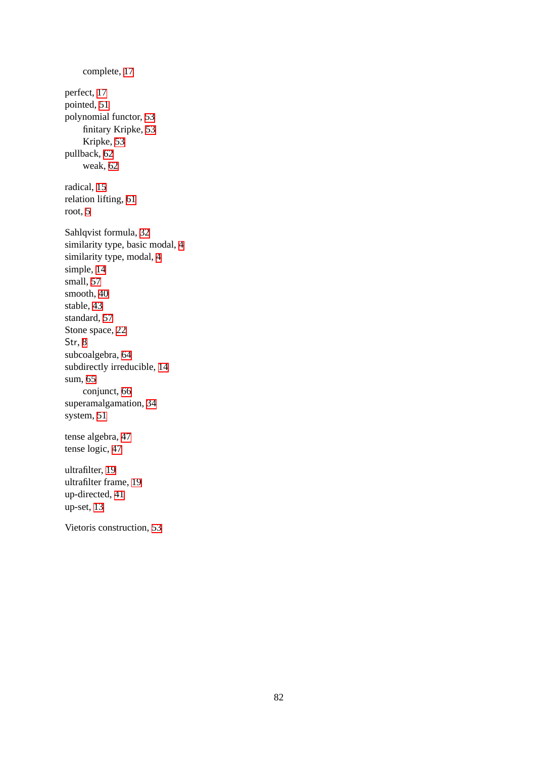complete, 17

perfect, 17
pointed, 51
polynomial functor, 53
    finitary Kripke, 53
    Kripke, 53
pullback, 62
    weak, 62

radical, 15
relation lifting, 61
root, 5

Sahlqvist formula, 32
similarity type, basic modal, 4
similarity type, modal, 4
simple, 14
small, 57
smooth, 40
stable, 43
standard, 57
Stone space, 22
Str, 8
subcoalgebra, 64
subdirectly irreducible, 14
sum, 65
    conjunct, 66
superamalgamation, 34
system, 51

tense algebra, 47
tense logic, 47

ultrafilter, 19
ultrafilter frame, 19
up-directed, 41
up-set, 13

Vietoris construction, 53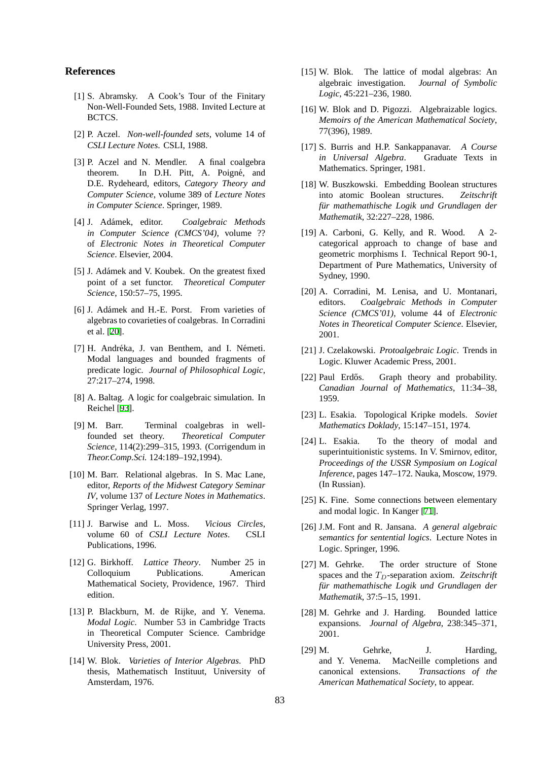## References

[1] S. Abramsky. A Cook's Tour of the Finitary Non-Well-Founded Sets, 1988. Invited Lecture at BCTCS.

[2] P. Aczel. *Non-well-founded sets*, volume 14 of *CSLI Lecture Notes*. CSLI, 1988.

[3] P. Aczel and N. Mendler. A final coalgebra theorem. In D.H. Pitt, A. Poigné, and D.E. Rydeheard, editors, *Category Theory and Computer Science*, volume 389 of *Lecture Notes in Computer Science*. Springer, 1989.

[4] J. Adámek, editor. *Coalgebraic Methods in Computer Science (CMCS'04)*, volume ?? of *Electronic Notes in Theoretical Computer Science*. Elsevier, 2004.

[5] J. Adámek and V. Koubek. On the greatest fixed point of a set functor. *Theoretical Computer Science*, 150:57–75, 1995.

[6] J. Adámek and H.-E. Porst. From varieties of algebras to covarieties of coalgebras. In Corradini et al. [20].

[7] H. Andréka, J. van Benthem, and I. Németi. Modal languages and bounded fragments of predicate logic. *Journal of Philosophical Logic*, 27:217–274, 1998.

[8] A. Baltag. A logic for coalgebraic simulation. In Reichel [93].

[9] M. Barr. Terminal coalgebras in well-founded set theory. *Theoretical Computer Science*, 114(2):299–315, 1993. (Corrigendum in *Theor.Comp.Sci.* 124:189–192,1994).

[10] M. Barr. Relational algebras. In S. Mac Lane, editor, *Reports of the Midwest Category Seminar IV*, volume 137 of *Lecture Notes in Mathematics*. Springer Verlag, 1997.

[11] J. Barwise and L. Moss. *Vicious Circles*, volume 60 of *CSLI Lecture Notes*. CSLI Publications, 1996.

[12] G. Birkhoff. *Lattice Theory*. Number 25 in Colloquium Publications. American Mathematical Society, Providence, 1967. Third edition.

[13] P. Blackburn, M. de Rijke, and Y. Venema. *Modal Logic*. Number 53 in Cambridge Tracts in Theoretical Computer Science. Cambridge University Press, 2001.

[14] W. Blok. *Varieties of Interior Algebras*. PhD thesis, Mathematisch Instituut, University of Amsterdam, 1976.

[15] W. Blok. The lattice of modal algebras: An algebraic investigation. *Journal of Symbolic Logic*, 45:221–236, 1980.

[16] W. Blok and D. Pigozzi. Algebraizable logics. *Memoirs of the American Mathematical Society*, 77(396), 1989.

[17] S. Burris and H.P. Sankappanavar. *A Course in Universal Algebra*. Graduate Texts in Mathematics. Springer, 1981.

[18] W. Buszkowski. Embedding Boolean structures into atomic Boolean structures. *Zeitschrift für mathemathische Logik und Grundlagen der Mathematik*, 32:227–228, 1986.

[19] A. Carboni, G. Kelly, and R. Wood. A 2-categorical approach to change of base and geometric morphisms I. Technical Report 90-1, Department of Pure Mathematics, University of Sydney, 1990.

[20] A. Corradini, M. Lenisa, and U. Montanari, editors. *Coalgebraic Methods in Computer Science (CMCS'01)*, volume 44 of *Electronic Notes in Theoretical Computer Science*. Elsevier, 2001.

[21] J. Czelakowski. *Protoalgebraic Logic*. Trends in Logic. Kluwer Academic Press, 2001.

[22] Paul Erdős. Graph theory and probability. *Canadian Journal of Mathematics*, 11:34–38, 1959.

[23] L. Esakia. Topological Kripke models. *Soviet Mathematics Doklady*, 15:147–151, 1974.

[24] L. Esakia. To the theory of modal and superintuitionistic systems. In V. Smirnov, editor, *Proceedings of the USSR Symposium on Logical Inference*, pages 147–172. Nauka, Moscow, 1979. (In Russian).

[25] K. Fine. Some connections between elementary and modal logic. In Kanger [71].

[26] J.M. Font and R. Jansana. *A general algebraic semantics for sentential logics*. Lecture Notes in Logic. Springer, 1996.

[27] M. Gehrke. The order structure of Stone spaces and the $T_D$-separation axiom. *Zeitschrift für mathemathische Logik und Grundlagen der Mathematik*, 37:5–15, 1991.

[28] M. Gehrke and J. Harding. Bounded lattice expansions. *Journal of Algebra*, 238:345–371, 2001.

[29] M. Gehrke, J. Harding, and Y. Venema. MacNeille completions and canonical extensions. *Transactions of the American Mathematical Society*, to appear.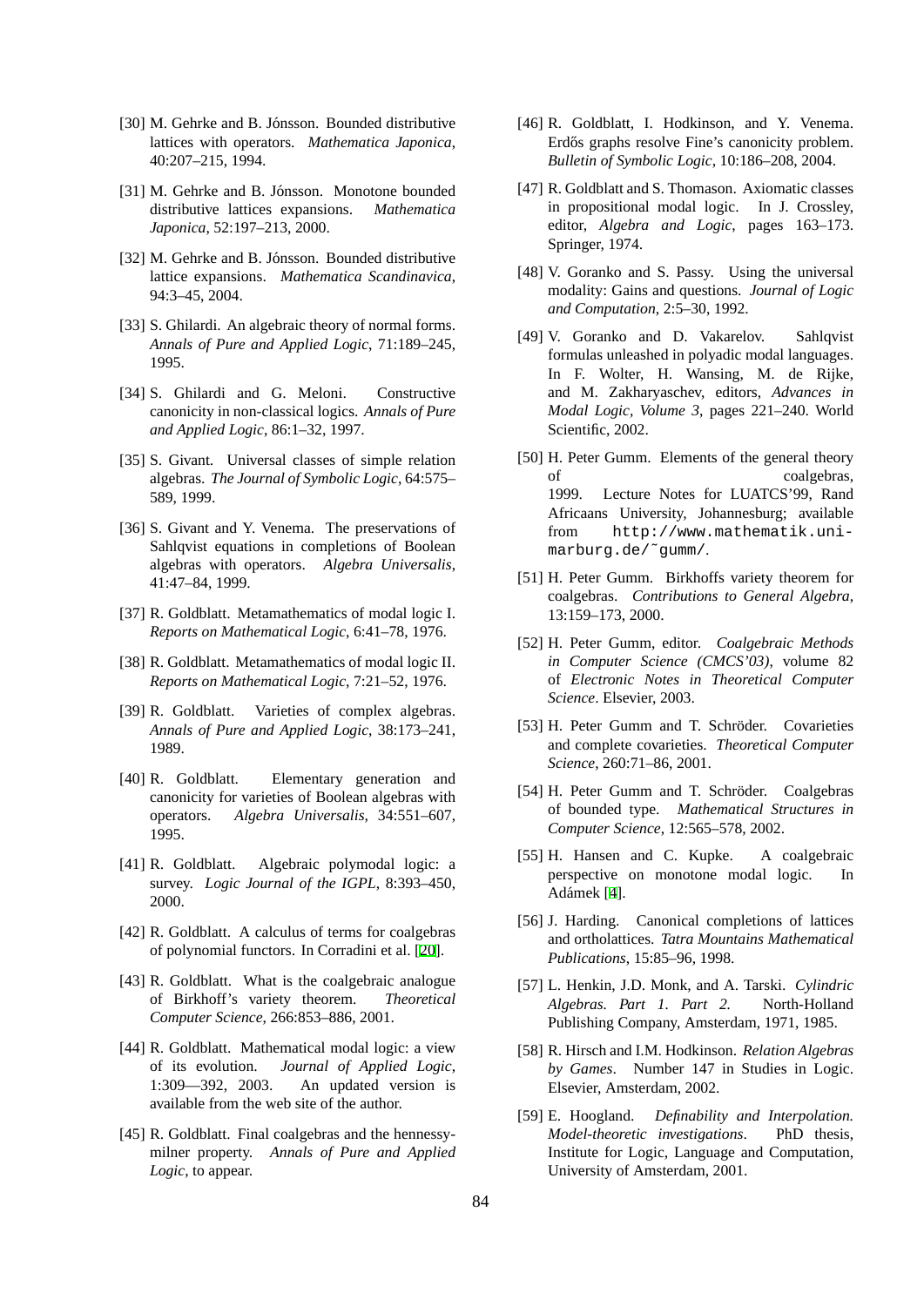[30] M. Gehrke and B. Jónsson. Bounded distributive lattices with operators. *Mathematica Japonica*, 40:207–215, 1994.

[31] M. Gehrke and B. Jónsson. Monotone bounded distributive lattices expansions. *Mathematica Japonica*, 52:197–213, 2000.

[32] M. Gehrke and B. Jónsson. Bounded distributive lattice expansions. *Mathematica Scandinavica*, 94:3–45, 2004.

[33] S. Ghilardi. An algebraic theory of normal forms. *Annals of Pure and Applied Logic*, 71:189–245, 1995.

[34] S. Ghilardi and G. Meloni. Constructive canonicity in non-classical logics. *Annals of Pure and Applied Logic*, 86:1–32, 1997.

[35] S. Givant. Universal classes of simple relation algebras. *The Journal of Symbolic Logic*, 64:575–589, 1999.

[36] S. Givant and Y. Venema. The preservations of Sahlqvist equations in completions of Boolean algebras with operators. *Algebra Universalis*, 41:47–84, 1999.

[37] R. Goldblatt. Metamathematics of modal logic I. *Reports on Mathematical Logic*, 6:41–78, 1976.

[38] R. Goldblatt. Metamathematics of modal logic II. *Reports on Mathematical Logic*, 7:21–52, 1976.

[39] R. Goldblatt. Varieties of complex algebras. *Annals of Pure and Applied Logic*, 38:173–241, 1989.

[40] R. Goldblatt. Elementary generation and canonicity for varieties of Boolean algebras with operators. *Algebra Universalis*, 34:551–607, 1995.

[41] R. Goldblatt. Algebraic polymodal logic: a survey. *Logic Journal of the IGPL*, 8:393–450, 2000.

[42] R. Goldblatt. A calculus of terms for coalgebras of polynomial functors. In Corradini et al. [20].

[43] R. Goldblatt. What is the coalgebraic analogue of Birkhoff's variety theorem. *Theoretical Computer Science*, 266:853–886, 2001.

[44] R. Goldblatt. Mathematical modal logic: a view of its evolution. *Journal of Applied Logic*, 1:309—392, 2003. An updated version is available from the web site of the author.

[45] R. Goldblatt. Final coalgebras and the hennessy-milner property. *Annals of Pure and Applied Logic*, to appear.

[46] R. Goldblatt, I. Hodkinson, and Y. Venema. Erdős graphs resolve Fine's canonicity problem. *Bulletin of Symbolic Logic*, 10:186–208, 2004.

[47] R. Goldblatt and S. Thomason. Axiomatic classes in propositional modal logic. In J. Crossley, editor, *Algebra and Logic*, pages 163–173. Springer, 1974.

[48] V. Goranko and S. Passy. Using the universal modality: Gains and questions. *Journal of Logic and Computation*, 2:5–30, 1992.

[49] V. Goranko and D. Vakarelov. Sahlqvist formulas unleashed in polyadic modal languages. In F. Wolter, H. Wansing, M. de Rijke, and M. Zakharyaschev, editors, *Advances in Modal Logic, Volume 3*, pages 221–240. World Scientific, 2002.

[50] H. Peter Gumm. Elements of the general theory of coalgebras, 1999. Lecture Notes for LUATCS'99, Rand Africaans University, Johannesburg; available from `http://www.mathematik.uni-marburg.de/˜gumm/`.

[51] H. Peter Gumm. Birkhoffs variety theorem for coalgebras. *Contributions to General Algebra*, 13:159–173, 2000.

[52] H. Peter Gumm, editor. *Coalgebraic Methods in Computer Science (CMCS'03)*, volume 82 of *Electronic Notes in Theoretical Computer Science*. Elsevier, 2003.

[53] H. Peter Gumm and T. Schröder. Covarieties and complete covarieties. *Theoretical Computer Science*, 260:71–86, 2001.

[54] H. Peter Gumm and T. Schröder. Coalgebras of bounded type. *Mathematical Structures in Computer Science*, 12:565–578, 2002.

[55] H. Hansen and C. Kupke. A coalgebraic perspective on monotone modal logic. In Adámek [4].

[56] J. Harding. Canonical completions of lattices and ortholattices. *Tatra Mountains Mathematical Publications*, 15:85–96, 1998.

[57] L. Henkin, J.D. Monk, and A. Tarski. *Cylindric Algebras. Part 1. Part 2.* North-Holland Publishing Company, Amsterdam, 1971, 1985.

[58] R. Hirsch and I.M. Hodkinson. *Relation Algebras by Games*. Number 147 in Studies in Logic. Elsevier, Amsterdam, 2002.

[59] E. Hoogland. *Definability and Interpolation. Model-theoretic investigations*. PhD thesis, Institute for Logic, Language and Computation, University of Amsterdam, 2001.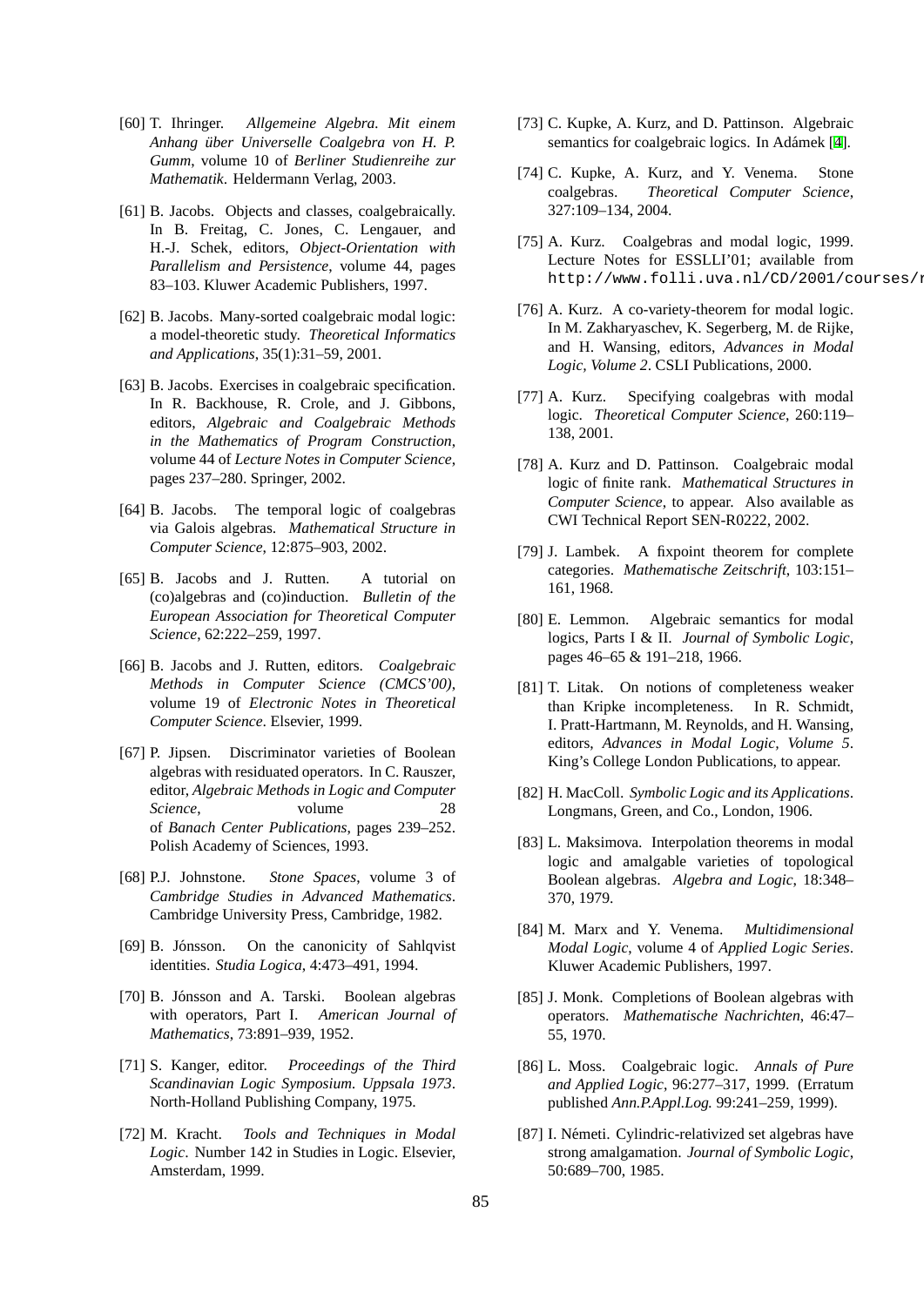[60] T. Ihringer. *Allgemeine Algebra. Mit einem Anhang über Universelle Coalgebra von H. P. Gumm*, volume 10 of *Berliner Studienreihe zur Mathematik*. Heldermann Verlag, 2003.

[61] B. Jacobs. Objects and classes, coalgebraically. In B. Freitag, C. Jones, C. Lengauer, and H.-J. Schek, editors, *Object-Orientation with Parallelism and Persistence*, volume 44, pages 83–103. Kluwer Academic Publishers, 1997.

[62] B. Jacobs. Many-sorted coalgebraic modal logic: a model-theoretic study. *Theoretical Informatics and Applications*, 35(1):31–59, 2001.

[63] B. Jacobs. Exercises in coalgebraic specification. In R. Backhouse, R. Crole, and J. Gibbons, editors, *Algebraic and Coalgebraic Methods in the Mathematics of Program Construction*, volume 44 of *Lecture Notes in Computer Science*, pages 237–280. Springer, 2002.

[64] B. Jacobs. The temporal logic of coalgebras via Galois algebras. *Mathematical Structure in Computer Science*, 12:875–903, 2002.

[65] B. Jacobs and J. Rutten. A tutorial on (co)algebras and (co)induction. *Bulletin of the European Association for Theoretical Computer Science*, 62:222–259, 1997.

[66] B. Jacobs and J. Rutten, editors. *Coalgebraic Methods in Computer Science (CMCS'00)*, volume 19 of *Electronic Notes in Theoretical Computer Science*. Elsevier, 1999.

[67] P. Jipsen. Discriminator varieties of Boolean algebras with residuated operators. In C. Rauszer, editor, *Algebraic Methods in Logic and Computer Science*, volume 28 of *Banach Center Publications*, pages 239–252. Polish Academy of Sciences, 1993.

[68] P.J. Johnstone. *Stone Spaces*, volume 3 of *Cambridge Studies in Advanced Mathematics*. Cambridge University Press, Cambridge, 1982.

[69] B. Jónsson. On the canonicity of Sahlqvist identities. *Studia Logica*, 4:473–491, 1994.

[70] B. Jónsson and A. Tarski. Boolean algebras with operators, Part I. *American Journal of Mathematics*, 73:891–939, 1952.

[71] S. Kanger, editor. *Proceedings of the Third Scandinavian Logic Symposium. Uppsala 1973*. North-Holland Publishing Company, 1975.

[72] M. Kracht. *Tools and Techniques in Modal Logic*. Number 142 in Studies in Logic. Elsevier, Amsterdam, 1999.

[73] C. Kupke, A. Kurz, and D. Pattinson. Algebraic semantics for coalgebraic logics. In Adámek [4].

[74] C. Kupke, A. Kurz, and Y. Venema. Stone coalgebras. *Theoretical Computer Science*, 327:109–134, 2004.

[75] A. Kurz. Coalgebras and modal logic, 1999. Lecture Notes for ESSLLI'01; available from http://www.folli.uva.nl/CD/2001/courses/r

[76] A. Kurz. A co-variety-theorem for modal logic. In M. Zakharyaschev, K. Segerberg, M. de Rijke, and H. Wansing, editors, *Advances in Modal Logic, Volume 2*. CSLI Publications, 2000.

[77] A. Kurz. Specifying coalgebras with modal logic. *Theoretical Computer Science*, 260:119–138, 2001.

[78] A. Kurz and D. Pattinson. Coalgebraic modal logic of finite rank. *Mathematical Structures in Computer Science*, to appear. Also available as CWI Technical Report SEN-R0222, 2002.

[79] J. Lambek. A fixpoint theorem for complete categories. *Mathematische Zeitschrift*, 103:151–161, 1968.

[80] E. Lemmon. Algebraic semantics for modal logics, Parts I & II. *Journal of Symbolic Logic*, pages 46–65 & 191–218, 1966.

[81] T. Litak. On notions of completeness weaker than Kripke incompleteness. In R. Schmidt, I. Pratt-Hartmann, M. Reynolds, and H. Wansing, editors, *Advances in Modal Logic, Volume 5*. King's College London Publications, to appear.

[82] H. MacColl. *Symbolic Logic and its Applications*. Longmans, Green, and Co., London, 1906.

[83] L. Maksimova. Interpolation theorems in modal logic and amalgable varieties of topological Boolean algebras. *Algebra and Logic*, 18:348–370, 1979.

[84] M. Marx and Y. Venema. *Multidimensional Modal Logic*, volume 4 of *Applied Logic Series*. Kluwer Academic Publishers, 1997.

[85] J. Monk. Completions of Boolean algebras with operators. *Mathematische Nachrichten*, 46:47–55, 1970.

[86] L. Moss. Coalgebraic logic. *Annals of Pure and Applied Logic*, 96:277–317, 1999. (Erratum published *Ann.P.Appl.Log.* 99:241–259, 1999).

[87] I. Németi. Cylindric-relativized set algebras have strong amalgamation. *Journal of Symbolic Logic*, 50:689–700, 1985.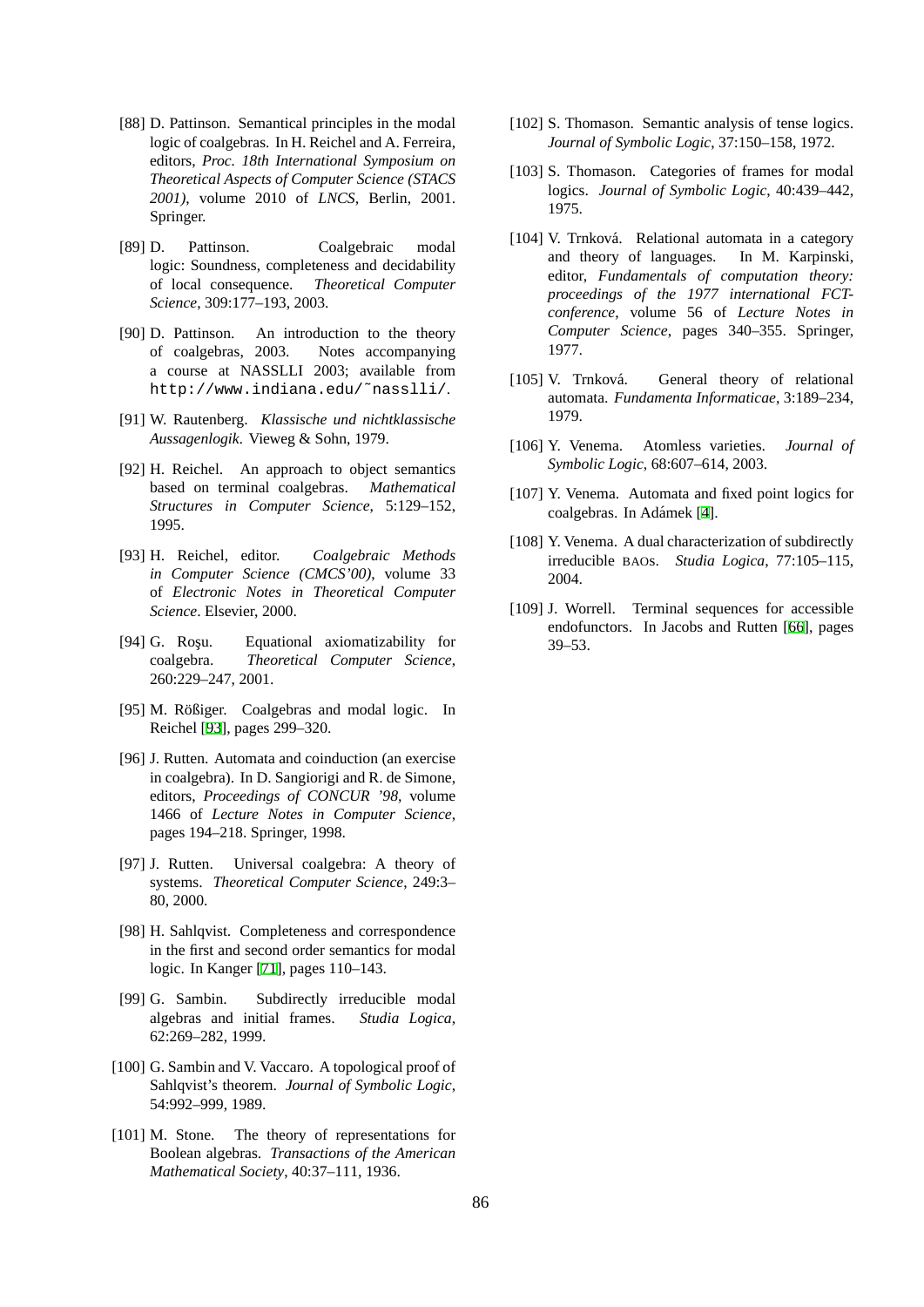[88] D. Pattinson. Semantical principles in the modal logic of coalgebras. In H. Reichel and A. Ferreira, editors, *Proc. 18th International Symposium on Theoretical Aspects of Computer Science (STACS 2001)*, volume 2010 of *LNCS*, Berlin, 2001. Springer.

[89] D. Pattinson. Coalgebraic modal logic: Soundness, completeness and decidability of local consequence. *Theoretical Computer Science*, 309:177–193, 2003.

[90] D. Pattinson. An introduction to the theory of coalgebras, 2003. Notes accompanying a course at NASSLLI 2003; available from `http://www.indiana.edu/˜nasslli/`.

[91] W. Rautenberg. *Klassische und nichtklassische Aussagenlogik*. Vieweg & Sohn, 1979.

[92] H. Reichel. An approach to object semantics based on terminal coalgebras. *Mathematical Structures in Computer Science*, 5:129–152, 1995.

[93] H. Reichel, editor. *Coalgebraic Methods in Computer Science (CMCS'00)*, volume 33 of *Electronic Notes in Theoretical Computer Science*. Elsevier, 2000.

[94] G. Roşu. Equational axiomatizability for coalgebra. *Theoretical Computer Science*, 260:229–247, 2001.

[95] M. Rößiger. Coalgebras and modal logic. In Reichel [93], pages 299–320.

[96] J. Rutten. Automata and coinduction (an exercise in coalgebra). In D. Sangiorigi and R. de Simone, editors, *Proceedings of CONCUR '98*, volume 1466 of *Lecture Notes in Computer Science*, pages 194–218. Springer, 1998.

[97] J. Rutten. Universal coalgebra: A theory of systems. *Theoretical Computer Science*, 249:3–80, 2000.

[98] H. Sahlqvist. Completeness and correspondence in the first and second order semantics for modal logic. In Kanger [71], pages 110–143.

[99] G. Sambin. Subdirectly irreducible modal algebras and initial frames. *Studia Logica*, 62:269–282, 1999.

[100] G. Sambin and V. Vaccaro. A topological proof of Sahlqvist's theorem. *Journal of Symbolic Logic*, 54:992–999, 1989.

[101] M. Stone. The theory of representations for Boolean algebras. *Transactions of the American Mathematical Society*, 40:37–111, 1936.

[102] S. Thomason. Semantic analysis of tense logics. *Journal of Symbolic Logic*, 37:150–158, 1972.

[103] S. Thomason. Categories of frames for modal logics. *Journal of Symbolic Logic*, 40:439–442, 1975.

[104] V. Trnková. Relational automata in a category and theory of languages. In M. Karpinski, editor, *Fundamentals of computation theory: proceedings of the 1977 international FCT-conference*, volume 56 of *Lecture Notes in Computer Science*, pages 340–355. Springer, 1977.

[105] V. Trnková. General theory of relational automata. *Fundamenta Informaticae*, 3:189–234, 1979.

[106] Y. Venema. Atomless varieties. *Journal of Symbolic Logic*, 68:607–614, 2003.

[107] Y. Venema. Automata and fixed point logics for coalgebras. In Adámek [4].

[108] Y. Venema. A dual characterization of subdirectly irreducible BAOs. *Studia Logica*, 77:105–115, 2004.

[109] J. Worrell. Terminal sequences for accessible endofunctors. In Jacobs and Rutten [66], pages 39–53.